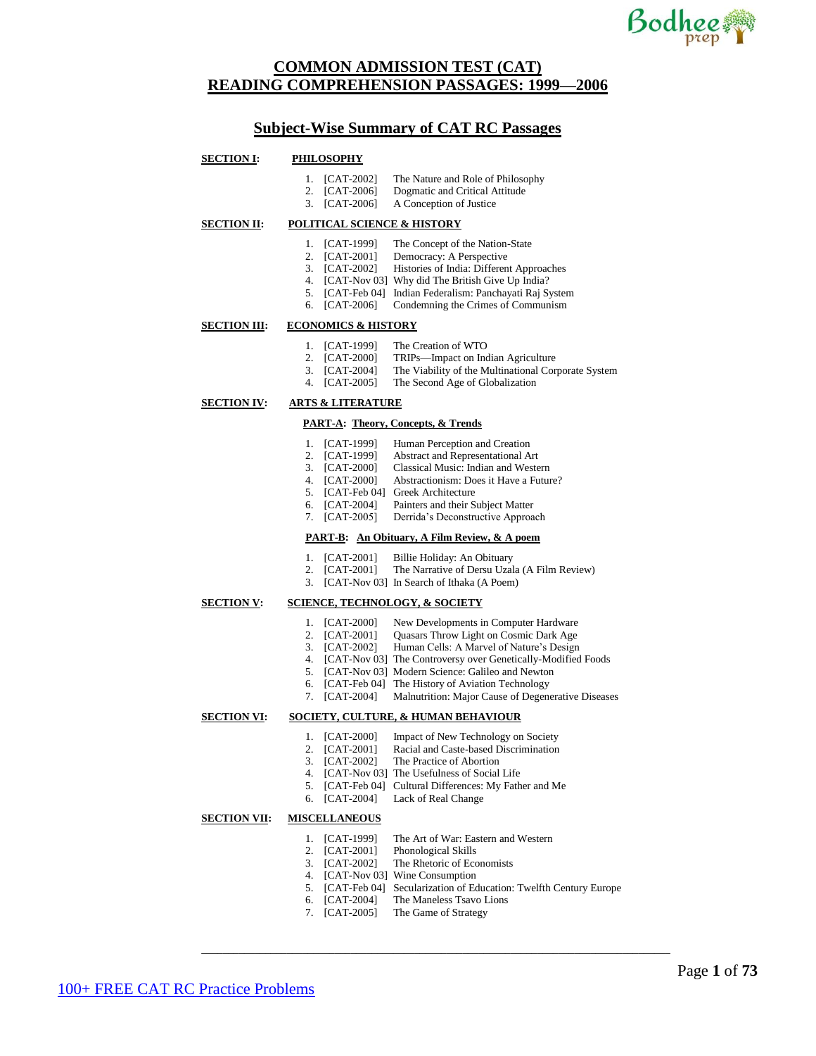# COMMON ADMISSION TEST (CAT)
# READING COMPREHENSION PASSAGES: 1999—2006

## Subject-Wise Summary of CAT RC Passages

**SECTION I: PHILOSOPHY**

1. [CAT-2002] The Nature and Role of Philosophy
2. [CAT-2006] Dogmatic and Critical Attitude
3. [CAT-2006] A Conception of Justice

**SECTION II: POLITICAL SCIENCE & HISTORY**

1. [CAT-1999] The Concept of the Nation-State
2. [CAT-2001] Democracy: A Perspective
3. [CAT-2002] Histories of India: Different Approaches
4. [CAT-Nov 03] Why did The British Give Up India?
5. [CAT-Feb 04] Indian Federalism: Panchayati Raj System
6. [CAT-2006] Condemning the Crimes of Communism

**SECTION III: ECONOMICS & HISTORY**

1. [CAT-1999] The Creation of WTO
2. [CAT-2000] TRIPs—Impact on Indian Agriculture
3. [CAT-2004] The Viability of the Multinational Corporate System
4. [CAT-2005] The Second Age of Globalization

**SECTION IV: ARTS & LITERATURE**

**PART-A: Theory, Concepts, & Trends**

1. [CAT-1999] Human Perception and Creation
2. [CAT-1999] Abstract and Representational Art
3. [CAT-2000] Classical Music: Indian and Western
4. [CAT-2000] Abstractionism: Does it Have a Future?
5. [CAT-Feb 04] Greek Architecture
6. [CAT-2004] Painters and their Subject Matter
7. [CAT-2005] Derrida's Deconstructive Approach

**PART-B: An Obituary, A Film Review, & A poem**

1. [CAT-2001] Billie Holiday: An Obituary
2. [CAT-2001] The Narrative of Dersu Uzala (A Film Review)
3. [CAT-Nov 03] In Search of Ithaka (A Poem)

**SECTION V: SCIENCE, TECHNOLOGY, & SOCIETY**

1. [CAT-2000] New Developments in Computer Hardware
2. [CAT-2001] Quasars Throw Light on Cosmic Dark Age
3. [CAT-2002] Human Cells: A Marvel of Nature's Design
4. [CAT-Nov 03] The Controversy over Genetically-Modified Foods
5. [CAT-Nov 03] Modern Science: Galileo and Newton
6. [CAT-Feb 04] The History of Aviation Technology
7. [CAT-2004] Malnutrition: Major Cause of Degenerative Diseases

**SECTION VI: SOCIETY, CULTURE, & HUMAN BEHAVIOUR**

1. [CAT-2000] Impact of New Technology on Society
2. [CAT-2001] Racial and Caste-based Discrimination
3. [CAT-2002] The Practice of Abortion
4. [CAT-Nov 03] The Usefulness of Social Life
5. [CAT-Feb 04] Cultural Differences: My Father and Me
6. [CAT-2004] Lack of Real Change

**SECTION VII: MISCELLANEOUS**

1. [CAT-1999] The Art of War: Eastern and Western
2. [CAT-2001] Phonological Skills
3. [CAT-2002] The Rhetoric of Economists
4. [CAT-Nov 03] Wine Consumption
5. [CAT-Feb 04] Secularization of Education: Twelfth Century Europe
6. [CAT-2004] The Maneless Tsavo Lions
7. [CAT-2005] The Game of Strategy

100+ FREE CAT RC Practice Problems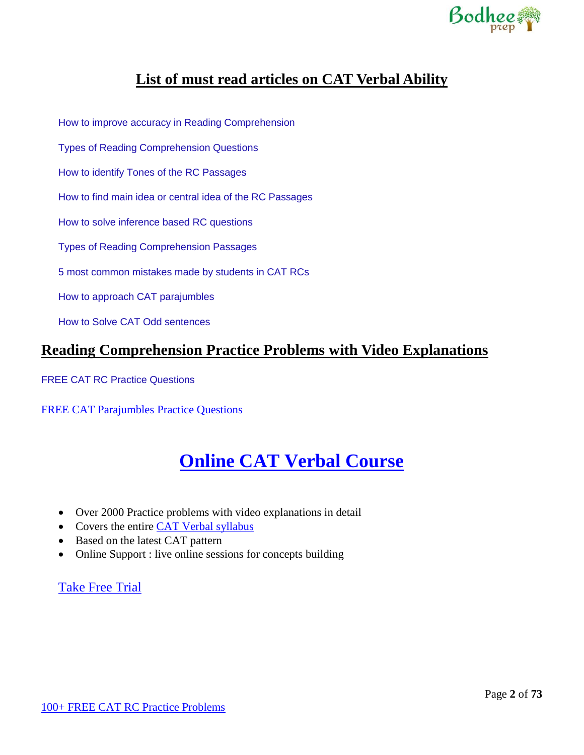## List of must read articles on CAT Verbal Ability

How to improve accuracy in Reading Comprehension

Types of Reading Comprehension Questions

How to identify Tones of the RC Passages

How to find main idea or central idea of the RC Passages

How to solve inference based RC questions

Types of Reading Comprehension Passages

5 most common mistakes made by students in CAT RCs

How to approach CAT parajumbles

How to Solve CAT Odd sentences

## Reading Comprehension Practice Problems with Video Explanations

FREE CAT RC Practice Questions

FREE CAT Parajumbles Practice Questions

# Online CAT Verbal Course

- Over 2000 Practice problems with video explanations in detail
- Covers the entire CAT Verbal syllabus
- Based on the latest CAT pattern
- Online Support : live online sessions for concepts building

Take Free Trial

100+ FREE CAT RC Practice Problems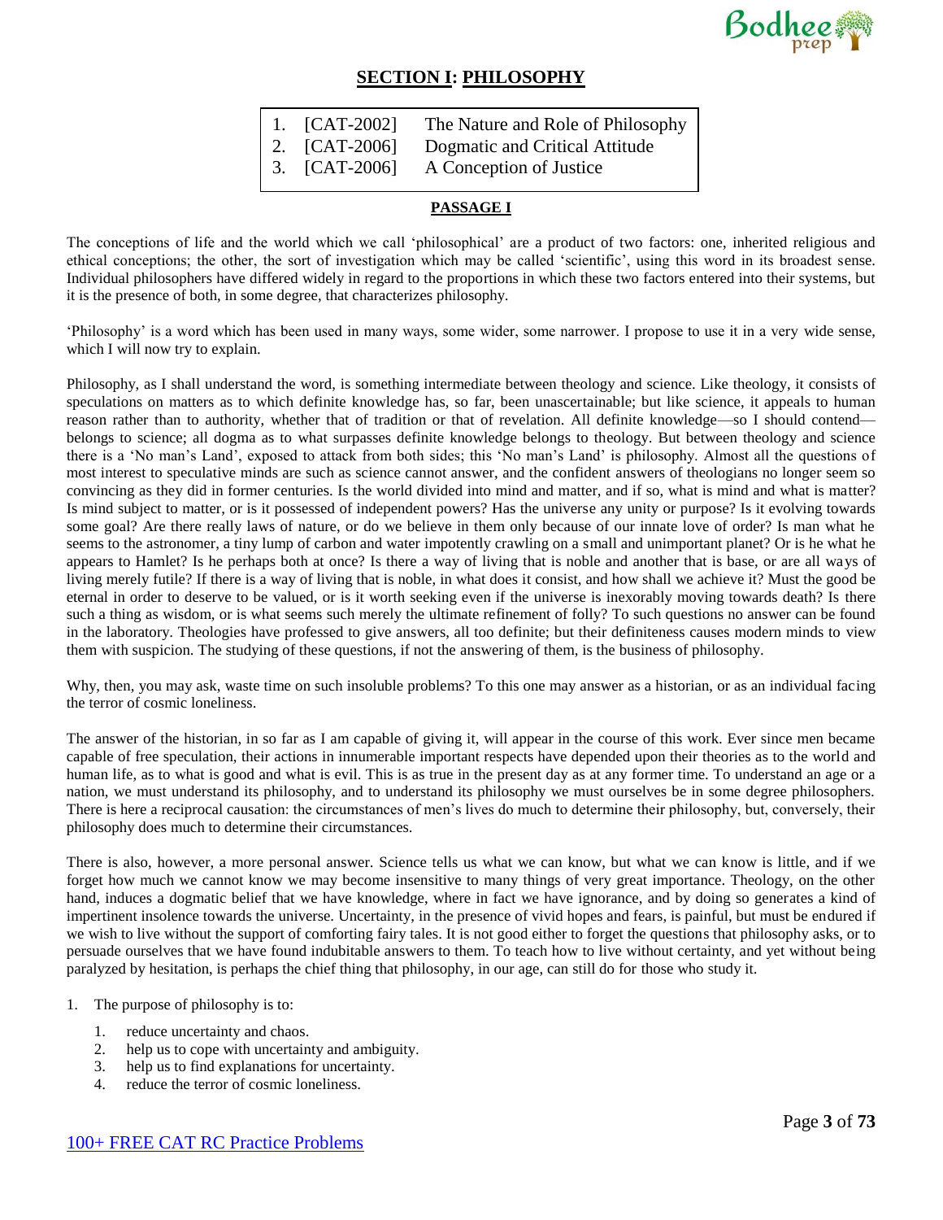# SECTION I: PHILOSOPHY

| | | |
|---|---|---|
| 1. | [CAT-2002] | The Nature and Role of Philosophy |
| 2. | [CAT-2006] | Dogmatic and Critical Attitude |
| 3. | [CAT-2006] | A Conception of Justice |

## PASSAGE I

The conceptions of life and the world which we call 'philosophical' are a product of two factors: one, inherited religious and ethical conceptions; the other, the sort of investigation which may be called 'scientific', using this word in its broadest sense. Individual philosophers have differed widely in regard to the proportions in which these two factors entered into their systems, but it is the presence of both, in some degree, that characterizes philosophy.

'Philosophy' is a word which has been used in many ways, some wider, some narrower. I propose to use it in a very wide sense, which I will now try to explain.

Philosophy, as I shall understand the word, is something intermediate between theology and science. Like theology, it consists of speculations on matters as to which definite knowledge has, so far, been unascertainable; but like science, it appeals to human reason rather than to authority, whether that of tradition or that of revelation. All definite knowledge—so I should contend—belongs to science; all dogma as to what surpasses definite knowledge belongs to theology. But between theology and science there is a 'No man's Land', exposed to attack from both sides; this 'No man's Land' is philosophy. Almost all the questions of most interest to speculative minds are such as science cannot answer, and the confident answers of theologians no longer seem so convincing as they did in former centuries. Is the world divided into mind and matter, and if so, what is mind and what is matter? Is mind subject to matter, or is it possessed of independent powers? Has the universe any unity or purpose? Is it evolving towards some goal? Are there really laws of nature, or do we believe in them only because of our innate love of order? Is man what he seems to the astronomer, a tiny lump of carbon and water impotently crawling on a small and unimportant planet? Or is he what he appears to Hamlet? Is he perhaps both at once? Is there a way of living that is noble and another that is base, or are all ways of living merely futile? If there is a way of living that is noble, in what does it consist, and how shall we achieve it? Must the good be eternal in order to deserve to be valued, or is it worth seeking even if the universe is inexorably moving towards death? Is there such a thing as wisdom, or is what seems such merely the ultimate refinement of folly? To such questions no answer can be found in the laboratory. Theologies have professed to give answers, all too definite; but their definiteness causes modern minds to view them with suspicion. The studying of these questions, if not the answering of them, is the business of philosophy.

Why, then, you may ask, waste time on such insoluble problems? To this one may answer as a historian, or as an individual facing the terror of cosmic loneliness.

The answer of the historian, in so far as I am capable of giving it, will appear in the course of this work. Ever since men became capable of free speculation, their actions in innumerable important respects have depended upon their theories as to the world and human life, as to what is good and what is evil. This is as true in the present day as at any former time. To understand an age or a nation, we must understand its philosophy, and to understand its philosophy we must ourselves be in some degree philosophers. There is here a reciprocal causation: the circumstances of men's lives do much to determine their philosophy, but, conversely, their philosophy does much to determine their circumstances.

There is also, however, a more personal answer. Science tells us what we can know, but what we can know is little, and if we forget how much we cannot know we may become insensitive to many things of very great importance. Theology, on the other hand, induces a dogmatic belief that we have knowledge, where in fact we have ignorance, and by doing so generates a kind of impertinent insolence towards the universe. Uncertainty, in the presence of vivid hopes and fears, is painful, but must be endured if we wish to live without the support of comforting fairy tales. It is not good either to forget the questions that philosophy asks, or to persuade ourselves that we have found indubitable answers to them. To teach how to live without certainty, and yet without being paralyzed by hesitation, is perhaps the chief thing that philosophy, in our age, can still do for those who study it.

1. The purpose of philosophy is to:
    1. reduce uncertainty and chaos.
    2. help us to cope with uncertainty and ambiguity.
    3. help us to find explanations for uncertainty.
    4. reduce the terror of cosmic loneliness.

[100+ FREE CAT RC Practice Problems]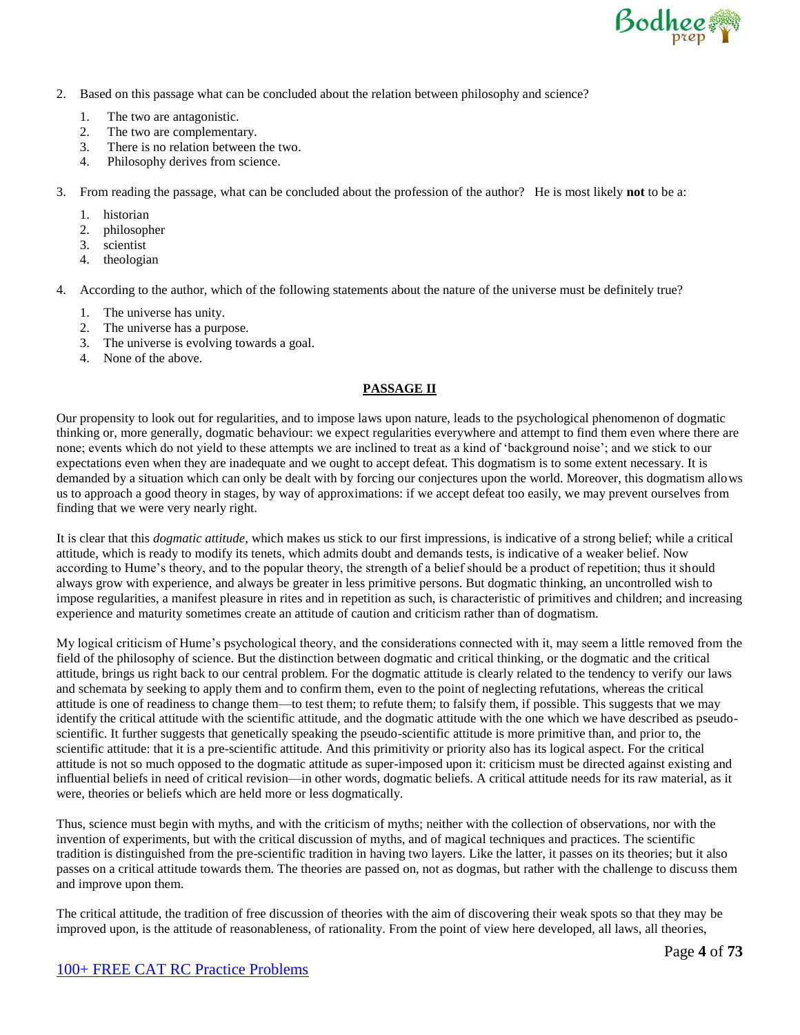2. Based on this passage what can be concluded about the relation between philosophy and science?

    1. The two are antagonistic.
    2. The two are complementary.
    3. There is no relation between the two.
    4. Philosophy derives from science.

3. From reading the passage, what can be concluded about the profession of the author? He is most likely **not** to be a:

    1. historian
    2. philosopher
    3. scientist
    4. theologian

4. According to the author, which of the following statements about the nature of the universe must be definitely true?

    1. The universe has unity.
    2. The universe has a purpose.
    3. The universe is evolving towards a goal.
    4. None of the above.

## PASSAGE II

Our propensity to look out for regularities, and to impose laws upon nature, leads to the psychological phenomenon of dogmatic thinking or, more generally, dogmatic behaviour: we expect regularities everywhere and attempt to find them even where there are none; events which do not yield to these attempts we are inclined to treat as a kind of 'background noise'; and we stick to our expectations even when they are inadequate and we ought to accept defeat. This dogmatism is to some extent necessary. It is demanded by a situation which can only be dealt with by forcing our conjectures upon the world. Moreover, this dogmatism allows us to approach a good theory in stages, by way of approximations: if we accept defeat too easily, we may prevent ourselves from finding that we were very nearly right.

It is clear that this *dogmatic attitude*, which makes us stick to our first impressions, is indicative of a strong belief; while a critical attitude, which is ready to modify its tenets, which admits doubt and demands tests, is indicative of a weaker belief. Now according to Hume's theory, and to the popular theory, the strength of a belief should be a product of repetition; thus it should always grow with experience, and always be greater in less primitive persons. But dogmatic thinking, an uncontrolled wish to impose regularities, a manifest pleasure in rites and in repetition as such, is characteristic of primitives and children; and increasing experience and maturity sometimes create an attitude of caution and criticism rather than of dogmatism.

My logical criticism of Hume's psychological theory, and the considerations connected with it, may seem a little removed from the field of the philosophy of science. But the distinction between dogmatic and critical thinking, or the dogmatic and the critical attitude, brings us right back to our central problem. For the dogmatic attitude is clearly related to the tendency to verify our laws and schemata by seeking to apply them and to confirm them, even to the point of neglecting refutations, whereas the critical attitude is one of readiness to change them—to test them; to refute them; to falsify them, if possible. This suggests that we may identify the critical attitude with the scientific attitude, and the dogmatic attitude with the one which we have described as pseudo-scientific. It further suggests that genetically speaking the pseudo-scientific attitude is more primitive than, and prior to, the scientific attitude: that it is a pre-scientific attitude. And this primitivity or priority also has its logical aspect. For the critical attitude is not so much opposed to the dogmatic attitude as super-imposed upon it: criticism must be directed against existing and influential beliefs in need of critical revision—in other words, dogmatic beliefs. A critical attitude needs for its raw material, as it were, theories or beliefs which are held more or less dogmatically.

Thus, science must begin with myths, and with the criticism of myths; neither with the collection of observations, nor with the invention of experiments, but with the critical discussion of myths, and of magical techniques and practices. The scientific tradition is distinguished from the pre-scientific tradition in having two layers. Like the latter, it passes on its theories; but it also passes on a critical attitude towards them. The theories are passed on, not as dogmas, but rather with the challenge to discuss them and improve upon them.

The critical attitude, the tradition of free discussion of theories with the aim of discovering their weak spots so that they may be improved upon, is the attitude of reasonableness, of rationality. From the point of view here developed, all laws, all theories,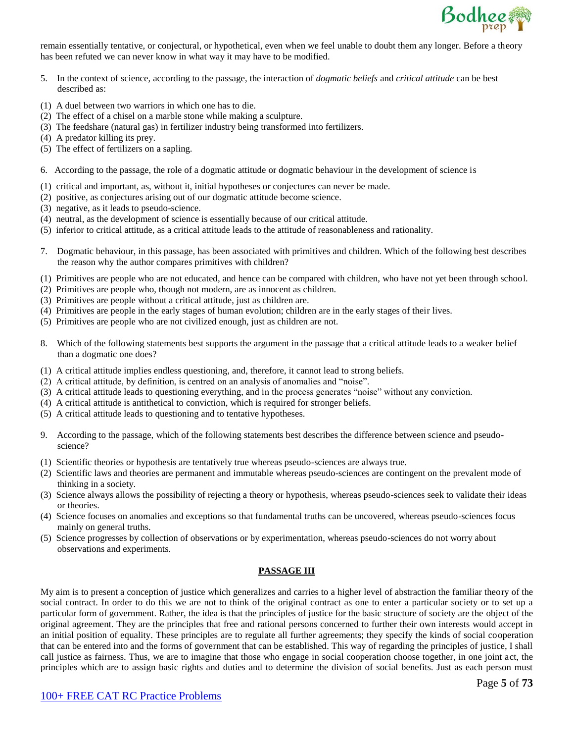remain essentially tentative, or conjectural, or hypothetical, even when we feel unable to doubt them any longer. Before a theory has been refuted we can never know in what way it may have to be modified.

5. In the context of science, according to the passage, the interaction of *dogmatic beliefs* and *critical attitude* can be best described as:

(1) A duel between two warriors in which one has to die.
(2) The effect of a chisel on a marble stone while making a sculpture.
(3) The feedshare (natural gas) in fertilizer industry being transformed into fertilizers.
(4) A predator killing its prey.
(5) The effect of fertilizers on a sapling.

6. According to the passage, the role of a dogmatic attitude or dogmatic behaviour in the development of science is

(1) critical and important, as, without it, initial hypotheses or conjectures can never be made.
(2) positive, as conjectures arising out of our dogmatic attitude become science.
(3) negative, as it leads to pseudo-science.
(4) neutral, as the development of science is essentially because of our critical attitude.
(5) inferior to critical attitude, as a critical attitude leads to the attitude of reasonableness and rationality.

7. Dogmatic behaviour, in this passage, has been associated with primitives and children. Which of the following best describes the reason why the author compares primitives with children?

(1) Primitives are people who are not educated, and hence can be compared with children, who have not yet been through school.
(2) Primitives are people who, though not modern, are as innocent as children.
(3) Primitives are people without a critical attitude, just as children are.
(4) Primitives are people in the early stages of human evolution; children are in the early stages of their lives.
(5) Primitives are people who are not civilized enough, just as children are not.

8. Which of the following statements best supports the argument in the passage that a critical attitude leads to a weaker belief than a dogmatic one does?

(1) A critical attitude implies endless questioning, and, therefore, it cannot lead to strong beliefs.
(2) A critical attitude, by definition, is centred on an analysis of anomalies and "noise".
(3) A critical attitude leads to questioning everything, and in the process generates "noise" without any conviction.
(4) A critical attitude is antithetical to conviction, which is required for stronger beliefs.
(5) A critical attitude leads to questioning and to tentative hypotheses.

9. According to the passage, which of the following statements best describes the difference between science and pseudo-science?

(1) Scientific theories or hypothesis are tentatively true whereas pseudo-sciences are always true.
(2) Scientific laws and theories are permanent and immutable whereas pseudo-sciences are contingent on the prevalent mode of thinking in a society.
(3) Science always allows the possibility of rejecting a theory or hypothesis, whereas pseudo-sciences seek to validate their ideas or theories.
(4) Science focuses on anomalies and exceptions so that fundamental truths can be uncovered, whereas pseudo-sciences focus mainly on general truths.
(5) Science progresses by collection of observations or by experimentation, whereas pseudo-sciences do not worry about observations and experiments.

## PASSAGE III

My aim is to present a conception of justice which generalizes and carries to a higher level of abstraction the familiar theory of the social contract. In order to do this we are not to think of the original contract as one to enter a particular society or to set up a particular form of government. Rather, the idea is that the principles of justice for the basic structure of society are the object of the original agreement. They are the principles that free and rational persons concerned to further their own interests would accept in an initial position of equality. These principles are to regulate all further agreements; they specify the kinds of social cooperation that can be entered into and the forms of government that can be established. This way of regarding the principles of justice, I shall call justice as fairness. Thus, we are to imagine that those who engage in social cooperation choose together, in one joint act, the principles which are to assign basic rights and duties and to determine the division of social benefits. Just as each person must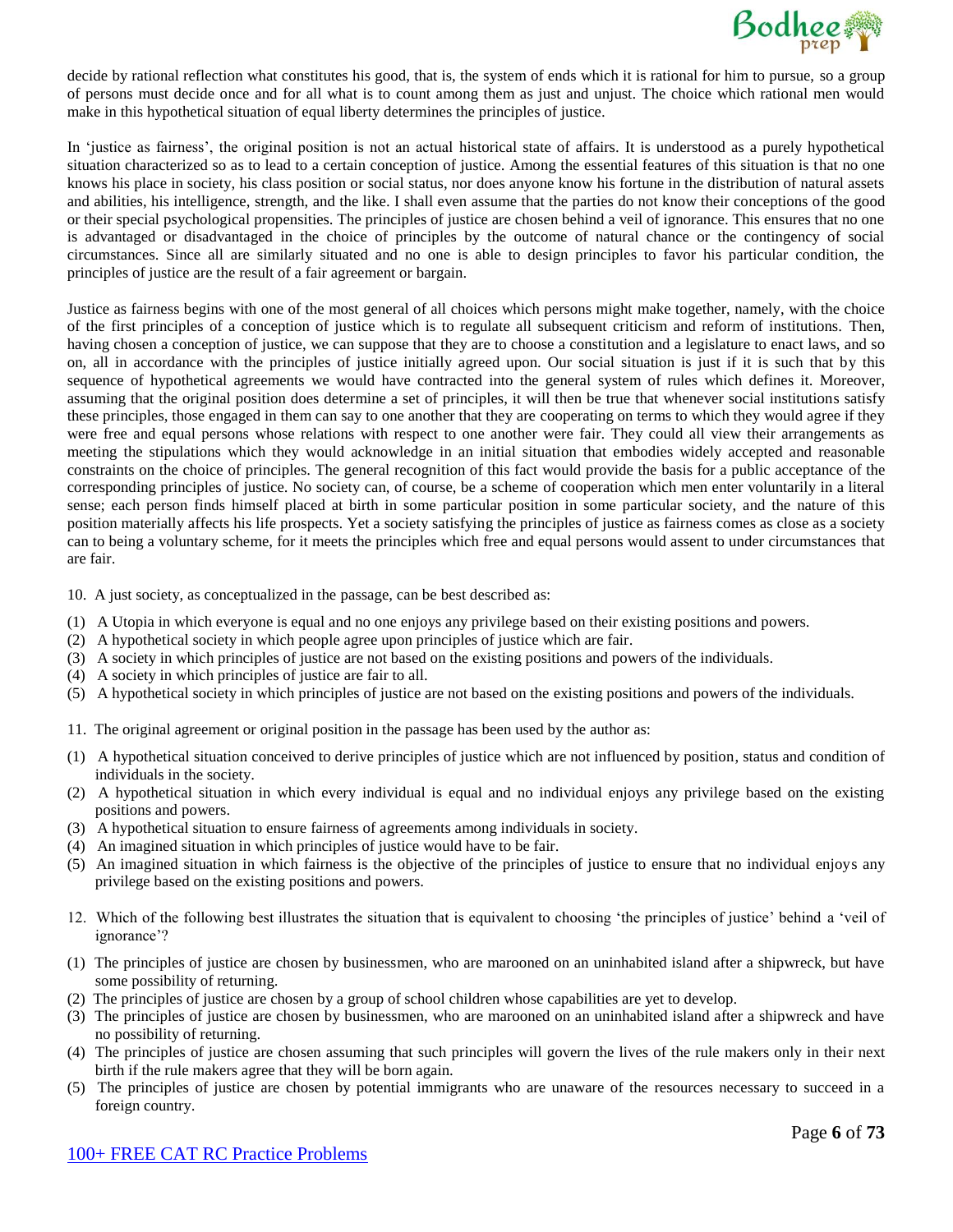decide by rational reflection what constitutes his good, that is, the system of ends which it is rational for him to pursue, so a group of persons must decide once and for all what is to count among them as just and unjust. The choice which rational men would make in this hypothetical situation of equal liberty determines the principles of justice.

In 'justice as fairness', the original position is not an actual historical state of affairs. It is understood as a purely hypothetical situation characterized so as to lead to a certain conception of justice. Among the essential features of this situation is that no one knows his place in society, his class position or social status, nor does anyone know his fortune in the distribution of natural assets and abilities, his intelligence, strength, and the like. I shall even assume that the parties do not know their conceptions of the good or their special psychological propensities. The principles of justice are chosen behind a veil of ignorance. This ensures that no one is advantaged or disadvantaged in the choice of principles by the outcome of natural chance or the contingency of social circumstances. Since all are similarly situated and no one is able to design principles to favor his particular condition, the principles of justice are the result of a fair agreement or bargain.

Justice as fairness begins with one of the most general of all choices which persons might make together, namely, with the choice of the first principles of a conception of justice which is to regulate all subsequent criticism and reform of institutions. Then, having chosen a conception of justice, we can suppose that they are to choose a constitution and a legislature to enact laws, and so on, all in accordance with the principles of justice initially agreed upon. Our social situation is just if it is such that by this sequence of hypothetical agreements we would have contracted into the general system of rules which defines it. Moreover, assuming that the original position does determine a set of principles, it will then be true that whenever social institutions satisfy these principles, those engaged in them can say to one another that they are cooperating on terms to which they would agree if they were free and equal persons whose relations with respect to one another were fair. They could all view their arrangements as meeting the stipulations which they would acknowledge in an initial situation that embodies widely accepted and reasonable constraints on the choice of principles. The general recognition of this fact would provide the basis for a public acceptance of the corresponding principles of justice. No society can, of course, be a scheme of cooperation which men enter voluntarily in a literal sense; each person finds himself placed at birth in some particular position in some particular society, and the nature of this position materially affects his life prospects. Yet a society satisfying the principles of justice as fairness comes as close as a society can to being a voluntary scheme, for it meets the principles which free and equal persons would assent to under circumstances that are fair.

10. A just society, as conceptualized in the passage, can be best described as:

(1) A Utopia in which everyone is equal and no one enjoys any privilege based on their existing positions and powers.
(2) A hypothetical society in which people agree upon principles of justice which are fair.
(3) A society in which principles of justice are not based on the existing positions and powers of the individuals.
(4) A society in which principles of justice are fair to all.
(5) A hypothetical society in which principles of justice are not based on the existing positions and powers of the individuals.

11. The original agreement or original position in the passage has been used by the author as:

(1) A hypothetical situation conceived to derive principles of justice which are not influenced by position, status and condition of individuals in the society.
(2) A hypothetical situation in which every individual is equal and no individual enjoys any privilege based on the existing positions and powers.
(3) A hypothetical situation to ensure fairness of agreements among individuals in society.
(4) An imagined situation in which principles of justice would have to be fair.
(5) An imagined situation in which fairness is the objective of the principles of justice to ensure that no individual enjoys any privilege based on the existing positions and powers.

12. Which of the following best illustrates the situation that is equivalent to choosing 'the principles of justice' behind a 'veil of ignorance'?

(1) The principles of justice are chosen by businessmen, who are marooned on an uninhabited island after a shipwreck, but have some possibility of returning.
(2) The principles of justice are chosen by a group of school children whose capabilities are yet to develop.
(3) The principles of justice are chosen by businessmen, who are marooned on an uninhabited island after a shipwreck and have no possibility of returning.
(4) The principles of justice are chosen assuming that such principles will govern the lives of the rule makers only in their next birth if the rule makers agree that they will be born again.
(5) The principles of justice are chosen by potential immigrants who are unaware of the resources necessary to succeed in a foreign country.

100+ FREE CAT RC Practice Problems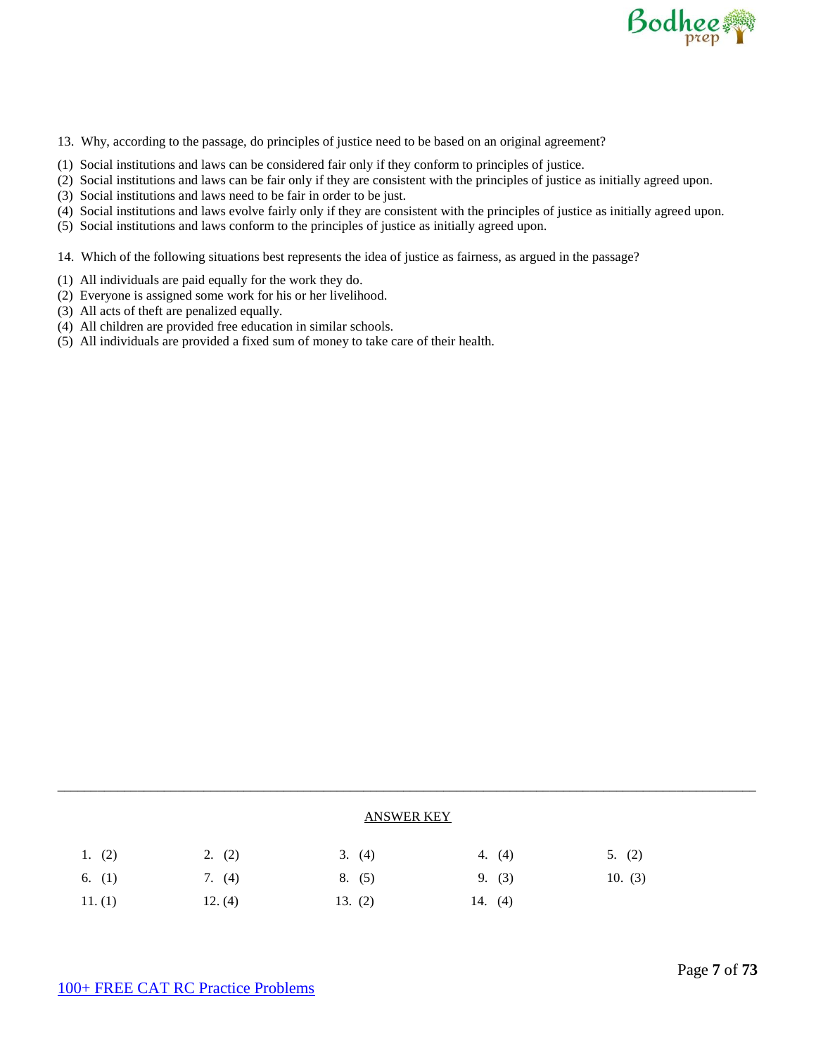13. Why, according to the passage, do principles of justice need to be based on an original agreement?

(1) Social institutions and laws can be considered fair only if they conform to principles of justice.
(2) Social institutions and laws can be fair only if they are consistent with the principles of justice as initially agreed upon.
(3) Social institutions and laws need to be fair in order to be just.
(4) Social institutions and laws evolve fairly only if they are consistent with the principles of justice as initially agreed upon.
(5) Social institutions and laws conform to the principles of justice as initially agreed upon.

14. Which of the following situations best represents the idea of justice as fairness, as argued in the passage?

(1) All individuals are paid equally for the work they do.
(2) Everyone is assigned some work for his or her livelihood.
(3) All acts of theft are penalized equally.
(4) All children are provided free education in similar schools.
(5) All individuals are provided a fixed sum of money to take care of their health.

---

ANSWER KEY

| | | | | |
|---|---|---|---|---|
| 1. (2) | 2. (2) | 3. (4) | 4. (4) | 5. (2) |
| 6. (1) | 7. (4) | 8. (5) | 9. (3) | 10. (3) |
| 11. (1) | 12. (4) | 13. (2) | 14. (4) | |

[100+ FREE CAT RC Practice Problems]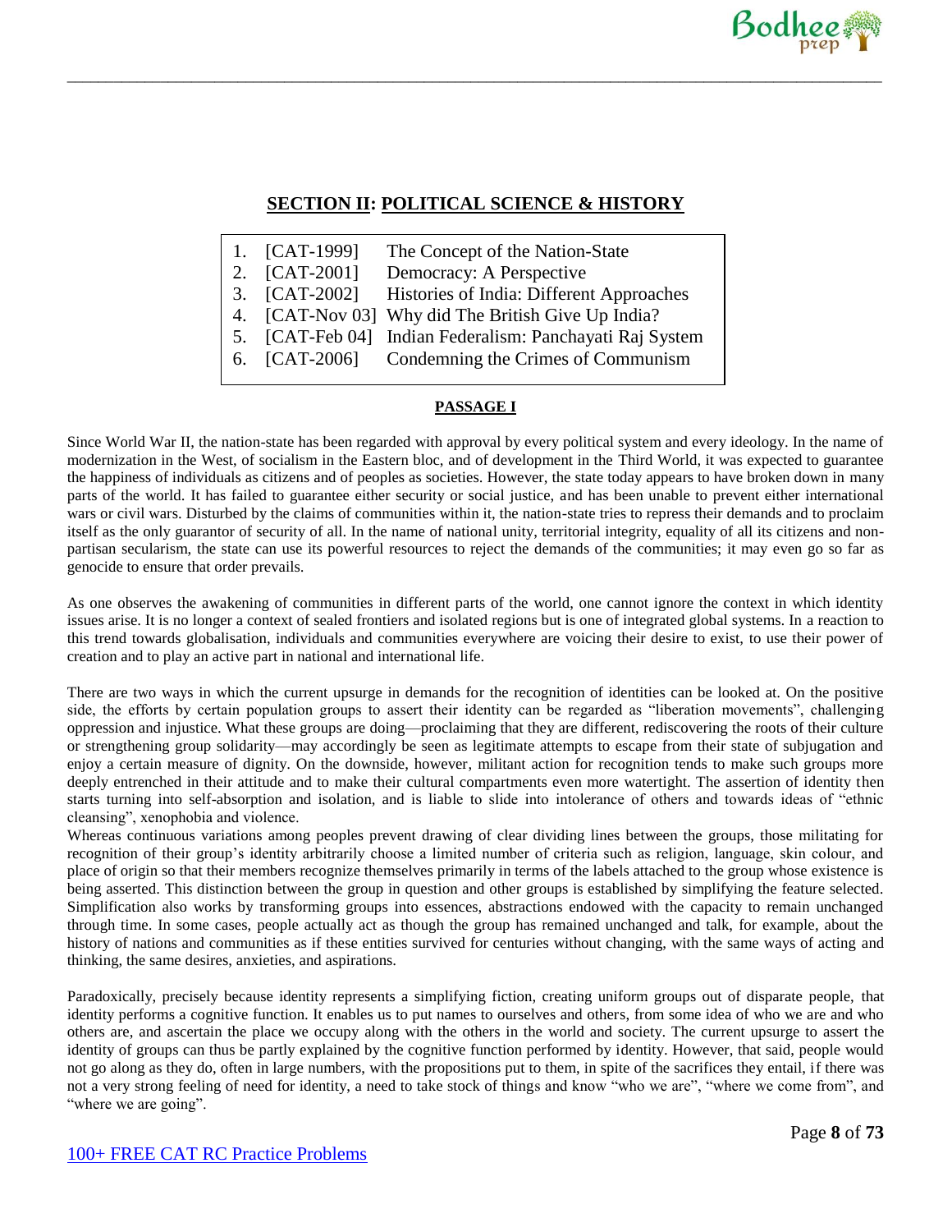## SECTION II: POLITICAL SCIENCE & HISTORY

1. [CAT-1999] The Concept of the Nation-State
2. [CAT-2001] Democracy: A Perspective
3. [CAT-2002] Histories of India: Different Approaches
4. [CAT-Nov 03] Why did The British Give Up India?
5. [CAT-Feb 04] Indian Federalism: Panchayati Raj System
6. [CAT-2006] Condemning the Crimes of Communism

### PASSAGE I

Since World War II, the nation-state has been regarded with approval by every political system and every ideology. In the name of modernization in the West, of socialism in the Eastern bloc, and of development in the Third World, it was expected to guarantee the happiness of individuals as citizens and of peoples as societies. However, the state today appears to have broken down in many parts of the world. It has failed to guarantee either security or social justice, and has been unable to prevent either international wars or civil wars. Disturbed by the claims of communities within it, the nation-state tries to repress their demands and to proclaim itself as the only guarantor of security of all. In the name of national unity, territorial integrity, equality of all its citizens and non-partisan secularism, the state can use its powerful resources to reject the demands of the communities; it may even go so far as genocide to ensure that order prevails.

As one observes the awakening of communities in different parts of the world, one cannot ignore the context in which identity issues arise. It is no longer a context of sealed frontiers and isolated regions but is one of integrated global systems. In a reaction to this trend towards globalisation, individuals and communities everywhere are voicing their desire to exist, to use their power of creation and to play an active part in national and international life.

There are two ways in which the current upsurge in demands for the recognition of identities can be looked at. On the positive side, the efforts by certain population groups to assert their identity can be regarded as "liberation movements", challenging oppression and injustice. What these groups are doing—proclaiming that they are different, rediscovering the roots of their culture or strengthening group solidarity—may accordingly be seen as legitimate attempts to escape from their state of subjugation and enjoy a certain measure of dignity. On the downside, however, militant action for recognition tends to make such groups more deeply entrenched in their attitude and to make their cultural compartments even more watertight. The assertion of identity then starts turning into self-absorption and isolation, and is liable to slide into intolerance of others and towards ideas of "ethnic cleansing", xenophobia and violence.

Whereas continuous variations among peoples prevent drawing of clear dividing lines between the groups, those militating for recognition of their group's identity arbitrarily choose a limited number of criteria such as religion, language, skin colour, and place of origin so that their members recognize themselves primarily in terms of the labels attached to the group whose existence is being asserted. This distinction between the group in question and other groups is established by simplifying the feature selected. Simplification also works by transforming groups into essences, abstractions endowed with the capacity to remain unchanged through time. In some cases, people actually act as though the group has remained unchanged and talk, for example, about the history of nations and communities as if these entities survived for centuries without changing, with the same ways of acting and thinking, the same desires, anxieties, and aspirations.

Paradoxically, precisely because identity represents a simplifying fiction, creating uniform groups out of disparate people, that identity performs a cognitive function. It enables us to put names to ourselves and others, from some idea of who we are and who others are, and ascertain the place we occupy along with the others in the world and society. The current upsurge to assert the identity of groups can thus be partly explained by the cognitive function performed by identity. However, that said, people would not go along as they do, often in large numbers, with the propositions put to them, in spite of the sacrifices they entail, if there was not a very strong feeling of need for identity, a need to take stock of things and know "who we are", "where we come from", and "where we are going".

100+ FREE CAT RC Practice Problems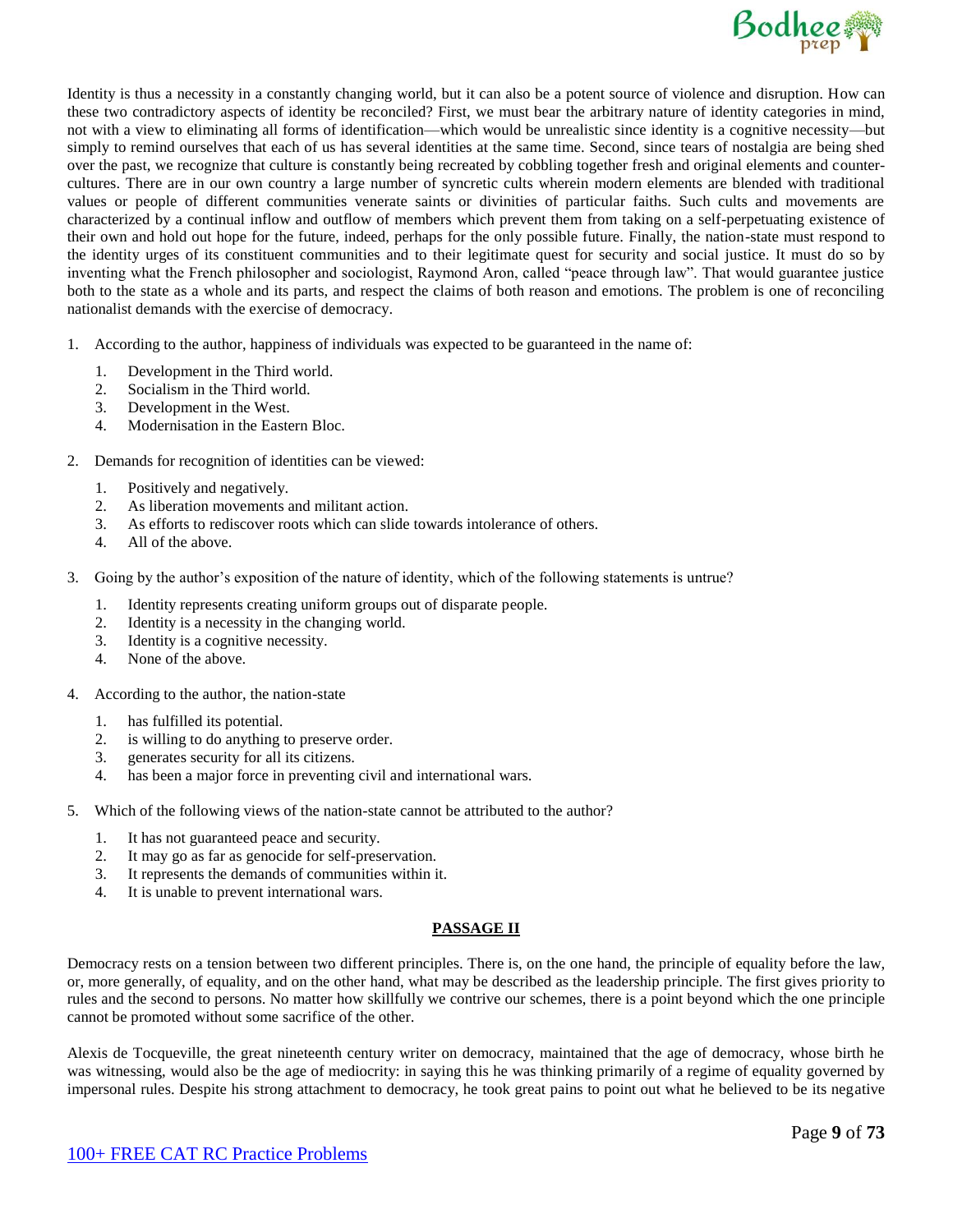Identity is thus a necessity in a constantly changing world, but it can also be a potent source of violence and disruption. How can these two contradictory aspects of identity be reconciled? First, we must bear the arbitrary nature of identity categories in mind, not with a view to eliminating all forms of identification—which would be unrealistic since identity is a cognitive necessity—but simply to remind ourselves that each of us has several identities at the same time. Second, since tears of nostalgia are being shed over the past, we recognize that culture is constantly being recreated by cobbling together fresh and original elements and counter-cultures. There are in our own country a large number of syncretic cults wherein modern elements are blended with traditional values or people of different communities venerate saints or divinities of particular faiths. Such cults and movements are characterized by a continual inflow and outflow of members which prevent them from taking on a self-perpetuating existence of their own and hold out hope for the future, indeed, perhaps for the only possible future. Finally, the nation-state must respond to the identity urges of its constituent communities and to their legitimate quest for security and social justice. It must do so by inventing what the French philosopher and sociologist, Raymond Aron, called "peace through law". That would guarantee justice both to the state as a whole and its parts, and respect the claims of both reason and emotions. The problem is one of reconciling nationalist demands with the exercise of democracy.

1. According to the author, happiness of individuals was expected to be guaranteed in the name of:
    1. Development in the Third world.
    2. Socialism in the Third world.
    3. Development in the West.
    4. Modernisation in the Eastern Bloc.

2. Demands for recognition of identities can be viewed:
    1. Positively and negatively.
    2. As liberation movements and militant action.
    3. As efforts to rediscover roots which can slide towards intolerance of others.
    4. All of the above.

3. Going by the author's exposition of the nature of identity, which of the following statements is untrue?
    1. Identity represents creating uniform groups out of disparate people.
    2. Identity is a necessity in the changing world.
    3. Identity is a cognitive necessity.
    4. None of the above.

4. According to the author, the nation-state
    1. has fulfilled its potential.
    2. is willing to do anything to preserve order.
    3. generates security for all its citizens.
    4. has been a major force in preventing civil and international wars.

5. Which of the following views of the nation-state cannot be attributed to the author?
    1. It has not guaranteed peace and security.
    2. It may go as far as genocide for self-preservation.
    3. It represents the demands of communities within it.
    4. It is unable to prevent international wars.

## PASSAGE II

Democracy rests on a tension between two different principles. There is, on the one hand, the principle of equality before the law, or, more generally, of equality, and on the other hand, what may be described as the leadership principle. The first gives priority to rules and the second to persons. No matter how skillfully we contrive our schemes, there is a point beyond which the one principle cannot be promoted without some sacrifice of the other.

Alexis de Tocqueville, the great nineteenth century writer on democracy, maintained that the age of democracy, whose birth he was witnessing, would also be the age of mediocrity: in saying this he was thinking primarily of a regime of equality governed by impersonal rules. Despite his strong attachment to democracy, he took great pains to point out what he believed to be its negative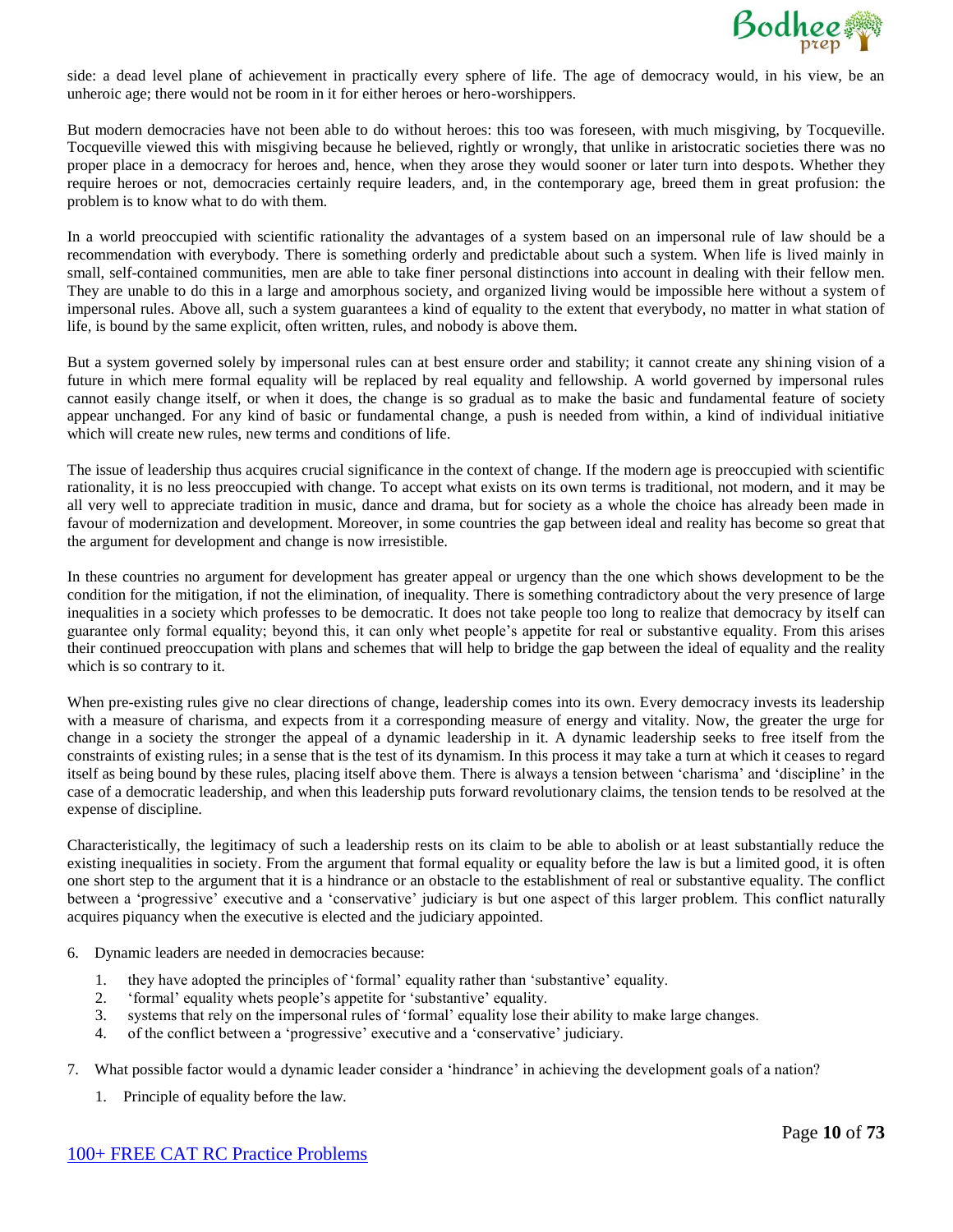side: a dead level plane of achievement in practically every sphere of life. The age of democracy would, in his view, be an unheroic age; there would not be room in it for either heroes or hero-worshippers.

But modern democracies have not been able to do without heroes: this too was foreseen, with much misgiving, by Tocqueville. Tocqueville viewed this with misgiving because he believed, rightly or wrongly, that unlike in aristocratic societies there was no proper place in a democracy for heroes and, hence, when they arose they would sooner or later turn into despots. Whether they require heroes or not, democracies certainly require leaders, and, in the contemporary age, breed them in great profusion: the problem is to know what to do with them.

In a world preoccupied with scientific rationality the advantages of a system based on an impersonal rule of law should be a recommendation with everybody. There is something orderly and predictable about such a system. When life is lived mainly in small, self-contained communities, men are able to take finer personal distinctions into account in dealing with their fellow men. They are unable to do this in a large and amorphous society, and organized living would be impossible here without a system of impersonal rules. Above all, such a system guarantees a kind of equality to the extent that everybody, no matter in what station of life, is bound by the same explicit, often written, rules, and nobody is above them.

But a system governed solely by impersonal rules can at best ensure order and stability; it cannot create any shining vision of a future in which mere formal equality will be replaced by real equality and fellowship. A world governed by impersonal rules cannot easily change itself, or when it does, the change is so gradual as to make the basic and fundamental feature of society appear unchanged. For any kind of basic or fundamental change, a push is needed from within, a kind of individual initiative which will create new rules, new terms and conditions of life.

The issue of leadership thus acquires crucial significance in the context of change. If the modern age is preoccupied with scientific rationality, it is no less preoccupied with change. To accept what exists on its own terms is traditional, not modern, and it may be all very well to appreciate tradition in music, dance and drama, but for society as a whole the choice has already been made in favour of modernization and development. Moreover, in some countries the gap between ideal and reality has become so great that the argument for development and change is now irresistible.

In these countries no argument for development has greater appeal or urgency than the one which shows development to be the condition for the mitigation, if not the elimination, of inequality. There is something contradictory about the very presence of large inequalities in a society which professes to be democratic. It does not take people too long to realize that democracy by itself can guarantee only formal equality; beyond this, it can only whet people's appetite for real or substantive equality. From this arises their continued preoccupation with plans and schemes that will help to bridge the gap between the ideal of equality and the reality which is so contrary to it.

When pre-existing rules give no clear directions of change, leadership comes into its own. Every democracy invests its leadership with a measure of charisma, and expects from it a corresponding measure of energy and vitality. Now, the greater the urge for change in a society the stronger the appeal of a dynamic leadership in it. A dynamic leadership seeks to free itself from the constraints of existing rules; in a sense that is the test of its dynamism. In this process it may take a turn at which it ceases to regard itself as being bound by these rules, placing itself above them. There is always a tension between 'charisma' and 'discipline' in the case of a democratic leadership, and when this leadership puts forward revolutionary claims, the tension tends to be resolved at the expense of discipline.

Characteristically, the legitimacy of such a leadership rests on its claim to be able to abolish or at least substantially reduce the existing inequalities in society. From the argument that formal equality or equality before the law is but a limited good, it is often one short step to the argument that it is a hindrance or an obstacle to the establishment of real or substantive equality. The conflict between a 'progressive' executive and a 'conservative' judiciary is but one aspect of this larger problem. This conflict naturally acquires piquancy when the executive is elected and the judiciary appointed.

6. Dynamic leaders are needed in democracies because:
   1. they have adopted the principles of 'formal' equality rather than 'substantive' equality.
   2. 'formal' equality whets people's appetite for 'substantive' equality.
   3. systems that rely on the impersonal rules of 'formal' equality lose their ability to make large changes.
   4. of the conflict between a 'progressive' executive and a 'conservative' judiciary.

7. What possible factor would a dynamic leader consider a 'hindrance' in achieving the development goals of a nation?
   1. Principle of equality before the law.

100+ FREE CAT RC Practice Problems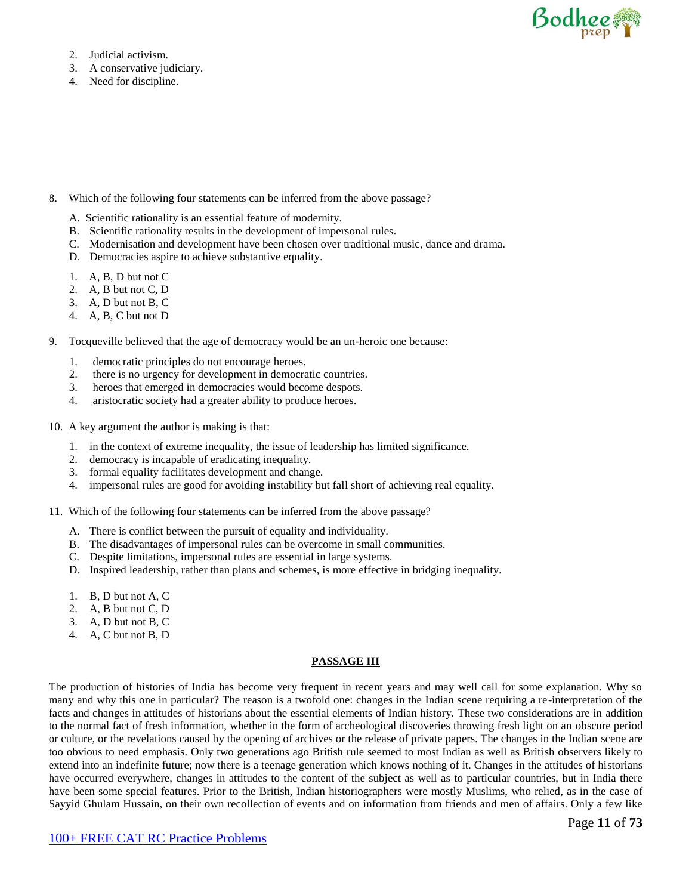2. Judicial activism.
3. A conservative judiciary.
4. Need for discipline.

8. Which of the following four statements can be inferred from the above passage?

   A. Scientific rationality is an essential feature of modernity.
   B. Scientific rationality results in the development of impersonal rules.
   C. Modernisation and development have been chosen over traditional music, dance and drama.
   D. Democracies aspire to achieve substantive equality.

   1. A, B, D but not C
   2. A, B but not C, D
   3. A, D but not B, C
   4. A, B, C but not D

9. Tocqueville believed that the age of democracy would be an un-heroic one because:

   1. democratic principles do not encourage heroes.
   2. there is no urgency for development in democratic countries.
   3. heroes that emerged in democracies would become despots.
   4. aristocratic society had a greater ability to produce heroes.

10. A key argument the author is making is that:

    1. in the context of extreme inequality, the issue of leadership has limited significance.
    2. democracy is incapable of eradicating inequality.
    3. formal equality facilitates development and change.
    4. impersonal rules are good for avoiding instability but fall short of achieving real equality.

11. Which of the following four statements can be inferred from the above passage?

    A. There is conflict between the pursuit of equality and individuality.
    B. The disadvantages of impersonal rules can be overcome in small communities.
    C. Despite limitations, impersonal rules are essential in large systems.
    D. Inspired leadership, rather than plans and schemes, is more effective in bridging inequality.

    1. B, D but not A, C
    2. A, B but not C, D
    3. A, D but not B, C
    4. A, C but not B, D

## PASSAGE III

The production of histories of India has become very frequent in recent years and may well call for some explanation. Why so many and why this one in particular? The reason is a twofold one: changes in the Indian scene requiring a re-interpretation of the facts and changes in attitudes of historians about the essential elements of Indian history. These two considerations are in addition to the normal fact of fresh information, whether in the form of archeological discoveries throwing fresh light on an obscure period or culture, or the revelations caused by the opening of archives or the release of private papers. The changes in the Indian scene are too obvious to need emphasis. Only two generations ago British rule seemed to most Indian as well as British observers likely to extend into an indefinite future; now there is a teenage generation which knows nothing of it. Changes in the attitudes of historians have occurred everywhere, changes in attitudes to the content of the subject as well as to particular countries, but in India there have been some special features. Prior to the British, Indian historiographers were mostly Muslims, who relied, as in the case of Sayyid Ghulam Hussain, on their own recollection of events and on information from friends and men of affairs. Only a few like

[100+ FREE CAT RC Practice Problems]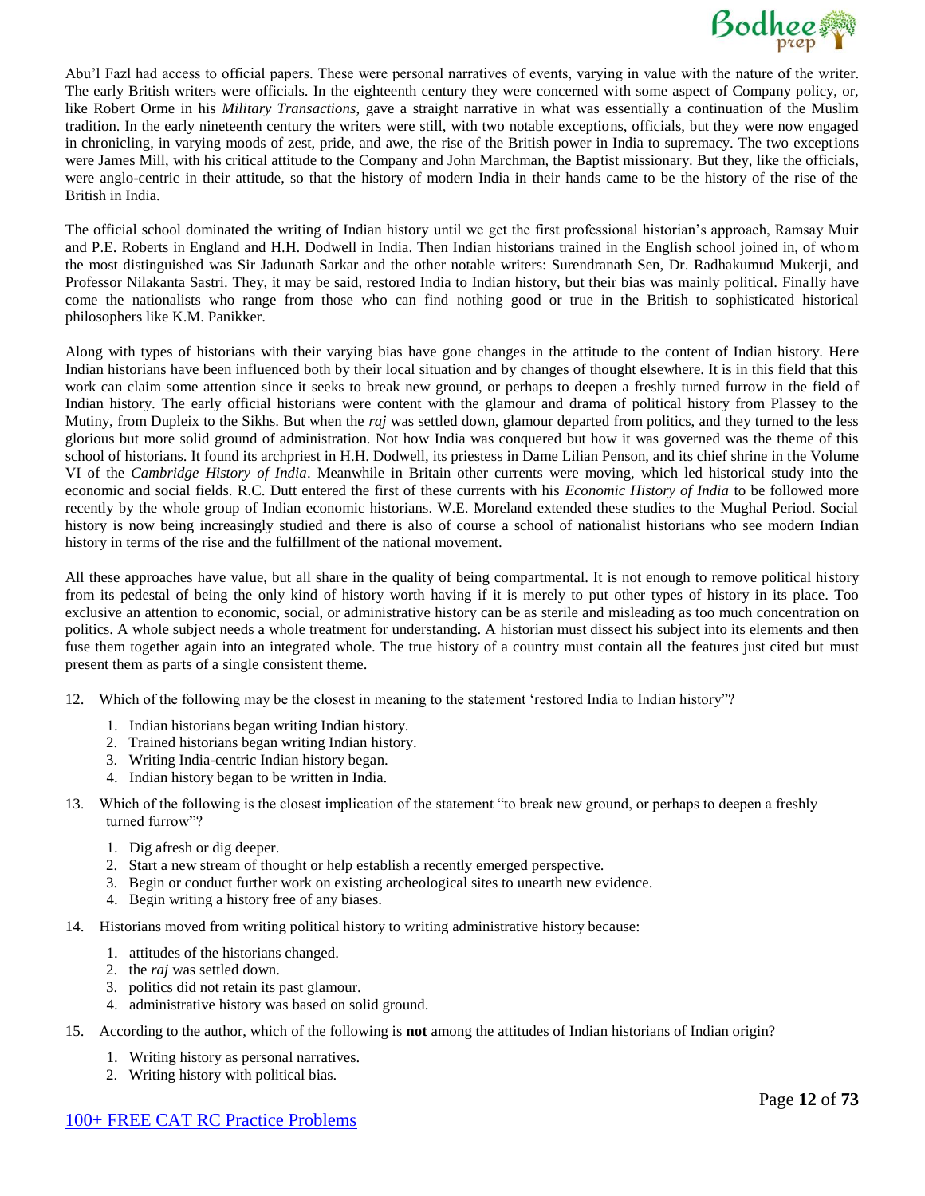Abu'l Fazl had access to official papers. These were personal narratives of events, varying in value with the nature of the writer. The early British writers were officials. In the eighteenth century they were concerned with some aspect of Company policy, or, like Robert Orme in his *Military Transactions*, gave a straight narrative in what was essentially a continuation of the Muslim tradition. In the early nineteenth century the writers were still, with two notable exceptions, officials, but they were now engaged in chronicling, in varying moods of zest, pride, and awe, the rise of the British power in India to supremacy. The two exceptions were James Mill, with his critical attitude to the Company and John Marchman, the Baptist missionary. But they, like the officials, were anglo-centric in their attitude, so that the history of modern India in their hands came to be the history of the rise of the British in India.

The official school dominated the writing of Indian history until we get the first professional historian's approach, Ramsay Muir and P.E. Roberts in England and H.H. Dodwell in India. Then Indian historians trained in the English school joined in, of whom the most distinguished was Sir Jadunath Sarkar and the other notable writers: Surendranath Sen, Dr. Radhakumud Mukerji, and Professor Nilakanta Sastri. They, it may be said, restored India to Indian history, but their bias was mainly political. Finally have come the nationalists who range from those who can find nothing good or true in the British to sophisticated historical philosophers like K.M. Panikker.

Along with types of historians with their varying bias have gone changes in the attitude to the content of Indian history. Here Indian historians have been influenced both by their local situation and by changes of thought elsewhere. It is in this field that this work can claim some attention since it seeks to break new ground, or perhaps to deepen a freshly turned furrow in the field of Indian history. The early official historians were content with the glamour and drama of political history from Plassey to the Mutiny, from Dupleix to the Sikhs. But when the *raj* was settled down, glamour departed from politics, and they turned to the less glorious but more solid ground of administration. Not how India was conquered but how it was governed was the theme of this school of historians. It found its archpriest in H.H. Dodwell, its priestess in Dame Lilian Penson, and its chief shrine in the Volume VI of the *Cambridge History of India*. Meanwhile in Britain other currents were moving, which led historical study into the economic and social fields. R.C. Dutt entered the first of these currents with his *Economic History of India* to be followed more recently by the whole group of Indian economic historians. W.E. Moreland extended these studies to the Mughal Period. Social history is now being increasingly studied and there is also of course a school of nationalist historians who see modern Indian history in terms of the rise and the fulfillment of the national movement.

All these approaches have value, but all share in the quality of being compartmental. It is not enough to remove political history from its pedestal of being the only kind of history worth having if it is merely to put other types of history in its place. Too exclusive an attention to economic, social, or administrative history can be as sterile and misleading as too much concentration on politics. A whole subject needs a whole treatment for understanding. A historian must dissect his subject into its elements and then fuse them together again into an integrated whole. The true history of a country must contain all the features just cited but must present them as parts of a single consistent theme.

12. Which of the following may be the closest in meaning to the statement 'restored India to Indian history"?
    1. Indian historians began writing Indian history.
    2. Trained historians began writing Indian history.
    3. Writing India-centric Indian history began.
    4. Indian history began to be written in India.

13. Which of the following is the closest implication of the statement "to break new ground, or perhaps to deepen a freshly turned furrow"?
    1. Dig afresh or dig deeper.
    2. Start a new stream of thought or help establish a recently emerged perspective.
    3. Begin or conduct further work on existing archeological sites to unearth new evidence.
    4. Begin writing a history free of any biases.

14. Historians moved from writing political history to writing administrative history because:
    1. attitudes of the historians changed.
    2. the *raj* was settled down.
    3. politics did not retain its past glamour.
    4. administrative history was based on solid ground.

15. According to the author, which of the following is **not** among the attitudes of Indian historians of Indian origin?
    1. Writing history as personal narratives.
    2. Writing history with political bias.

[100+ FREE CAT RC Practice Problems]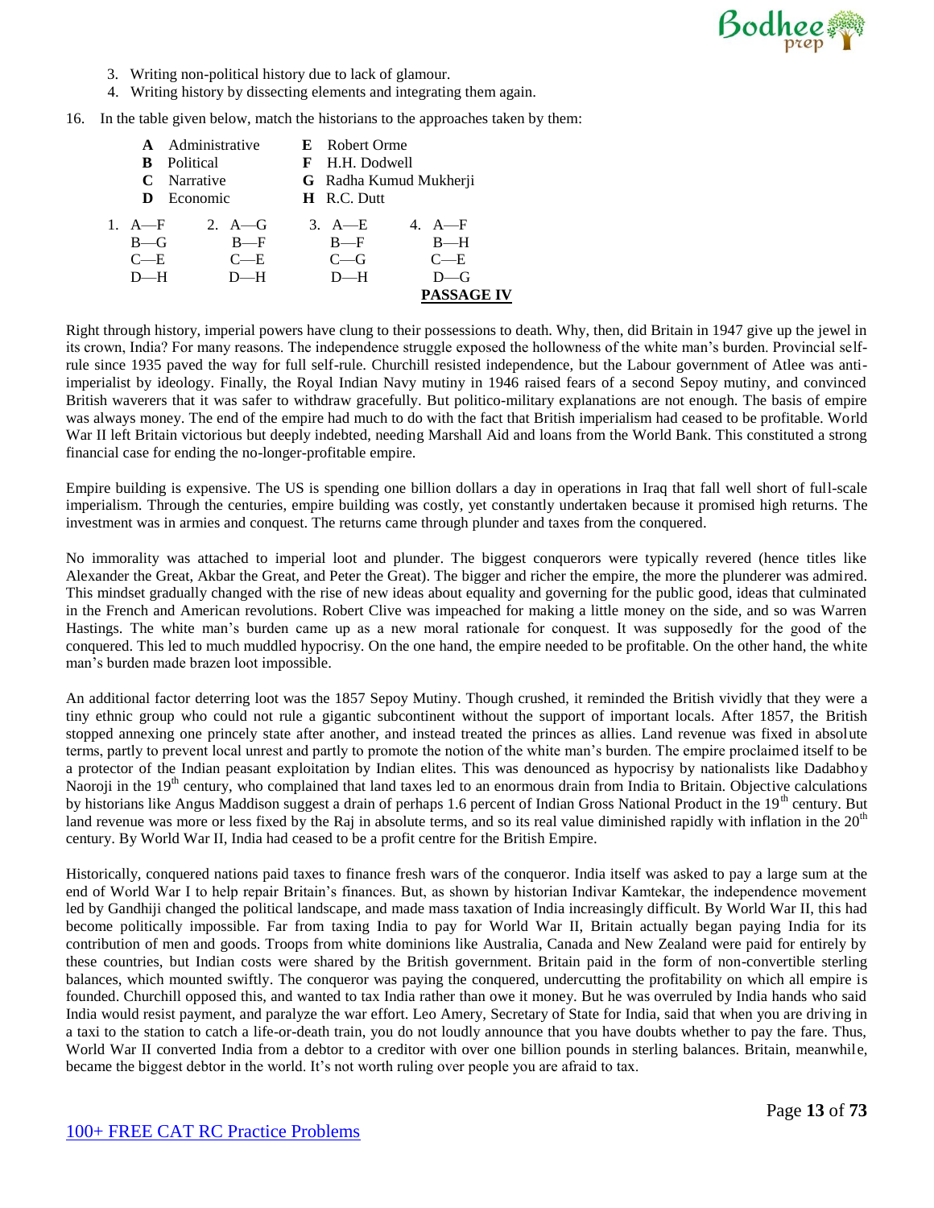3. Writing non-political history due to lack of glamour.
4. Writing history by dissecting elements and integrating them again.

16. In the table given below, match the historians to the approaches taken by them:

| | | | |
|---|---|---|---|
| **A** | Administrative | **E** | Robert Orme |
| **B** | Political | **F** | H.H. Dodwell |
| **C** | Narrative | **G** | Radha Kumud Mukherji |
| **D** | Economic | **H** | R.C. Dutt |

| 1. | 2. | 3. | 4. |
|---|---|---|---|
| A—F | A—G | A—E | A—F |
| B—G | B—F | B—F | B—H |
| C—E | C—E | C—G | C—E |
| D—H | D—H | D—H | D—G |

## PASSAGE IV

Right through history, imperial powers have clung to their possessions to death. Why, then, did Britain in 1947 give up the jewel in its crown, India? For many reasons. The independence struggle exposed the hollowness of the white man's burden. Provincial self-rule since 1935 paved the way for full self-rule. Churchill resisted independence, but the Labour government of Atlee was anti-imperialist by ideology. Finally, the Royal Indian Navy mutiny in 1946 raised fears of a second Sepoy mutiny, and convinced British waverers that it was safer to withdraw gracefully. But politico-military explanations are not enough. The basis of empire was always money. The end of the empire had much to do with the fact that British imperialism had ceased to be profitable. World War II left Britain victorious but deeply indebted, needing Marshall Aid and loans from the World Bank. This constituted a strong financial case for ending the no-longer-profitable empire.

Empire building is expensive. The US is spending one billion dollars a day in operations in Iraq that fall well short of full-scale imperialism. Through the centuries, empire building was costly, yet constantly undertaken because it promised high returns. The investment was in armies and conquest. The returns came through plunder and taxes from the conquered.

No immorality was attached to imperial loot and plunder. The biggest conquerors were typically revered (hence titles like Alexander the Great, Akbar the Great, and Peter the Great). The bigger and richer the empire, the more the plunderer was admired. This mindset gradually changed with the rise of new ideas about equality and governing for the public good, ideas that culminated in the French and American revolutions. Robert Clive was impeached for making a little money on the side, and so was Warren Hastings. The white man's burden came up as a new moral rationale for conquest. It was supposedly for the good of the conquered. This led to much muddled hypocrisy. On the one hand, the empire needed to be profitable. On the other hand, the white man's burden made brazen loot impossible.

An additional factor deterring loot was the 1857 Sepoy Mutiny. Though crushed, it reminded the British vividly that they were a tiny ethnic group who could not rule a gigantic subcontinent without the support of important locals. After 1857, the British stopped annexing one princely state after another, and instead treated the princes as allies. Land revenue was fixed in absolute terms, partly to prevent local unrest and partly to promote the notion of the white man's burden. The empire proclaimed itself to be a protector of the Indian peasant exploitation by Indian elites. This was denounced as hypocrisy by nationalists like Dadabhoy Naoroji in the 19th century, who complained that land taxes led to an enormous drain from India to Britain. Objective calculations by historians like Angus Maddison suggest a drain of perhaps 1.6 percent of Indian Gross National Product in the 19th century. But land revenue was more or less fixed by the Raj in absolute terms, and so its real value diminished rapidly with inflation in the 20th century. By World War II, India had ceased to be a profit centre for the British Empire.

Historically, conquered nations paid taxes to finance fresh wars of the conqueror. India itself was asked to pay a large sum at the end of World War I to help repair Britain's finances. But, as shown by historian Indivar Kamtekar, the independence movement led by Gandhiji changed the political landscape, and made mass taxation of India increasingly difficult. By World War II, this had become politically impossible. Far from taxing India to pay for World War II, Britain actually began paying India for its contribution of men and goods. Troops from white dominions like Australia, Canada and New Zealand were paid for entirely by these countries, but Indian costs were shared by the British government. Britain paid in the form of non-convertible sterling balances, which mounted swiftly. The conqueror was paying the conquered, undercutting the profitability on which all empire is founded. Churchill opposed this, and wanted to tax India rather than owe it money. But he was overruled by India hands who said India would resist payment, and paralyze the war effort. Leo Amery, Secretary of State for India, said that when you are driving in a taxi to the station to catch a life-or-death train, you do not loudly announce that you have doubts whether to pay the fare. Thus, World War II converted India from a debtor to a creditor with over one billion pounds in sterling balances. Britain, meanwhile, became the biggest debtor in the world. It's not worth ruling over people you are afraid to tax.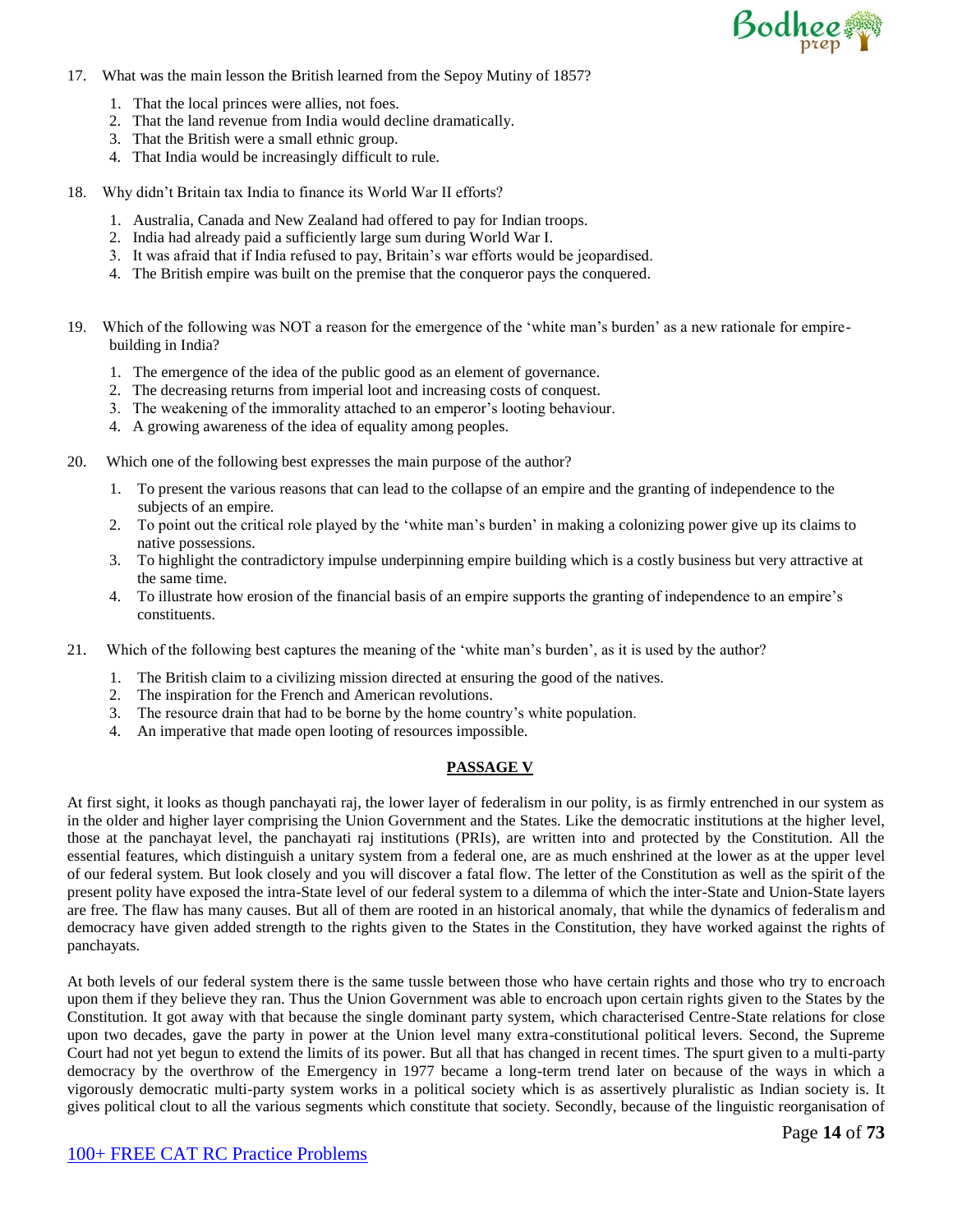17. What was the main lesson the British learned from the Sepoy Mutiny of 1857?

    1. That the local princes were allies, not foes.
    2. That the land revenue from India would decline dramatically.
    3. That the British were a small ethnic group.
    4. That India would be increasingly difficult to rule.

18. Why didn't Britain tax India to finance its World War II efforts?

    1. Australia, Canada and New Zealand had offered to pay for Indian troops.
    2. India had already paid a sufficiently large sum during World War I.
    3. It was afraid that if India refused to pay, Britain's war efforts would be jeopardised.
    4. The British empire was built on the premise that the conqueror pays the conquered.

19. Which of the following was NOT a reason for the emergence of the 'white man's burden' as a new rationale for empire-building in India?

    1. The emergence of the idea of the public good as an element of governance.
    2. The decreasing returns from imperial loot and increasing costs of conquest.
    3. The weakening of the immorality attached to an emperor's looting behaviour.
    4. A growing awareness of the idea of equality among peoples.

20. Which one of the following best expresses the main purpose of the author?

    1. To present the various reasons that can lead to the collapse of an empire and the granting of independence to the subjects of an empire.
    2. To point out the critical role played by the 'white man's burden' in making a colonizing power give up its claims to native possessions.
    3. To highlight the contradictory impulse underpinning empire building which is a costly business but very attractive at the same time.
    4. To illustrate how erosion of the financial basis of an empire supports the granting of independence to an empire's constituents.

21. Which of the following best captures the meaning of the 'white man's burden', as it is used by the author?

    1. The British claim to a civilizing mission directed at ensuring the good of the natives.
    2. The inspiration for the French and American revolutions.
    3. The resource drain that had to be borne by the home country's white population.
    4. An imperative that made open looting of resources impossible.

## PASSAGE V

At first sight, it looks as though panchayati raj, the lower layer of federalism in our polity, is as firmly entrenched in our system as in the older and higher layer comprising the Union Government and the States. Like the democratic institutions at the higher level, those at the panchayat level, the panchayati raj institutions (PRIs), are written into and protected by the Constitution. All the essential features, which distinguish a unitary system from a federal one, are as much enshrined at the lower as at the upper level of our federal system. But look closely and you will discover a fatal flow. The letter of the Constitution as well as the spirit of the present polity have exposed the intra-State level of our federal system to a dilemma of which the inter-State and Union-State layers are free. The flaw has many causes. But all of them are rooted in an historical anomaly, that while the dynamics of federalism and democracy have given added strength to the rights given to the States in the Constitution, they have worked against the rights of panchayats.

At both levels of our federal system there is the same tussle between those who have certain rights and those who try to encroach upon them if they believe they ran. Thus the Union Government was able to encroach upon certain rights given to the States by the Constitution. It got away with that because the single dominant party system, which characterised Centre-State relations for close upon two decades, gave the party in power at the Union level many extra-constitutional political levers. Second, the Supreme Court had not yet begun to extend the limits of its power. But all that has changed in recent times. The spurt given to a multi-party democracy by the overthrow of the Emergency in 1977 became a long-term trend later on because of the ways in which a vigorously democratic multi-party system works in a political society which is as assertively pluralistic as Indian society is. It gives political clout to all the various segments which constitute that society. Secondly, because of the linguistic reorganisation of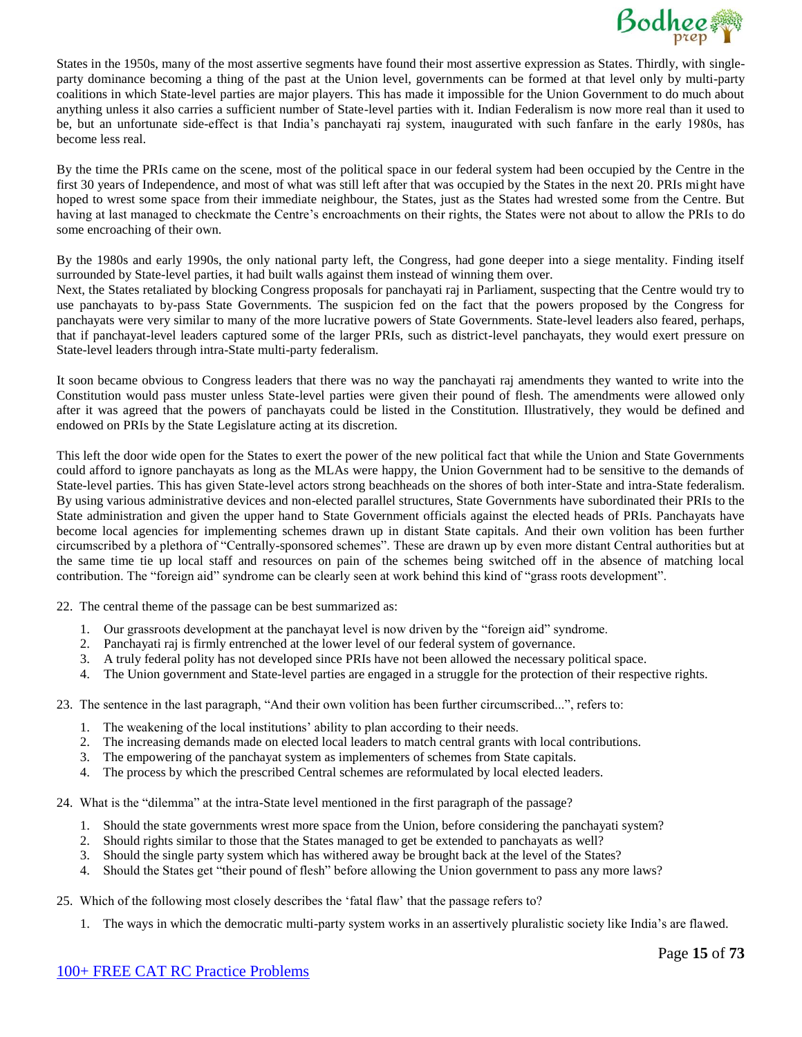States in the 1950s, many of the most assertive segments have found their most assertive expression as States. Thirdly, with single-party dominance becoming a thing of the past at the Union level, governments can be formed at that level only by multi-party coalitions in which State-level parties are major players. This has made it impossible for the Union Government to do much about anything unless it also carries a sufficient number of State-level parties with it. Indian Federalism is now more real than it used to be, but an unfortunate side-effect is that India's panchayati raj system, inaugurated with such fanfare in the early 1980s, has become less real.

By the time the PRIs came on the scene, most of the political space in our federal system had been occupied by the Centre in the first 30 years of Independence, and most of what was still left after that was occupied by the States in the next 20. PRIs might have hoped to wrest some space from their immediate neighbour, the States, just as the States had wrested some from the Centre. But having at last managed to checkmate the Centre's encroachments on their rights, the States were not about to allow the PRIs to do some encroaching of their own.

By the 1980s and early 1990s, the only national party left, the Congress, had gone deeper into a siege mentality. Finding itself surrounded by State-level parties, it had built walls against them instead of winning them over.
Next, the States retaliated by blocking Congress proposals for panchayati raj in Parliament, suspecting that the Centre would try to use panchayats to by-pass State Governments. The suspicion fed on the fact that the powers proposed by the Congress for panchayats were very similar to many of the more lucrative powers of State Governments. State-level leaders also feared, perhaps, that if panchayat-level leaders captured some of the larger PRIs, such as district-level panchayats, they would exert pressure on State-level leaders through intra-State multi-party federalism.

It soon became obvious to Congress leaders that there was no way the panchayati raj amendments they wanted to write into the Constitution would pass muster unless State-level parties were given their pound of flesh. The amendments were allowed only after it was agreed that the powers of panchayats could be listed in the Constitution. Illustratively, they would be defined and endowed on PRIs by the State Legislature acting at its discretion.

This left the door wide open for the States to exert the power of the new political fact that while the Union and State Governments could afford to ignore panchayats as long as the MLAs were happy, the Union Government had to be sensitive to the demands of State-level parties. This has given State-level actors strong beachheads on the shores of both inter-State and intra-State federalism. By using various administrative devices and non-elected parallel structures, State Governments have subordinated their PRIs to the State administration and given the upper hand to State Government officials against the elected heads of PRIs. Panchayats have become local agencies for implementing schemes drawn up in distant State capitals. And their own volition has been further circumscribed by a plethora of "Centrally-sponsored schemes". These are drawn up by even more distant Central authorities but at the same time tie up local staff and resources on pain of the schemes being switched off in the absence of matching local contribution. The "foreign aid" syndrome can be clearly seen at work behind this kind of "grass roots development".

22. The central theme of the passage can be best summarized as:

    1. Our grassroots development at the panchayat level is now driven by the "foreign aid" syndrome.
    2. Panchayati raj is firmly entrenched at the lower level of our federal system of governance.
    3. A truly federal polity has not developed since PRIs have not been allowed the necessary political space.
    4. The Union government and State-level parties are engaged in a struggle for the protection of their respective rights.

23. The sentence in the last paragraph, "And their own volition has been further circumscribed...", refers to:

    1. The weakening of the local institutions' ability to plan according to their needs.
    2. The increasing demands made on elected local leaders to match central grants with local contributions.
    3. The empowering of the panchayat system as implementers of schemes from State capitals.
    4. The process by which the prescribed Central schemes are reformulated by local elected leaders.

24. What is the "dilemma" at the intra-State level mentioned in the first paragraph of the passage?

    1. Should the state governments wrest more space from the Union, before considering the panchayati system?
    2. Should rights similar to those that the States managed to get be extended to panchayats as well?
    3. Should the single party system which has withered away be brought back at the level of the States?
    4. Should the States get "their pound of flesh" before allowing the Union government to pass any more laws?

25. Which of the following most closely describes the 'fatal flaw' that the passage refers to?

    1. The ways in which the democratic multi-party system works in an assertively pluralistic society like India's are flawed.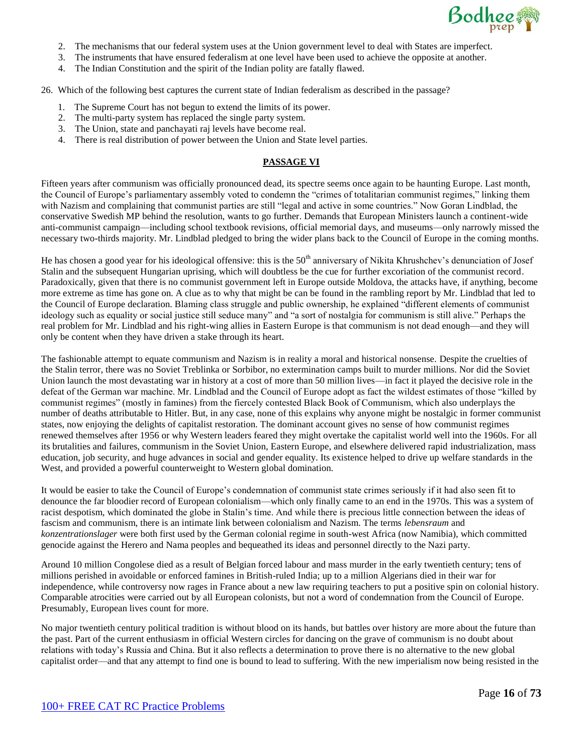2. The mechanisms that our federal system uses at the Union government level to deal with States are imperfect.
3. The instruments that have ensured federalism at one level have been used to achieve the opposite at another.
4. The Indian Constitution and the spirit of the Indian polity are fatally flawed.

26. Which of the following best captures the current state of Indian federalism as described in the passage?

1. The Supreme Court has not begun to extend the limits of its power.
2. The multi-party system has replaced the single party system.
3. The Union, state and panchayati raj levels have become real.
4. There is real distribution of power between the Union and State level parties.

## PASSAGE VI

Fifteen years after communism was officially pronounced dead, its spectre seems once again to be haunting Europe. Last month, the Council of Europe's parliamentary assembly voted to condemn the "crimes of totalitarian communist regimes," linking them with Nazism and complaining that communist parties are still "legal and active in some countries." Now Goran Lindblad, the conservative Swedish MP behind the resolution, wants to go further. Demands that European Ministers launch a continent-wide anti-communist campaign—including school textbook revisions, official memorial days, and museums—only narrowly missed the necessary two-thirds majority. Mr. Lindblad pledged to bring the wider plans back to the Council of Europe in the coming months.

He has chosen a good year for his ideological offensive: this is the 50th anniversary of Nikita Khrushchev's denunciation of Josef Stalin and the subsequent Hungarian uprising, which will doubtless be the cue for further excoriation of the communist record. Paradoxically, given that there is no communist government left in Europe outside Moldova, the attacks have, if anything, become more extreme as time has gone on. A clue as to why that might be can be found in the rambling report by Mr. Lindblad that led to the Council of Europe declaration. Blaming class struggle and public ownership, he explained "different elements of communist ideology such as equality or social justice still seduce many" and "a sort of nostalgia for communism is still alive." Perhaps the real problem for Mr. Lindblad and his right-wing allies in Eastern Europe is that communism is not dead enough—and they will only be content when they have driven a stake through its heart.

The fashionable attempt to equate communism and Nazism is in reality a moral and historical nonsense. Despite the cruelties of the Stalin terror, there was no Soviet Treblinka or Sorbibor, no extermination camps built to murder millions. Nor did the Soviet Union launch the most devastating war in history at a cost of more than 50 million lives—in fact it played the decisive role in the defeat of the German war machine. Mr. Lindblad and the Council of Europe adopt as fact the wildest estimates of those "killed by communist regimes" (mostly in famines) from the fiercely contested Black Book of Communism, which also underplays the number of deaths attributable to Hitler. But, in any case, none of this explains why anyone might be nostalgic in former communist states, now enjoying the delights of capitalist restoration. The dominant account gives no sense of how communist regimes renewed themselves after 1956 or why Western leaders feared they might overtake the capitalist world well into the 1960s. For all its brutalities and failures, communism in the Soviet Union, Eastern Europe, and elsewhere delivered rapid industrialization, mass education, job security, and huge advances in social and gender equality. Its existence helped to drive up welfare standards in the West, and provided a powerful counterweight to Western global domination.

It would be easier to take the Council of Europe's condemnation of communist state crimes seriously if it had also seen fit to denounce the far bloodier record of European colonialism—which only finally came to an end in the 1970s. This was a system of racist despotism, which dominated the globe in Stalin's time. And while there is precious little connection between the ideas of fascism and communism, there is an intimate link between colonialism and Nazism. The terms *lebensraum* and *konzentrationslager* were both first used by the German colonial regime in south-west Africa (now Namibia), which committed genocide against the Herero and Nama peoples and bequeathed its ideas and personnel directly to the Nazi party.

Around 10 million Congolese died as a result of Belgian forced labour and mass murder in the early twentieth century; tens of millions perished in avoidable or enforced famines in British-ruled India; up to a million Algerians died in their war for independence, while controversy now rages in France about a new law requiring teachers to put a positive spin on colonial history. Comparable atrocities were carried out by all European colonists, but not a word of condemnation from the Council of Europe. Presumably, European lives count for more.

No major twentieth century political tradition is without blood on its hands, but battles over history are more about the future than the past. Part of the current enthusiasm in official Western circles for dancing on the grave of communism is no doubt about relations with today's Russia and China. But it also reflects a determination to prove there is no alternative to the new global capitalist order—and that any attempt to find one is bound to lead to suffering. With the new imperialism now being resisted in the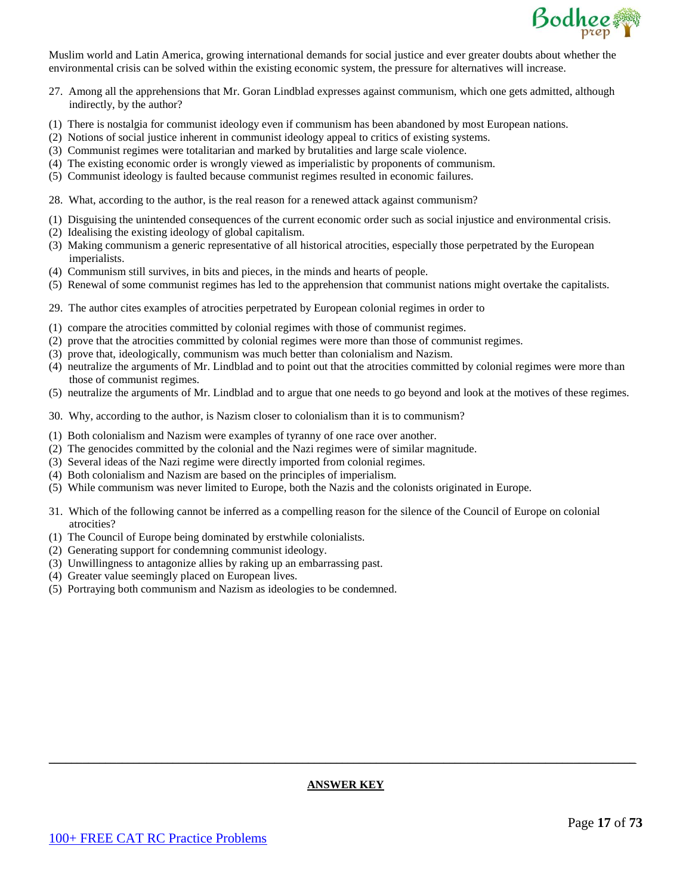Muslim world and Latin America, growing international demands for social justice and ever greater doubts about whether the environmental crisis can be solved within the existing economic system, the pressure for alternatives will increase.

27. Among all the apprehensions that Mr. Goran Lindblad expresses against communism, which one gets admitted, although indirectly, by the author?

(1) There is nostalgia for communist ideology even if communism has been abandoned by most European nations.
(2) Notions of social justice inherent in communist ideology appeal to critics of existing systems.
(3) Communist regimes were totalitarian and marked by brutalities and large scale violence.
(4) The existing economic order is wrongly viewed as imperialistic by proponents of communism.
(5) Communist ideology is faulted because communist regimes resulted in economic failures.

28. What, according to the author, is the real reason for a renewed attack against communism?

(1) Disguising the unintended consequences of the current economic order such as social injustice and environmental crisis.
(2) Idealising the existing ideology of global capitalism.
(3) Making communism a generic representative of all historical atrocities, especially those perpetrated by the European imperialists.
(4) Communism still survives, in bits and pieces, in the minds and hearts of people.
(5) Renewal of some communist regimes has led to the apprehension that communist nations might overtake the capitalists.

29. The author cites examples of atrocities perpetrated by European colonial regimes in order to

(1) compare the atrocities committed by colonial regimes with those of communist regimes.
(2) prove that the atrocities committed by colonial regimes were more than those of communist regimes.
(3) prove that, ideologically, communism was much better than colonialism and Nazism.
(4) neutralize the arguments of Mr. Lindblad and to point out that the atrocities committed by colonial regimes were more than those of communist regimes.
(5) neutralize the arguments of Mr. Lindblad and to argue that one needs to go beyond and look at the motives of these regimes.

30. Why, according to the author, is Nazism closer to colonialism than it is to communism?

(1) Both colonialism and Nazism were examples of tyranny of one race over another.
(2) The genocides committed by the colonial and the Nazi regimes were of similar magnitude.
(3) Several ideas of the Nazi regime were directly imported from colonial regimes.
(4) Both colonialism and Nazism are based on the principles of imperialism.
(5) While communism was never limited to Europe, both the Nazis and the colonists originated in Europe.

31. Which of the following cannot be inferred as a compelling reason for the silence of the Council of Europe on colonial atrocities?
(1) The Council of Europe being dominated by erstwhile colonialists.
(2) Generating support for condemning communist ideology.
(3) Unwillingness to antagonize allies by raking up an embarrassing past.
(4) Greater value seemingly placed on European lives.
(5) Portraying both communism and Nazism as ideologies to be condemned.

---

**ANSWER KEY**

[100+ FREE CAT RC Practice Problems]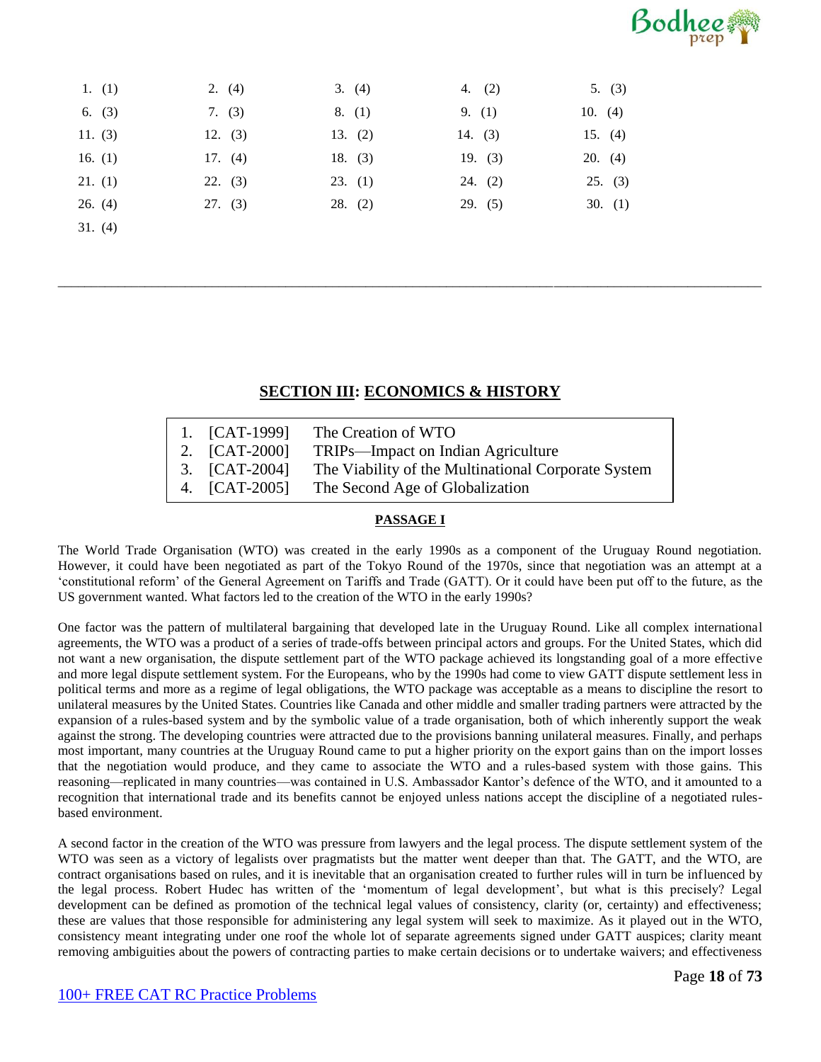| | | | | |
|---|---|---|---|---|
| 1. (1) | 2. (4) | 3. (4) | 4. (2) | 5. (3) |
| 6. (3) | 7. (3) | 8. (1) | 9. (1) | 10. (4) |
| 11. (3) | 12. (3) | 13. (2) | 14. (3) | 15. (4) |
| 16. (1) | 17. (4) | 18. (3) | 19. (3) | 20. (4) |
| 21. (1) | 22. (3) | 23. (1) | 24. (2) | 25. (3) |
| 26. (4) | 27. (3) | 28. (2) | 29. (5) | 30. (1) |
| 31. (4) | | | | |

---

## SECTION III: ECONOMICS & HISTORY

| | | |
|---|---|---|
| 1. | [CAT-1999] | The Creation of WTO |
| 2. | [CAT-2000] | TRIPs—Impact on Indian Agriculture |
| 3. | [CAT-2004] | The Viability of the Multinational Corporate System |
| 4. | [CAT-2005] | The Second Age of Globalization |

### PASSAGE I

The World Trade Organisation (WTO) was created in the early 1990s as a component of the Uruguay Round negotiation. However, it could have been negotiated as part of the Tokyo Round of the 1970s, since that negotiation was an attempt at a 'constitutional reform' of the General Agreement on Tariffs and Trade (GATT). Or it could have been put off to the future, as the US government wanted. What factors led to the creation of the WTO in the early 1990s?

One factor was the pattern of multilateral bargaining that developed late in the Uruguay Round. Like all complex international agreements, the WTO was a product of a series of trade-offs between principal actors and groups. For the United States, which did not want a new organisation, the dispute settlement part of the WTO package achieved its longstanding goal of a more effective and more legal dispute settlement system. For the Europeans, who by the 1990s had come to view GATT dispute settlement less in political terms and more as a regime of legal obligations, the WTO package was acceptable as a means to discipline the resort to unilateral measures by the United States. Countries like Canada and other middle and smaller trading partners were attracted by the expansion of a rules-based system and by the symbolic value of a trade organisation, both of which inherently support the weak against the strong. The developing countries were attracted due to the provisions banning unilateral measures. Finally, and perhaps most important, many countries at the Uruguay Round came to put a higher priority on the export gains than on the import losses that the negotiation would produce, and they came to associate the WTO and a rules-based system with those gains. This reasoning—replicated in many countries—was contained in U.S. Ambassador Kantor's defence of the WTO, and it amounted to a recognition that international trade and its benefits cannot be enjoyed unless nations accept the discipline of a negotiated rules-based environment.

A second factor in the creation of the WTO was pressure from lawyers and the legal process. The dispute settlement system of the WTO was seen as a victory of legalists over pragmatists but the matter went deeper than that. The GATT, and the WTO, are contract organisations based on rules, and it is inevitable that an organisation created to further rules will in turn be influenced by the legal process. Robert Hudec has written of the 'momentum of legal development', but what is this precisely? Legal development can be defined as promotion of the technical legal values of consistency, clarity (or, certainty) and effectiveness; these are values that those responsible for administering any legal system will seek to maximize. As it played out in the WTO, consistency meant integrating under one roof the whole lot of separate agreements signed under GATT auspices; clarity meant removing ambiguities about the powers of contracting parties to make certain decisions or to undertake waivers; and effectiveness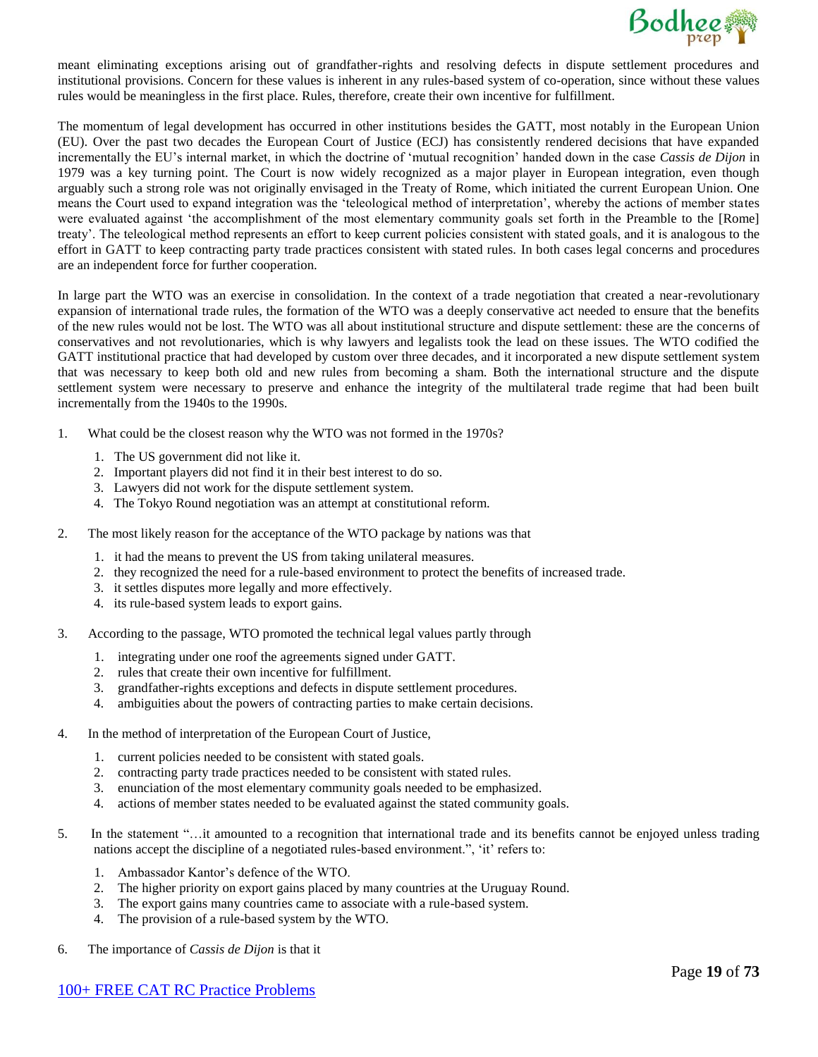meant eliminating exceptions arising out of grandfather-rights and resolving defects in dispute settlement procedures and institutional provisions. Concern for these values is inherent in any rules-based system of co-operation, since without these values rules would be meaningless in the first place. Rules, therefore, create their own incentive for fulfillment.

The momentum of legal development has occurred in other institutions besides the GATT, most notably in the European Union (EU). Over the past two decades the European Court of Justice (ECJ) has consistently rendered decisions that have expanded incrementally the EU's internal market, in which the doctrine of 'mutual recognition' handed down in the case *Cassis de Dijon* in 1979 was a key turning point. The Court is now widely recognized as a major player in European integration, even though arguably such a strong role was not originally envisaged in the Treaty of Rome, which initiated the current European Union. One means the Court used to expand integration was the 'teleological method of interpretation', whereby the actions of member states were evaluated against 'the accomplishment of the most elementary community goals set forth in the Preamble to the [Rome] treaty'. The teleological method represents an effort to keep current policies consistent with stated goals, and it is analogous to the effort in GATT to keep contracting party trade practices consistent with stated rules. In both cases legal concerns and procedures are an independent force for further cooperation.

In large part the WTO was an exercise in consolidation. In the context of a trade negotiation that created a near-revolutionary expansion of international trade rules, the formation of the WTO was a deeply conservative act needed to ensure that the benefits of the new rules would not be lost. The WTO was all about institutional structure and dispute settlement: these are the concerns of conservatives and not revolutionaries, which is why lawyers and legalists took the lead on these issues. The WTO codified the GATT institutional practice that had developed by custom over three decades, and it incorporated a new dispute settlement system that was necessary to keep both old and new rules from becoming a sham. Both the international structure and the dispute settlement system were necessary to preserve and enhance the integrity of the multilateral trade regime that had been built incrementally from the 1940s to the 1990s.

1. What could be the closest reason why the WTO was not formed in the 1970s?
   1. The US government did not like it.
   2. Important players did not find it in their best interest to do so.
   3. Lawyers did not work for the dispute settlement system.
   4. The Tokyo Round negotiation was an attempt at constitutional reform.

2. The most likely reason for the acceptance of the WTO package by nations was that
   1. it had the means to prevent the US from taking unilateral measures.
   2. they recognized the need for a rule-based environment to protect the benefits of increased trade.
   3. it settles disputes more legally and more effectively.
   4. its rule-based system leads to export gains.

3. According to the passage, WTO promoted the technical legal values partly through
   1. integrating under one roof the agreements signed under GATT.
   2. rules that create their own incentive for fulfillment.
   3. grandfather-rights exceptions and defects in dispute settlement procedures.
   4. ambiguities about the powers of contracting parties to make certain decisions.

4. In the method of interpretation of the European Court of Justice,
   1. current policies needed to be consistent with stated goals.
   2. contracting party trade practices needed to be consistent with stated rules.
   3. enunciation of the most elementary community goals needed to be emphasized.
   4. actions of member states needed to be evaluated against the stated community goals.

5. In the statement "…it amounted to a recognition that international trade and its benefits cannot be enjoyed unless trading nations accept the discipline of a negotiated rules-based environment.", 'it' refers to:
   1. Ambassador Kantor's defence of the WTO.
   2. The higher priority on export gains placed by many countries at the Uruguay Round.
   3. The export gains many countries came to associate with a rule-based system.
   4. The provision of a rule-based system by the WTO.

6. The importance of *Cassis de Dijon* is that it

[100+ FREE CAT RC Practice Problems]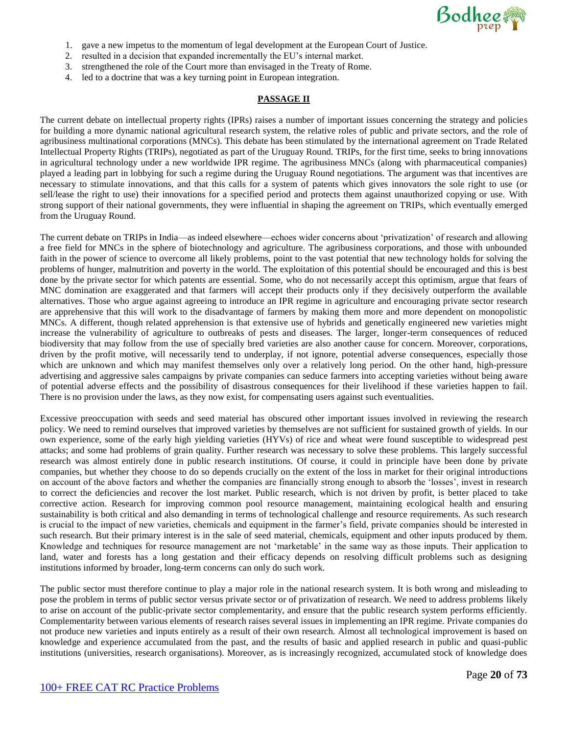1. gave a new impetus to the momentum of legal development at the European Court of Justice.
2. resulted in a decision that expanded incrementally the EU's internal market.
3. strengthened the role of the Court more than envisaged in the Treaty of Rome.
4. led to a doctrine that was a key turning point in European integration.

## PASSAGE II

The current debate on intellectual property rights (IPRs) raises a number of important issues concerning the strategy and policies for building a more dynamic national agricultural research system, the relative roles of public and private sectors, and the role of agribusiness multinational corporations (MNCs). This debate has been stimulated by the international agreement on Trade Related Intellectual Property Rights (TRIPs), negotiated as part of the Uruguay Round. TRIPs, for the first time, seeks to bring innovations in agricultural technology under a new worldwide IPR regime. The agribusiness MNCs (along with pharmaceutical companies) played a leading part in lobbying for such a regime during the Uruguay Round negotiations. The argument was that incentives are necessary to stimulate innovations, and that this calls for a system of patents which gives innovators the sole right to use (or sell/lease the right to use) their innovations for a specified period and protects them against unauthorized copying or use. With strong support of their national governments, they were influential in shaping the agreement on TRIPs, which eventually emerged from the Uruguay Round.

The current debate on TRIPs in India—as indeed elsewhere—echoes wider concerns about 'privatization' of research and allowing a free field for MNCs in the sphere of biotechnology and agriculture. The agribusiness corporations, and those with unbounded faith in the power of science to overcome all likely problems, point to the vast potential that new technology holds for solving the problems of hunger, malnutrition and poverty in the world. The exploitation of this potential should be encouraged and this is best done by the private sector for which patents are essential. Some, who do not necessarily accept this optimism, argue that fears of MNC domination are exaggerated and that farmers will accept their products only if they decisively outperform the available alternatives. Those who argue against agreeing to introduce an IPR regime in agriculture and encouraging private sector research are apprehensive that this will work to the disadvantage of farmers by making them more and more dependent on monopolistic MNCs. A different, though related apprehension is that extensive use of hybrids and genetically engineered new varieties might increase the vulnerability of agriculture to outbreaks of pests and diseases. The larger, longer-term consequences of reduced biodiversity that may follow from the use of specially bred varieties are also another cause for concern. Moreover, corporations, driven by the profit motive, will necessarily tend to underplay, if not ignore, potential adverse consequences, especially those which are unknown and which may manifest themselves only over a relatively long period. On the other hand, high-pressure advertising and aggressive sales campaigns by private companies can seduce farmers into accepting varieties without being aware of potential adverse effects and the possibility of disastrous consequences for their livelihood if these varieties happen to fail. There is no provision under the laws, as they now exist, for compensating users against such eventualities.

Excessive preoccupation with seeds and seed material has obscured other important issues involved in reviewing the research policy. We need to remind ourselves that improved varieties by themselves are not sufficient for sustained growth of yields. In our own experience, some of the early high yielding varieties (HYVs) of rice and wheat were found susceptible to widespread pest attacks; and some had problems of grain quality. Further research was necessary to solve these problems. This largely successful research was almost entirely done in public research institutions. Of course, it could in principle have been done by private companies, but whether they choose to do so depends crucially on the extent of the loss in market for their original introductions on account of the above factors and whether the companies are financially strong enough to absorb the 'losses', invest in research to correct the deficiencies and recover the lost market. Public research, which is not driven by profit, is better placed to take corrective action. Research for improving common pool resource management, maintaining ecological health and ensuring sustainability is both critical and also demanding in terms of technological challenge and resource requirements. As such research is crucial to the impact of new varieties, chemicals and equipment in the farmer's field, private companies should be interested in such research. But their primary interest is in the sale of seed material, chemicals, equipment and other inputs produced by them. Knowledge and techniques for resource management are not 'marketable' in the same way as those inputs. Their application to land, water and forests has a long gestation and their efficacy depends on resolving difficult problems such as designing institutions informed by broader, long-term concerns can only do such work.

The public sector must therefore continue to play a major role in the national research system. It is both wrong and misleading to pose the problem in terms of public sector versus private sector or of privatization of research. We need to address problems likely to arise on account of the public-private sector complementarity, and ensure that the public research system performs efficiently. Complementarity between various elements of research raises several issues in implementing an IPR regime. Private companies do not produce new varieties and inputs entirely as a result of their own research. Almost all technological improvement is based on knowledge and experience accumulated from the past, and the results of basic and applied research in public and quasi-public institutions (universities, research organisations). Moreover, as is increasingly recognized, accumulated stock of knowledge does

[100+ FREE CAT RC Practice Problems]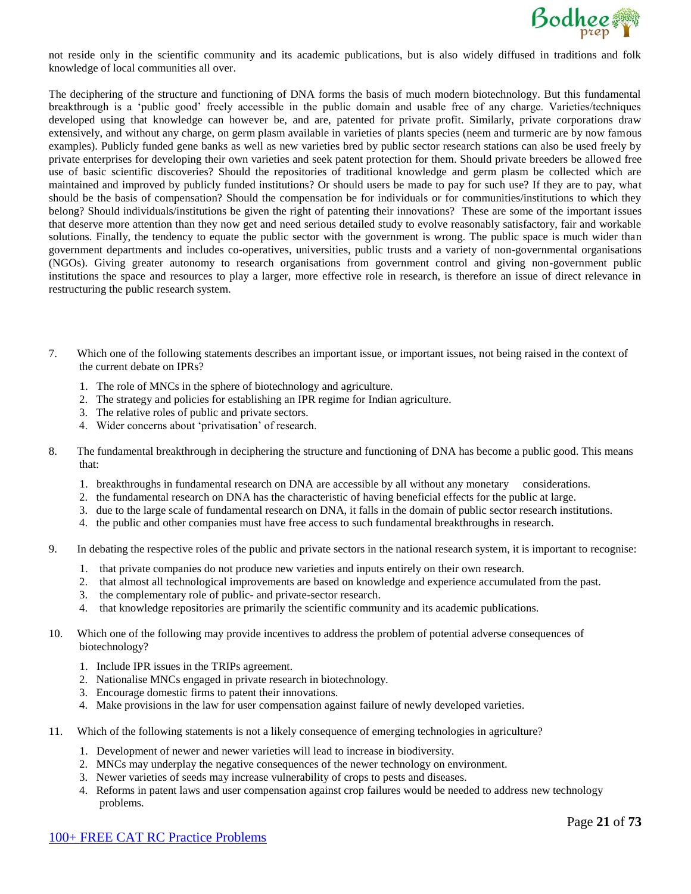not reside only in the scientific community and its academic publications, but is also widely diffused in traditions and folk knowledge of local communities all over.

The deciphering of the structure and functioning of DNA forms the basis of much modern biotechnology. But this fundamental breakthrough is a 'public good' freely accessible in the public domain and usable free of any charge. Varieties/techniques developed using that knowledge can however be, and are, patented for private profit. Similarly, private corporations draw extensively, and without any charge, on germ plasm available in varieties of plants species (neem and turmeric are by now famous examples). Publicly funded gene banks as well as new varieties bred by public sector research stations can also be used freely by private enterprises for developing their own varieties and seek patent protection for them. Should private breeders be allowed free use of basic scientific discoveries? Should the repositories of traditional knowledge and germ plasm be collected which are maintained and improved by publicly funded institutions? Or should users be made to pay for such use? If they are to pay, what should be the basis of compensation? Should the compensation be for individuals or for communities/institutions to which they belong? Should individuals/institutions be given the right of patenting their innovations? These are some of the important issues that deserve more attention than they now get and need serious detailed study to evolve reasonably satisfactory, fair and workable solutions. Finally, the tendency to equate the public sector with the government is wrong. The public space is much wider than government departments and includes co-operatives, universities, public trusts and a variety of non-governmental organisations (NGOs). Giving greater autonomy to research organisations from government control and giving non-government public institutions the space and resources to play a larger, more effective role in research, is therefore an issue of direct relevance in restructuring the public research system.

7. Which one of the following statements describes an important issue, or important issues, not being raised in the context of the current debate on IPRs?
   1. The role of MNCs in the sphere of biotechnology and agriculture.
   2. The strategy and policies for establishing an IPR regime for Indian agriculture.
   3. The relative roles of public and private sectors.
   4. Wider concerns about 'privatisation' of research.

8. The fundamental breakthrough in deciphering the structure and functioning of DNA has become a public good. This means that:
   1. breakthroughs in fundamental research on DNA are accessible by all without any monetary considerations.
   2. the fundamental research on DNA has the characteristic of having beneficial effects for the public at large.
   3. due to the large scale of fundamental research on DNA, it falls in the domain of public sector research institutions.
   4. the public and other companies must have free access to such fundamental breakthroughs in research.

9. In debating the respective roles of the public and private sectors in the national research system, it is important to recognise:
   1. that private companies do not produce new varieties and inputs entirely on their own research.
   2. that almost all technological improvements are based on knowledge and experience accumulated from the past.
   3. the complementary role of public- and private-sector research.
   4. that knowledge repositories are primarily the scientific community and its academic publications.

10. Which one of the following may provide incentives to address the problem of potential adverse consequences of biotechnology?
    1. Include IPR issues in the TRIPs agreement.
    2. Nationalise MNCs engaged in private research in biotechnology.
    3. Encourage domestic firms to patent their innovations.
    4. Make provisions in the law for user compensation against failure of newly developed varieties.

11. Which of the following statements is not a likely consequence of emerging technologies in agriculture?
    1. Development of newer and newer varieties will lead to increase in biodiversity.
    2. MNCs may underplay the negative consequences of the newer technology on environment.
    3. Newer varieties of seeds may increase vulnerability of crops to pests and diseases.
    4. Reforms in patent laws and user compensation against crop failures would be needed to address new technology problems.

[100+ FREE CAT RC Practice Problems]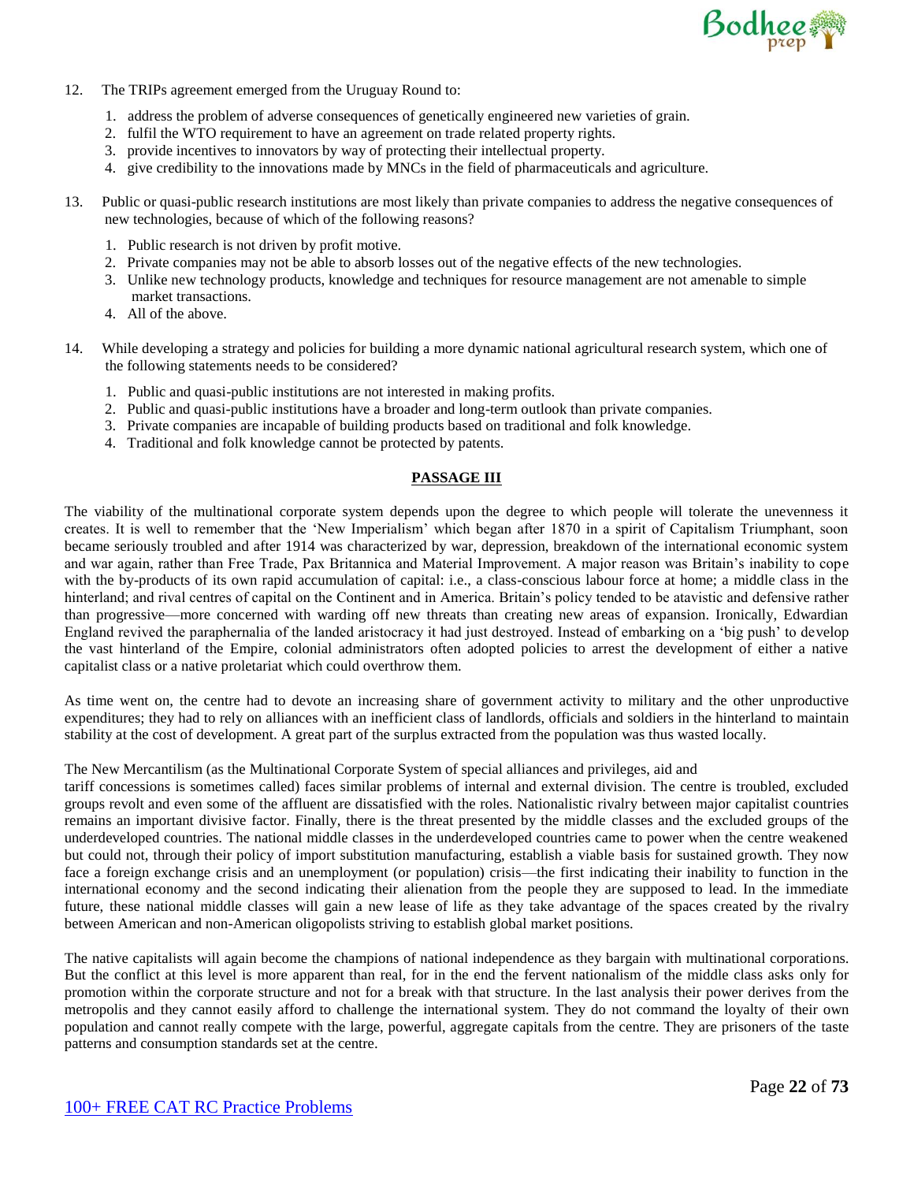12. The TRIPs agreement emerged from the Uruguay Round to:

    1. address the problem of adverse consequences of genetically engineered new varieties of grain.
    2. fulfil the WTO requirement to have an agreement on trade related property rights.
    3. provide incentives to innovators by way of protecting their intellectual property.
    4. give credibility to the innovations made by MNCs in the field of pharmaceuticals and agriculture.

13. Public or quasi-public research institutions are most likely than private companies to address the negative consequences of new technologies, because of which of the following reasons?

    1. Public research is not driven by profit motive.
    2. Private companies may not be able to absorb losses out of the negative effects of the new technologies.
    3. Unlike new technology products, knowledge and techniques for resource management are not amenable to simple market transactions.
    4. All of the above.

14. While developing a strategy and policies for building a more dynamic national agricultural research system, which one of the following statements needs to be considered?

    1. Public and quasi-public institutions are not interested in making profits.
    2. Public and quasi-public institutions have a broader and long-term outlook than private companies.
    3. Private companies are incapable of building products based on traditional and folk knowledge.
    4. Traditional and folk knowledge cannot be protected by patents.

## PASSAGE III

The viability of the multinational corporate system depends upon the degree to which people will tolerate the unevenness it creates. It is well to remember that the 'New Imperialism' which began after 1870 in a spirit of Capitalism Triumphant, soon became seriously troubled and after 1914 was characterized by war, depression, breakdown of the international economic system and war again, rather than Free Trade, Pax Britannica and Material Improvement. A major reason was Britain's inability to cope with the by-products of its own rapid accumulation of capital: i.e., a class-conscious labour force at home; a middle class in the hinterland; and rival centres of capital on the Continent and in America. Britain's policy tended to be atavistic and defensive rather than progressive—more concerned with warding off new threats than creating new areas of expansion. Ironically, Edwardian England revived the paraphernalia of the landed aristocracy it had just destroyed. Instead of embarking on a 'big push' to develop the vast hinterland of the Empire, colonial administrators often adopted policies to arrest the development of either a native capitalist class or a native proletariat which could overthrow them.

As time went on, the centre had to devote an increasing share of government activity to military and the other unproductive expenditures; they had to rely on alliances with an inefficient class of landlords, officials and soldiers in the hinterland to maintain stability at the cost of development. A great part of the surplus extracted from the population was thus wasted locally.

The New Mercantilism (as the Multinational Corporate System of special alliances and privileges, aid and tariff concessions is sometimes called) faces similar problems of internal and external division. The centre is troubled, excluded groups revolt and even some of the affluent are dissatisfied with the roles. Nationalistic rivalry between major capitalist countries remains an important divisive factor. Finally, there is the threat presented by the middle classes and the excluded groups of the underdeveloped countries. The national middle classes in the underdeveloped countries came to power when the centre weakened but could not, through their policy of import substitution manufacturing, establish a viable basis for sustained growth. They now face a foreign exchange crisis and an unemployment (or population) crisis—the first indicating their inability to function in the international economy and the second indicating their alienation from the people they are supposed to lead. In the immediate future, these national middle classes will gain a new lease of life as they take advantage of the spaces created by the rivalry between American and non-American oligopolists striving to establish global market positions.

The native capitalists will again become the champions of national independence as they bargain with multinational corporations. But the conflict at this level is more apparent than real, for in the end the fervent nationalism of the middle class asks only for promotion within the corporate structure and not for a break with that structure. In the last analysis their power derives from the metropolis and they cannot easily afford to challenge the international system. They do not command the loyalty of their own population and cannot really compete with the large, powerful, aggregate capitals from the centre. They are prisoners of the taste patterns and consumption standards set at the centre.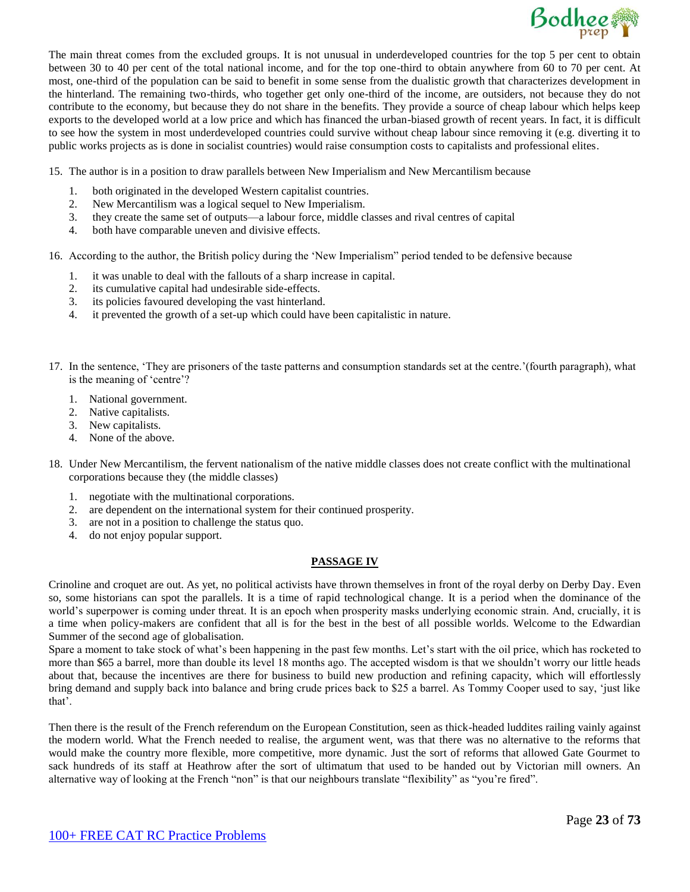The main threat comes from the excluded groups. It is not unusual in underdeveloped countries for the top 5 per cent to obtain between 30 to 40 per cent of the total national income, and for the top one-third to obtain anywhere from 60 to 70 per cent. At most, one-third of the population can be said to benefit in some sense from the dualistic growth that characterizes development in the hinterland. The remaining two-thirds, who together get only one-third of the income, are outsiders, not because they do not contribute to the economy, but because they do not share in the benefits. They provide a source of cheap labour which helps keep exports to the developed world at a low price and which has financed the urban-biased growth of recent years. In fact, it is difficult to see how the system in most underdeveloped countries could survive without cheap labour since removing it (e.g. diverting it to public works projects as is done in socialist countries) would raise consumption costs to capitalists and professional elites.

15. The author is in a position to draw parallels between New Imperialism and New Mercantilism because

    1. both originated in the developed Western capitalist countries.
    2. New Mercantilism was a logical sequel to New Imperialism.
    3. they create the same set of outputs—a labour force, middle classes and rival centres of capital
    4. both have comparable uneven and divisive effects.

16. According to the author, the British policy during the 'New Imperialism" period tended to be defensive because

    1. it was unable to deal with the fallouts of a sharp increase in capital.
    2. its cumulative capital had undesirable side-effects.
    3. its policies favoured developing the vast hinterland.
    4. it prevented the growth of a set-up which could have been capitalistic in nature.

17. In the sentence, 'They are prisoners of the taste patterns and consumption standards set at the centre.'(fourth paragraph), what is the meaning of 'centre'?

    1. National government.
    2. Native capitalists.
    3. New capitalists.
    4. None of the above.

18. Under New Mercantilism, the fervent nationalism of the native middle classes does not create conflict with the multinational corporations because they (the middle classes)

    1. negotiate with the multinational corporations.
    2. are dependent on the international system for their continued prosperity.
    3. are not in a position to challenge the status quo.
    4. do not enjoy popular support.

## PASSAGE IV

Crinoline and croquet are out. As yet, no political activists have thrown themselves in front of the royal derby on Derby Day. Even so, some historians can spot the parallels. It is a time of rapid technological change. It is a period when the dominance of the world's superpower is coming under threat. It is an epoch when prosperity masks underlying economic strain. And, crucially, it is a time when policy-makers are confident that all is for the best in the best of all possible worlds. Welcome to the Edwardian Summer of the second age of globalisation.

Spare a moment to take stock of what's been happening in the past few months. Let's start with the oil price, which has rocketed to more than $65 a barrel, more than double its level 18 months ago. The accepted wisdom is that we shouldn't worry our little heads about that, because the incentives are there for business to build new production and refining capacity, which will effortlessly bring demand and supply back into balance and bring crude prices back to $25 a barrel. As Tommy Cooper used to say, 'just like that'.

Then there is the result of the French referendum on the European Constitution, seen as thick-headed luddites railing vainly against the modern world. What the French needed to realise, the argument went, was that there was no alternative to the reforms that would make the country more flexible, more competitive, more dynamic. Just the sort of reforms that allowed Gate Gourmet to sack hundreds of its staff at Heathrow after the sort of ultimatum that used to be handed out by Victorian mill owners. An alternative way of looking at the French "non" is that our neighbours translate "flexibility" as "you're fired".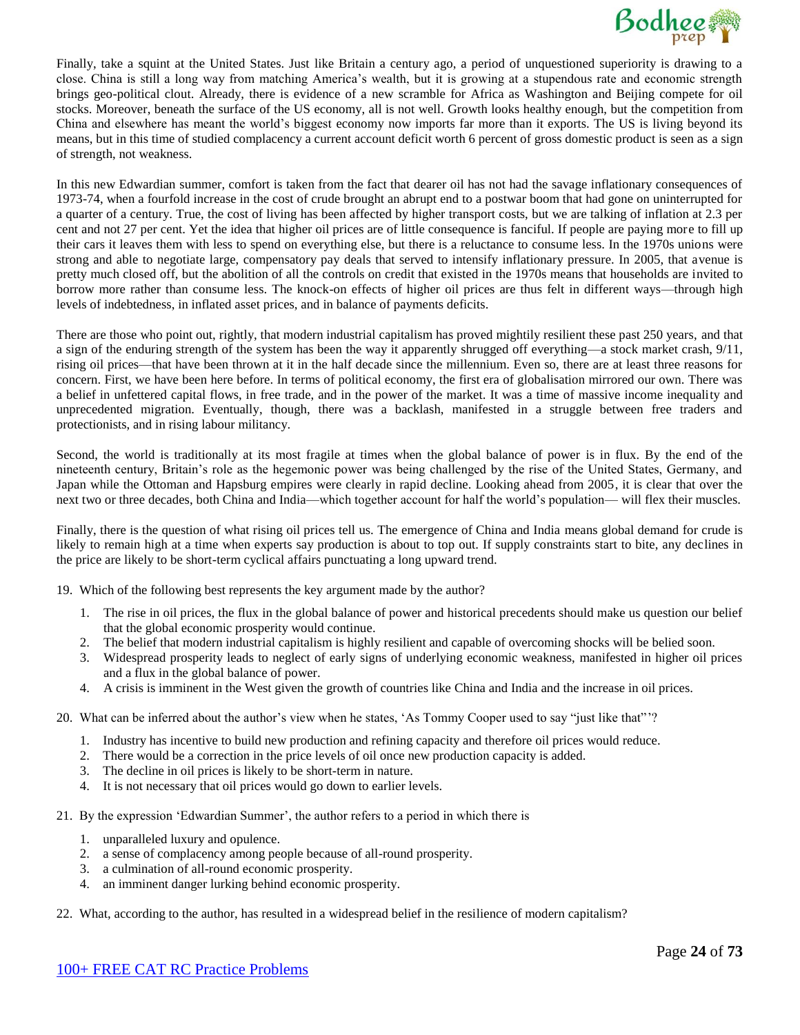Finally, take a squint at the United States. Just like Britain a century ago, a period of unquestioned superiority is drawing to a close. China is still a long way from matching America's wealth, but it is growing at a stupendous rate and economic strength brings geo-political clout. Already, there is evidence of a new scramble for Africa as Washington and Beijing compete for oil stocks. Moreover, beneath the surface of the US economy, all is not well. Growth looks healthy enough, but the competition from China and elsewhere has meant the world's biggest economy now imports far more than it exports. The US is living beyond its means, but in this time of studied complacency a current account deficit worth 6 percent of gross domestic product is seen as a sign of strength, not weakness.

In this new Edwardian summer, comfort is taken from the fact that dearer oil has not had the savage inflationary consequences of 1973-74, when a fourfold increase in the cost of crude brought an abrupt end to a postwar boom that had gone on uninterrupted for a quarter of a century. True, the cost of living has been affected by higher transport costs, but we are talking of inflation at 2.3 per cent and not 27 per cent. Yet the idea that higher oil prices are of little consequence is fanciful. If people are paying more to fill up their cars it leaves them with less to spend on everything else, but there is a reluctance to consume less. In the 1970s unions were strong and able to negotiate large, compensatory pay deals that served to intensify inflationary pressure. In 2005, that avenue is pretty much closed off, but the abolition of all the controls on credit that existed in the 1970s means that households are invited to borrow more rather than consume less. The knock-on effects of higher oil prices are thus felt in different ways—through high levels of indebtedness, in inflated asset prices, and in balance of payments deficits.

There are those who point out, rightly, that modern industrial capitalism has proved mightily resilient these past 250 years, and that a sign of the enduring strength of the system has been the way it apparently shrugged off everything—a stock market crash, 9/11, rising oil prices—that have been thrown at it in the half decade since the millennium. Even so, there are at least three reasons for concern. First, we have been here before. In terms of political economy, the first era of globalisation mirrored our own. There was a belief in unfettered capital flows, in free trade, and in the power of the market. It was a time of massive income inequality and unprecedented migration. Eventually, though, there was a backlash, manifested in a struggle between free traders and protectionists, and in rising labour militancy.

Second, the world is traditionally at its most fragile at times when the global balance of power is in flux. By the end of the nineteenth century, Britain's role as the hegemonic power was being challenged by the rise of the United States, Germany, and Japan while the Ottoman and Hapsburg empires were clearly in rapid decline. Looking ahead from 2005, it is clear that over the next two or three decades, both China and India—which together account for half the world's population— will flex their muscles.

Finally, there is the question of what rising oil prices tell us. The emergence of China and India means global demand for crude is likely to remain high at a time when experts say production is about to top out. If supply constraints start to bite, any declines in the price are likely to be short-term cyclical affairs punctuating a long upward trend.

19. Which of the following best represents the key argument made by the author?
    1. The rise in oil prices, the flux in the global balance of power and historical precedents should make us question our belief that the global economic prosperity would continue.
    2. The belief that modern industrial capitalism is highly resilient and capable of overcoming shocks will be belied soon.
    3. Widespread prosperity leads to neglect of early signs of underlying economic weakness, manifested in higher oil prices and a flux in the global balance of power.
    4. A crisis is imminent in the West given the growth of countries like China and India and the increase in oil prices.

20. What can be inferred about the author's view when he states, 'As Tommy Cooper used to say "just like that"'?
    1. Industry has incentive to build new production and refining capacity and therefore oil prices would reduce.
    2. There would be a correction in the price levels of oil once new production capacity is added.
    3. The decline in oil prices is likely to be short-term in nature.
    4. It is not necessary that oil prices would go down to earlier levels.

21. By the expression 'Edwardian Summer', the author refers to a period in which there is
    1. unparalleled luxury and opulence.
    2. a sense of complacency among people because of all-round prosperity.
    3. a culmination of all-round economic prosperity.
    4. an imminent danger lurking behind economic prosperity.

22. What, according to the author, has resulted in a widespread belief in the resilience of modern capitalism?

[100+ FREE CAT RC Practice Problems]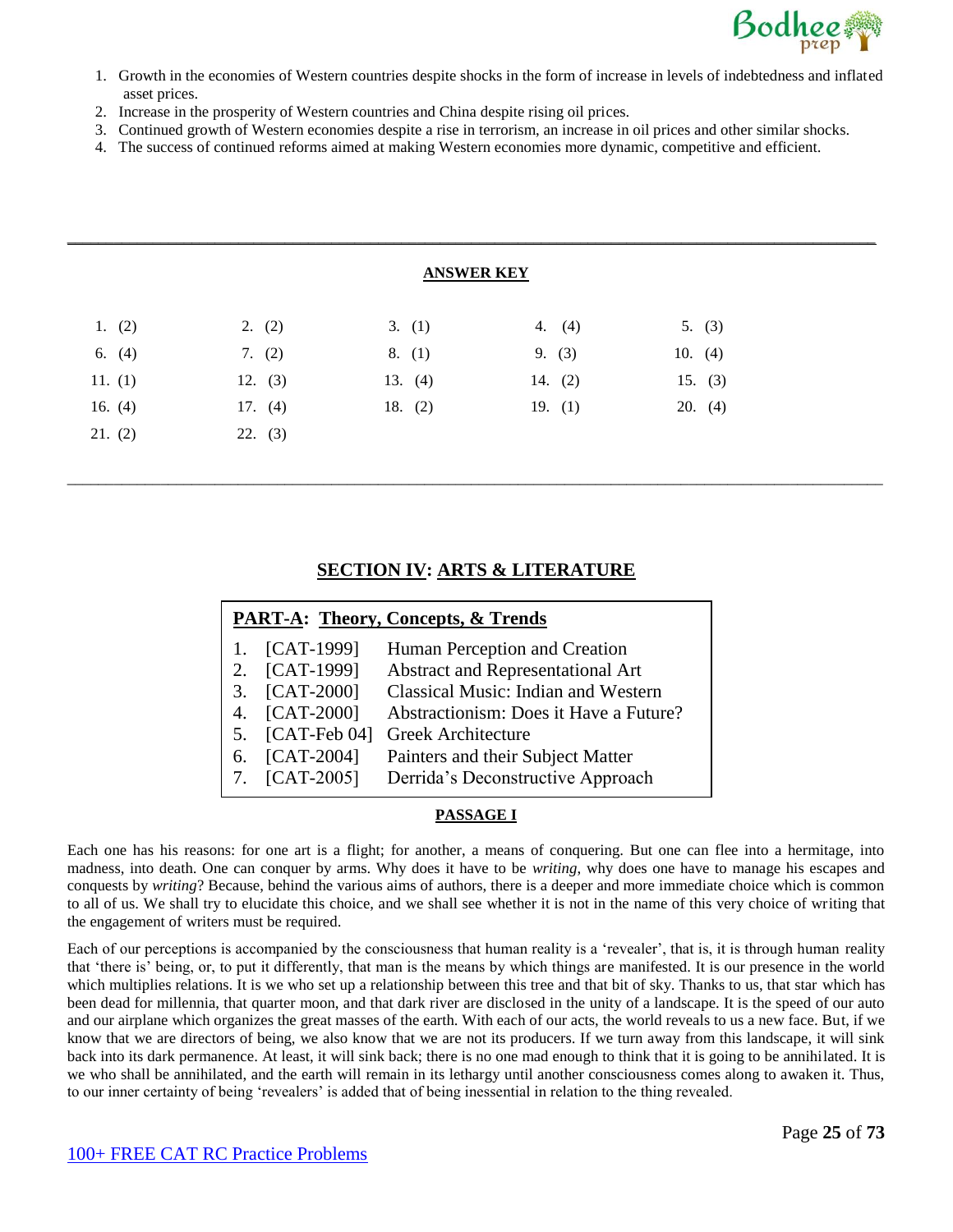1. Growth in the economies of Western countries despite shocks in the form of increase in levels of indebtedness and inflated asset prices.
2. Increase in the prosperity of Western countries and China despite rising oil prices.
3. Continued growth of Western economies despite a rise in terrorism, an increase in oil prices and other similar shocks.
4. The success of continued reforms aimed at making Western economies more dynamic, competitive and efficient.

---

**ANSWER KEY**

| | | | | |
|---|---|---|---|---|
| 1. (2) | 2. (2) | 3. (1) | 4. (4) | 5. (3) |
| 6. (4) | 7. (2) | 8. (1) | 9. (3) | 10. (4) |
| 11. (1) | 12. (3) | 13. (4) | 14. (2) | 15. (3) |
| 16. (4) | 17. (4) | 18. (2) | 19. (1) | 20. (4) |
| 21. (2) | 22. (3) | | | |

---

## SECTION IV: ARTS & LITERATURE

**PART-A: Theory, Concepts, & Trends**

1. [CAT-1999] Human Perception and Creation
2. [CAT-1999] Abstract and Representational Art
3. [CAT-2000] Classical Music: Indian and Western
4. [CAT-2000] Abstractionism: Does it Have a Future?
5. [CAT-Feb 04] Greek Architecture
6. [CAT-2004] Painters and their Subject Matter
7. [CAT-2005] Derrida's Deconstructive Approach

**PASSAGE I**

Each one has his reasons: for one art is a flight; for another, a means of conquering. But one can flee into a hermitage, into madness, into death. One can conquer by arms. Why does it have to be *writing*, why does one have to manage his escapes and conquests by *writing*? Because, behind the various aims of authors, there is a deeper and more immediate choice which is common to all of us. We shall try to elucidate this choice, and we shall see whether it is not in the name of this very choice of writing that the engagement of writers must be required.

Each of our perceptions is accompanied by the consciousness that human reality is a 'revealer', that is, it is through human reality that 'there is' being, or, to put it differently, that man is the means by which things are manifested. It is our presence in the world which multiplies relations. It is we who set up a relationship between this tree and that bit of sky. Thanks to us, that star which has been dead for millennia, that quarter moon, and that dark river are disclosed in the unity of a landscape. It is the speed of our auto and our airplane which organizes the great masses of the earth. With each of our acts, the world reveals to us a new face. But, if we know that we are directors of being, we also know that we are not its producers. If we turn away from this landscape, it will sink back into its dark permanence. At least, it will sink back; there is no one mad enough to think that it is going to be annihilated. It is we who shall be annihilated, and the earth will remain in its lethargy until another consciousness comes along to awaken it. Thus, to our inner certainty of being 'revealers' is added that of being inessential in relation to the thing revealed.

100+ FREE CAT RC Practice Problems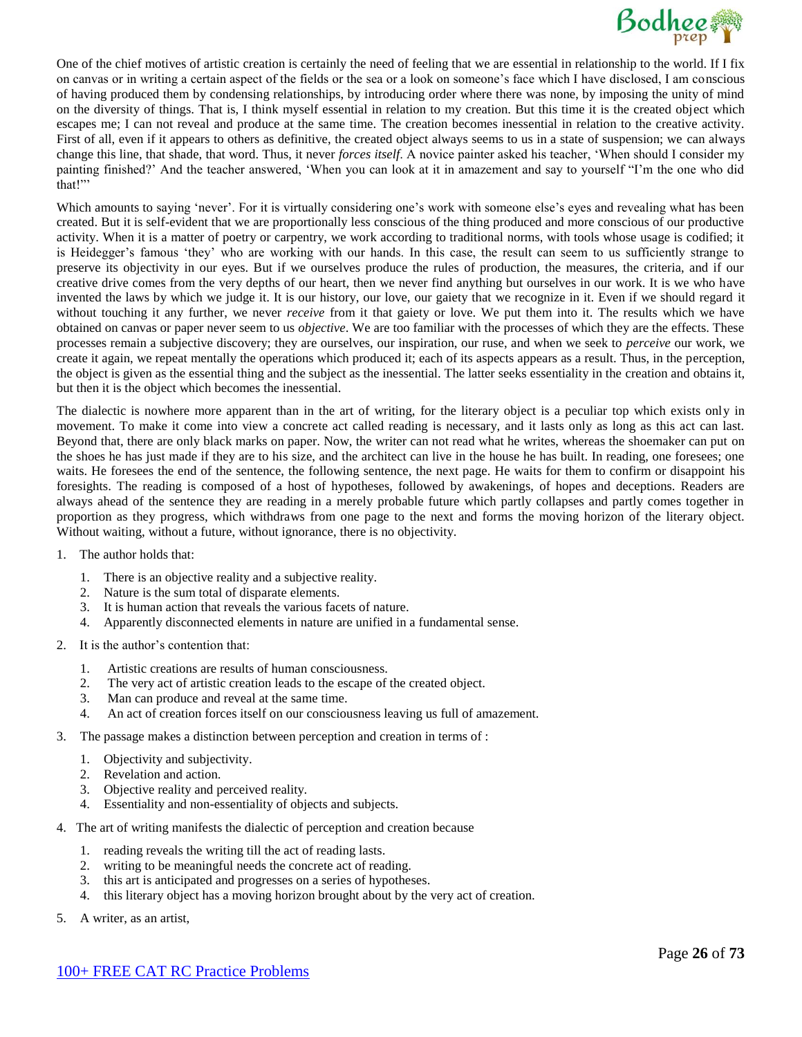One of the chief motives of artistic creation is certainly the need of feeling that we are essential in relationship to the world. If I fix on canvas or in writing a certain aspect of the fields or the sea or a look on someone's face which I have disclosed, I am conscious of having produced them by condensing relationships, by introducing order where there was none, by imposing the unity of mind on the diversity of things. That is, I think myself essential in relation to my creation. But this time it is the created object which escapes me; I can not reveal and produce at the same time. The creation becomes inessential in relation to the creative activity. First of all, even if it appears to others as definitive, the created object always seems to us in a state of suspension; we can always change this line, that shade, that word. Thus, it never *forces itself*. A novice painter asked his teacher, 'When should I consider my painting finished?' And the teacher answered, 'When you can look at it in amazement and say to yourself "I'm the one who did that!"'

Which amounts to saying 'never'. For it is virtually considering one's work with someone else's eyes and revealing what has been created. But it is self-evident that we are proportionally less conscious of the thing produced and more conscious of our productive activity. When it is a matter of poetry or carpentry, we work according to traditional norms, with tools whose usage is codified; it is Heidegger's famous 'they' who are working with our hands. In this case, the result can seem to us sufficiently strange to preserve its objectivity in our eyes. But if we ourselves produce the rules of production, the measures, the criteria, and if our creative drive comes from the very depths of our heart, then we never find anything but ourselves in our work. It is we who have invented the laws by which we judge it. It is our history, our love, our gaiety that we recognize in it. Even if we should regard it without touching it any further, we never *receive* from it that gaiety or love. We put them into it. The results which we have obtained on canvas or paper never seem to us *objective*. We are too familiar with the processes of which they are the effects. These processes remain a subjective discovery; they are ourselves, our inspiration, our ruse, and when we seek to *perceive* our work, we create it again, we repeat mentally the operations which produced it; each of its aspects appears as a result. Thus, in the perception, the object is given as the essential thing and the subject as the inessential. The latter seeks essentiality in the creation and obtains it, but then it is the object which becomes the inessential.

The dialectic is nowhere more apparent than in the art of writing, for the literary object is a peculiar top which exists only in movement. To make it come into view a concrete act called reading is necessary, and it lasts only as long as this act can last. Beyond that, there are only black marks on paper. Now, the writer can not read what he writes, whereas the shoemaker can put on the shoes he has just made if they are to his size, and the architect can live in the house he has built. In reading, one foresees; one waits. He foresees the end of the sentence, the following sentence, the next page. He waits for them to confirm or disappoint his foresights. The reading is composed of a host of hypotheses, followed by awakenings, of hopes and deceptions. Readers are always ahead of the sentence they are reading in a merely probable future which partly collapses and partly comes together in proportion as they progress, which withdraws from one page to the next and forms the moving horizon of the literary object. Without waiting, without a future, without ignorance, there is no objectivity.

1. The author holds that:
   1. There is an objective reality and a subjective reality.
   2. Nature is the sum total of disparate elements.
   3. It is human action that reveals the various facets of nature.
   4. Apparently disconnected elements in nature are unified in a fundamental sense.
2. It is the author's contention that:
   1. Artistic creations are results of human consciousness.
   2. The very act of artistic creation leads to the escape of the created object.
   3. Man can produce and reveal at the same time.
   4. An act of creation forces itself on our consciousness leaving us full of amazement.
3. The passage makes a distinction between perception and creation in terms of :
   1. Objectivity and subjectivity.
   2. Revelation and action.
   3. Objective reality and perceived reality.
   4. Essentiality and non-essentiality of objects and subjects.
4. The art of writing manifests the dialectic of perception and creation because
   1. reading reveals the writing till the act of reading lasts.
   2. writing to be meaningful needs the concrete act of reading.
   3. this art is anticipated and progresses on a series of hypotheses.
   4. this literary object has a moving horizon brought about by the very act of creation.
5. A writer, as an artist,

[100+ FREE CAT RC Practice Problems]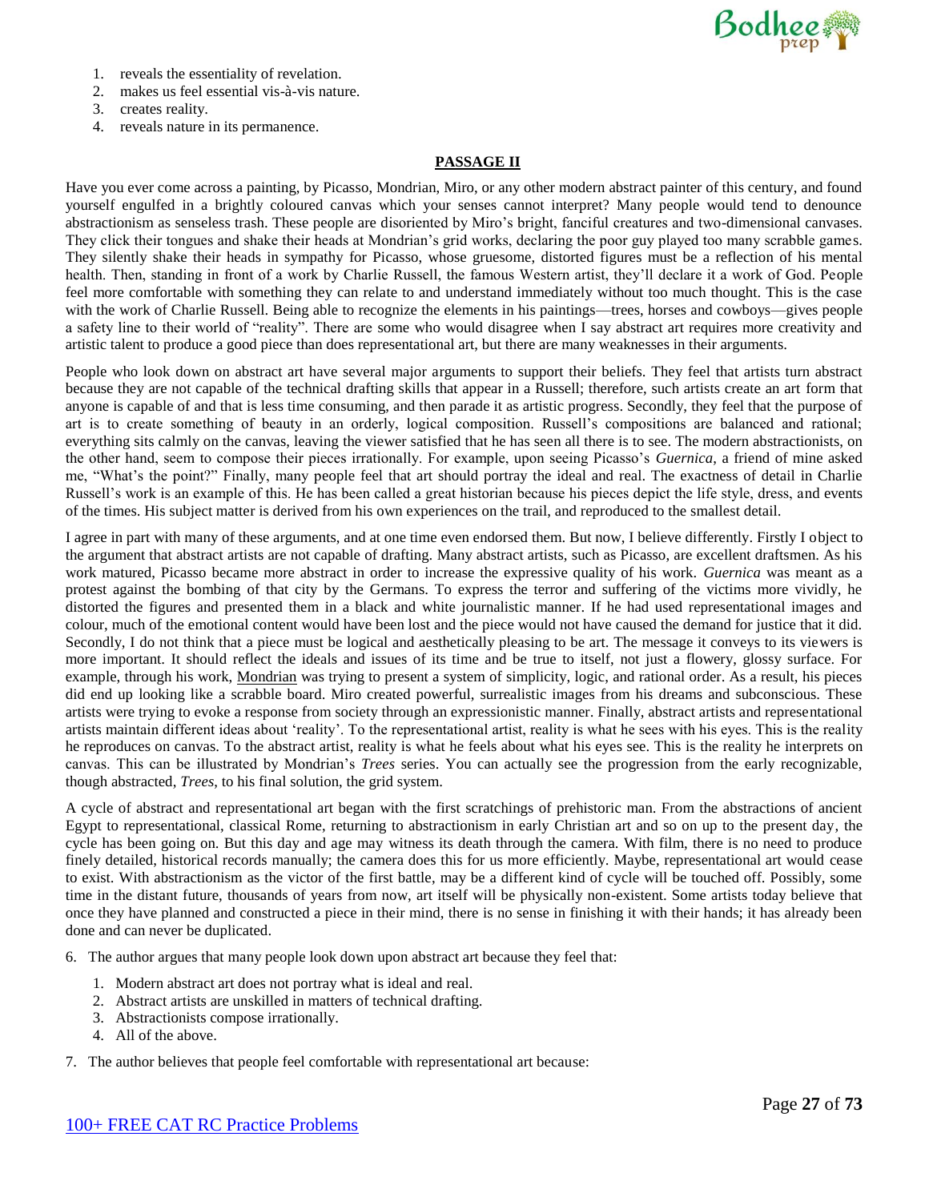1. reveals the essentiality of revelation.
2. makes us feel essential vis-à-vis nature.
3. creates reality.
4. reveals nature in its permanence.

## PASSAGE II

Have you ever come across a painting, by Picasso, Mondrian, Miro, or any other modern abstract painter of this century, and found yourself engulfed in a brightly coloured canvas which your senses cannot interpret? Many people would tend to denounce abstractionism as senseless trash. These people are disoriented by Miro's bright, fanciful creatures and two-dimensional canvases. They click their tongues and shake their heads at Mondrian's grid works, declaring the poor guy played too many scrabble games. They silently shake their heads in sympathy for Picasso, whose gruesome, distorted figures must be a reflection of his mental health. Then, standing in front of a work by Charlie Russell, the famous Western artist, they'll declare it a work of God. People feel more comfortable with something they can relate to and understand immediately without too much thought. This is the case with the work of Charlie Russell. Being able to recognize the elements in his paintings—trees, horses and cowboys—gives people a safety line to their world of "reality". There are some who would disagree when I say abstract art requires more creativity and artistic talent to produce a good piece than does representational art, but there are many weaknesses in their arguments.

People who look down on abstract art have several major arguments to support their beliefs. They feel that artists turn abstract because they are not capable of the technical drafting skills that appear in a Russell; therefore, such artists create an art form that anyone is capable of and that is less time consuming, and then parade it as artistic progress. Secondly, they feel that the purpose of art is to create something of beauty in an orderly, logical composition. Russell's compositions are balanced and rational; everything sits calmly on the canvas, leaving the viewer satisfied that he has seen all there is to see. The modern abstractionists, on the other hand, seem to compose their pieces irrationally. For example, upon seeing Picasso's *Guernica*, a friend of mine asked me, "What's the point?" Finally, many people feel that art should portray the ideal and real. The exactness of detail in Charlie Russell's work is an example of this. He has been called a great historian because his pieces depict the life style, dress, and events of the times. His subject matter is derived from his own experiences on the trail, and reproduced to the smallest detail.

I agree in part with many of these arguments, and at one time even endorsed them. But now, I believe differently. Firstly I object to the argument that abstract artists are not capable of drafting. Many abstract artists, such as Picasso, are excellent draftsmen. As his work matured, Picasso became more abstract in order to increase the expressive quality of his work. *Guernica* was meant as a protest against the bombing of that city by the Germans. To express the terror and suffering of the victims more vividly, he distorted the figures and presented them in a black and white journalistic manner. If he had used representational images and colour, much of the emotional content would have been lost and the piece would not have caused the demand for justice that it did. Secondly, I do not think that a piece must be logical and aesthetically pleasing to be art. The message it conveys to its viewers is more important. It should reflect the ideals and issues of its time and be true to itself, not just a flowery, glossy surface. For example, through his work, Mondrian was trying to present a system of simplicity, logic, and rational order. As a result, his pieces did end up looking like a scrabble board. Miro created powerful, surrealistic images from his dreams and subconscious. These artists were trying to evoke a response from society through an expressionistic manner. Finally, abstract artists and representational artists maintain different ideas about 'reality'. To the representational artist, reality is what he sees with his eyes. This is the reality he reproduces on canvas. To the abstract artist, reality is what he feels about what his eyes see. This is the reality he interprets on canvas. This can be illustrated by Mondrian's *Trees* series. You can actually see the progression from the early recognizable, though abstracted, *Trees*, to his final solution, the grid system.

A cycle of abstract and representational art began with the first scratchings of prehistoric man. From the abstractions of ancient Egypt to representational, classical Rome, returning to abstractionism in early Christian art and so on up to the present day, the cycle has been going on. But this day and age may witness its death through the camera. With film, there is no need to produce finely detailed, historical records manually; the camera does this for us more efficiently. Maybe, representational art would cease to exist. With abstractionism as the victor of the first battle, may be a different kind of cycle will be touched off. Possibly, some time in the distant future, thousands of years from now, art itself will be physically non-existent. Some artists today believe that once they have planned and constructed a piece in their mind, there is no sense in finishing it with their hands; it has already been done and can never be duplicated.

6. The author argues that many people look down upon abstract art because they feel that:
   1. Modern abstract art does not portray what is ideal and real.
   2. Abstract artists are unskilled in matters of technical drafting.
   3. Abstractionists compose irrationally.
   4. All of the above.

7. The author believes that people feel comfortable with representational art because: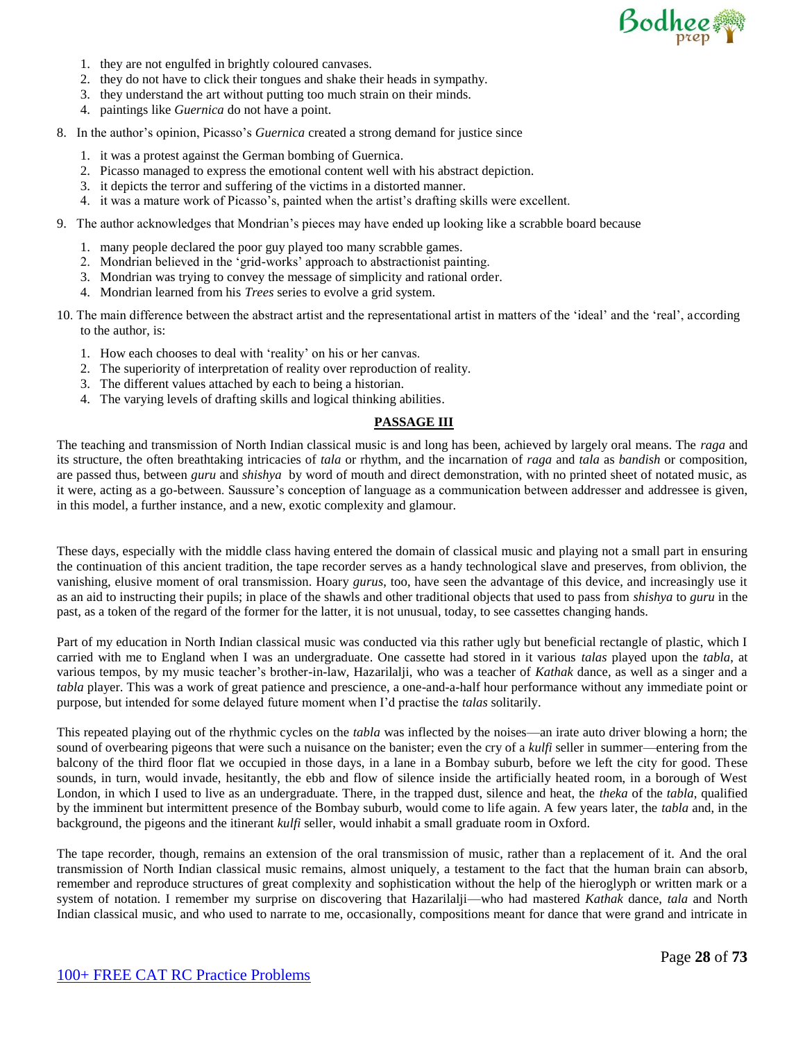1. they are not engulfed in brightly coloured canvases.
2. they do not have to click their tongues and shake their heads in sympathy.
3. they understand the art without putting too much strain on their minds.
4. paintings like *Guernica* do not have a point.

8. In the author's opinion, Picasso's *Guernica* created a strong demand for justice since

    1. it was a protest against the German bombing of Guernica.
    2. Picasso managed to express the emotional content well with his abstract depiction.
    3. it depicts the terror and suffering of the victims in a distorted manner.
    4. it was a mature work of Picasso's, painted when the artist's drafting skills were excellent.

9. The author acknowledges that Mondrian's pieces may have ended up looking like a scrabble board because

    1. many people declared the poor guy played too many scrabble games.
    2. Mondrian believed in the 'grid-works' approach to abstractionist painting.
    3. Mondrian was trying to convey the message of simplicity and rational order.
    4. Mondrian learned from his *Trees* series to evolve a grid system.

10. The main difference between the abstract artist and the representational artist in matters of the 'ideal' and the 'real', according to the author, is:

    1. How each chooses to deal with 'reality' on his or her canvas.
    2. The superiority of interpretation of reality over reproduction of reality.
    3. The different values attached by each to being a historian.
    4. The varying levels of drafting skills and logical thinking abilities.

## PASSAGE III

The teaching and transmission of North Indian classical music is and long has been, achieved by largely oral means. The *raga* and its structure, the often breathtaking intricacies of *tala* or rhythm, and the incarnation of *raga* and *tala* as *bandish* or composition, are passed thus, between *guru* and *shishya* by word of mouth and direct demonstration, with no printed sheet of notated music, as it were, acting as a go-between. Saussure's conception of language as a communication between addresser and addressee is given, in this model, a further instance, and a new, exotic complexity and glamour.

These days, especially with the middle class having entered the domain of classical music and playing not a small part in ensuring the continuation of this ancient tradition, the tape recorder serves as a handy technological slave and preserves, from oblivion, the vanishing, elusive moment of oral transmission. Hoary *gurus*, too, have seen the advantage of this device, and increasingly use it as an aid to instructing their pupils; in place of the shawls and other traditional objects that used to pass from *shishya* to *guru* in the past, as a token of the regard of the former for the latter, it is not unusual, today, to see cassettes changing hands.

Part of my education in North Indian classical music was conducted via this rather ugly but beneficial rectangle of plastic, which I carried with me to England when I was an undergraduate. One cassette had stored in it various *talas* played upon the *tabla*, at various tempos, by my music teacher's brother-in-law, Hazarilalji, who was a teacher of *Kathak* dance, as well as a singer and a *tabla* player. This was a work of great patience and prescience, a one-and-a-half hour performance without any immediate point or purpose, but intended for some delayed future moment when I'd practise the *talas* solitarily.

This repeated playing out of the rhythmic cycles on the *tabla* was inflected by the noises—an irate auto driver blowing a horn; the sound of overbearing pigeons that were such a nuisance on the banister; even the cry of a *kulfi* seller in summer—entering from the balcony of the third floor flat we occupied in those days, in a lane in a Bombay suburb, before we left the city for good. These sounds, in turn, would invade, hesitantly, the ebb and flow of silence inside the artificially heated room, in a borough of West London, in which I used to live as an undergraduate. There, in the trapped dust, silence and heat, the *theka* of the *tabla*, qualified by the imminent but intermittent presence of the Bombay suburb, would come to life again. A few years later, the *tabla* and, in the background, the pigeons and the itinerant *kulfi* seller, would inhabit a small graduate room in Oxford.

The tape recorder, though, remains an extension of the oral transmission of music, rather than a replacement of it. And the oral transmission of North Indian classical music remains, almost uniquely, a testament to the fact that the human brain can absorb, remember and reproduce structures of great complexity and sophistication without the help of the hieroglyph or written mark or a system of notation. I remember my surprise on discovering that Hazarilalji—who had mastered *Kathak* dance, *tala* and North Indian classical music, and who used to narrate to me, occasionally, compositions meant for dance that were grand and intricate in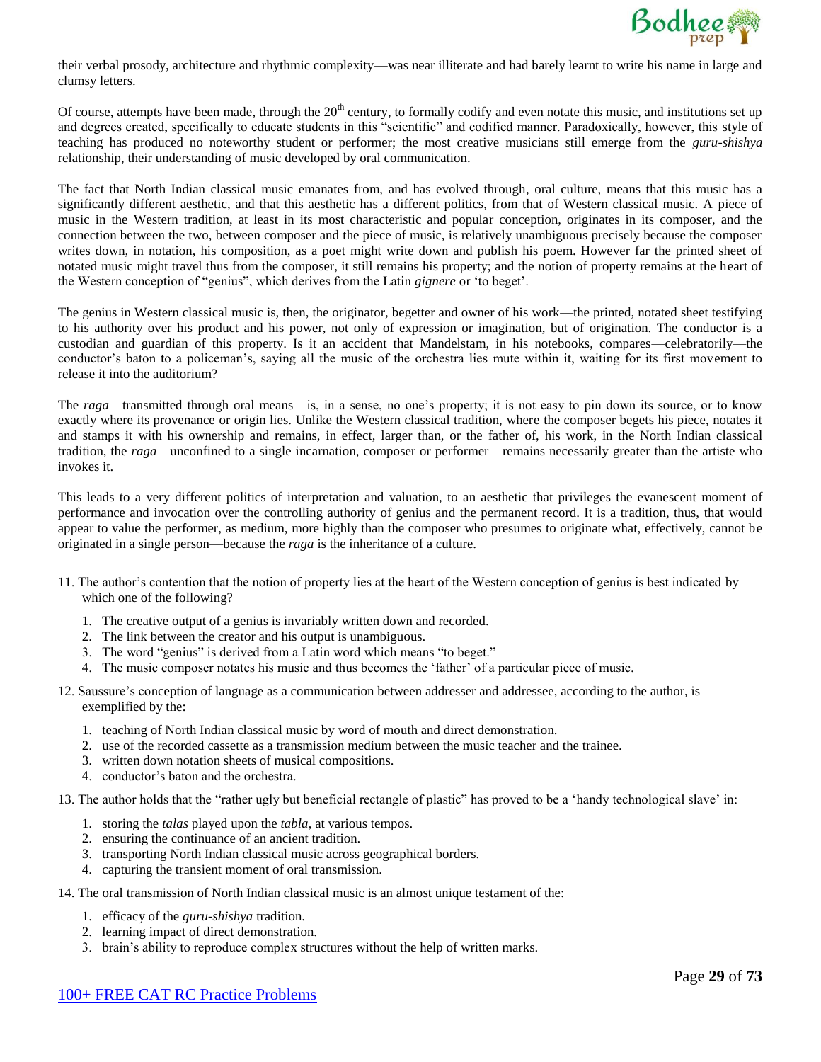their verbal prosody, architecture and rhythmic complexity—was near illiterate and had barely learnt to write his name in large and clumsy letters.

Of course, attempts have been made, through the 20th century, to formally codify and even notate this music, and institutions set up and degrees created, specifically to educate students in this "scientific" and codified manner. Paradoxically, however, this style of teaching has produced no noteworthy student or performer; the most creative musicians still emerge from the *guru-shishya* relationship, their understanding of music developed by oral communication.

The fact that North Indian classical music emanates from, and has evolved through, oral culture, means that this music has a significantly different aesthetic, and that this aesthetic has a different politics, from that of Western classical music. A piece of music in the Western tradition, at least in its most characteristic and popular conception, originates in its composer, and the connection between the two, between composer and the piece of music, is relatively unambiguous precisely because the composer writes down, in notation, his composition, as a poet might write down and publish his poem. However far the printed sheet of notated music might travel thus from the composer, it still remains his property; and the notion of property remains at the heart of the Western conception of "genius", which derives from the Latin *gignere* or 'to beget'.

The genius in Western classical music is, then, the originator, begetter and owner of his work—the printed, notated sheet testifying to his authority over his product and his power, not only of expression or imagination, but of origination. The conductor is a custodian and guardian of this property. Is it an accident that Mandelstam, in his notebooks, compares—celebratorily—the conductor's baton to a policeman's, saying all the music of the orchestra lies mute within it, waiting for its first movement to release it into the auditorium?

The *raga*—transmitted through oral means—is, in a sense, no one's property; it is not easy to pin down its source, or to know exactly where its provenance or origin lies. Unlike the Western classical tradition, where the composer begets his piece, notates it and stamps it with his ownership and remains, in effect, larger than, or the father of, his work, in the North Indian classical tradition, the *raga*—unconfined to a single incarnation, composer or performer—remains necessarily greater than the artiste who invokes it.

This leads to a very different politics of interpretation and valuation, to an aesthetic that privileges the evanescent moment of performance and invocation over the controlling authority of genius and the permanent record. It is a tradition, thus, that would appear to value the performer, as medium, more highly than the composer who presumes to originate what, effectively, cannot be originated in a single person—because the *raga* is the inheritance of a culture.

11. The author's contention that the notion of property lies at the heart of the Western conception of genius is best indicated by which one of the following?
    1. The creative output of a genius is invariably written down and recorded.
    2. The link between the creator and his output is unambiguous.
    3. The word "genius" is derived from a Latin word which means "to beget."
    4. The music composer notates his music and thus becomes the 'father' of a particular piece of music.

12. Saussure's conception of language as a communication between addresser and addressee, according to the author, is exemplified by the:
    1. teaching of North Indian classical music by word of mouth and direct demonstration.
    2. use of the recorded cassette as a transmission medium between the music teacher and the trainee.
    3. written down notation sheets of musical compositions.
    4. conductor's baton and the orchestra.

13. The author holds that the "rather ugly but beneficial rectangle of plastic" has proved to be a 'handy technological slave' in:
    1. storing the *talas* played upon the *tabla*, at various tempos.
    2. ensuring the continuance of an ancient tradition.
    3. transporting North Indian classical music across geographical borders.
    4. capturing the transient moment of oral transmission.

14. The oral transmission of North Indian classical music is an almost unique testament of the:
    1. efficacy of the *guru-shishya* tradition.
    2. learning impact of direct demonstration.
    3. brain's ability to reproduce complex structures without the help of written marks.

[100+ FREE CAT RC Practice Problems]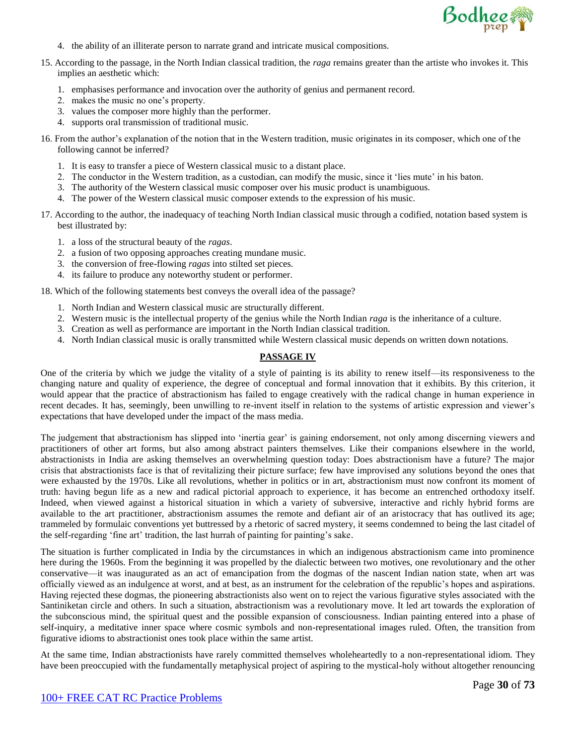4. the ability of an illiterate person to narrate grand and intricate musical compositions.

15. According to the passage, in the North Indian classical tradition, the *raga* remains greater than the artiste who invokes it. This implies an aesthetic which:

    1. emphasises performance and invocation over the authority of genius and permanent record.
    2. makes the music no one's property.
    3. values the composer more highly than the performer.
    4. supports oral transmission of traditional music.

16. From the author's explanation of the notion that in the Western tradition, music originates in its composer, which one of the following cannot be inferred?

    1. It is easy to transfer a piece of Western classical music to a distant place.
    2. The conductor in the Western tradition, as a custodian, can modify the music, since it 'lies mute' in his baton.
    3. The authority of the Western classical music composer over his music product is unambiguous.
    4. The power of the Western classical music composer extends to the expression of his music.

17. According to the author, the inadequacy of teaching North Indian classical music through a codified, notation based system is best illustrated by:

    1. a loss of the structural beauty of the *ragas*.
    2. a fusion of two opposing approaches creating mundane music.
    3. the conversion of free-flowing *ragas* into stilted set pieces.
    4. its failure to produce any noteworthy student or performer.

18. Which of the following statements best conveys the overall idea of the passage?

    1. North Indian and Western classical music are structurally different.
    2. Western music is the intellectual property of the genius while the North Indian *raga* is the inheritance of a culture.
    3. Creation as well as performance are important in the North Indian classical tradition.
    4. North Indian classical music is orally transmitted while Western classical music depends on written down notations.

## PASSAGE IV

One of the criteria by which we judge the vitality of a style of painting is its ability to renew itself—its responsiveness to the changing nature and quality of experience, the degree of conceptual and formal innovation that it exhibits. By this criterion, it would appear that the practice of abstractionism has failed to engage creatively with the radical change in human experience in recent decades. It has, seemingly, been unwilling to re-invent itself in relation to the systems of artistic expression and viewer's expectations that have developed under the impact of the mass media.

The judgement that abstractionism has slipped into 'inertia gear' is gaining endorsement, not only among discerning viewers and practitioners of other art forms, but also among abstract painters themselves. Like their companions elsewhere in the world, abstractionists in India are asking themselves an overwhelming question today: Does abstractionism have a future? The major crisis that abstractionists face is that of revitalizing their picture surface; few have improvised any solutions beyond the ones that were exhausted by the 1970s. Like all revolutions, whether in politics or in art, abstractionism must now confront its moment of truth: having begun life as a new and radical pictorial approach to experience, it has become an entrenched orthodoxy itself. Indeed, when viewed against a historical situation in which a variety of subversive, interactive and richly hybrid forms are available to the art practitioner, abstractionism assumes the remote and defiant air of an aristocracy that has outlived its age; trammeled by formulaic conventions yet buttressed by a rhetoric of sacred mystery, it seems condemned to being the last citadel of the self-regarding 'fine art' tradition, the last hurrah of painting for painting's sake.

The situation is further complicated in India by the circumstances in which an indigenous abstractionism came into prominence here during the 1960s. From the beginning it was propelled by the dialectic between two motives, one revolutionary and the other conservative—it was inaugurated as an act of emancipation from the dogmas of the nascent Indian nation state, when art was officially viewed as an indulgence at worst, and at best, as an instrument for the celebration of the republic's hopes and aspirations. Having rejected these dogmas, the pioneering abstractionists also went on to reject the various figurative styles associated with the Santiniketan circle and others. In such a situation, abstractionism was a revolutionary move. It led art towards the exploration of the subconscious mind, the spiritual quest and the possible expansion of consciousness. Indian painting entered into a phase of self-inquiry, a meditative inner space where cosmic symbols and non-representational images ruled. Often, the transition from figurative idioms to abstractionist ones took place within the same artist.

At the same time, Indian abstractionists have rarely committed themselves wholeheartedly to a non-representational idiom. They have been preoccupied with the fundamentally metaphysical project of aspiring to the mystical-holy without altogether renouncing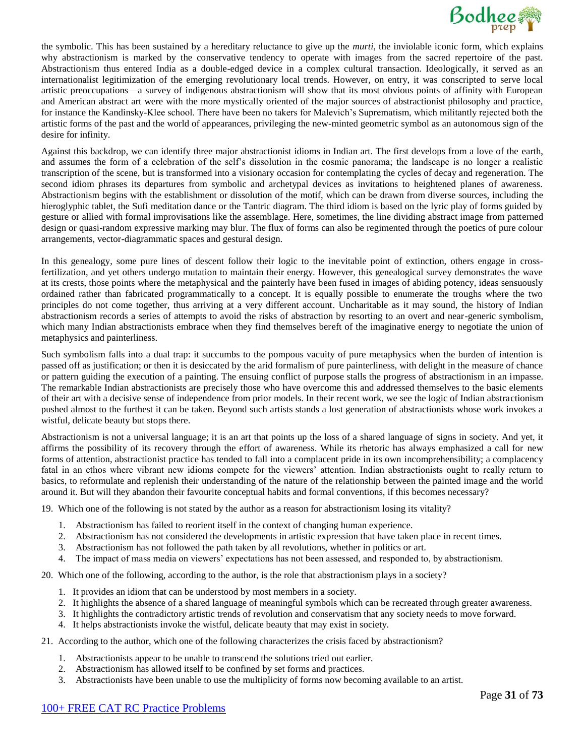the symbolic. This has been sustained by a hereditary reluctance to give up the *murti*, the inviolable iconic form, which explains why abstractionism is marked by the conservative tendency to operate with images from the sacred repertoire of the past. Abstractionism thus entered India as a double-edged device in a complex cultural transaction. Ideologically, it served as an internationalist legitimization of the emerging revolutionary local trends. However, on entry, it was conscripted to serve local artistic preoccupations—a survey of indigenous abstractionism will show that its most obvious points of affinity with European and American abstract art were with the more mystically oriented of the major sources of abstractionist philosophy and practice, for instance the Kandinsky-Klee school. There have been no takers for Malevich's Suprematism, which militantly rejected both the artistic forms of the past and the world of appearances, privileging the new-minted geometric symbol as an autonomous sign of the desire for infinity.

Against this backdrop, we can identify three major abstractionist idioms in Indian art. The first develops from a love of the earth, and assumes the form of a celebration of the self's dissolution in the cosmic panorama; the landscape is no longer a realistic transcription of the scene, but is transformed into a visionary occasion for contemplating the cycles of decay and regeneration. The second idiom phrases its departures from symbolic and archetypal devices as invitations to heightened planes of awareness. Abstractionism begins with the establishment or dissolution of the motif, which can be drawn from diverse sources, including the hieroglyphic tablet, the Sufi meditation dance or the Tantric diagram. The third idiom is based on the lyric play of forms guided by gesture or allied with formal improvisations like the assemblage. Here, sometimes, the line dividing abstract image from patterned design or quasi-random expressive marking may blur. The flux of forms can also be regimented through the poetics of pure colour arrangements, vector-diagrammatic spaces and gestural design.

In this genealogy, some pure lines of descent follow their logic to the inevitable point of extinction, others engage in cross-fertilization, and yet others undergo mutation to maintain their energy. However, this genealogical survey demonstrates the wave at its crests, those points where the metaphysical and the painterly have been fused in images of abiding potency, ideas sensuously ordained rather than fabricated programmatically to a concept. It is equally possible to enumerate the troughs where the two principles do not come together, thus arriving at a very different account. Uncharitable as it may sound, the history of Indian abstractionism records a series of attempts to avoid the risks of abstraction by resorting to an overt and near-generic symbolism, which many Indian abstractionists embrace when they find themselves bereft of the imaginative energy to negotiate the union of metaphysics and painterliness.

Such symbolism falls into a dual trap: it succumbs to the pompous vacuity of pure metaphysics when the burden of intention is passed off as justification; or then it is desiccated by the arid formalism of pure painterliness, with delight in the measure of chance or pattern guiding the execution of a painting. The ensuing conflict of purpose stalls the progress of abstractionism in an impasse. The remarkable Indian abstractionists are precisely those who have overcome this and addressed themselves to the basic elements of their art with a decisive sense of independence from prior models. In their recent work, we see the logic of Indian abstractionism pushed almost to the furthest it can be taken. Beyond such artists stands a lost generation of abstractionists whose work invokes a wistful, delicate beauty but stops there.

Abstractionism is not a universal language; it is an art that points up the loss of a shared language of signs in society. And yet, it affirms the possibility of its recovery through the effort of awareness. While its rhetoric has always emphasized a call for new forms of attention, abstractionist practice has tended to fall into a complacent pride in its own incomprehensibility; a complacency fatal in an ethos where vibrant new idioms compete for the viewers' attention. Indian abstractionists ought to really return to basics, to reformulate and replenish their understanding of the nature of the relationship between the painted image and the world around it. But will they abandon their favourite conceptual habits and formal conventions, if this becomes necessary?

19. Which one of the following is not stated by the author as a reason for abstractionism losing its vitality?

    1. Abstractionism has failed to reorient itself in the context of changing human experience.
    2. Abstractionism has not considered the developments in artistic expression that have taken place in recent times.
    3. Abstractionism has not followed the path taken by all revolutions, whether in politics or art.
    4. The impact of mass media on viewers' expectations has not been assessed, and responded to, by abstractionism.

20. Which one of the following, according to the author, is the role that abstractionism plays in a society?

    1. It provides an idiom that can be understood by most members in a society.
    2. It highlights the absence of a shared language of meaningful symbols which can be recreated through greater awareness.
    3. It highlights the contradictory artistic trends of revolution and conservatism that any society needs to move forward.
    4. It helps abstractionists invoke the wistful, delicate beauty that may exist in society.

21. According to the author, which one of the following characterizes the crisis faced by abstractionism?

    1. Abstractionists appear to be unable to transcend the solutions tried out earlier.
    2. Abstractionism has allowed itself to be confined by set forms and practices.
    3. Abstractionists have been unable to use the multiplicity of forms now becoming available to an artist.

100+ FREE CAT RC Practice Problems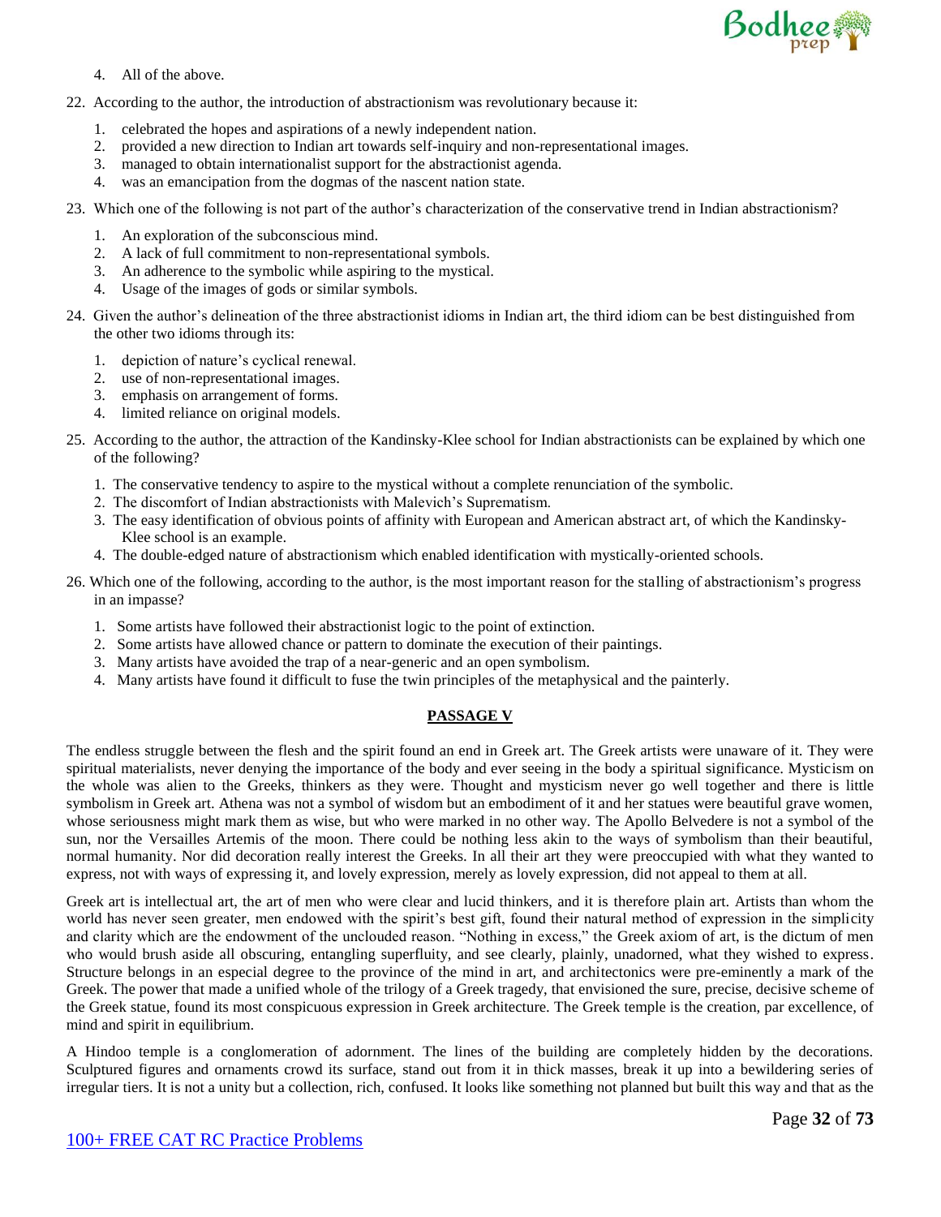4. All of the above.

22. According to the author, the introduction of abstractionism was revolutionary because it:

    1. celebrated the hopes and aspirations of a newly independent nation.
    2. provided a new direction to Indian art towards self-inquiry and non-representational images.
    3. managed to obtain internationalist support for the abstractionist agenda.
    4. was an emancipation from the dogmas of the nascent nation state.

23. Which one of the following is not part of the author's characterization of the conservative trend in Indian abstractionism?

    1. An exploration of the subconscious mind.
    2. A lack of full commitment to non-representational symbols.
    3. An adherence to the symbolic while aspiring to the mystical.
    4. Usage of the images of gods or similar symbols.

24. Given the author's delineation of the three abstractionist idioms in Indian art, the third idiom can be best distinguished from the other two idioms through its:

    1. depiction of nature's cyclical renewal.
    2. use of non-representational images.
    3. emphasis on arrangement of forms.
    4. limited reliance on original models.

25. According to the author, the attraction of the Kandinsky-Klee school for Indian abstractionists can be explained by which one of the following?

    1. The conservative tendency to aspire to the mystical without a complete renunciation of the symbolic.
    2. The discomfort of Indian abstractionists with Malevich's Suprematism.
    3. The easy identification of obvious points of affinity with European and American abstract art, of which the Kandinsky-Klee school is an example.
    4. The double-edged nature of abstractionism which enabled identification with mystically-oriented schools.

26. Which one of the following, according to the author, is the most important reason for the stalling of abstractionism's progress in an impasse?

    1. Some artists have followed their abstractionist logic to the point of extinction.
    2. Some artists have allowed chance or pattern to dominate the execution of their paintings.
    3. Many artists have avoided the trap of a near-generic and an open symbolism.
    4. Many artists have found it difficult to fuse the twin principles of the metaphysical and the painterly.

## PASSAGE V

The endless struggle between the flesh and the spirit found an end in Greek art. The Greek artists were unaware of it. They were spiritual materialists, never denying the importance of the body and ever seeing in the body a spiritual significance. Mysticism on the whole was alien to the Greeks, thinkers as they were. Thought and mysticism never go well together and there is little symbolism in Greek art. Athena was not a symbol of wisdom but an embodiment of it and her statues were beautiful grave women, whose seriousness might mark them as wise, but who were marked in no other way. The Apollo Belvedere is not a symbol of the sun, nor the Versailles Artemis of the moon. There could be nothing less akin to the ways of symbolism than their beautiful, normal humanity. Nor did decoration really interest the Greeks. In all their art they were preoccupied with what they wanted to express, not with ways of expressing it, and lovely expression, merely as lovely expression, did not appeal to them at all.

Greek art is intellectual art, the art of men who were clear and lucid thinkers, and it is therefore plain art. Artists than whom the world has never seen greater, men endowed with the spirit's best gift, found their natural method of expression in the simplicity and clarity which are the endowment of the unclouded reason. "Nothing in excess," the Greek axiom of art, is the dictum of men who would brush aside all obscuring, entangling superfluity, and see clearly, plainly, unadorned, what they wished to express. Structure belongs in an especial degree to the province of the mind in art, and architectonics were pre-eminently a mark of the Greek. The power that made a unified whole of the trilogy of a Greek tragedy, that envisioned the sure, precise, decisive scheme of the Greek statue, found its most conspicuous expression in Greek architecture. The Greek temple is the creation, par excellence, of mind and spirit in equilibrium.

A Hindoo temple is a conglomeration of adornment. The lines of the building are completely hidden by the decorations. Sculptured figures and ornaments crowd its surface, stand out from it in thick masses, break it up into a bewildering series of irregular tiers. It is not a unity but a collection, rich, confused. It looks like something not planned but built this way and that as the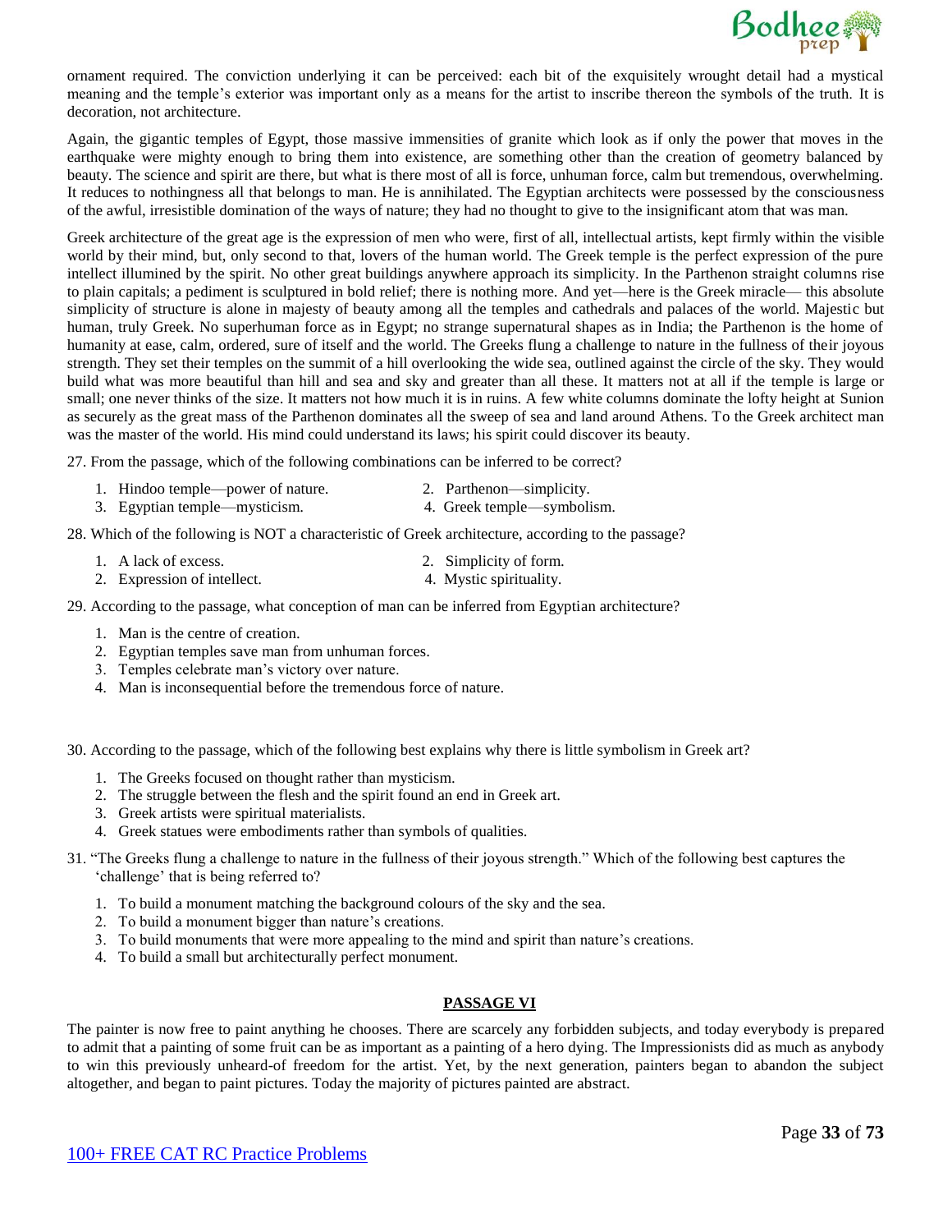ornament required. The conviction underlying it can be perceived: each bit of the exquisitely wrought detail had a mystical meaning and the temple's exterior was important only as a means for the artist to inscribe thereon the symbols of the truth. It is decoration, not architecture.

Again, the gigantic temples of Egypt, those massive immensities of granite which look as if only the power that moves in the earthquake were mighty enough to bring them into existence, are something other than the creation of geometry balanced by beauty. The science and spirit are there, but what is there most of all is force, unhuman force, calm but tremendous, overwhelming. It reduces to nothingness all that belongs to man. He is annihilated. The Egyptian architects were possessed by the consciousness of the awful, irresistible domination of the ways of nature; they had no thought to give to the insignificant atom that was man.

Greek architecture of the great age is the expression of men who were, first of all, intellectual artists, kept firmly within the visible world by their mind, but, only second to that, lovers of the human world. The Greek temple is the perfect expression of the pure intellect illumined by the spirit. No other great buildings anywhere approach its simplicity. In the Parthenon straight columns rise to plain capitals; a pediment is sculptured in bold relief; there is nothing more. And yet—here is the Greek miracle— this absolute simplicity of structure is alone in majesty of beauty among all the temples and cathedrals and palaces of the world. Majestic but human, truly Greek. No superhuman force as in Egypt; no strange supernatural shapes as in India; the Parthenon is the home of humanity at ease, calm, ordered, sure of itself and the world. The Greeks flung a challenge to nature in the fullness of their joyous strength. They set their temples on the summit of a hill overlooking the wide sea, outlined against the circle of the sky. They would build what was more beautiful than hill and sea and sky and greater than all these. It matters not at all if the temple is large or small; one never thinks of the size. It matters not how much it is in ruins. A few white columns dominate the lofty height at Sunion as securely as the great mass of the Parthenon dominates all the sweep of sea and land around Athens. To the Greek architect man was the master of the world. His mind could understand its laws; his spirit could discover its beauty.

27. From the passage, which of the following combinations can be inferred to be correct?

1. Hindoo temple—power of nature.
2. Parthenon—simplicity.
3. Egyptian temple—mysticism.
4. Greek temple—symbolism.

28. Which of the following is NOT a characteristic of Greek architecture, according to the passage?

1. A lack of excess.
2. Simplicity of form.
2. Expression of intellect.
4. Mystic spirituality.

29. According to the passage, what conception of man can be inferred from Egyptian architecture?

1. Man is the centre of creation.
2. Egyptian temples save man from unhuman forces.
3. Temples celebrate man's victory over nature.
4. Man is inconsequential before the tremendous force of nature.

30. According to the passage, which of the following best explains why there is little symbolism in Greek art?

1. The Greeks focused on thought rather than mysticism.
2. The struggle between the flesh and the spirit found an end in Greek art.
3. Greek artists were spiritual materialists.
4. Greek statues were embodiments rather than symbols of qualities.

31. "The Greeks flung a challenge to nature in the fullness of their joyous strength." Which of the following best captures the 'challenge' that is being referred to?

1. To build a monument matching the background colours of the sky and the sea.
2. To build a monument bigger than nature's creations.
3. To build monuments that were more appealing to the mind and spirit than nature's creations.
4. To build a small but architecturally perfect monument.

## PASSAGE VI

The painter is now free to paint anything he chooses. There are scarcely any forbidden subjects, and today everybody is prepared to admit that a painting of some fruit can be as important as a painting of a hero dying. The Impressionists did as much as anybody to win this previously unheard-of freedom for the artist. Yet, by the next generation, painters began to abandon the subject altogether, and began to paint pictures. Today the majority of pictures painted are abstract.

100+ FREE CAT RC Practice Problems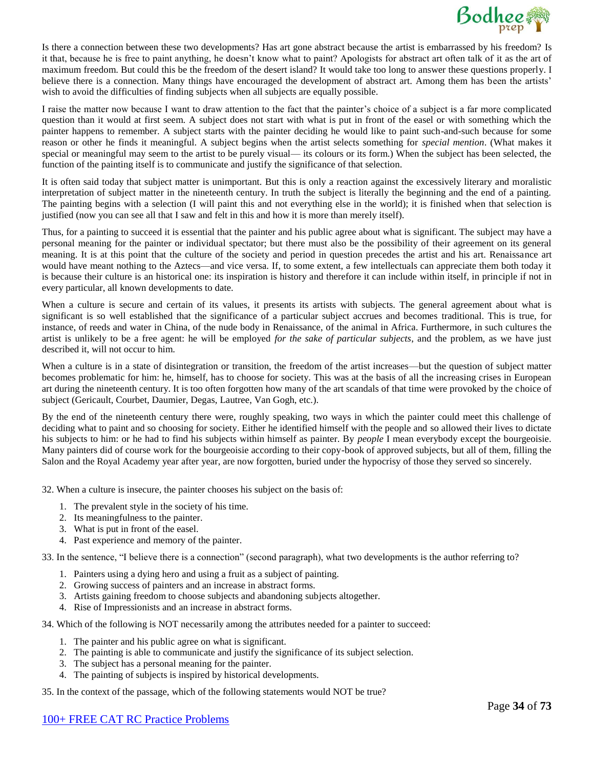Is there a connection between these two developments? Has art gone abstract because the artist is embarrassed by his freedom? Is it that, because he is free to paint anything, he doesn't know what to paint? Apologists for abstract art often talk of it as the art of maximum freedom. But could this be the freedom of the desert island? It would take too long to answer these questions properly. I believe there is a connection. Many things have encouraged the development of abstract art. Among them has been the artists' wish to avoid the difficulties of finding subjects when all subjects are equally possible.

I raise the matter now because I want to draw attention to the fact that the painter's choice of a subject is a far more complicated question than it would at first seem. A subject does not start with what is put in front of the easel or with something which the painter happens to remember. A subject starts with the painter deciding he would like to paint such-and-such because for some reason or other he finds it meaningful. A subject begins when the artist selects something for *special mention*. (What makes it special or meaningful may seem to the artist to be purely visual— its colours or its form.) When the subject has been selected, the function of the painting itself is to communicate and justify the significance of that selection.

It is often said today that subject matter is unimportant. But this is only a reaction against the excessively literary and moralistic interpretation of subject matter in the nineteenth century. In truth the subject is literally the beginning and the end of a painting. The painting begins with a selection (I will paint this and not everything else in the world); it is finished when that selection is justified (now you can see all that I saw and felt in this and how it is more than merely itself).

Thus, for a painting to succeed it is essential that the painter and his public agree about what is significant. The subject may have a personal meaning for the painter or individual spectator; but there must also be the possibility of their agreement on its general meaning. It is at this point that the culture of the society and period in question precedes the artist and his art. Renaissance art would have meant nothing to the Aztecs—and vice versa. If, to some extent, a few intellectuals can appreciate them both today it is because their culture is an historical one: its inspiration is history and therefore it can include within itself, in principle if not in every particular, all known developments to date.

When a culture is secure and certain of its values, it presents its artists with subjects. The general agreement about what is significant is so well established that the significance of a particular subject accrues and becomes traditional. This is true, for instance, of reeds and water in China, of the nude body in Renaissance, of the animal in Africa. Furthermore, in such cultures the artist is unlikely to be a free agent: he will be employed *for the sake of particular subjects*, and the problem, as we have just described it, will not occur to him.

When a culture is in a state of disintegration or transition, the freedom of the artist increases—but the question of subject matter becomes problematic for him: he, himself, has to choose for society. This was at the basis of all the increasing crises in European art during the nineteenth century. It is too often forgotten how many of the art scandals of that time were provoked by the choice of subject (Gericault, Courbet, Daumier, Degas, Lautree, Van Gogh, etc.).

By the end of the nineteenth century there were, roughly speaking, two ways in which the painter could meet this challenge of deciding what to paint and so choosing for society. Either he identified himself with the people and so allowed their lives to dictate his subjects to him: or he had to find his subjects within himself as painter. By *people* I mean everybody except the bourgeoisie. Many painters did of course work for the bourgeoisie according to their copy-book of approved subjects, but all of them, filling the Salon and the Royal Academy year after year, are now forgotten, buried under the hypocrisy of those they served so sincerely.

32. When a culture is insecure, the painter chooses his subject on the basis of:

1. The prevalent style in the society of his time.
2. Its meaningfulness to the painter.
3. What is put in front of the easel.
4. Past experience and memory of the painter.

33. In the sentence, "I believe there is a connection" (second paragraph), what two developments is the author referring to?

1. Painters using a dying hero and using a fruit as a subject of painting.
2. Growing success of painters and an increase in abstract forms.
3. Artists gaining freedom to choose subjects and abandoning subjects altogether.
4. Rise of Impressionists and an increase in abstract forms.

34. Which of the following is NOT necessarily among the attributes needed for a painter to succeed:

1. The painter and his public agree on what is significant.
2. The painting is able to communicate and justify the significance of its subject selection.
3. The subject has a personal meaning for the painter.
4. The painting of subjects is inspired by historical developments.

35. In the context of the passage, which of the following statements would NOT be true?

[100+ FREE CAT RC Practice Problems]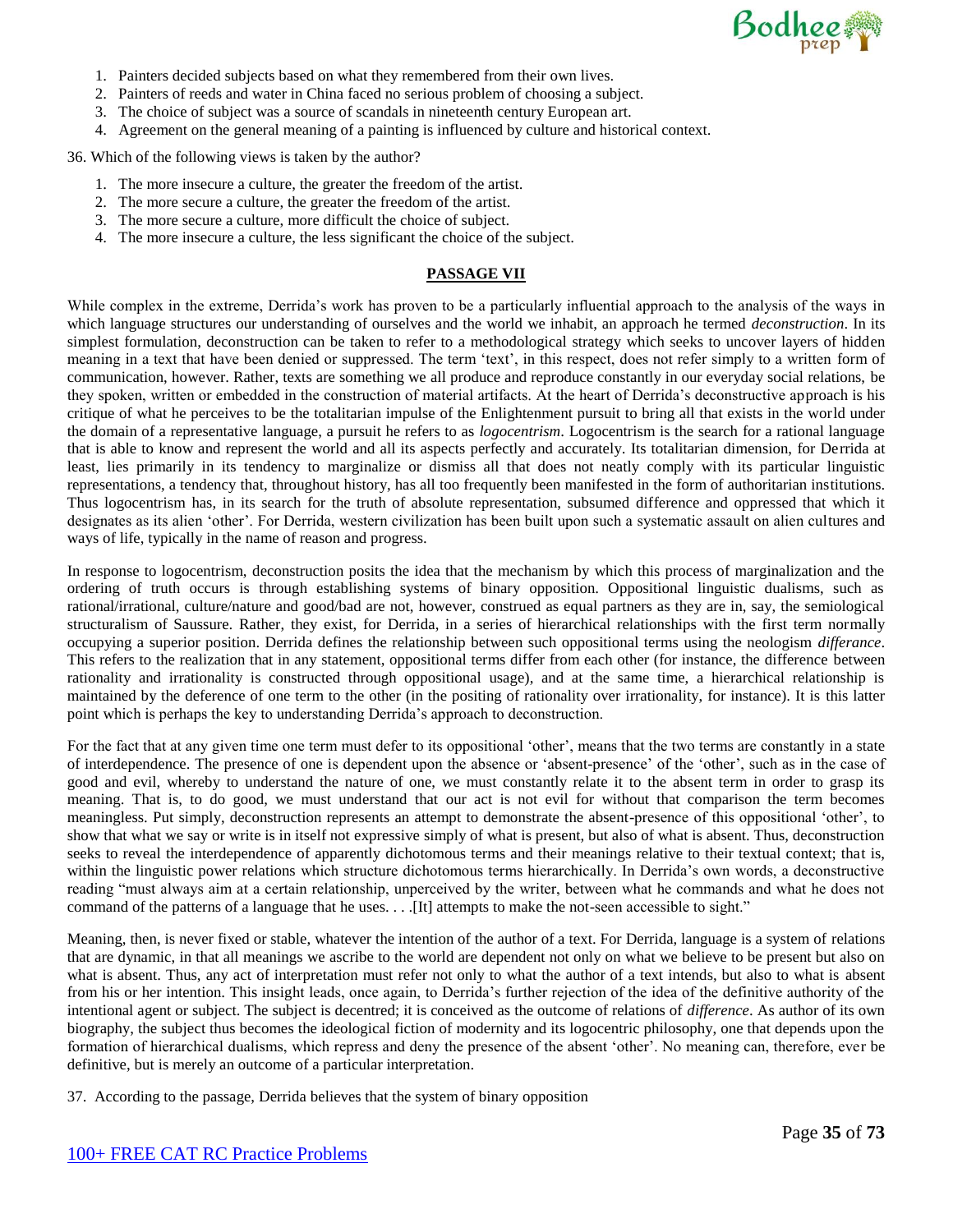1. Painters decided subjects based on what they remembered from their own lives.
2. Painters of reeds and water in China faced no serious problem of choosing a subject.
3. The choice of subject was a source of scandals in nineteenth century European art.
4. Agreement on the general meaning of a painting is influenced by culture and historical context.

36. Which of the following views is taken by the author?

1. The more insecure a culture, the greater the freedom of the artist.
2. The more secure a culture, the greater the freedom of the artist.
3. The more secure a culture, more difficult the choice of subject.
4. The more insecure a culture, the less significant the choice of the subject.

## PASSAGE VII

While complex in the extreme, Derrida's work has proven to be a particularly influential approach to the analysis of the ways in which language structures our understanding of ourselves and the world we inhabit, an approach he termed *deconstruction*. In its simplest formulation, deconstruction can be taken to refer to a methodological strategy which seeks to uncover layers of hidden meaning in a text that have been denied or suppressed. The term 'text', in this respect, does not refer simply to a written form of communication, however. Rather, texts are something we all produce and reproduce constantly in our everyday social relations, be they spoken, written or embedded in the construction of material artifacts. At the heart of Derrida's deconstructive approach is his critique of what he perceives to be the totalitarian impulse of the Enlightenment pursuit to bring all that exists in the world under the domain of a representative language, a pursuit he refers to as *logocentrism*. Logocentrism is the search for a rational language that is able to know and represent the world and all its aspects perfectly and accurately. Its totalitarian dimension, for Derrida at least, lies primarily in its tendency to marginalize or dismiss all that does not neatly comply with its particular linguistic representations, a tendency that, throughout history, has all too frequently been manifested in the form of authoritarian institutions. Thus logocentrism has, in its search for the truth of absolute representation, subsumed difference and oppressed that which it designates as its alien 'other'. For Derrida, western civilization has been built upon such a systematic assault on alien cultures and ways of life, typically in the name of reason and progress.

In response to logocentrism, deconstruction posits the idea that the mechanism by which this process of marginalization and the ordering of truth occurs is through establishing systems of binary opposition. Oppositional linguistic dualisms, such as rational/irrational, culture/nature and good/bad are not, however, construed as equal partners as they are in, say, the semiological structuralism of Saussure. Rather, they exist, for Derrida, in a series of hierarchical relationships with the first term normally occupying a superior position. Derrida defines the relationship between such oppositional terms using the neologism *differance*. This refers to the realization that in any statement, oppositional terms differ from each other (for instance, the difference between rationality and irrationality is constructed through oppositional usage), and at the same time, a hierarchical relationship is maintained by the deference of one term to the other (in the positing of rationality over irrationality, for instance). It is this latter point which is perhaps the key to understanding Derrida's approach to deconstruction.

For the fact that at any given time one term must defer to its oppositional 'other', means that the two terms are constantly in a state of interdependence. The presence of one is dependent upon the absence or 'absent-presence' of the 'other', such as in the case of good and evil, whereby to understand the nature of one, we must constantly relate it to the absent term in order to grasp its meaning. That is, to do good, we must understand that our act is not evil for without that comparison the term becomes meaningless. Put simply, deconstruction represents an attempt to demonstrate the absent-presence of this oppositional 'other', to show that what we say or write is in itself not expressive simply of what is present, but also of what is absent. Thus, deconstruction seeks to reveal the interdependence of apparently dichotomous terms and their meanings relative to their textual context; that is, within the linguistic power relations which structure dichotomous terms hierarchically. In Derrida's own words, a deconstructive reading "must always aim at a certain relationship, unperceived by the writer, between what he commands and what he does not command of the patterns of a language that he uses. . . .[It] attempts to make the not-seen accessible to sight."

Meaning, then, is never fixed or stable, whatever the intention of the author of a text. For Derrida, language is a system of relations that are dynamic, in that all meanings we ascribe to the world are dependent not only on what we believe to be present but also on what is absent. Thus, any act of interpretation must refer not only to what the author of a text intends, but also to what is absent from his or her intention. This insight leads, once again, to Derrida's further rejection of the idea of the definitive authority of the intentional agent or subject. The subject is decentred; it is conceived as the outcome of relations of *difference*. As author of its own biography, the subject thus becomes the ideological fiction of modernity and its logocentric philosophy, one that depends upon the formation of hierarchical dualisms, which repress and deny the presence of the absent 'other'. No meaning can, therefore, ever be definitive, but is merely an outcome of a particular interpretation.

37. According to the passage, Derrida believes that the system of binary opposition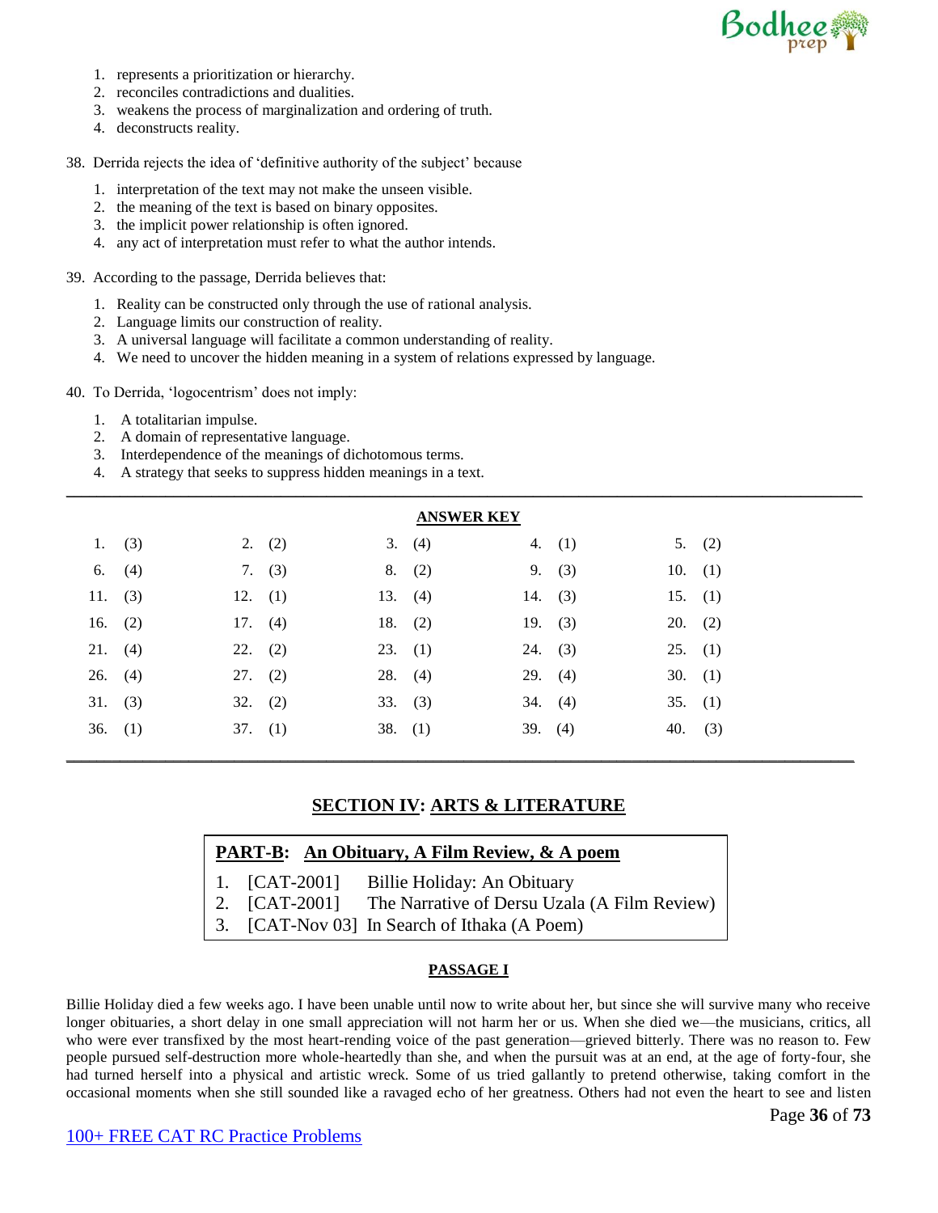1. represents a prioritization or hierarchy.
2. reconciles contradictions and dualities.
3. weakens the process of marginalization and ordering of truth.
4. deconstructs reality.

38. Derrida rejects the idea of 'definitive authority of the subject' because

1. interpretation of the text may not make the unseen visible.
2. the meaning of the text is based on binary opposites.
3. the implicit power relationship is often ignored.
4. any act of interpretation must refer to what the author intends.

39. According to the passage, Derrida believes that:

1. Reality can be constructed only through the use of rational analysis.
2. Language limits our construction of reality.
3. A universal language will facilitate a common understanding of reality.
4. We need to uncover the hidden meaning in a system of relations expressed by language.

40. To Derrida, 'logocentrism' does not imply:

1. A totalitarian impulse.
2. A domain of representative language.
3. Interdependence of the meanings of dichotomous terms.
4. A strategy that seeks to suppress hidden meanings in a text.

---

**ANSWER KEY**

| | | | | |
|---|---|---|---|---|
| 1. (3) | 2. (2) | 3. (4) | 4. (1) | 5. (2) |
| 6. (4) | 7. (3) | 8. (2) | 9. (3) | 10. (1) |
| 11. (3) | 12. (1) | 13. (4) | 14. (3) | 15. (1) |
| 16. (2) | 17. (4) | 18. (2) | 19. (3) | 20. (2) |
| 21. (4) | 22. (2) | 23. (1) | 24. (3) | 25. (1) |
| 26. (4) | 27. (2) | 28. (4) | 29. (4) | 30. (1) |
| 31. (3) | 32. (2) | 33. (3) | 34. (4) | 35. (1) |
| 36. (1) | 37. (1) | 38. (1) | 39. (4) | 40. (3) |

---

## SECTION IV: ARTS & LITERATURE

**PART-B: An Obituary, A Film Review, & A poem**

1. [CAT-2001] Billie Holiday: An Obituary
2. [CAT-2001] The Narrative of Dersu Uzala (A Film Review)
3. [CAT-Nov 03] In Search of Ithaka (A Poem)

### PASSAGE I

Billie Holiday died a few weeks ago. I have been unable until now to write about her, but since she will survive many who receive longer obituaries, a short delay in one small appreciation will not harm her or us. When she died we—the musicians, critics, all who were ever transfixed by the most heart-rending voice of the past generation—grieved bitterly. There was no reason to. Few people pursued self-destruction more whole-heartedly than she, and when the pursuit was at an end, at the age of forty-four, she had turned herself into a physical and artistic wreck. Some of us tried gallantly to pretend otherwise, taking comfort in the occasional moments when she still sounded like a ravaged echo of her greatness. Others had not even the heart to see and listen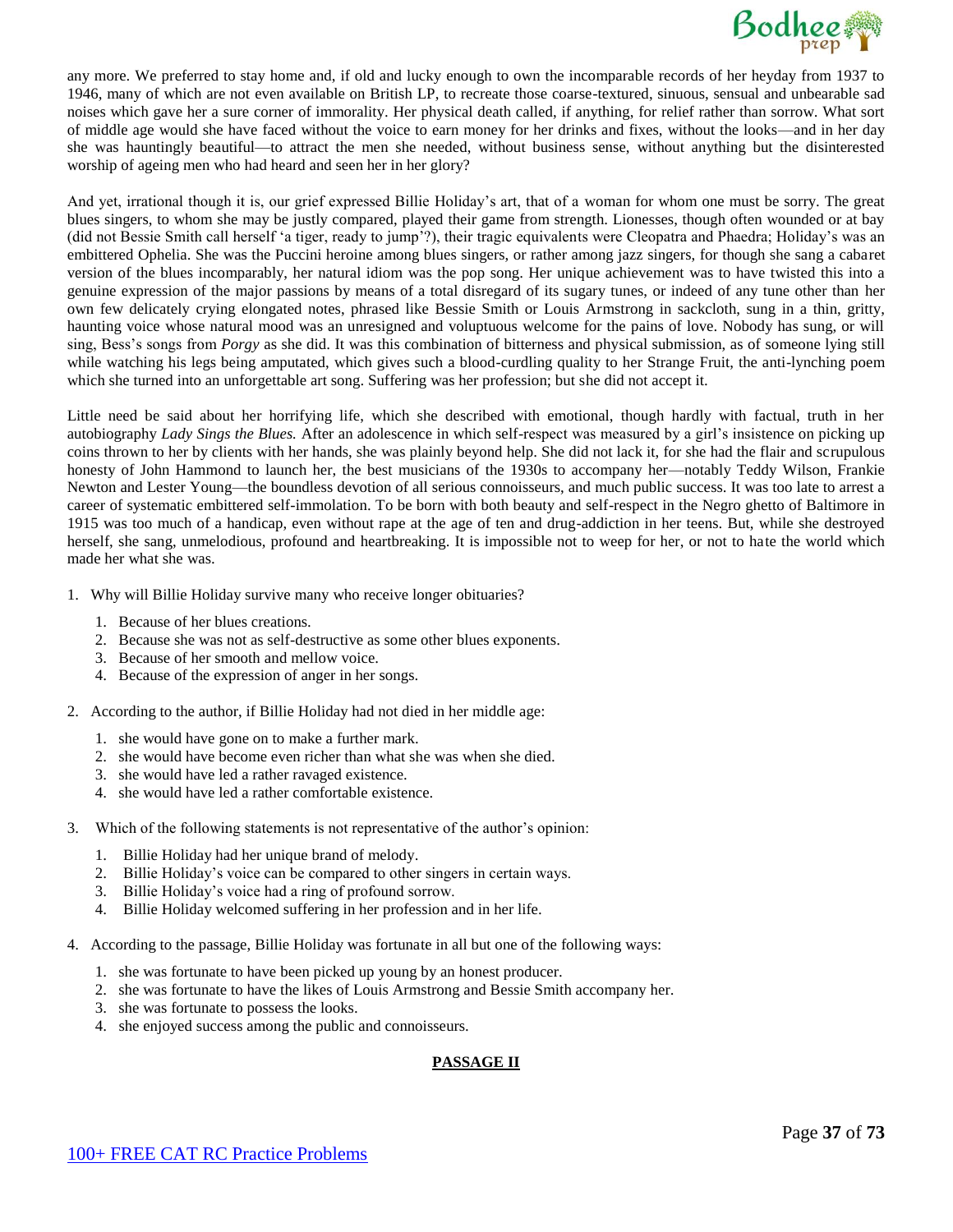any more. We preferred to stay home and, if old and lucky enough to own the incomparable records of her heyday from 1937 to 1946, many of which are not even available on British LP, to recreate those coarse-textured, sinuous, sensual and unbearable sad noises which gave her a sure corner of immorality. Her physical death called, if anything, for relief rather than sorrow. What sort of middle age would she have faced without the voice to earn money for her drinks and fixes, without the looks—and in her day she was hauntingly beautiful—to attract the men she needed, without business sense, without anything but the disinterested worship of ageing men who had heard and seen her in her glory?

And yet, irrational though it is, our grief expressed Billie Holiday's art, that of a woman for whom one must be sorry. The great blues singers, to whom she may be justly compared, played their game from strength. Lionesses, though often wounded or at bay (did not Bessie Smith call herself 'a tiger, ready to jump'?), their tragic equivalents were Cleopatra and Phaedra; Holiday's was an embittered Ophelia. She was the Puccini heroine among blues singers, or rather among jazz singers, for though she sang a cabaret version of the blues incomparably, her natural idiom was the pop song. Her unique achievement was to have twisted this into a genuine expression of the major passions by means of a total disregard of its sugary tunes, or indeed of any tune other than her own few delicately crying elongated notes, phrased like Bessie Smith or Louis Armstrong in sackcloth, sung in a thin, gritty, haunting voice whose natural mood was an unresigned and voluptuous welcome for the pains of love. Nobody has sung, or will sing, Bess's songs from *Porgy* as she did. It was this combination of bitterness and physical submission, as of someone lying still while watching his legs being amputated, which gives such a blood-curdling quality to her Strange Fruit, the anti-lynching poem which she turned into an unforgettable art song. Suffering was her profession; but she did not accept it.

Little need be said about her horrifying life, which she described with emotional, though hardly with factual, truth in her autobiography *Lady Sings the Blues.* After an adolescence in which self-respect was measured by a girl's insistence on picking up coins thrown to her by clients with her hands, she was plainly beyond help. She did not lack it, for she had the flair and scrupulous honesty of John Hammond to launch her, the best musicians of the 1930s to accompany her—notably Teddy Wilson, Frankie Newton and Lester Young—the boundless devotion of all serious connoisseurs, and much public success. It was too late to arrest a career of systematic embittered self-immolation. To be born with both beauty and self-respect in the Negro ghetto of Baltimore in 1915 was too much of a handicap, even without rape at the age of ten and drug-addiction in her teens. But, while she destroyed herself, she sang, unmelodious, profound and heartbreaking. It is impossible not to weep for her, or not to hate the world which made her what she was.

1. Why will Billie Holiday survive many who receive longer obituaries?
    1. Because of her blues creations.
    2. Because she was not as self-destructive as some other blues exponents.
    3. Because of her smooth and mellow voice.
    4. Because of the expression of anger in her songs.

2. According to the author, if Billie Holiday had not died in her middle age:
    1. she would have gone on to make a further mark.
    2. she would have become even richer than what she was when she died.
    3. she would have led a rather ravaged existence.
    4. she would have led a rather comfortable existence.

3. Which of the following statements is not representative of the author's opinion:
    1. Billie Holiday had her unique brand of melody.
    2. Billie Holiday's voice can be compared to other singers in certain ways.
    3. Billie Holiday's voice had a ring of profound sorrow.
    4. Billie Holiday welcomed suffering in her profession and in her life.

4. According to the passage, Billie Holiday was fortunate in all but one of the following ways:
    1. she was fortunate to have been picked up young by an honest producer.
    2. she was fortunate to have the likes of Louis Armstrong and Bessie Smith accompany her.
    3. she was fortunate to possess the looks.
    4. she enjoyed success among the public and connoisseurs.

## PASSAGE II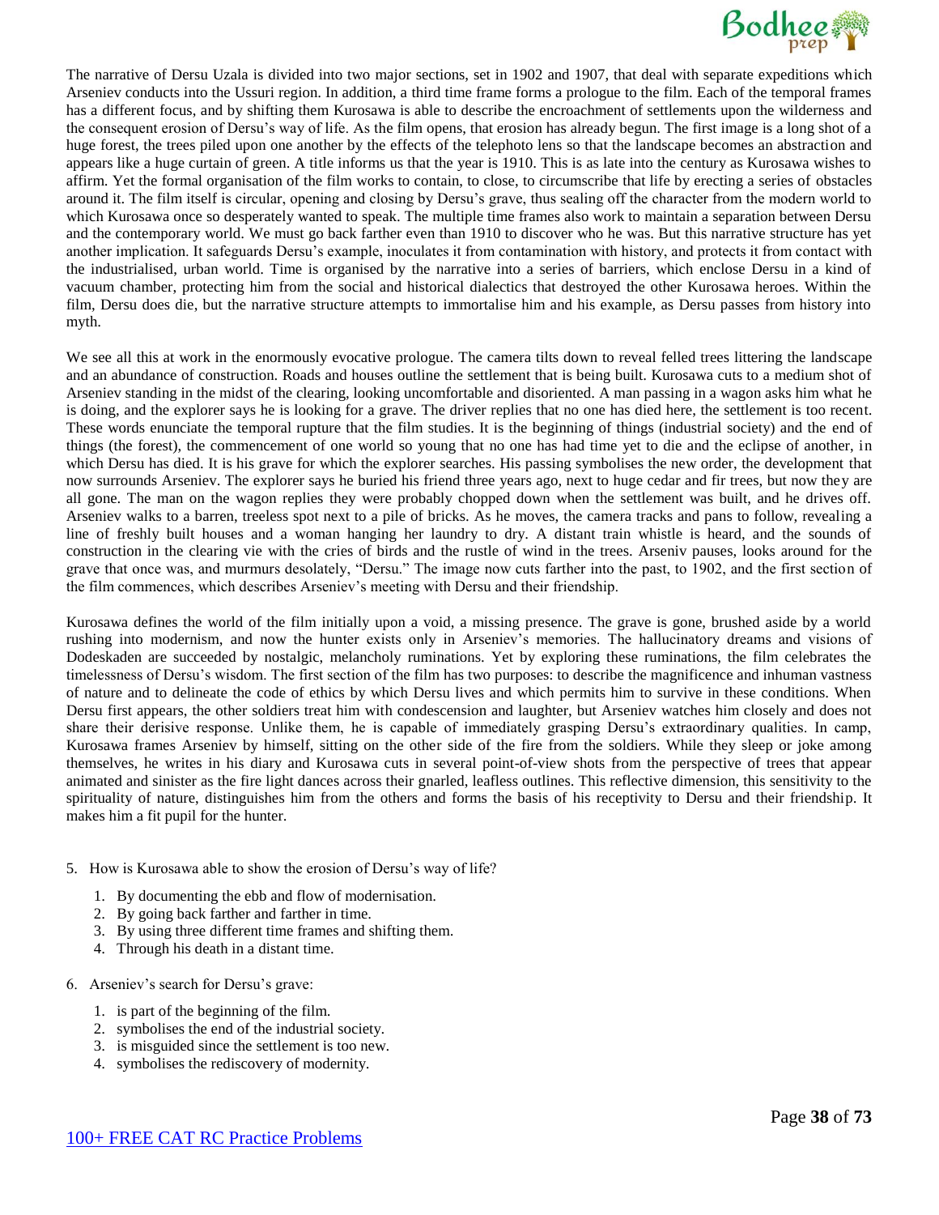The narrative of Dersu Uzala is divided into two major sections, set in 1902 and 1907, that deal with separate expeditions which Arseniev conducts into the Ussuri region. In addition, a third time frame forms a prologue to the film. Each of the temporal frames has a different focus, and by shifting them Kurosawa is able to describe the encroachment of settlements upon the wilderness and the consequent erosion of Dersu's way of life. As the film opens, that erosion has already begun. The first image is a long shot of a huge forest, the trees piled upon one another by the effects of the telephoto lens so that the landscape becomes an abstraction and appears like a huge curtain of green. A title informs us that the year is 1910. This is as late into the century as Kurosawa wishes to affirm. Yet the formal organisation of the film works to contain, to close, to circumscribe that life by erecting a series of obstacles around it. The film itself is circular, opening and closing by Dersu's grave, thus sealing off the character from the modern world to which Kurosawa once so desperately wanted to speak. The multiple time frames also work to maintain a separation between Dersu and the contemporary world. We must go back farther even than 1910 to discover who he was. But this narrative structure has yet another implication. It safeguards Dersu's example, inoculates it from contamination with history, and protects it from contact with the industrialised, urban world. Time is organised by the narrative into a series of barriers, which enclose Dersu in a kind of vacuum chamber, protecting him from the social and historical dialectics that destroyed the other Kurosawa heroes. Within the film, Dersu does die, but the narrative structure attempts to immortalise him and his example, as Dersu passes from history into myth.

We see all this at work in the enormously evocative prologue. The camera tilts down to reveal felled trees littering the landscape and an abundance of construction. Roads and houses outline the settlement that is being built. Kurosawa cuts to a medium shot of Arseniev standing in the midst of the clearing, looking uncomfortable and disoriented. A man passing in a wagon asks him what he is doing, and the explorer says he is looking for a grave. The driver replies that no one has died here, the settlement is too recent. These words enunciate the temporal rupture that the film studies. It is the beginning of things (industrial society) and the end of things (the forest), the commencement of one world so young that no one has had time yet to die and the eclipse of another, in which Dersu has died. It is his grave for which the explorer searches. His passing symbolises the new order, the development that now surrounds Arseniev. The explorer says he buried his friend three years ago, next to huge cedar and fir trees, but now they are all gone. The man on the wagon replies they were probably chopped down when the settlement was built, and he drives off. Arseniev walks to a barren, treeless spot next to a pile of bricks. As he moves, the camera tracks and pans to follow, revealing a line of freshly built houses and a woman hanging her laundry to dry. A distant train whistle is heard, and the sounds of construction in the clearing vie with the cries of birds and the rustle of wind in the trees. Arseniv pauses, looks around for the grave that once was, and murmurs desolately, "Dersu." The image now cuts farther into the past, to 1902, and the first section of the film commences, which describes Arseniev's meeting with Dersu and their friendship.

Kurosawa defines the world of the film initially upon a void, a missing presence. The grave is gone, brushed aside by a world rushing into modernism, and now the hunter exists only in Arseniev's memories. The hallucinatory dreams and visions of Dodeskaden are succeeded by nostalgic, melancholy ruminations. Yet by exploring these ruminations, the film celebrates the timelessness of Dersu's wisdom. The first section of the film has two purposes: to describe the magnificence and inhuman vastness of nature and to delineate the code of ethics by which Dersu lives and which permits him to survive in these conditions. When Dersu first appears, the other soldiers treat him with condescension and laughter, but Arseniev watches him closely and does not share their derisive response. Unlike them, he is capable of immediately grasping Dersu's extraordinary qualities. In camp, Kurosawa frames Arseniev by himself, sitting on the other side of the fire from the soldiers. While they sleep or joke among themselves, he writes in his diary and Kurosawa cuts in several point-of-view shots from the perspective of trees that appear animated and sinister as the fire light dances across their gnarled, leafless outlines. This reflective dimension, this sensitivity to the spirituality of nature, distinguishes him from the others and forms the basis of his receptivity to Dersu and their friendship. It makes him a fit pupil for the hunter.

5. How is Kurosawa able to show the erosion of Dersu's way of life?

   1. By documenting the ebb and flow of modernisation.
   2. By going back farther and farther in time.
   3. By using three different time frames and shifting them.
   4. Through his death in a distant time.

6. Arseniev's search for Dersu's grave:

   1. is part of the beginning of the film.
   2. symbolises the end of the industrial society.
   3. is misguided since the settlement is too new.
   4. symbolises the rediscovery of modernity.

[100+ FREE CAT RC Practice Problems]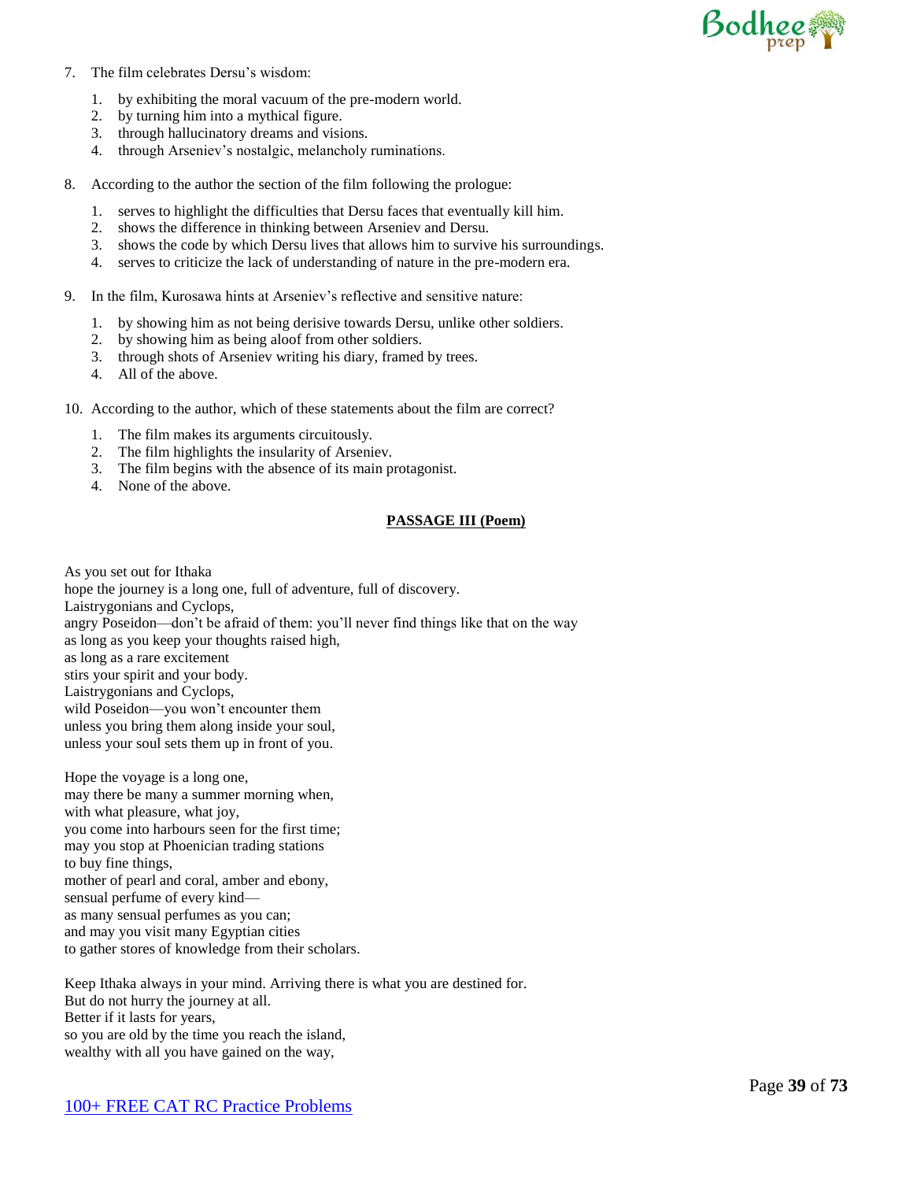7. The film celebrates Dersu's wisdom:

    1. by exhibiting the moral vacuum of the pre-modern world.
    2. by turning him into a mythical figure.
    3. through hallucinatory dreams and visions.
    4. through Arseniev's nostalgic, melancholy ruminations.

8. According to the author the section of the film following the prologue:

    1. serves to highlight the difficulties that Dersu faces that eventually kill him.
    2. shows the difference in thinking between Arseniev and Dersu.
    3. shows the code by which Dersu lives that allows him to survive his surroundings.
    4. serves to criticize the lack of understanding of nature in the pre-modern era.

9. In the film, Kurosawa hints at Arseniev's reflective and sensitive nature:

    1. by showing him as not being derisive towards Dersu, unlike other soldiers.
    2. by showing him as being aloof from other soldiers.
    3. through shots of Arseniev writing his diary, framed by trees.
    4. All of the above.

10. According to the author, which of these statements about the film are correct?

    1. The film makes its arguments circuitously.
    2. The film highlights the insularity of Arseniev.
    3. The film begins with the absence of its main protagonist.
    4. None of the above.

## PASSAGE III (Poem)

As you set out for Ithaka  
hope the journey is a long one, full of adventure, full of discovery.  
Laistrygonians and Cyclops,  
angry Poseidon—don't be afraid of them: you'll never find things like that on the way  
as long as you keep your thoughts raised high,  
as long as a rare excitement  
stirs your spirit and your body.  
Laistrygonians and Cyclops,  
wild Poseidon—you won't encounter them  
unless you bring them along inside your soul,  
unless your soul sets them up in front of you.

Hope the voyage is a long one,  
may there be many a summer morning when,  
with what pleasure, what joy,  
you come into harbours seen for the first time;  
may you stop at Phoenician trading stations  
to buy fine things,  
mother of pearl and coral, amber and ebony,  
sensual perfume of every kind—  
as many sensual perfumes as you can;  
and may you visit many Egyptian cities  
to gather stores of knowledge from their scholars.

Keep Ithaka always in your mind. Arriving there is what you are destined for.  
But do not hurry the journey at all.  
Better if it lasts for years,  
so you are old by the time you reach the island,  
wealthy with all you have gained on the way,

100+ FREE CAT RC Practice Problems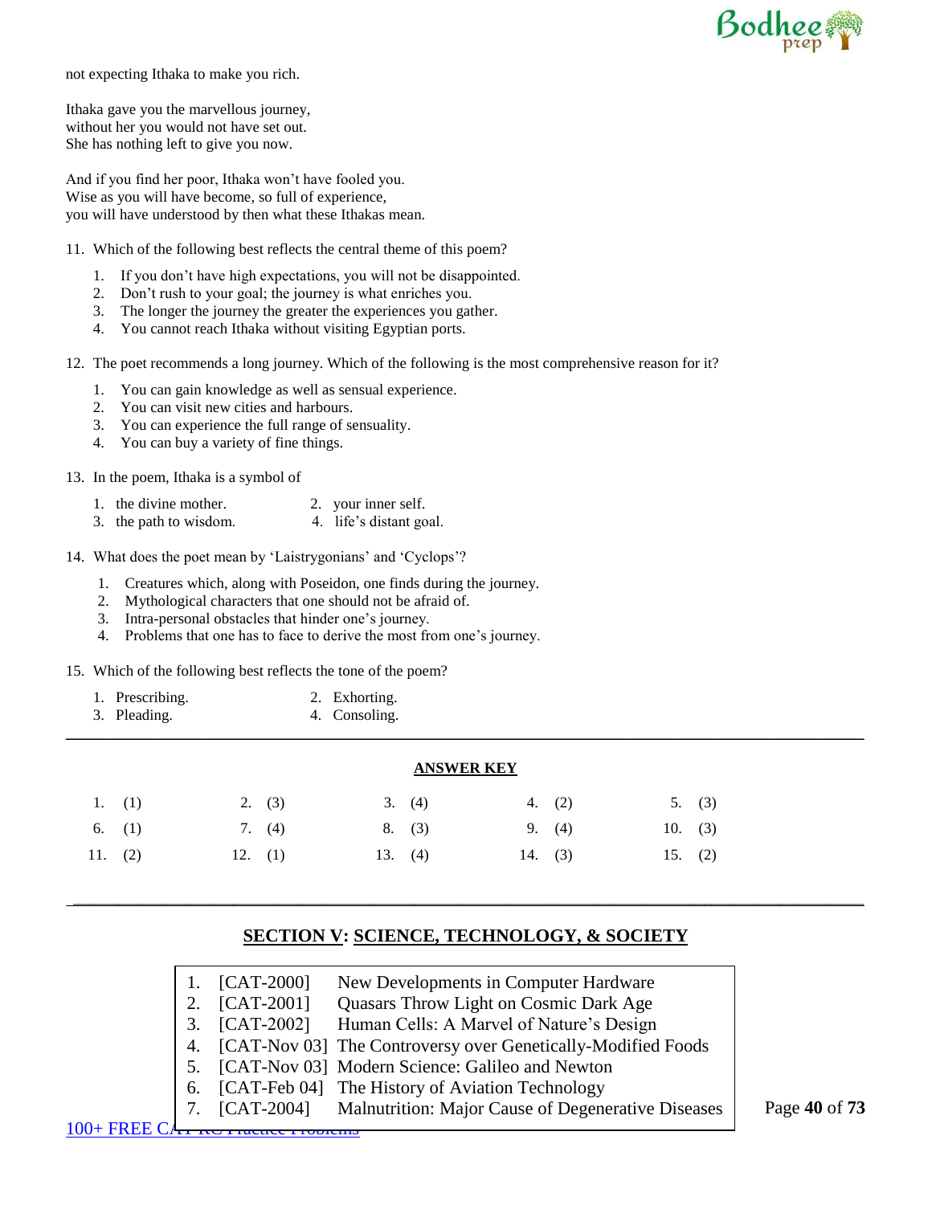not expecting Ithaka to make you rich.

Ithaka gave you the marvellous journey,
without her you would not have set out.
She has nothing left to give you now.

And if you find her poor, Ithaka won't have fooled you.
Wise as you will have become, so full of experience,
you will have understood by then what these Ithakas mean.

11. Which of the following best reflects the central theme of this poem?
    1. If you don't have high expectations, you will not be disappointed.
    2. Don't rush to your goal; the journey is what enriches you.
    3. The longer the journey the greater the experiences you gather.
    4. You cannot reach Ithaka without visiting Egyptian ports.

12. The poet recommends a long journey. Which of the following is the most comprehensive reason for it?
    1. You can gain knowledge as well as sensual experience.
    2. You can visit new cities and harbours.
    3. You can experience the full range of sensuality.
    4. You can buy a variety of fine things.

13. In the poem, Ithaka is a symbol of
    1. the divine mother.
    2. your inner self.
    3. the path to wisdom.
    4. life's distant goal.

14. What does the poet mean by 'Laistrygonians' and 'Cyclops'?
    1. Creatures which, along with Poseidon, one finds during the journey.
    2. Mythological characters that one should not be afraid of.
    3. Intra-personal obstacles that hinder one's journey.
    4. Problems that one has to face to derive the most from one's journey.

15. Which of the following best reflects the tone of the poem?
    1. Prescribing.
    2. Exhorting.
    3. Pleading.
    4. Consoling.

---

**ANSWER KEY**

| | | | | |
|---|---|---|---|---|
| 1. (1) | 2. (3) | 3. (4) | 4. (2) | 5. (3) |
| 6. (1) | 7. (4) | 8. (3) | 9. (4) | 10. (3) |
| 11. (2) | 12. (1) | 13. (4) | 14. (3) | 15. (2) |

---

## SECTION V: SCIENCE, TECHNOLOGY, & SOCIETY

| | | |
|---|---|---|
| 1. | [CAT-2000] | New Developments in Computer Hardware |
| 2. | [CAT-2001] | Quasars Throw Light on Cosmic Dark Age |
| 3. | [CAT-2002] | Human Cells: A Marvel of Nature's Design |
| 4. | [CAT-Nov 03] | The Controversy over Genetically-Modified Foods |
| 5. | [CAT-Nov 03] | Modern Science: Galileo and Newton |
| 6. | [CAT-Feb 04] | The History of Aviation Technology |
| 7. | [CAT-2004] | Malnutrition: Major Cause of Degenerative Diseases |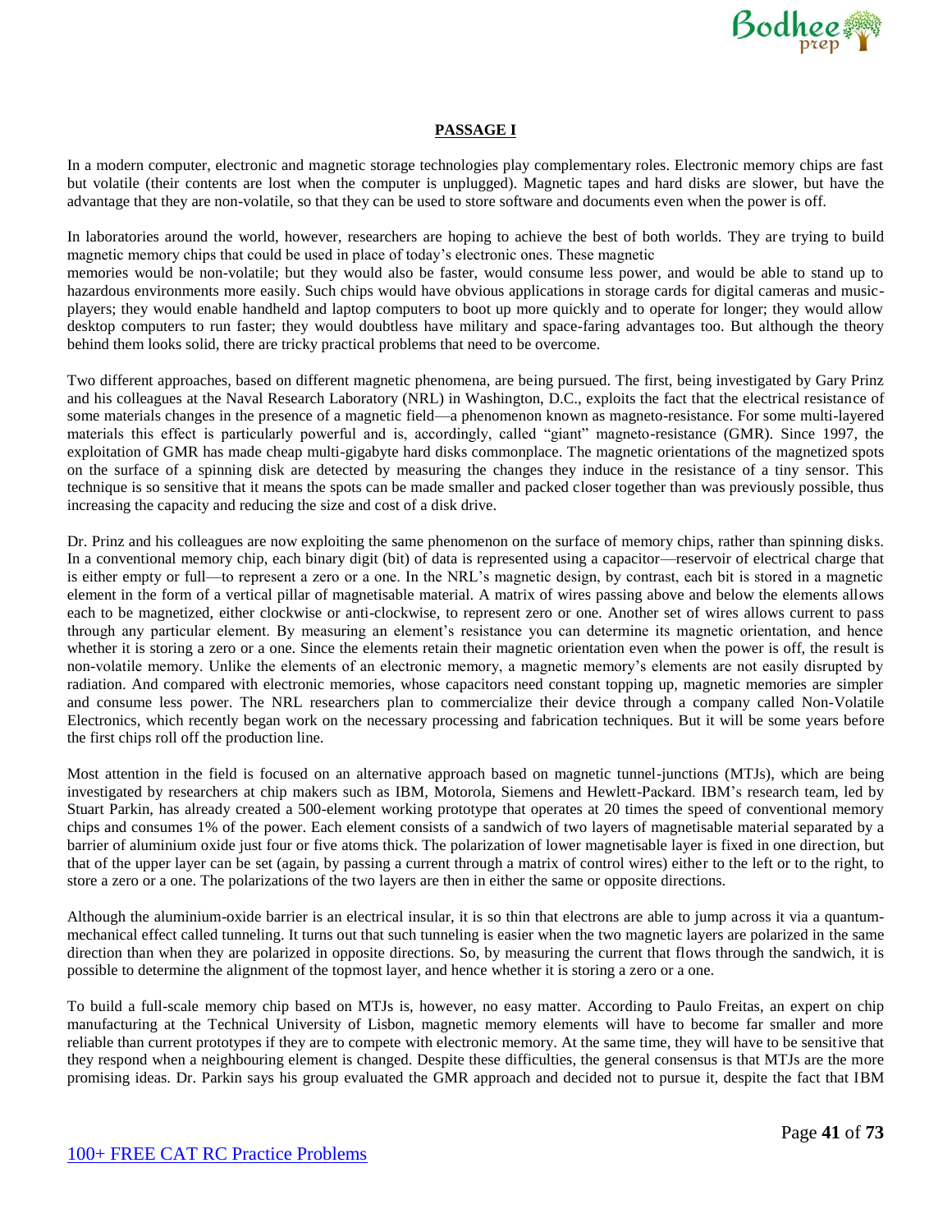**PASSAGE I**

In a modern computer, electronic and magnetic storage technologies play complementary roles. Electronic memory chips are fast but volatile (their contents are lost when the computer is unplugged). Magnetic tapes and hard disks are slower, but have the advantage that they are non-volatile, so that they can be used to store software and documents even when the power is off.

In laboratories around the world, however, researchers are hoping to achieve the best of both worlds. They are trying to build magnetic memory chips that could be used in place of today's electronic ones. These magnetic memories would be non-volatile; but they would also be faster, would consume less power, and would be able to stand up to hazardous environments more easily. Such chips would have obvious applications in storage cards for digital cameras and music-players; they would enable handheld and laptop computers to boot up more quickly and to operate for longer; they would allow desktop computers to run faster; they would doubtless have military and space-faring advantages too. But although the theory behind them looks solid, there are tricky practical problems that need to be overcome.

Two different approaches, based on different magnetic phenomena, are being pursued. The first, being investigated by Gary Prinz and his colleagues at the Naval Research Laboratory (NRL) in Washington, D.C., exploits the fact that the electrical resistance of some materials changes in the presence of a magnetic field—a phenomenon known as magneto-resistance. For some multi-layered materials this effect is particularly powerful and is, accordingly, called "giant" magneto-resistance (GMR). Since 1997, the exploitation of GMR has made cheap multi-gigabyte hard disks commonplace. The magnetic orientations of the magnetized spots on the surface of a spinning disk are detected by measuring the changes they induce in the resistance of a tiny sensor. This technique is so sensitive that it means the spots can be made smaller and packed closer together than was previously possible, thus increasing the capacity and reducing the size and cost of a disk drive.

Dr. Prinz and his colleagues are now exploiting the same phenomenon on the surface of memory chips, rather than spinning disks. In a conventional memory chip, each binary digit (bit) of data is represented using a capacitor—reservoir of electrical charge that is either empty or full—to represent a zero or a one. In the NRL's magnetic design, by contrast, each bit is stored in a magnetic element in the form of a vertical pillar of magnetisable material. A matrix of wires passing above and below the elements allows each to be magnetized, either clockwise or anti-clockwise, to represent zero or one. Another set of wires allows current to pass through any particular element. By measuring an element's resistance you can determine its magnetic orientation, and hence whether it is storing a zero or a one. Since the elements retain their magnetic orientation even when the power is off, the result is non-volatile memory. Unlike the elements of an electronic memory, a magnetic memory's elements are not easily disrupted by radiation. And compared with electronic memories, whose capacitors need constant topping up, magnetic memories are simpler and consume less power. The NRL researchers plan to commercialize their device through a company called Non-Volatile Electronics, which recently began work on the necessary processing and fabrication techniques. But it will be some years before the first chips roll off the production line.

Most attention in the field is focused on an alternative approach based on magnetic tunnel-junctions (MTJs), which are being investigated by researchers at chip makers such as IBM, Motorola, Siemens and Hewlett-Packard. IBM's research team, led by Stuart Parkin, has already created a 500-element working prototype that operates at 20 times the speed of conventional memory chips and consumes 1% of the power. Each element consists of a sandwich of two layers of magnetisable material separated by a barrier of aluminium oxide just four or five atoms thick. The polarization of lower magnetisable layer is fixed in one direction, but that of the upper layer can be set (again, by passing a current through a matrix of control wires) either to the left or to the right, to store a zero or a one. The polarizations of the two layers are then in either the same or opposite directions.

Although the aluminium-oxide barrier is an electrical insular, it is so thin that electrons are able to jump across it via a quantum-mechanical effect called tunneling. It turns out that such tunneling is easier when the two magnetic layers are polarized in the same direction than when they are polarized in opposite directions. So, by measuring the current that flows through the sandwich, it is possible to determine the alignment of the topmost layer, and hence whether it is storing a zero or a one.

To build a full-scale memory chip based on MTJs is, however, no easy matter. According to Paulo Freitas, an expert on chip manufacturing at the Technical University of Lisbon, magnetic memory elements will have to become far smaller and more reliable than current prototypes if they are to compete with electronic memory. At the same time, they will have to be sensitive that they respond when a neighbouring element is changed. Despite these difficulties, the general consensus is that MTJs are the more promising ideas. Dr. Parkin says his group evaluated the GMR approach and decided not to pursue it, despite the fact that IBM

[100+ FREE CAT RC Practice Problems]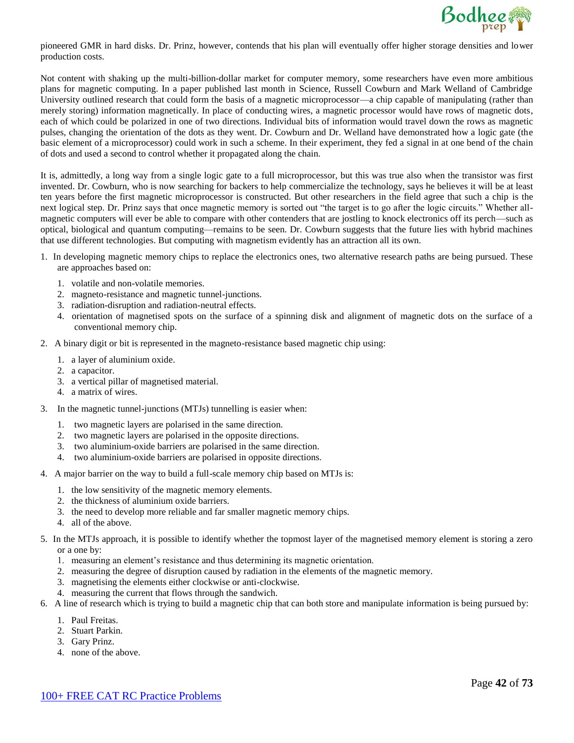pioneered GMR in hard disks. Dr. Prinz, however, contends that his plan will eventually offer higher storage densities and lower production costs.

Not content with shaking up the multi-billion-dollar market for computer memory, some researchers have even more ambitious plans for magnetic computing. In a paper published last month in Science, Russell Cowburn and Mark Welland of Cambridge University outlined research that could form the basis of a magnetic microprocessor—a chip capable of manipulating (rather than merely storing) information magnetically. In place of conducting wires, a magnetic processor would have rows of magnetic dots, each of which could be polarized in one of two directions. Individual bits of information would travel down the rows as magnetic pulses, changing the orientation of the dots as they went. Dr. Cowburn and Dr. Welland have demonstrated how a logic gate (the basic element of a microprocessor) could work in such a scheme. In their experiment, they fed a signal in at one bend of the chain of dots and used a second to control whether it propagated along the chain.

It is, admittedly, a long way from a single logic gate to a full microprocessor, but this was true also when the transistor was first invented. Dr. Cowburn, who is now searching for backers to help commercialize the technology, says he believes it will be at least ten years before the first magnetic microprocessor is constructed. But other researchers in the field agree that such a chip is the next logical step. Dr. Prinz says that once magnetic memory is sorted out "the target is to go after the logic circuits." Whether all-magnetic computers will ever be able to compare with other contenders that are jostling to knock electronics off its perch—such as optical, biological and quantum computing—remains to be seen. Dr. Cowburn suggests that the future lies with hybrid machines that use different technologies. But computing with magnetism evidently has an attraction all its own.

1. In developing magnetic memory chips to replace the electronics ones, two alternative research paths are being pursued. These are approaches based on:
   1. volatile and non-volatile memories.
   2. magneto-resistance and magnetic tunnel-junctions.
   3. radiation-disruption and radiation-neutral effects.
   4. orientation of magnetised spots on the surface of a spinning disk and alignment of magnetic dots on the surface of a conventional memory chip.

2. A binary digit or bit is represented in the magneto-resistance based magnetic chip using:
   1. a layer of aluminium oxide.
   2. a capacitor.
   3. a vertical pillar of magnetised material.
   4. a matrix of wires.

3. In the magnetic tunnel-junctions (MTJs) tunnelling is easier when:
   1. two magnetic layers are polarised in the same direction.
   2. two magnetic layers are polarised in the opposite directions.
   3. two aluminium-oxide barriers are polarised in the same direction.
   4. two aluminium-oxide barriers are polarised in opposite directions.

4. A major barrier on the way to build a full-scale memory chip based on MTJs is:
   1. the low sensitivity of the magnetic memory elements.
   2. the thickness of aluminium oxide barriers.
   3. the need to develop more reliable and far smaller magnetic memory chips.
   4. all of the above.

5. In the MTJs approach, it is possible to identify whether the topmost layer of the magnetised memory element is storing a zero or a one by:
   1. measuring an element's resistance and thus determining its magnetic orientation.
   2. measuring the degree of disruption caused by radiation in the elements of the magnetic memory.
   3. magnetising the elements either clockwise or anti-clockwise.
   4. measuring the current that flows through the sandwich.

6. A line of research which is trying to build a magnetic chip that can both store and manipulate information is being pursued by:
   1. Paul Freitas.
   2. Stuart Parkin.
   3. Gary Prinz.
   4. none of the above.

[100+ FREE CAT RC Practice Problems]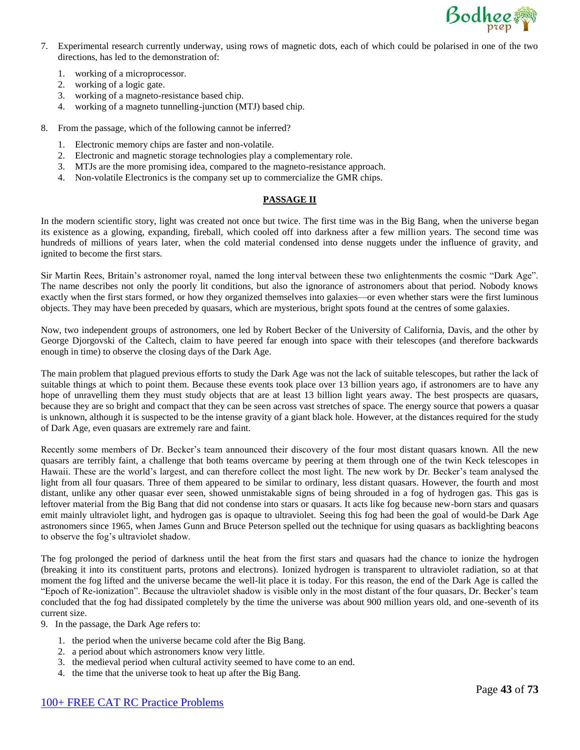7. Experimental research currently underway, using rows of magnetic dots, each of which could be polarised in one of the two directions, has led to the demonstration of:

   1. working of a microprocessor.
   2. working of a logic gate.
   3. working of a magneto-resistance based chip.
   4. working of a magneto tunnelling-junction (MTJ) based chip.

8. From the passage, which of the following cannot be inferred?

   1. Electronic memory chips are faster and non-volatile.
   2. Electronic and magnetic storage technologies play a complementary role.
   3. MTJs are the more promising idea, compared to the magneto-resistance approach.
   4. Non-volatile Electronics is the company set up to commercialize the GMR chips.

## PASSAGE II

In the modern scientific story, light was created not once but twice. The first time was in the Big Bang, when the universe began its existence as a glowing, expanding, fireball, which cooled off into darkness after a few million years. The second time was hundreds of millions of years later, when the cold material condensed into dense nuggets under the influence of gravity, and ignited to become the first stars.

Sir Martin Rees, Britain's astronomer royal, named the long interval between these two enlightenments the cosmic "Dark Age". The name describes not only the poorly lit conditions, but also the ignorance of astronomers about that period. Nobody knows exactly when the first stars formed, or how they organized themselves into galaxies—or even whether stars were the first luminous objects. They may have been preceded by quasars, which are mysterious, bright spots found at the centres of some galaxies.

Now, two independent groups of astronomers, one led by Robert Becker of the University of California, Davis, and the other by George Djorgovski of the Caltech, claim to have peered far enough into space with their telescopes (and therefore backwards enough in time) to observe the closing days of the Dark Age.

The main problem that plagued previous efforts to study the Dark Age was not the lack of suitable telescopes, but rather the lack of suitable things at which to point them. Because these events took place over 13 billion years ago, if astronomers are to have any hope of unravelling them they must study objects that are at least 13 billion light years away. The best prospects are quasars, because they are so bright and compact that they can be seen across vast stretches of space. The energy source that powers a quasar is unknown, although it is suspected to be the intense gravity of a giant black hole. However, at the distances required for the study of Dark Age, even quasars are extremely rare and faint.

Recently some members of Dr. Becker's team announced their discovery of the four most distant quasars known. All the new quasars are terribly faint, a challenge that both teams overcame by peering at them through one of the twin Keck telescopes in Hawaii. These are the world's largest, and can therefore collect the most light. The new work by Dr. Becker's team analysed the light from all four quasars. Three of them appeared to be similar to ordinary, less distant quasars. However, the fourth and most distant, unlike any other quasar ever seen, showed unmistakable signs of being shrouded in a fog of hydrogen gas. This gas is leftover material from the Big Bang that did not condense into stars or quasars. It acts like fog because new-born stars and quasars emit mainly ultraviolet light, and hydrogen gas is opaque to ultraviolet. Seeing this fog had been the goal of would-be Dark Age astronomers since 1965, when James Gunn and Bruce Peterson spelled out the technique for using quasars as backlighting beacons to observe the fog's ultraviolet shadow.

The fog prolonged the period of darkness until the heat from the first stars and quasars had the chance to ionize the hydrogen (breaking it into its constituent parts, protons and electrons). Ionized hydrogen is transparent to ultraviolet radiation, so at that moment the fog lifted and the universe became the well-lit place it is today. For this reason, the end of the Dark Age is called the "Epoch of Re-ionization". Because the ultraviolet shadow is visible only in the most distant of the four quasars, Dr. Becker's team concluded that the fog had dissipated completely by the time the universe was about 900 million years old, and one-seventh of its current size.

9. In the passage, the Dark Age refers to:

   1. the period when the universe became cold after the Big Bang.
   2. a period about which astronomers know very little.
   3. the medieval period when cultural activity seemed to have come to an end.
   4. the time that the universe took to heat up after the Big Bang.

[100+ FREE CAT RC Practice Problems]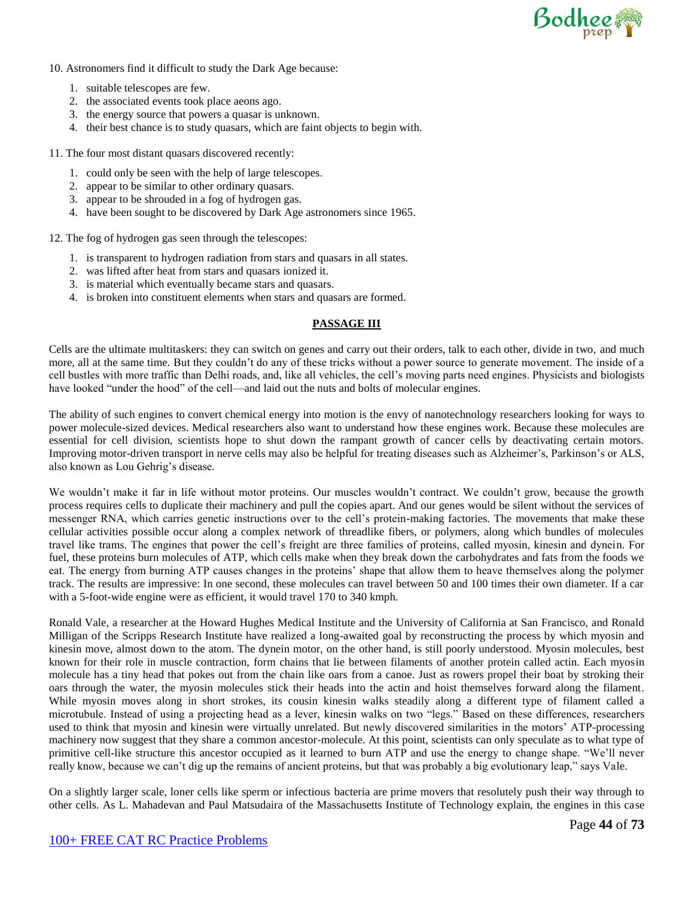10. Astronomers find it difficult to study the Dark Age because:

1. suitable telescopes are few.
2. the associated events took place aeons ago.
3. the energy source that powers a quasar is unknown.
4. their best chance is to study quasars, which are faint objects to begin with.

11. The four most distant quasars discovered recently:

1. could only be seen with the help of large telescopes.
2. appear to be similar to other ordinary quasars.
3. appear to be shrouded in a fog of hydrogen gas.
4. have been sought to be discovered by Dark Age astronomers since 1965.

12. The fog of hydrogen gas seen through the telescopes:

1. is transparent to hydrogen radiation from stars and quasars in all states.
2. was lifted after heat from stars and quasars ionized it.
3. is material which eventually became stars and quasars.
4. is broken into constituent elements when stars and quasars are formed.

## PASSAGE III

Cells are the ultimate multitaskers: they can switch on genes and carry out their orders, talk to each other, divide in two, and much more, all at the same time. But they couldn't do any of these tricks without a power source to generate movement. The inside of a cell bustles with more traffic than Delhi roads, and, like all vehicles, the cell's moving parts need engines. Physicists and biologists have looked "under the hood" of the cell—and laid out the nuts and bolts of molecular engines.

The ability of such engines to convert chemical energy into motion is the envy of nanotechnology researchers looking for ways to power molecule-sized devices. Medical researchers also want to understand how these engines work. Because these molecules are essential for cell division, scientists hope to shut down the rampant growth of cancer cells by deactivating certain motors. Improving motor-driven transport in nerve cells may also be helpful for treating diseases such as Alzheimer's, Parkinson's or ALS, also known as Lou Gehrig's disease.

We wouldn't make it far in life without motor proteins. Our muscles wouldn't contract. We couldn't grow, because the growth process requires cells to duplicate their machinery and pull the copies apart. And our genes would be silent without the services of messenger RNA, which carries genetic instructions over to the cell's protein-making factories. The movements that make these cellular activities possible occur along a complex network of threadlike fibers, or polymers, along which bundles of molecules travel like trams. The engines that power the cell's freight are three families of proteins, called myosin, kinesin and dynein. For fuel, these proteins burn molecules of ATP, which cells make when they break down the carbohydrates and fats from the foods we eat. The energy from burning ATP causes changes in the proteins' shape that allow them to heave themselves along the polymer track. The results are impressive: In one second, these molecules can travel between 50 and 100 times their own diameter. If a car with a 5-foot-wide engine were as efficient, it would travel 170 to 340 kmph.

Ronald Vale, a researcher at the Howard Hughes Medical Institute and the University of California at San Francisco, and Ronald Milligan of the Scripps Research Institute have realized a long-awaited goal by reconstructing the process by which myosin and kinesin move, almost down to the atom. The dynein motor, on the other hand, is still poorly understood. Myosin molecules, best known for their role in muscle contraction, form chains that lie between filaments of another protein called actin. Each myosin molecule has a tiny head that pokes out from the chain like oars from a canoe. Just as rowers propel their boat by stroking their oars through the water, the myosin molecules stick their heads into the actin and hoist themselves forward along the filament. While myosin moves along in short strokes, its cousin kinesin walks steadily along a different type of filament called a microtubule. Instead of using a projecting head as a lever, kinesin walks on two "legs." Based on these differences, researchers used to think that myosin and kinesin were virtually unrelated. But newly discovered similarities in the motors' ATP-processing machinery now suggest that they share a common ancestor-molecule. At this point, scientists can only speculate as to what type of primitive cell-like structure this ancestor occupied as it learned to burn ATP and use the energy to change shape. "We'll never really know, because we can't dig up the remains of ancient proteins, but that was probably a big evolutionary leap," says Vale.

On a slightly larger scale, loner cells like sperm or infectious bacteria are prime movers that resolutely push their way through to other cells. As L. Mahadevan and Paul Matsudaira of the Massachusetts Institute of Technology explain, the engines in this case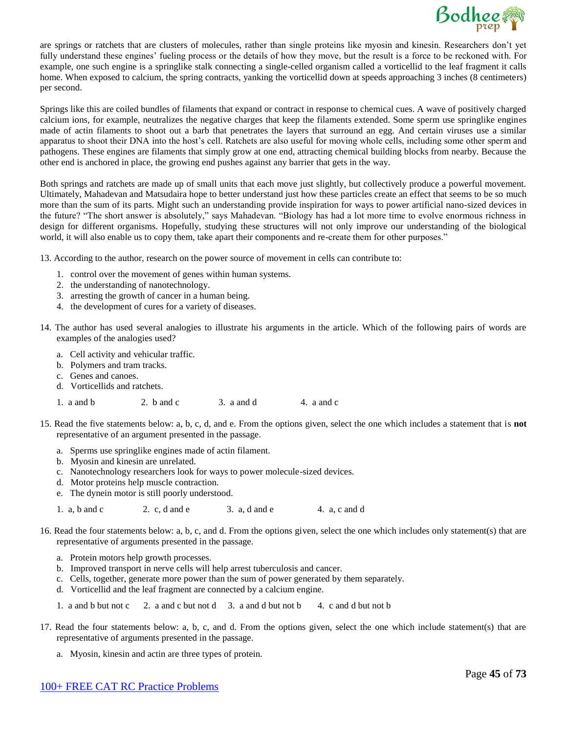are springs or ratchets that are clusters of molecules, rather than single proteins like myosin and kinesin. Researchers don't yet fully understand these engines' fueling process or the details of how they move, but the result is a force to be reckoned with. For example, one such engine is a springlike stalk connecting a single-celled organism called a vorticellid to the leaf fragment it calls home. When exposed to calcium, the spring contracts, yanking the vorticellid down at speeds approaching 3 inches (8 centimeters) per second.

Springs like this are coiled bundles of filaments that expand or contract in response to chemical cues. A wave of positively charged calcium ions, for example, neutralizes the negative charges that keep the filaments extended. Some sperm use springlike engines made of actin filaments to shoot out a barb that penetrates the layers that surround an egg. And certain viruses use a similar apparatus to shoot their DNA into the host's cell. Ratchets are also useful for moving whole cells, including some other sperm and pathogens. These engines are filaments that simply grow at one end, attracting chemical building blocks from nearby. Because the other end is anchored in place, the growing end pushes against any barrier that gets in the way.

Both springs and ratchets are made up of small units that each move just slightly, but collectively produce a powerful movement. Ultimately, Mahadevan and Matsudaira hope to better understand just how these particles create an effect that seems to be so much more than the sum of its parts. Might such an understanding provide inspiration for ways to power artificial nano-sized devices in the future? "The short answer is absolutely," says Mahadevan. "Biology has had a lot more time to evolve enormous richness in design for different organisms. Hopefully, studying these structures will not only improve our understanding of the biological world, it will also enable us to copy them, take apart their components and re-create them for other purposes."

13. According to the author, research on the power source of movement in cells can contribute to:

    1. control over the movement of genes within human systems.
    2. the understanding of nanotechnology.
    3. arresting the growth of cancer in a human being.
    4. the development of cures for a variety of diseases.

14. The author has used several analogies to illustrate his arguments in the article. Which of the following pairs of words are examples of the analogies used?

    a. Cell activity and vehicular traffic.
    b. Polymers and tram tracks.
    c. Genes and canoes.
    d. Vorticellids and ratchets.

    1. a and b    2. b and c    3. a and d    4. a and c

15. Read the five statements below: a, b, c, d, and e. From the options given, select the one which includes a statement that is **not** representative of an argument presented in the passage.

    a. Sperms use springlike engines made of actin filament.
    b. Myosin and kinesin are unrelated.
    c. Nanotechnology researchers look for ways to power molecule-sized devices.
    d. Motor proteins help muscle contraction.
    e. The dynein motor is still poorly understood.

    1. a, b and c    2. c, d and e    3. a, d and e    4. a, c and d

16. Read the four statements below: a, b, c, and d. From the options given, select the one which includes only statement(s) that are representative of arguments presented in the passage.

    a. Protein motors help growth processes.
    b. Improved transport in nerve cells will help arrest tuberculosis and cancer.
    c. Cells, together, generate more power than the sum of power generated by them separately.
    d. Vorticellid and the leaf fragment are connected by a calcium engine.

    1. a and b but not c    2. a and c but not d    3. a and d but not b    4. c and d but not b

17. Read the four statements below: a, b, c, and d. From the options given, select the one which include statement(s) that are representative of arguments presented in the passage.

    a. Myosin, kinesin and actin are three types of protein.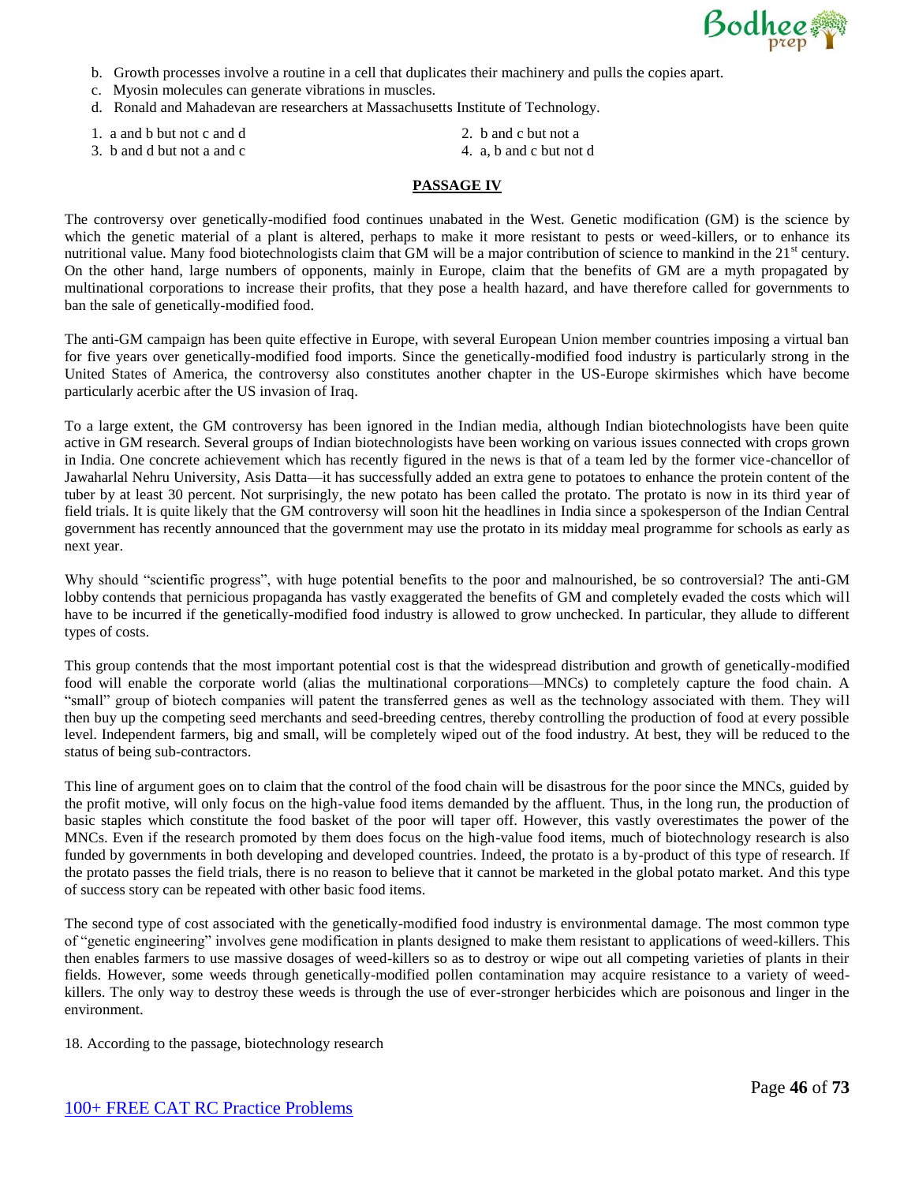b. Growth processes involve a routine in a cell that duplicates their machinery and pulls the copies apart.
c. Myosin molecules can generate vibrations in muscles.
d. Ronald and Mahadevan are researchers at Massachusetts Institute of Technology.

1. a and b but not c and d
2. b and c but not a
3. b and d but not a and c
4. a, b and c but not d

## PASSAGE IV

The controversy over genetically-modified food continues unabated in the West. Genetic modification (GM) is the science by which the genetic material of a plant is altered, perhaps to make it more resistant to pests or weed-killers, or to enhance its nutritional value. Many food biotechnologists claim that GM will be a major contribution of science to mankind in the 21st century. On the other hand, large numbers of opponents, mainly in Europe, claim that the benefits of GM are a myth propagated by multinational corporations to increase their profits, that they pose a health hazard, and have therefore called for governments to ban the sale of genetically-modified food.

The anti-GM campaign has been quite effective in Europe, with several European Union member countries imposing a virtual ban for five years over genetically-modified food imports. Since the genetically-modified food industry is particularly strong in the United States of America, the controversy also constitutes another chapter in the US-Europe skirmishes which have become particularly acerbic after the US invasion of Iraq.

To a large extent, the GM controversy has been ignored in the Indian media, although Indian biotechnologists have been quite active in GM research. Several groups of Indian biotechnologists have been working on various issues connected with crops grown in India. One concrete achievement which has recently figured in the news is that of a team led by the former vice-chancellor of Jawaharlal Nehru University, Asis Datta—it has successfully added an extra gene to potatoes to enhance the protein content of the tuber by at least 30 percent. Not surprisingly, the new potato has been called the protato. The protato is now in its third year of field trials. It is quite likely that the GM controversy will soon hit the headlines in India since a spokesperson of the Indian Central government has recently announced that the government may use the protato in its midday meal programme for schools as early as next year.

Why should "scientific progress", with huge potential benefits to the poor and malnourished, be so controversial? The anti-GM lobby contends that pernicious propaganda has vastly exaggerated the benefits of GM and completely evaded the costs which will have to be incurred if the genetically-modified food industry is allowed to grow unchecked. In particular, they allude to different types of costs.

This group contends that the most important potential cost is that the widespread distribution and growth of genetically-modified food will enable the corporate world (alias the multinational corporations—MNCs) to completely capture the food chain. A "small" group of biotech companies will patent the transferred genes as well as the technology associated with them. They will then buy up the competing seed merchants and seed-breeding centres, thereby controlling the production of food at every possible level. Independent farmers, big and small, will be completely wiped out of the food industry. At best, they will be reduced to the status of being sub-contractors.

This line of argument goes on to claim that the control of the food chain will be disastrous for the poor since the MNCs, guided by the profit motive, will only focus on the high-value food items demanded by the affluent. Thus, in the long run, the production of basic staples which constitute the food basket of the poor will taper off. However, this vastly overestimates the power of the MNCs. Even if the research promoted by them does focus on the high-value food items, much of biotechnology research is also funded by governments in both developing and developed countries. Indeed, the protato is a by-product of this type of research. If the protato passes the field trials, there is no reason to believe that it cannot be marketed in the global potato market. And this type of success story can be repeated with other basic food items.

The second type of cost associated with the genetically-modified food industry is environmental damage. The most common type of "genetic engineering" involves gene modification in plants designed to make them resistant to applications of weed-killers. This then enables farmers to use massive dosages of weed-killers so as to destroy or wipe out all competing varieties of plants in their fields. However, some weeds through genetically-modified pollen contamination may acquire resistance to a variety of weed-killers. The only way to destroy these weeds is through the use of ever-stronger herbicides which are poisonous and linger in the environment.

18. According to the passage, biotechnology research

[100+ FREE CAT RC Practice Problems]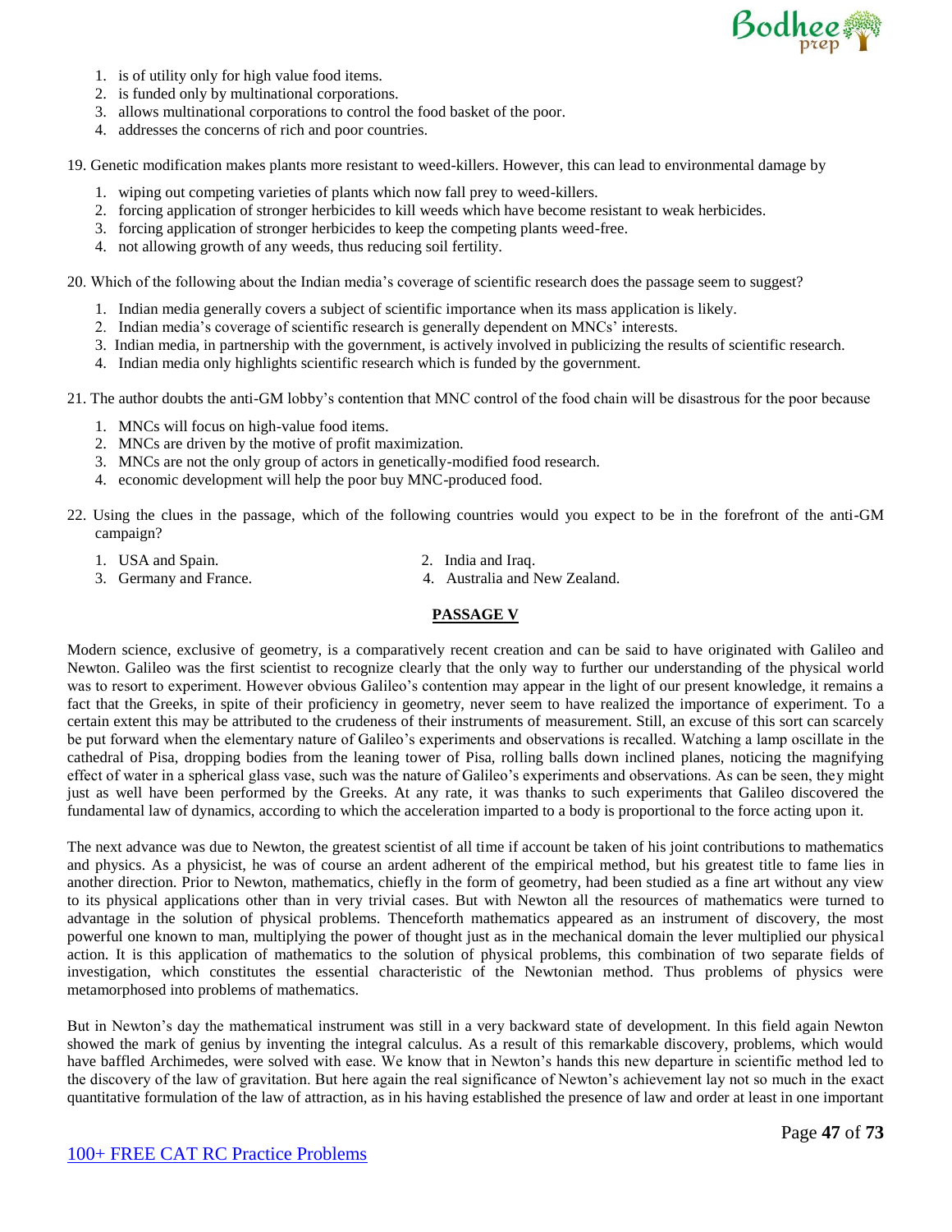1. is of utility only for high value food items.
2. is funded only by multinational corporations.
3. allows multinational corporations to control the food basket of the poor.
4. addresses the concerns of rich and poor countries.

19. Genetic modification makes plants more resistant to weed-killers. However, this can lead to environmental damage by

    1. wiping out competing varieties of plants which now fall prey to weed-killers.
    2. forcing application of stronger herbicides to kill weeds which have become resistant to weak herbicides.
    3. forcing application of stronger herbicides to keep the competing plants weed-free.
    4. not allowing growth of any weeds, thus reducing soil fertility.

20. Which of the following about the Indian media's coverage of scientific research does the passage seem to suggest?

    1. Indian media generally covers a subject of scientific importance when its mass application is likely.
    2. Indian media's coverage of scientific research is generally dependent on MNCs' interests.
    3. Indian media, in partnership with the government, is actively involved in publicizing the results of scientific research.
    4. Indian media only highlights scientific research which is funded by the government.

21. The author doubts the anti-GM lobby's contention that MNC control of the food chain will be disastrous for the poor because

    1. MNCs will focus on high-value food items.
    2. MNCs are driven by the motive of profit maximization.
    3. MNCs are not the only group of actors in genetically-modified food research.
    4. economic development will help the poor buy MNC-produced food.

22. Using the clues in the passage, which of the following countries would you expect to be in the forefront of the anti-GM campaign?

    1. USA and Spain.
    2. India and Iraq.
    3. Germany and France.
    4. Australia and New Zealand.

## PASSAGE V

Modern science, exclusive of geometry, is a comparatively recent creation and can be said to have originated with Galileo and Newton. Galileo was the first scientist to recognize clearly that the only way to further our understanding of the physical world was to resort to experiment. However obvious Galileo's contention may appear in the light of our present knowledge, it remains a fact that the Greeks, in spite of their proficiency in geometry, never seem to have realized the importance of experiment. To a certain extent this may be attributed to the crudeness of their instruments of measurement. Still, an excuse of this sort can scarcely be put forward when the elementary nature of Galileo's experiments and observations is recalled. Watching a lamp oscillate in the cathedral of Pisa, dropping bodies from the leaning tower of Pisa, rolling balls down inclined planes, noticing the magnifying effect of water in a spherical glass vase, such was the nature of Galileo's experiments and observations. As can be seen, they might just as well have been performed by the Greeks. At any rate, it was thanks to such experiments that Galileo discovered the fundamental law of dynamics, according to which the acceleration imparted to a body is proportional to the force acting upon it.

The next advance was due to Newton, the greatest scientist of all time if account be taken of his joint contributions to mathematics and physics. As a physicist, he was of course an ardent adherent of the empirical method, but his greatest title to fame lies in another direction. Prior to Newton, mathematics, chiefly in the form of geometry, had been studied as a fine art without any view to its physical applications other than in very trivial cases. But with Newton all the resources of mathematics were turned to advantage in the solution of physical problems. Thenceforth mathematics appeared as an instrument of discovery, the most powerful one known to man, multiplying the power of thought just as in the mechanical domain the lever multiplied our physical action. It is this application of mathematics to the solution of physical problems, this combination of two separate fields of investigation, which constitutes the essential characteristic of the Newtonian method. Thus problems of physics were metamorphosed into problems of mathematics.

But in Newton's day the mathematical instrument was still in a very backward state of development. In this field again Newton showed the mark of genius by inventing the integral calculus. As a result of this remarkable discovery, problems, which would have baffled Archimedes, were solved with ease. We know that in Newton's hands this new departure in scientific method led to the discovery of the law of gravitation. But here again the real significance of Newton's achievement lay not so much in the exact quantitative formulation of the law of attraction, as in his having established the presence of law and order at least in one important

[100+ FREE CAT RC Practice Problems]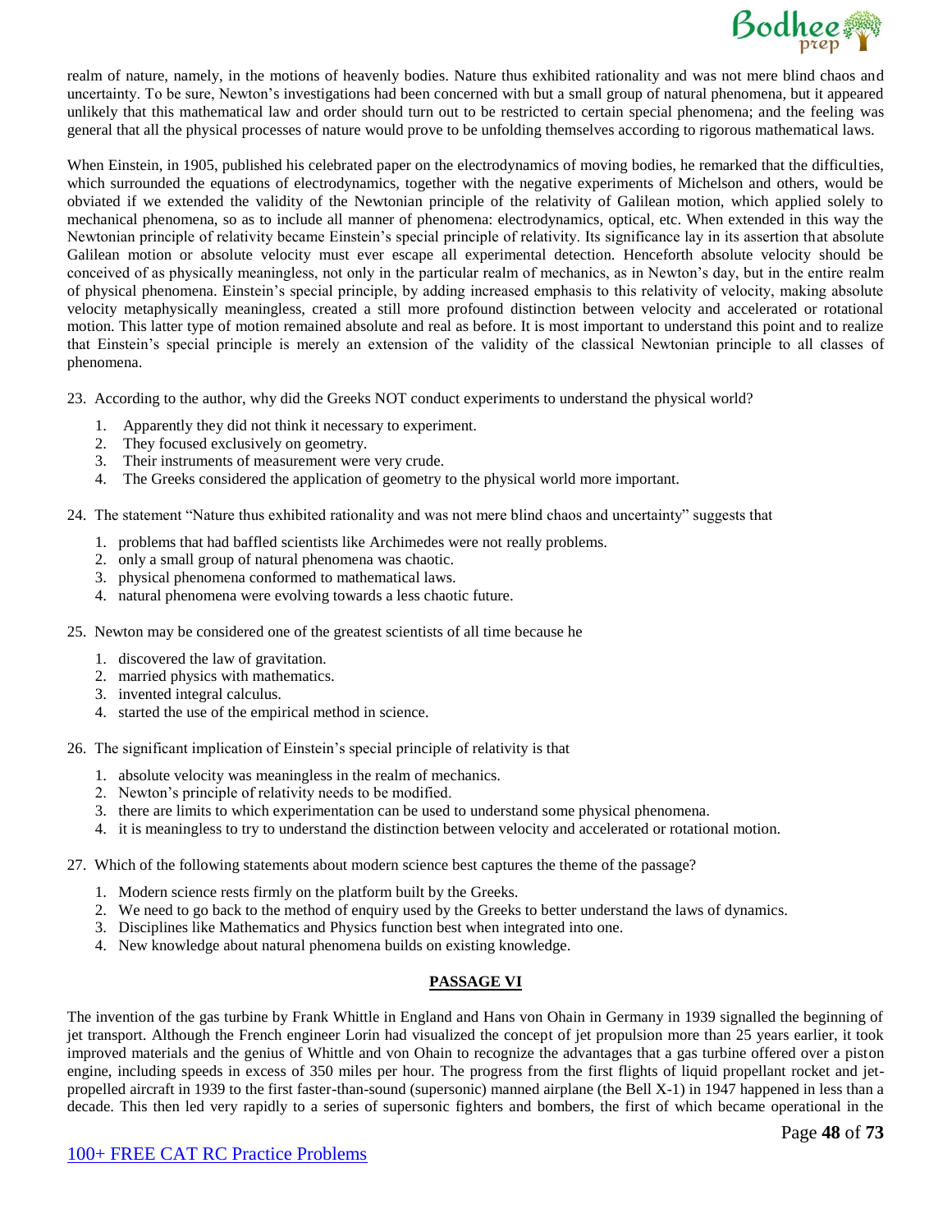realm of nature, namely, in the motions of heavenly bodies. Nature thus exhibited rationality and was not mere blind chaos and uncertainty. To be sure, Newton's investigations had been concerned with but a small group of natural phenomena, but it appeared unlikely that this mathematical law and order should turn out to be restricted to certain special phenomena; and the feeling was general that all the physical processes of nature would prove to be unfolding themselves according to rigorous mathematical laws.

When Einstein, in 1905, published his celebrated paper on the electrodynamics of moving bodies, he remarked that the difficulties, which surrounded the equations of electrodynamics, together with the negative experiments of Michelson and others, would be obviated if we extended the validity of the Newtonian principle of the relativity of Galilean motion, which applied solely to mechanical phenomena, so as to include all manner of phenomena: electrodynamics, optical, etc. When extended in this way the Newtonian principle of relativity became Einstein's special principle of relativity. Its significance lay in its assertion that absolute Galilean motion or absolute velocity must ever escape all experimental detection. Henceforth absolute velocity should be conceived of as physically meaningless, not only in the particular realm of mechanics, as in Newton's day, but in the entire realm of physical phenomena. Einstein's special principle, by adding increased emphasis to this relativity of velocity, making absolute velocity metaphysically meaningless, created a still more profound distinction between velocity and accelerated or rotational motion. This latter type of motion remained absolute and real as before. It is most important to understand this point and to realize that Einstein's special principle is merely an extension of the validity of the classical Newtonian principle to all classes of phenomena.

23. According to the author, why did the Greeks NOT conduct experiments to understand the physical world?
    1. Apparently they did not think it necessary to experiment.
    2. They focused exclusively on geometry.
    3. Their instruments of measurement were very crude.
    4. The Greeks considered the application of geometry to the physical world more important.

24. The statement "Nature thus exhibited rationality and was not mere blind chaos and uncertainty" suggests that
    1. problems that had baffled scientists like Archimedes were not really problems.
    2. only a small group of natural phenomena was chaotic.
    3. physical phenomena conformed to mathematical laws.
    4. natural phenomena were evolving towards a less chaotic future.

25. Newton may be considered one of the greatest scientists of all time because he
    1. discovered the law of gravitation.
    2. married physics with mathematics.
    3. invented integral calculus.
    4. started the use of the empirical method in science.

26. The significant implication of Einstein's special principle of relativity is that
    1. absolute velocity was meaningless in the realm of mechanics.
    2. Newton's principle of relativity needs to be modified.
    3. there are limits to which experimentation can be used to understand some physical phenomena.
    4. it is meaningless to try to understand the distinction between velocity and accelerated or rotational motion.

27. Which of the following statements about modern science best captures the theme of the passage?
    1. Modern science rests firmly on the platform built by the Greeks.
    2. We need to go back to the method of enquiry used by the Greeks to better understand the laws of dynamics.
    3. Disciplines like Mathematics and Physics function best when integrated into one.
    4. New knowledge about natural phenomena builds on existing knowledge.

## PASSAGE VI

The invention of the gas turbine by Frank Whittle in England and Hans von Ohain in Germany in 1939 signalled the beginning of jet transport. Although the French engineer Lorin had visualized the concept of jet propulsion more than 25 years earlier, it took improved materials and the genius of Whittle and von Ohain to recognize the advantages that a gas turbine offered over a piston engine, including speeds in excess of 350 miles per hour. The progress from the first flights of liquid propellant rocket and jet-propelled aircraft in 1939 to the first faster-than-sound (supersonic) manned airplane (the Bell X-1) in 1947 happened in less than a decade. This then led very rapidly to a series of supersonic fighters and bombers, the first of which became operational in the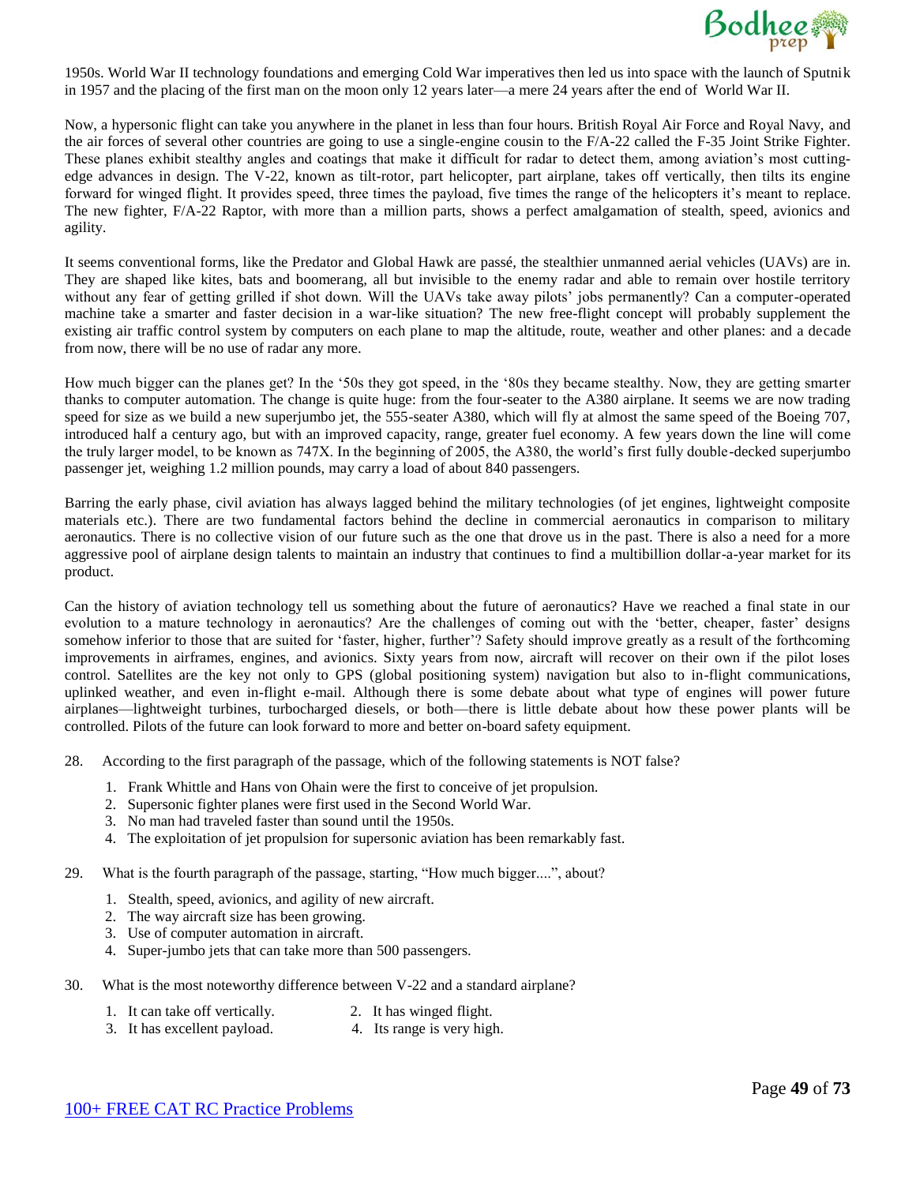1950s. World War II technology foundations and emerging Cold War imperatives then led us into space with the launch of Sputnik in 1957 and the placing of the first man on the moon only 12 years later—a mere 24 years after the end of World War II.

Now, a hypersonic flight can take you anywhere in the planet in less than four hours. British Royal Air Force and Royal Navy, and the air forces of several other countries are going to use a single-engine cousin to the F/A-22 called the F-35 Joint Strike Fighter. These planes exhibit stealthy angles and coatings that make it difficult for radar to detect them, among aviation's most cutting-edge advances in design. The V-22, known as tilt-rotor, part helicopter, part airplane, takes off vertically, then tilts its engine forward for winged flight. It provides speed, three times the payload, five times the range of the helicopters it's meant to replace. The new fighter, F/A-22 Raptor, with more than a million parts, shows a perfect amalgamation of stealth, speed, avionics and agility.

It seems conventional forms, like the Predator and Global Hawk are passé, the stealthier unmanned aerial vehicles (UAVs) are in. They are shaped like kites, bats and boomerang, all but invisible to the enemy radar and able to remain over hostile territory without any fear of getting grilled if shot down. Will the UAVs take away pilots' jobs permanently? Can a computer-operated machine take a smarter and faster decision in a war-like situation? The new free-flight concept will probably supplement the existing air traffic control system by computers on each plane to map the altitude, route, weather and other planes: and a decade from now, there will be no use of radar any more.

How much bigger can the planes get? In the '50s they got speed, in the '80s they became stealthy. Now, they are getting smarter thanks to computer automation. The change is quite huge: from the four-seater to the A380 airplane. It seems we are now trading speed for size as we build a new superjumbo jet, the 555-seater A380, which will fly at almost the same speed of the Boeing 707, introduced half a century ago, but with an improved capacity, range, greater fuel economy. A few years down the line will come the truly larger model, to be known as 747X. In the beginning of 2005, the A380, the world's first fully double-decked superjumbo passenger jet, weighing 1.2 million pounds, may carry a load of about 840 passengers.

Barring the early phase, civil aviation has always lagged behind the military technologies (of jet engines, lightweight composite materials etc.). There are two fundamental factors behind the decline in commercial aeronautics in comparison to military aeronautics. There is no collective vision of our future such as the one that drove us in the past. There is also a need for a more aggressive pool of airplane design talents to maintain an industry that continues to find a multibillion dollar-a-year market for its product.

Can the history of aviation technology tell us something about the future of aeronautics? Have we reached a final state in our evolution to a mature technology in aeronautics? Are the challenges of coming out with the 'better, cheaper, faster' designs somehow inferior to those that are suited for 'faster, higher, further'? Safety should improve greatly as a result of the forthcoming improvements in airframes, engines, and avionics. Sixty years from now, aircraft will recover on their own if the pilot loses control. Satellites are the key not only to GPS (global positioning system) navigation but also to in-flight communications, uplinked weather, and even in-flight e-mail. Although there is some debate about what type of engines will power future airplanes—lightweight turbines, turbocharged diesels, or both—there is little debate about how these power plants will be controlled. Pilots of the future can look forward to more and better on-board safety equipment.

28. According to the first paragraph of the passage, which of the following statements is NOT false?

    1. Frank Whittle and Hans von Ohain were the first to conceive of jet propulsion.
    2. Supersonic fighter planes were first used in the Second World War.
    3. No man had traveled faster than sound until the 1950s.
    4. The exploitation of jet propulsion for supersonic aviation has been remarkably fast.

29. What is the fourth paragraph of the passage, starting, "How much bigger....", about?

    1. Stealth, speed, avionics, and agility of new aircraft.
    2. The way aircraft size has been growing.
    3. Use of computer automation in aircraft.
    4. Super-jumbo jets that can take more than 500 passengers.

30. What is the most noteworthy difference between V-22 and a standard airplane?

    1. It can take off vertically.
    2. It has winged flight.
    3. It has excellent payload.
    4. Its range is very high.

[100+ FREE CAT RC Practice Problems]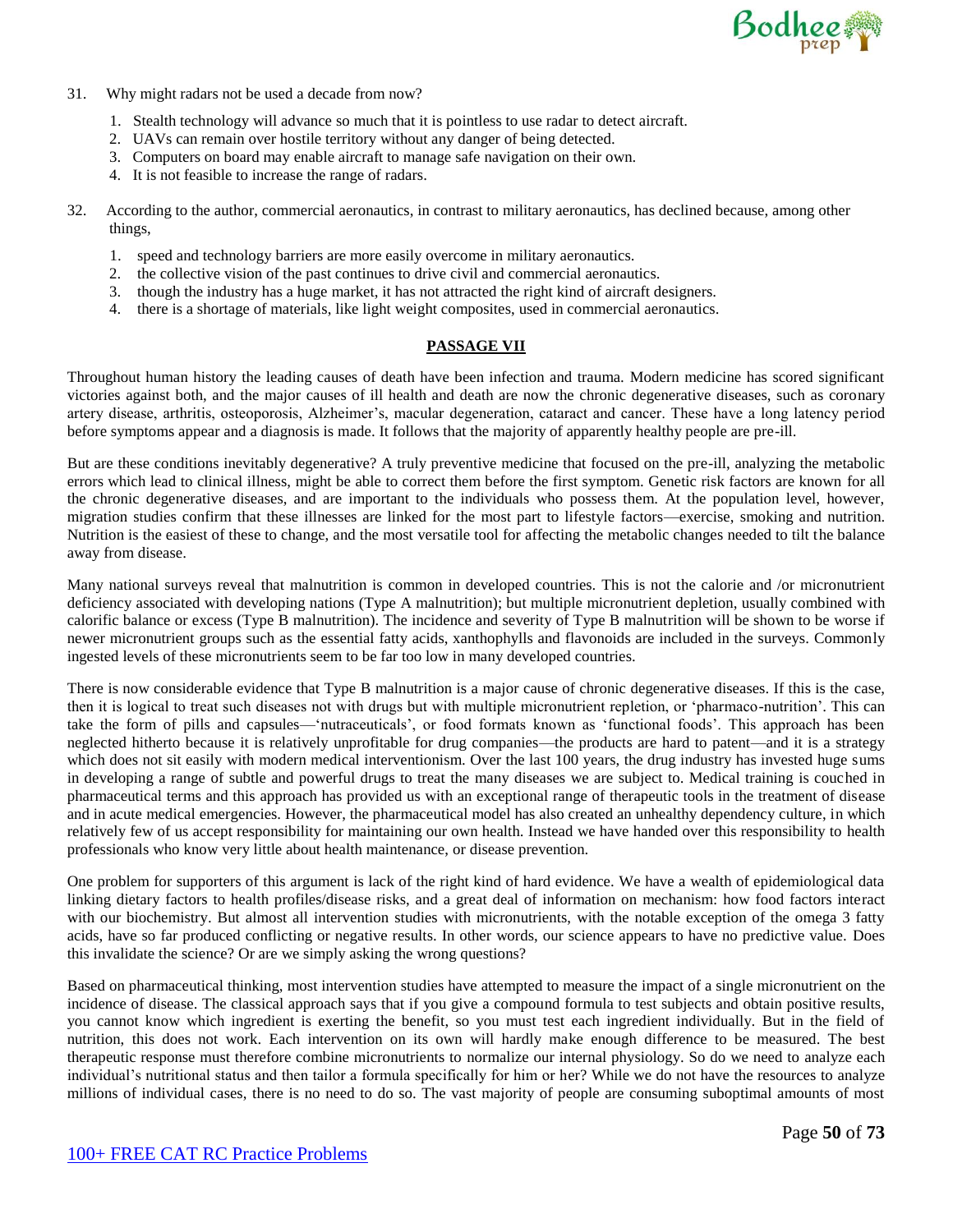31. Why might radars not be used a decade from now?

    1. Stealth technology will advance so much that it is pointless to use radar to detect aircraft.
    2. UAVs can remain over hostile territory without any danger of being detected.
    3. Computers on board may enable aircraft to manage safe navigation on their own.
    4. It is not feasible to increase the range of radars.

32. According to the author, commercial aeronautics, in contrast to military aeronautics, has declined because, among other things,

    1. speed and technology barriers are more easily overcome in military aeronautics.
    2. the collective vision of the past continues to drive civil and commercial aeronautics.
    3. though the industry has a huge market, it has not attracted the right kind of aircraft designers.
    4. there is a shortage of materials, like light weight composites, used in commercial aeronautics.

## PASSAGE VII

Throughout human history the leading causes of death have been infection and trauma. Modern medicine has scored significant victories against both, and the major causes of ill health and death are now the chronic degenerative diseases, such as coronary artery disease, arthritis, osteoporosis, Alzheimer's, macular degeneration, cataract and cancer. These have a long latency period before symptoms appear and a diagnosis is made. It follows that the majority of apparently healthy people are pre-ill.

But are these conditions inevitably degenerative? A truly preventive medicine that focused on the pre-ill, analyzing the metabolic errors which lead to clinical illness, might be able to correct them before the first symptom. Genetic risk factors are known for all the chronic degenerative diseases, and are important to the individuals who possess them. At the population level, however, migration studies confirm that these illnesses are linked for the most part to lifestyle factors—exercise, smoking and nutrition. Nutrition is the easiest of these to change, and the most versatile tool for affecting the metabolic changes needed to tilt the balance away from disease.

Many national surveys reveal that malnutrition is common in developed countries. This is not the calorie and /or micronutrient deficiency associated with developing nations (Type A malnutrition); but multiple micronutrient depletion, usually combined with calorific balance or excess (Type B malnutrition). The incidence and severity of Type B malnutrition will be shown to be worse if newer micronutrient groups such as the essential fatty acids, xanthophylls and flavonoids are included in the surveys. Commonly ingested levels of these micronutrients seem to be far too low in many developed countries.

There is now considerable evidence that Type B malnutrition is a major cause of chronic degenerative diseases. If this is the case, then it is logical to treat such diseases not with drugs but with multiple micronutrient repletion, or 'pharmaco-nutrition'. This can take the form of pills and capsules—'nutraceuticals', or food formats known as 'functional foods'. This approach has been neglected hitherto because it is relatively unprofitable for drug companies—the products are hard to patent—and it is a strategy which does not sit easily with modern medical interventionism. Over the last 100 years, the drug industry has invested huge sums in developing a range of subtle and powerful drugs to treat the many diseases we are subject to. Medical training is couched in pharmaceutical terms and this approach has provided us with an exceptional range of therapeutic tools in the treatment of disease and in acute medical emergencies. However, the pharmaceutical model has also created an unhealthy dependency culture, in which relatively few of us accept responsibility for maintaining our own health. Instead we have handed over this responsibility to health professionals who know very little about health maintenance, or disease prevention.

One problem for supporters of this argument is lack of the right kind of hard evidence. We have a wealth of epidemiological data linking dietary factors to health profiles/disease risks, and a great deal of information on mechanism: how food factors interact with our biochemistry. But almost all intervention studies with micronutrients, with the notable exception of the omega 3 fatty acids, have so far produced conflicting or negative results. In other words, our science appears to have no predictive value. Does this invalidate the science? Or are we simply asking the wrong questions?

Based on pharmaceutical thinking, most intervention studies have attempted to measure the impact of a single micronutrient on the incidence of disease. The classical approach says that if you give a compound formula to test subjects and obtain positive results, you cannot know which ingredient is exerting the benefit, so you must test each ingredient individually. But in the field of nutrition, this does not work. Each intervention on its own will hardly make enough difference to be measured. The best therapeutic response must therefore combine micronutrients to normalize our internal physiology. So do we need to analyze each individual's nutritional status and then tailor a formula specifically for him or her? While we do not have the resources to analyze millions of individual cases, there is no need to do so. The vast majority of people are consuming suboptimal amounts of most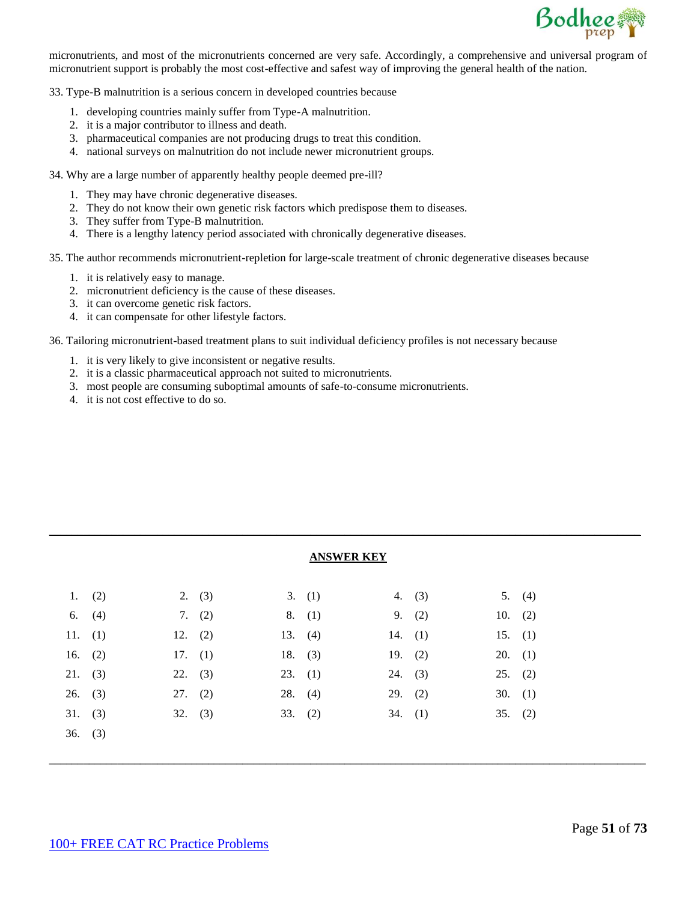micronutrients, and most of the micronutrients concerned are very safe. Accordingly, a comprehensive and universal program of micronutrient support is probably the most cost-effective and safest way of improving the general health of the nation.

33. Type-B malnutrition is a serious concern in developed countries because

1. developing countries mainly suffer from Type-A malnutrition.
2. it is a major contributor to illness and death.
3. pharmaceutical companies are not producing drugs to treat this condition.
4. national surveys on malnutrition do not include newer micronutrient groups.

34. Why are a large number of apparently healthy people deemed pre-ill?

1. They may have chronic degenerative diseases.
2. They do not know their own genetic risk factors which predispose them to diseases.
3. They suffer from Type-B malnutrition.
4. There is a lengthy latency period associated with chronically degenerative diseases.

35. The author recommends micronutrient-repletion for large-scale treatment of chronic degenerative diseases because

1. it is relatively easy to manage.
2. micronutrient deficiency is the cause of these diseases.
3. it can overcome genetic risk factors.
4. it can compensate for other lifestyle factors.

36. Tailoring micronutrient-based treatment plans to suit individual deficiency profiles is not necessary because

1. it is very likely to give inconsistent or negative results.
2. it is a classic pharmaceutical approach not suited to micronutrients.
3. most people are consuming suboptimal amounts of safe-to-consume micronutrients.
4. it is not cost effective to do so.

---

**ANSWER KEY**

| | | | | |
|---|---|---|---|---|
| 1. (2) | 2. (3) | 3. (1) | 4. (3) | 5. (4) |
| 6. (4) | 7. (2) | 8. (1) | 9. (2) | 10. (2) |
| 11. (1) | 12. (2) | 13. (4) | 14. (1) | 15. (1) |
| 16. (2) | 17. (1) | 18. (3) | 19. (2) | 20. (1) |
| 21. (3) | 22. (3) | 23. (1) | 24. (3) | 25. (2) |
| 26. (3) | 27. (2) | 28. (4) | 29. (2) | 30. (1) |
| 31. (3) | 32. (3) | 33. (2) | 34. (1) | 35. (2) |
| 36. (3) | | | | |

---

100+ FREE CAT RC Practice Problems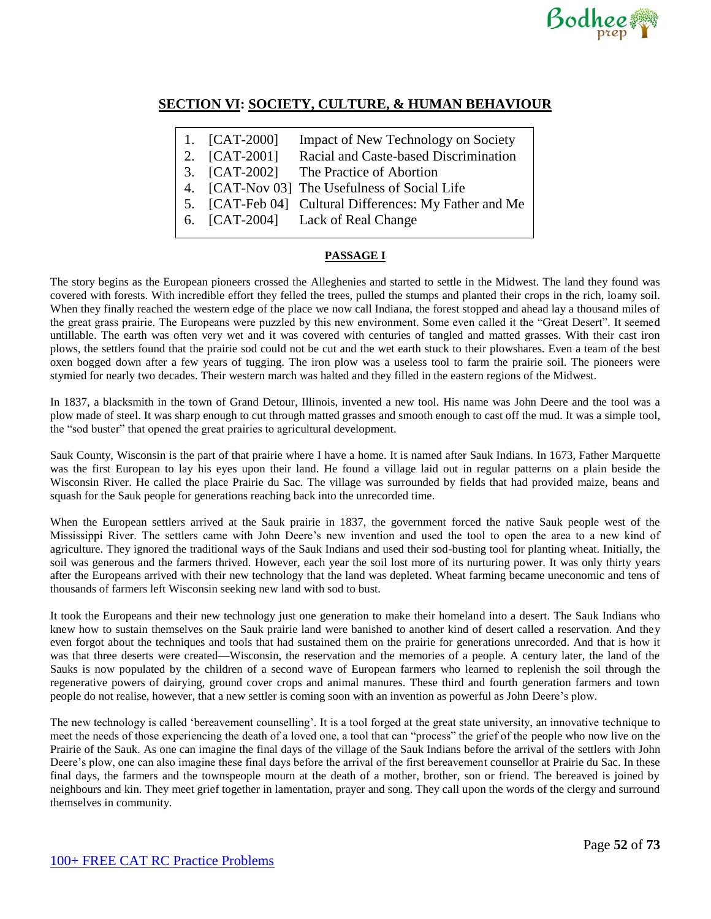## SECTION VI: SOCIETY, CULTURE, & HUMAN BEHAVIOUR

| | | |
|---|---|---|
| 1. | [CAT-2000] | Impact of New Technology on Society |
| 2. | [CAT-2001] | Racial and Caste-based Discrimination |
| 3. | [CAT-2002] | The Practice of Abortion |
| 4. | [CAT-Nov 03] | The Usefulness of Social Life |
| 5. | [CAT-Feb 04] | Cultural Differences: My Father and Me |
| 6. | [CAT-2004] | Lack of Real Change |

### PASSAGE I

The story begins as the European pioneers crossed the Alleghenies and started to settle in the Midwest. The land they found was covered with forests. With incredible effort they felled the trees, pulled the stumps and planted their crops in the rich, loamy soil. When they finally reached the western edge of the place we now call Indiana, the forest stopped and ahead lay a thousand miles of the great grass prairie. The Europeans were puzzled by this new environment. Some even called it the "Great Desert". It seemed untillable. The earth was often very wet and it was covered with centuries of tangled and matted grasses. With their cast iron plows, the settlers found that the prairie sod could not be cut and the wet earth stuck to their plowshares. Even a team of the best oxen bogged down after a few years of tugging. The iron plow was a useless tool to farm the prairie soil. The pioneers were stymied for nearly two decades. Their western march was halted and they filled in the eastern regions of the Midwest.

In 1837, a blacksmith in the town of Grand Detour, Illinois, invented a new tool. His name was John Deere and the tool was a plow made of steel. It was sharp enough to cut through matted grasses and smooth enough to cast off the mud. It was a simple tool, the "sod buster" that opened the great prairies to agricultural development.

Sauk County, Wisconsin is the part of that prairie where I have a home. It is named after Sauk Indians. In 1673, Father Marquette was the first European to lay his eyes upon their land. He found a village laid out in regular patterns on a plain beside the Wisconsin River. He called the place Prairie du Sac. The village was surrounded by fields that had provided maize, beans and squash for the Sauk people for generations reaching back into the unrecorded time.

When the European settlers arrived at the Sauk prairie in 1837, the government forced the native Sauk people west of the Mississippi River. The settlers came with John Deere's new invention and used the tool to open the area to a new kind of agriculture. They ignored the traditional ways of the Sauk Indians and used their sod-busting tool for planting wheat. Initially, the soil was generous and the farmers thrived. However, each year the soil lost more of its nurturing power. It was only thirty years after the Europeans arrived with their new technology that the land was depleted. Wheat farming became uneconomic and tens of thousands of farmers left Wisconsin seeking new land with sod to bust.

It took the Europeans and their new technology just one generation to make their homeland into a desert. The Sauk Indians who knew how to sustain themselves on the Sauk prairie land were banished to another kind of desert called a reservation. And they even forgot about the techniques and tools that had sustained them on the prairie for generations unrecorded. And that is how it was that three deserts were created—Wisconsin, the reservation and the memories of a people. A century later, the land of the Sauks is now populated by the children of a second wave of European farmers who learned to replenish the soil through the regenerative powers of dairying, ground cover crops and animal manures. These third and fourth generation farmers and town people do not realise, however, that a new settler is coming soon with an invention as powerful as John Deere's plow.

The new technology is called 'bereavement counselling'. It is a tool forged at the great state university, an innovative technique to meet the needs of those experiencing the death of a loved one, a tool that can "process" the grief of the people who now live on the Prairie of the Sauk. As one can imagine the final days of the village of the Sauk Indians before the arrival of the settlers with John Deere's plow, one can also imagine these final days before the arrival of the first bereavement counsellor at Prairie du Sac. In these final days, the farmers and the townspeople mourn at the death of a mother, brother, son or friend. The bereaved is joined by neighbours and kin. They meet grief together in lamentation, prayer and song. They call upon the words of the clergy and surround themselves in community.

[100+ FREE CAT RC Practice Problems]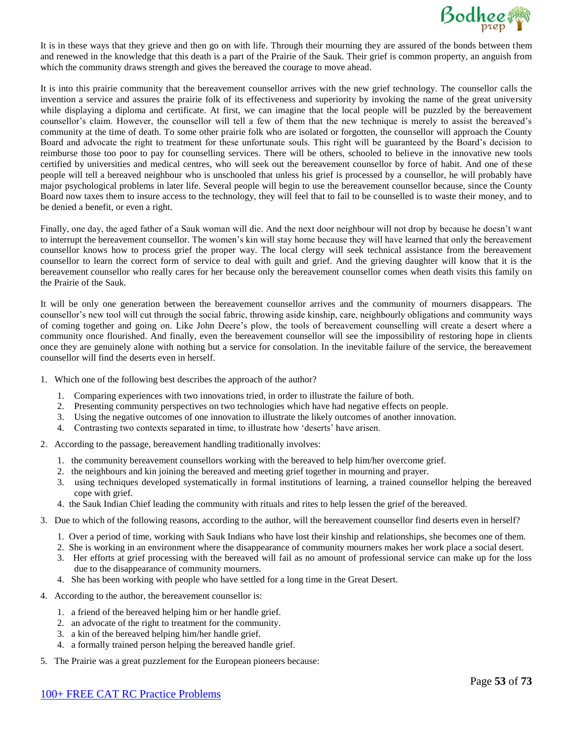It is in these ways that they grieve and then go on with life. Through their mourning they are assured of the bonds between them and renewed in the knowledge that this death is a part of the Prairie of the Sauk. Their grief is common property, an anguish from which the community draws strength and gives the bereaved the courage to move ahead.

It is into this prairie community that the bereavement counsellor arrives with the new grief technology. The counsellor calls the invention a service and assures the prairie folk of its effectiveness and superiority by invoking the name of the great university while displaying a diploma and certificate. At first, we can imagine that the local people will be puzzled by the bereavement counsellor's claim. However, the counsellor will tell a few of them that the new technique is merely to assist the bereaved's community at the time of death. To some other prairie folk who are isolated or forgotten, the counsellor will approach the County Board and advocate the right to treatment for these unfortunate souls. This right will be guaranteed by the Board's decision to reimburse those too poor to pay for counselling services. There will be others, schooled to believe in the innovative new tools certified by universities and medical centres, who will seek out the bereavement counsellor by force of habit. And one of these people will tell a bereaved neighbour who is unschooled that unless his grief is processed by a counsellor, he will probably have major psychological problems in later life. Several people will begin to use the bereavement counsellor because, since the County Board now taxes them to insure access to the technology, they will feel that to fail to be counselled is to waste their money, and to be denied a benefit, or even a right.

Finally, one day, the aged father of a Sauk woman will die. And the next door neighbour will not drop by because he doesn't want to interrupt the bereavement counsellor. The women's kin will stay home because they will have learned that only the bereavement counsellor knows how to process grief the proper way. The local clergy will seek technical assistance from the bereavement counsellor to learn the correct form of service to deal with guilt and grief. And the grieving daughter will know that it is the bereavement counsellor who really cares for her because only the bereavement counsellor comes when death visits this family on the Prairie of the Sauk.

It will be only one generation between the bereavement counsellor arrives and the community of mourners disappears. The counsellor's new tool will cut through the social fabric, throwing aside kinship, care, neighbourly obligations and community ways of coming together and going on. Like John Deere's plow, the tools of bereavement counselling will create a desert where a community once flourished. And finally, even the bereavement counsellor will see the impossibility of restoring hope in clients once they are genuinely alone with nothing but a service for consolation. In the inevitable failure of the service, the bereavement counsellor will find the deserts even in herself.

1. Which one of the following best describes the approach of the author?
   1. Comparing experiences with two innovations tried, in order to illustrate the failure of both.
   2. Presenting community perspectives on two technologies which have had negative effects on people.
   3. Using the negative outcomes of one innovation to illustrate the likely outcomes of another innovation.
   4. Contrasting two contexts separated in time, to illustrate how 'deserts' have arisen.
2. According to the passage, bereavement handling traditionally involves:
   1. the community bereavement counsellors working with the bereaved to help him/her overcome grief.
   2. the neighbours and kin joining the bereaved and meeting grief together in mourning and prayer.
   3. using techniques developed systematically in formal institutions of learning, a trained counsellor helping the bereaved cope with grief.
   4. the Sauk Indian Chief leading the community with rituals and rites to help lessen the grief of the bereaved.
3. Due to which of the following reasons, according to the author, will the bereavement counsellor find deserts even in herself?
   1. Over a period of time, working with Sauk Indians who have lost their kinship and relationships, she becomes one of them.
   2. She is working in an environment where the disappearance of community mourners makes her work place a social desert.
   3. Her efforts at grief processing with the bereaved will fail as no amount of professional service can make up for the loss due to the disappearance of community mourners.
   4. She has been working with people who have settled for a long time in the Great Desert.
4. According to the author, the bereavement counsellor is:
   1. a friend of the bereaved helping him or her handle grief.
   2. an advocate of the right to treatment for the community.
   3. a kin of the bereaved helping him/her handle grief.
   4. a formally trained person helping the bereaved handle grief.
5. The Prairie was a great puzzlement for the European pioneers because: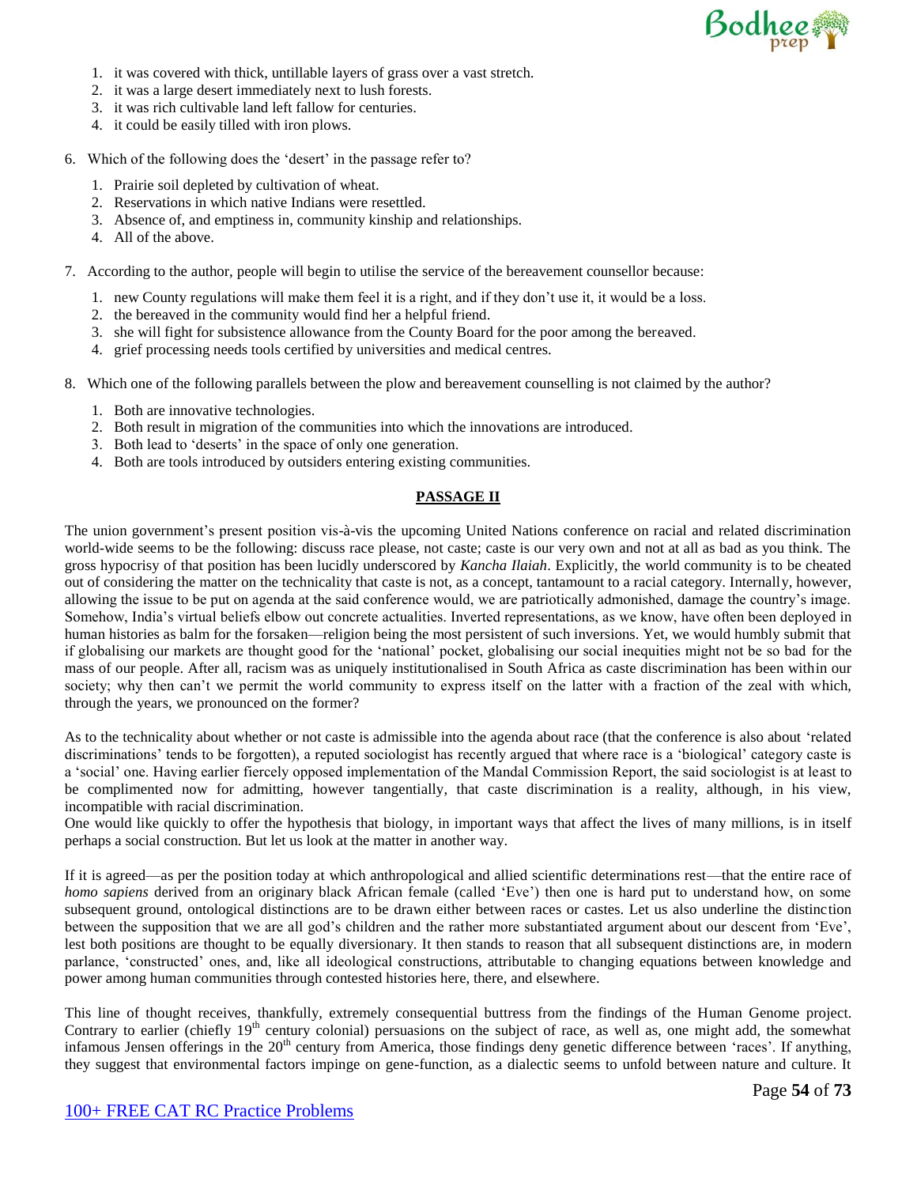1. it was covered with thick, untillable layers of grass over a vast stretch.
2. it was a large desert immediately next to lush forests.
3. it was rich cultivable land left fallow for centuries.
4. it could be easily tilled with iron plows.

6. Which of the following does the 'desert' in the passage refer to?

    1. Prairie soil depleted by cultivation of wheat.
    2. Reservations in which native Indians were resettled.
    3. Absence of, and emptiness in, community kinship and relationships.
    4. All of the above.

7. According to the author, people will begin to utilise the service of the bereavement counsellor because:

    1. new County regulations will make them feel it is a right, and if they don't use it, it would be a loss.
    2. the bereaved in the community would find her a helpful friend.
    3. she will fight for subsistence allowance from the County Board for the poor among the bereaved.
    4. grief processing needs tools certified by universities and medical centres.

8. Which one of the following parallels between the plow and bereavement counselling is not claimed by the author?

    1. Both are innovative technologies.
    2. Both result in migration of the communities into which the innovations are introduced.
    3. Both lead to 'deserts' in the space of only one generation.
    4. Both are tools introduced by outsiders entering existing communities.

## PASSAGE II

The union government's present position vis-à-vis the upcoming United Nations conference on racial and related discrimination world-wide seems to be the following: discuss race please, not caste; caste is our very own and not at all as bad as you think. The gross hypocrisy of that position has been lucidly underscored by *Kancha Ilaiah*. Explicitly, the world community is to be cheated out of considering the matter on the technicality that caste is not, as a concept, tantamount to a racial category. Internally, however, allowing the issue to be put on agenda at the said conference would, we are patriotically admonished, damage the country's image. Somehow, India's virtual beliefs elbow out concrete actualities. Inverted representations, as we know, have often been deployed in human histories as balm for the forsaken—religion being the most persistent of such inversions. Yet, we would humbly submit that if globalising our markets are thought good for the 'national' pocket, globalising our social inequities might not be so bad for the mass of our people. After all, racism was as uniquely institutionalised in South Africa as caste discrimination has been within our society; why then can't we permit the world community to express itself on the latter with a fraction of the zeal with which, through the years, we pronounced on the former?

As to the technicality about whether or not caste is admissible into the agenda about race (that the conference is also about 'related discriminations' tends to be forgotten), a reputed sociologist has recently argued that where race is a 'biological' category caste is a 'social' one. Having earlier fiercely opposed implementation of the Mandal Commission Report, the said sociologist is at least to be complimented now for admitting, however tangentially, that caste discrimination is a reality, although, in his view, incompatible with racial discrimination.
One would like quickly to offer the hypothesis that biology, in important ways that affect the lives of many millions, is in itself perhaps a social construction. But let us look at the matter in another way.

If it is agreed—as per the position today at which anthropological and allied scientific determinations rest—that the entire race of *homo sapiens* derived from an originary black African female (called 'Eve') then one is hard put to understand how, on some subsequent ground, ontological distinctions are to be drawn either between races or castes. Let us also underline the distinction between the supposition that we are all god's children and the rather more substantiated argument about our descent from 'Eve', lest both positions are thought to be equally diversionary. It then stands to reason that all subsequent distinctions are, in modern parlance, 'constructed' ones, and, like all ideological constructions, attributable to changing equations between knowledge and power among human communities through contested histories here, there, and elsewhere.

This line of thought receives, thankfully, extremely consequential buttress from the findings of the Human Genome project. Contrary to earlier (chiefly 19th century colonial) persuasions on the subject of race, as well as, one might add, the somewhat infamous Jensen offerings in the 20th century from America, those findings deny genetic difference between 'races'. If anything, they suggest that environmental factors impinge on gene-function, as a dialectic seems to unfold between nature and culture. It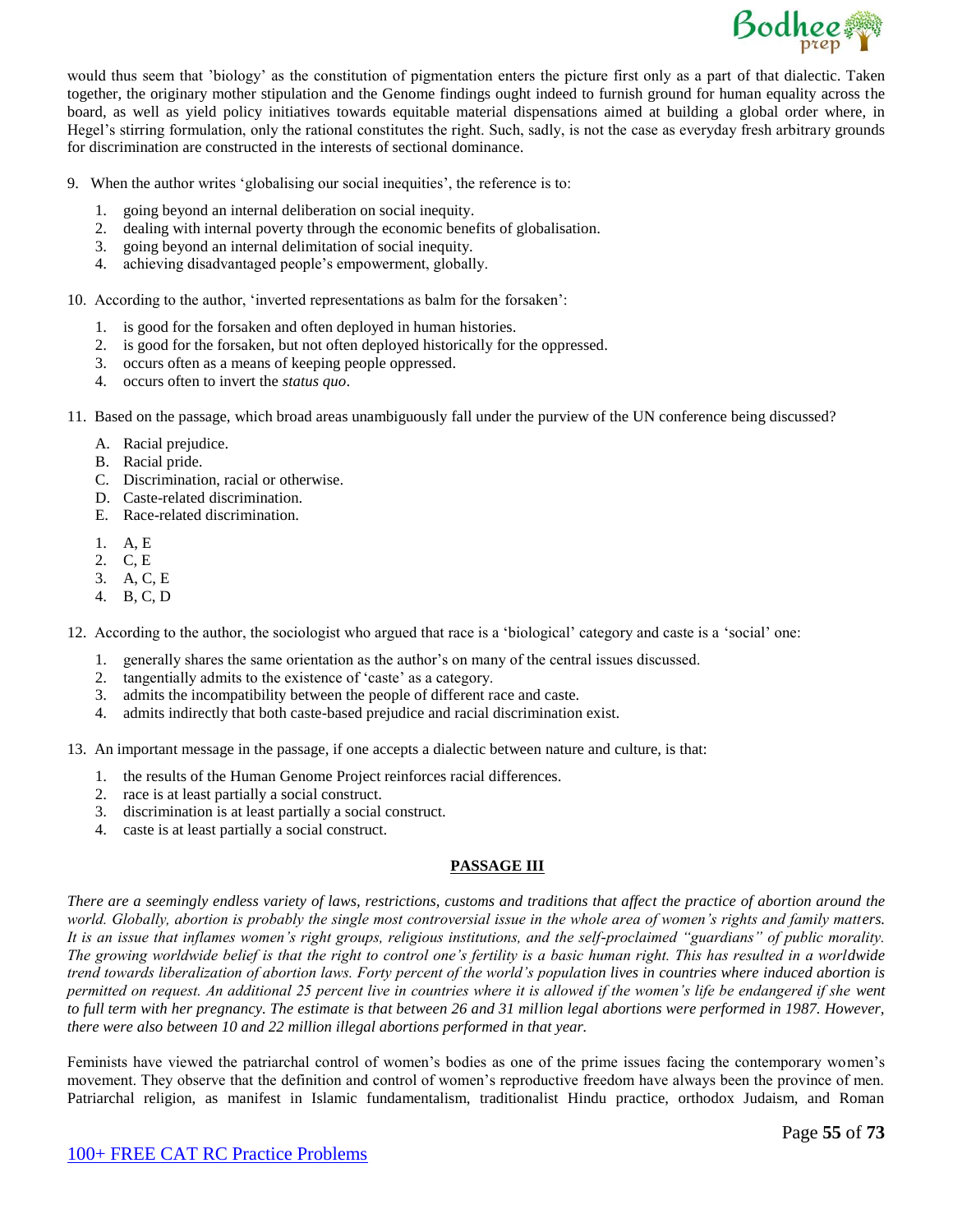would thus seem that 'biology' as the constitution of pigmentation enters the picture first only as a part of that dialectic. Taken together, the originary mother stipulation and the Genome findings ought indeed to furnish ground for human equality across the board, as well as yield policy initiatives towards equitable material dispensations aimed at building a global order where, in Hegel's stirring formulation, only the rational constitutes the right. Such, sadly, is not the case as everyday fresh arbitrary grounds for discrimination are constructed in the interests of sectional dominance.

9. When the author writes 'globalising our social inequities', the reference is to:

   1. going beyond an internal deliberation on social inequity.
   2. dealing with internal poverty through the economic benefits of globalisation.
   3. going beyond an internal delimitation of social inequity.
   4. achieving disadvantaged people's empowerment, globally.

10. According to the author, 'inverted representations as balm for the forsaken':

    1. is good for the forsaken and often deployed in human histories.
    2. is good for the forsaken, but not often deployed historically for the oppressed.
    3. occurs often as a means of keeping people oppressed.
    4. occurs often to invert the *status quo*.

11. Based on the passage, which broad areas unambiguously fall under the purview of the UN conference being discussed?

    A. Racial prejudice.
    B. Racial pride.
    C. Discrimination, racial or otherwise.
    D. Caste-related discrimination.
    E. Race-related discrimination.

    1. A, E
    2. C, E
    3. A, C, E
    4. B, C, D

12. According to the author, the sociologist who argued that race is a 'biological' category and caste is a 'social' one:

    1. generally shares the same orientation as the author's on many of the central issues discussed.
    2. tangentially admits to the existence of 'caste' as a category.
    3. admits the incompatibility between the people of different race and caste.
    4. admits indirectly that both caste-based prejudice and racial discrimination exist.

13. An important message in the passage, if one accepts a dialectic between nature and culture, is that:

    1. the results of the Human Genome Project reinforces racial differences.
    2. race is at least partially a social construct.
    3. discrimination is at least partially a social construct.
    4. caste is at least partially a social construct.

## PASSAGE III

*There are a seemingly endless variety of laws, restrictions, customs and traditions that affect the practice of abortion around the world. Globally, abortion is probably the single most controversial issue in the whole area of women's rights and family matters. It is an issue that inflames women's right groups, religious institutions, and the self-proclaimed "guardians" of public morality. The growing worldwide belief is that the right to control one's fertility is a basic human right. This has resulted in a worldwide trend towards liberalization of abortion laws. Forty percent of the world's population lives in countries where induced abortion is permitted on request. An additional 25 percent live in countries where it is allowed if the women's life be endangered if she went to full term with her pregnancy. The estimate is that between 26 and 31 million legal abortions were performed in 1987. However, there were also between 10 and 22 million illegal abortions performed in that year.*

Feminists have viewed the patriarchal control of women's bodies as one of the prime issues facing the contemporary women's movement. They observe that the definition and control of women's reproductive freedom have always been the province of men. Patriarchal religion, as manifest in Islamic fundamentalism, traditionalist Hindu practice, orthodox Judaism, and Roman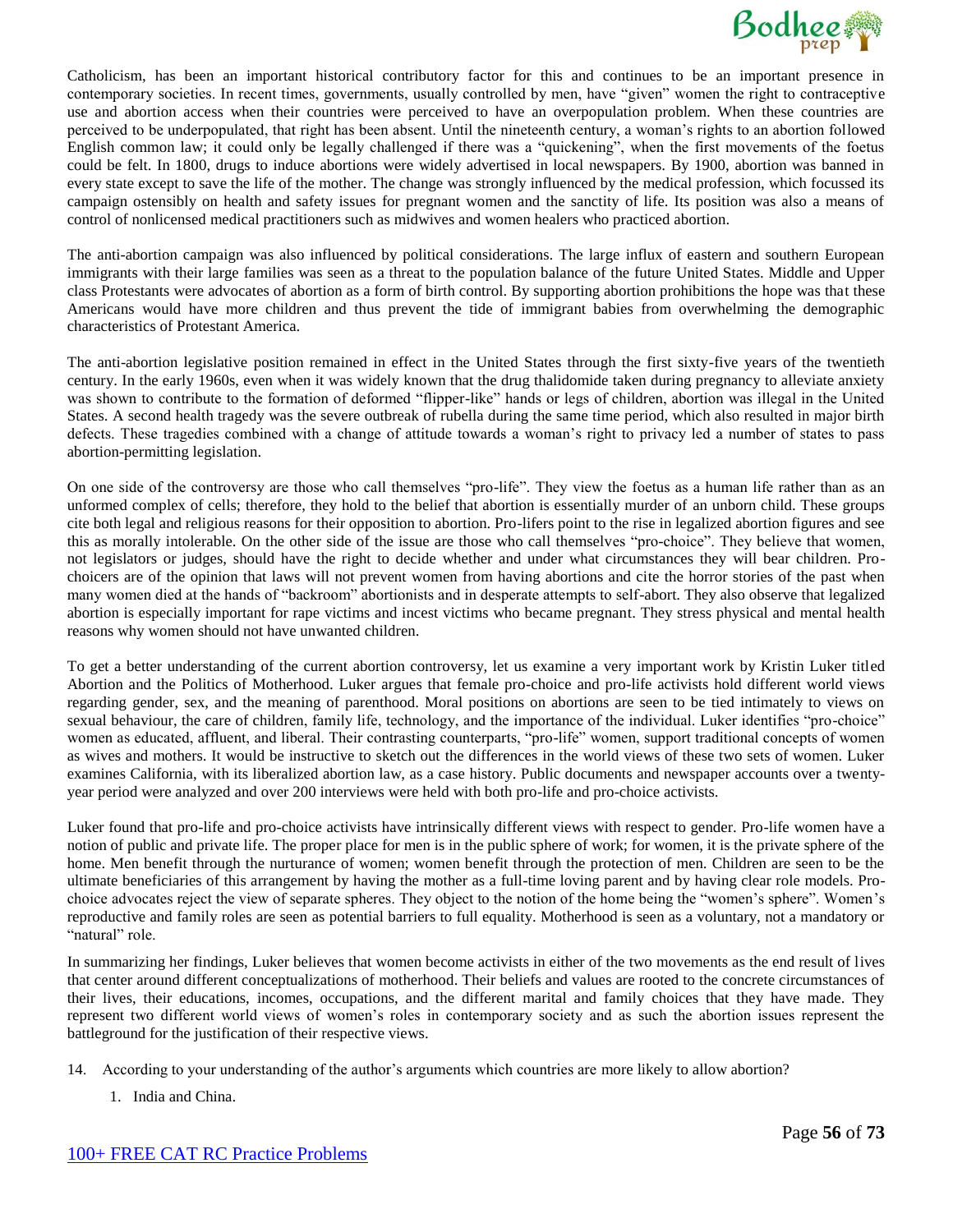Catholicism, has been an important historical contributory factor for this and continues to be an important presence in contemporary societies. In recent times, governments, usually controlled by men, have "given" women the right to contraceptive use and abortion access when their countries were perceived to have an overpopulation problem. When these countries are perceived to be underpopulated, that right has been absent. Until the nineteenth century, a woman's rights to an abortion followed English common law; it could only be legally challenged if there was a "quickening", when the first movements of the foetus could be felt. In 1800, drugs to induce abortions were widely advertised in local newspapers. By 1900, abortion was banned in every state except to save the life of the mother. The change was strongly influenced by the medical profession, which focussed its campaign ostensibly on health and safety issues for pregnant women and the sanctity of life. Its position was also a means of control of nonlicensed medical practitioners such as midwives and women healers who practiced abortion.

The anti-abortion campaign was also influenced by political considerations. The large influx of eastern and southern European immigrants with their large families was seen as a threat to the population balance of the future United States. Middle and Upper class Protestants were advocates of abortion as a form of birth control. By supporting abortion prohibitions the hope was that these Americans would have more children and thus prevent the tide of immigrant babies from overwhelming the demographic characteristics of Protestant America.

The anti-abortion legislative position remained in effect in the United States through the first sixty-five years of the twentieth century. In the early 1960s, even when it was widely known that the drug thalidomide taken during pregnancy to alleviate anxiety was shown to contribute to the formation of deformed "flipper-like" hands or legs of children, abortion was illegal in the United States. A second health tragedy was the severe outbreak of rubella during the same time period, which also resulted in major birth defects. These tragedies combined with a change of attitude towards a woman's right to privacy led a number of states to pass abortion-permitting legislation.

On one side of the controversy are those who call themselves "pro-life". They view the foetus as a human life rather than as an unformed complex of cells; therefore, they hold to the belief that abortion is essentially murder of an unborn child. These groups cite both legal and religious reasons for their opposition to abortion. Pro-lifers point to the rise in legalized abortion figures and see this as morally intolerable. On the other side of the issue are those who call themselves "pro-choice". They believe that women, not legislators or judges, should have the right to decide whether and under what circumstances they will bear children. Pro-choicers are of the opinion that laws will not prevent women from having abortions and cite the horror stories of the past when many women died at the hands of "backroom" abortionists and in desperate attempts to self-abort. They also observe that legalized abortion is especially important for rape victims and incest victims who became pregnant. They stress physical and mental health reasons why women should not have unwanted children.

To get a better understanding of the current abortion controversy, let us examine a very important work by Kristin Luker titled Abortion and the Politics of Motherhood. Luker argues that female pro-choice and pro-life activists hold different world views regarding gender, sex, and the meaning of parenthood. Moral positions on abortions are seen to be tied intimately to views on sexual behaviour, the care of children, family life, technology, and the importance of the individual. Luker identifies "pro-choice" women as educated, affluent, and liberal. Their contrasting counterparts, "pro-life" women, support traditional concepts of women as wives and mothers. It would be instructive to sketch out the differences in the world views of these two sets of women. Luker examines California, with its liberalized abortion law, as a case history. Public documents and newspaper accounts over a twenty-year period were analyzed and over 200 interviews were held with both pro-life and pro-choice activists.

Luker found that pro-life and pro-choice activists have intrinsically different views with respect to gender. Pro-life women have a notion of public and private life. The proper place for men is in the public sphere of work; for women, it is the private sphere of the home. Men benefit through the nurturance of women; women benefit through the protection of men. Children are seen to be the ultimate beneficiaries of this arrangement by having the mother as a full-time loving parent and by having clear role models. Pro-choice advocates reject the view of separate spheres. They object to the notion of the home being the "women's sphere". Women's reproductive and family roles are seen as potential barriers to full equality. Motherhood is seen as a voluntary, not a mandatory or "natural" role.

In summarizing her findings, Luker believes that women become activists in either of the two movements as the end result of lives that center around different conceptualizations of motherhood. Their beliefs and values are rooted to the concrete circumstances of their lives, their educations, incomes, occupations, and the different marital and family choices that they have made. They represent two different world views of women's roles in contemporary society and as such the abortion issues represent the battleground for the justification of their respective views.

14. According to your understanding of the author's arguments which countries are more likely to allow abortion?

    1. India and China.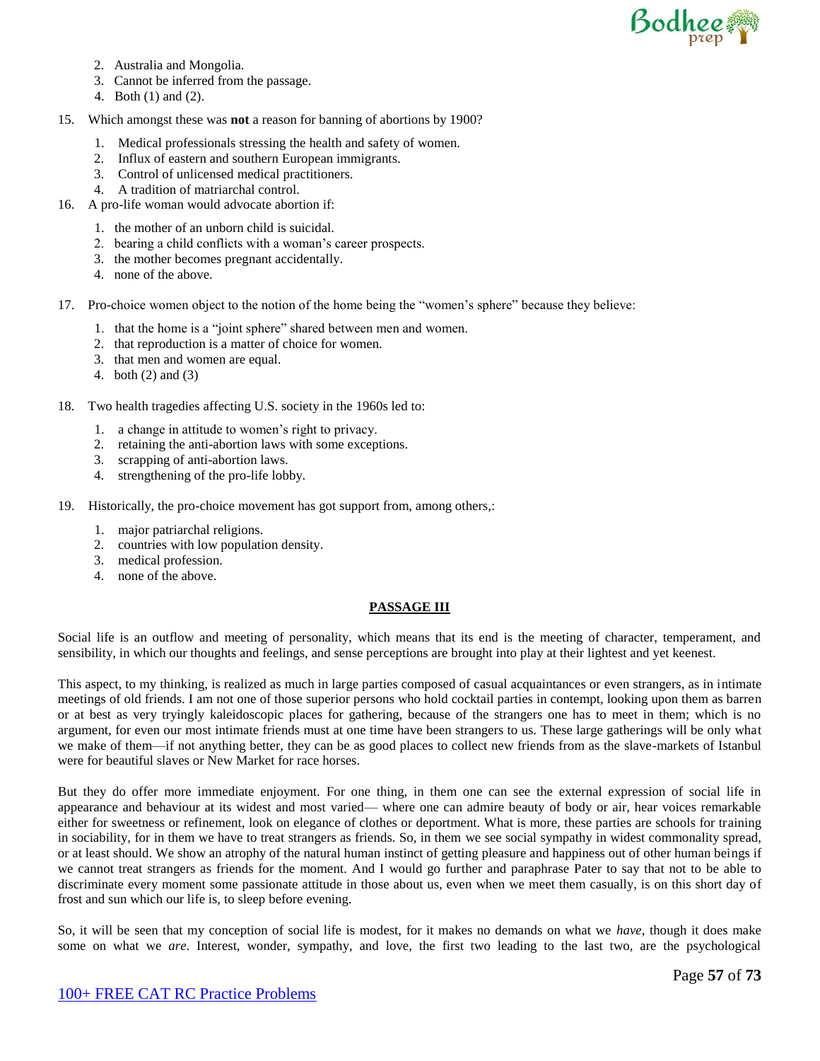2. Australia and Mongolia.
3. Cannot be inferred from the passage.
4. Both (1) and (2).

15. Which amongst these was **not** a reason for banning of abortions by 1900?

    1. Medical professionals stressing the health and safety of women.
    2. Influx of eastern and southern European immigrants.
    3. Control of unlicensed medical practitioners.
    4. A tradition of matriarchal control.

16. A pro-life woman would advocate abortion if:

    1. the mother of an unborn child is suicidal.
    2. bearing a child conflicts with a woman's career prospects.
    3. the mother becomes pregnant accidentally.
    4. none of the above.

17. Pro-choice women object to the notion of the home being the "women's sphere" because they believe:

    1. that the home is a "joint sphere" shared between men and women.
    2. that reproduction is a matter of choice for women.
    3. that men and women are equal.
    4. both (2) and (3)

18. Two health tragedies affecting U.S. society in the 1960s led to:

    1. a change in attitude to women's right to privacy.
    2. retaining the anti-abortion laws with some exceptions.
    3. scrapping of anti-abortion laws.
    4. strengthening of the pro-life lobby.

19. Historically, the pro-choice movement has got support from, among others,:

    1. major patriarchal religions.
    2. countries with low population density.
    3. medical profession.
    4. none of the above.

## PASSAGE III

Social life is an outflow and meeting of personality, which means that its end is the meeting of character, temperament, and sensibility, in which our thoughts and feelings, and sense perceptions are brought into play at their lightest and yet keenest.

This aspect, to my thinking, is realized as much in large parties composed of casual acquaintances or even strangers, as in intimate meetings of old friends. I am not one of those superior persons who hold cocktail parties in contempt, looking upon them as barren or at best as very tryingly kaleidoscopic places for gathering, because of the strangers one has to meet in them; which is no argument, for even our most intimate friends must at one time have been strangers to us. These large gatherings will be only what we make of them—if not anything better, they can be as good places to collect new friends from as the slave-markets of Istanbul were for beautiful slaves or New Market for race horses.

But they do offer more immediate enjoyment. For one thing, in them one can see the external expression of social life in appearance and behaviour at its widest and most varied— where one can admire beauty of body or air, hear voices remarkable either for sweetness or refinement, look on elegance of clothes or deportment. What is more, these parties are schools for training in sociability, for in them we have to treat strangers as friends. So, in them we see social sympathy in widest commonality spread, or at least should. We show an atrophy of the natural human instinct of getting pleasure and happiness out of other human beings if we cannot treat strangers as friends for the moment. And I would go further and paraphrase Pater to say that not to be able to discriminate every moment some passionate attitude in those about us, even when we meet them casually, is on this short day of frost and sun which our life is, to sleep before evening.

So, it will be seen that my conception of social life is modest, for it makes no demands on what we *have*, though it does make some on what we *are*. Interest, wonder, sympathy, and love, the first two leading to the last two, are the psychological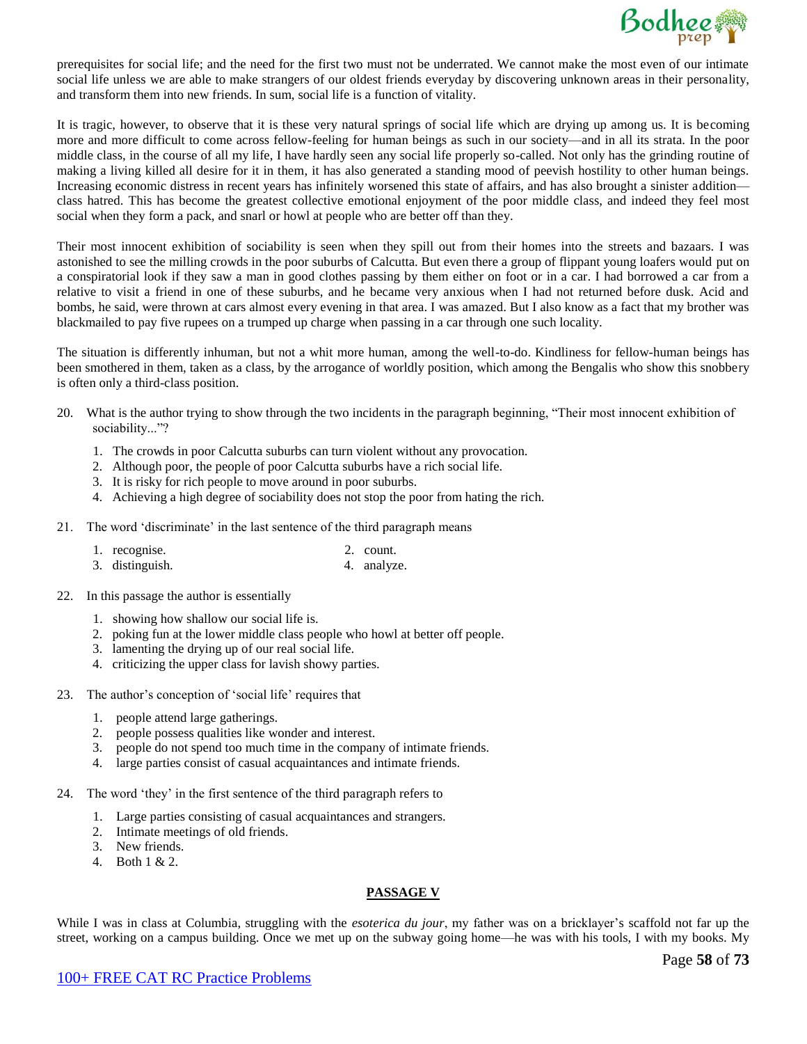prerequisites for social life; and the need for the first two must not be underrated. We cannot make the most even of our intimate social life unless we are able to make strangers of our oldest friends everyday by discovering unknown areas in their personality, and transform them into new friends. In sum, social life is a function of vitality.

It is tragic, however, to observe that it is these very natural springs of social life which are drying up among us. It is becoming more and more difficult to come across fellow-feeling for human beings as such in our society—and in all its strata. In the poor middle class, in the course of all my life, I have hardly seen any social life properly so-called. Not only has the grinding routine of making a living killed all desire for it in them, it has also generated a standing mood of peevish hostility to other human beings. Increasing economic distress in recent years has infinitely worsened this state of affairs, and has also brought a sinister addition—class hatred. This has become the greatest collective emotional enjoyment of the poor middle class, and indeed they feel most social when they form a pack, and snarl or howl at people who are better off than they.

Their most innocent exhibition of sociability is seen when they spill out from their homes into the streets and bazaars. I was astonished to see the milling crowds in the poor suburbs of Calcutta. But even there a group of flippant young loafers would put on a conspiratorial look if they saw a man in good clothes passing by them either on foot or in a car. I had borrowed a car from a relative to visit a friend in one of these suburbs, and he became very anxious when I had not returned before dusk. Acid and bombs, he said, were thrown at cars almost every evening in that area. I was amazed. But I also know as a fact that my brother was blackmailed to pay five rupees on a trumped up charge when passing in a car through one such locality.

The situation is differently inhuman, but not a whit more human, among the well-to-do. Kindliness for fellow-human beings has been smothered in them, taken as a class, by the arrogance of worldly position, which among the Bengalis who show this snobbery is often only a third-class position.

20. What is the author trying to show through the two incidents in the paragraph beginning, "Their most innocent exhibition of sociability..."?
    1. The crowds in poor Calcutta suburbs can turn violent without any provocation.
    2. Although poor, the people of poor Calcutta suburbs have a rich social life.
    3. It is risky for rich people to move around in poor suburbs.
    4. Achieving a high degree of sociability does not stop the poor from hating the rich.

21. The word 'discriminate' in the last sentence of the third paragraph means
    1. recognise.
    2. count.
    3. distinguish.
    4. analyze.

22. In this passage the author is essentially
    1. showing how shallow our social life is.
    2. poking fun at the lower middle class people who howl at better off people.
    3. lamenting the drying up of our real social life.
    4. criticizing the upper class for lavish showy parties.

23. The author's conception of 'social life' requires that
    1. people attend large gatherings.
    2. people possess qualities like wonder and interest.
    3. people do not spend too much time in the company of intimate friends.
    4. large parties consist of casual acquaintances and intimate friends.

24. The word 'they' in the first sentence of the third paragraph refers to
    1. Large parties consisting of casual acquaintances and strangers.
    2. Intimate meetings of old friends.
    3. New friends.
    4. Both 1 & 2.

## PASSAGE V

While I was in class at Columbia, struggling with the *esoterica du jour*, my father was on a bricklayer's scaffold not far up the street, working on a campus building. Once we met up on the subway going home—he was with his tools, I with my books. My

[100+ FREE CAT RC Practice Problems]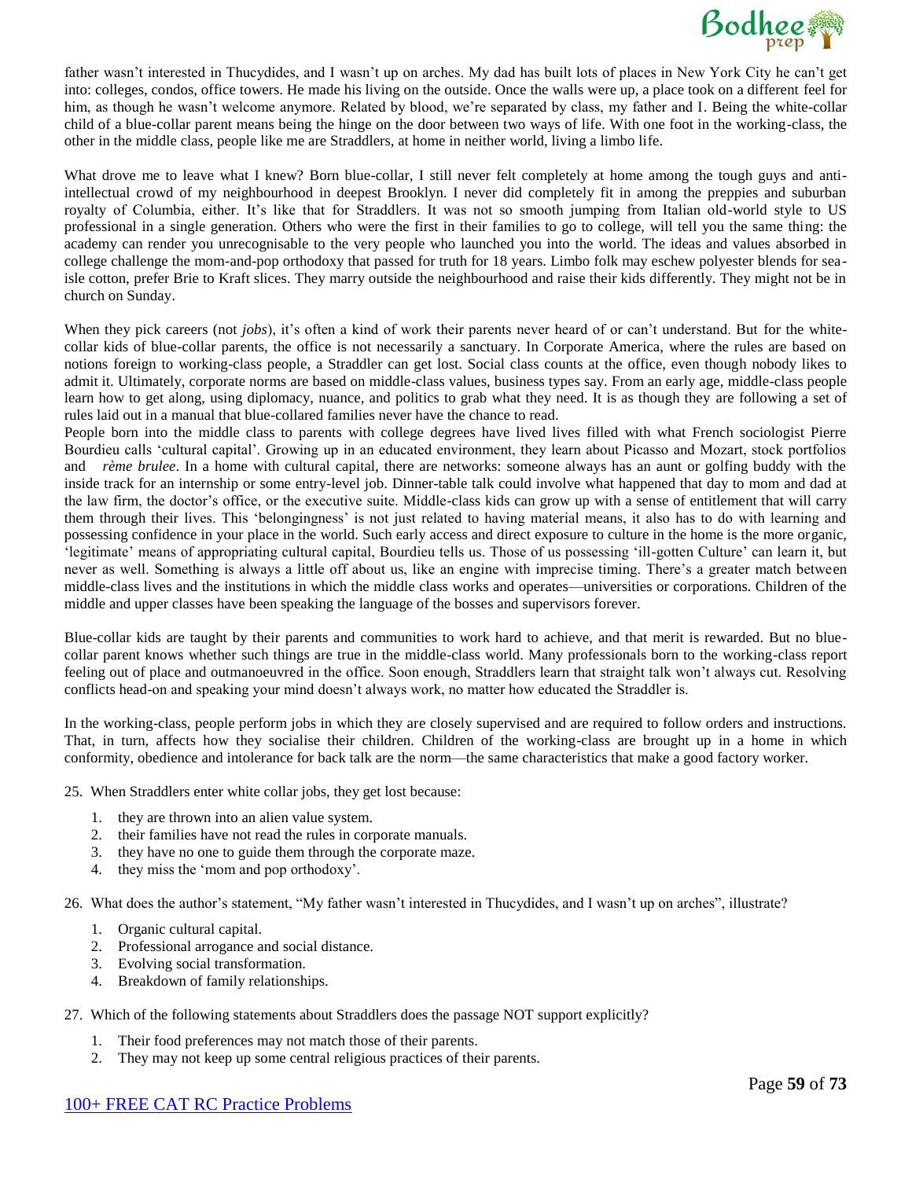father wasn't interested in Thucydides, and I wasn't up on arches. My dad has built lots of places in New York City he can't get into: colleges, condos, office towers. He made his living on the outside. Once the walls were up, a place took on a different feel for him, as though he wasn't welcome anymore. Related by blood, we're separated by class, my father and I. Being the white-collar child of a blue-collar parent means being the hinge on the door between two ways of life. With one foot in the working-class, the other in the middle class, people like me are Straddlers, at home in neither world, living a limbo life.

What drove me to leave what I knew? Born blue-collar, I still never felt completely at home among the tough guys and anti-intellectual crowd of my neighbourhood in deepest Brooklyn. I never did completely fit in among the preppies and suburban royalty of Columbia, either. It's like that for Straddlers. It was not so smooth jumping from Italian old-world style to US professional in a single generation. Others who were the first in their families to go to college, will tell you the same thing: the academy can render you unrecognisable to the very people who launched you into the world. The ideas and values absorbed in college challenge the mom-and-pop orthodoxy that passed for truth for 18 years. Limbo folk may eschew polyester blends for sea-isle cotton, prefer Brie to Kraft slices. They marry outside the neighbourhood and raise their kids differently. They might not be in church on Sunday.

When they pick careers (not *jobs*), it's often a kind of work their parents never heard of or can't understand. But for the white-collar kids of blue-collar parents, the office is not necessarily a sanctuary. In Corporate America, where the rules are based on notions foreign to working-class people, a Straddler can get lost. Social class counts at the office, even though nobody likes to admit it. Ultimately, corporate norms are based on middle-class values, business types say. From an early age, middle-class people learn how to get along, using diplomacy, nuance, and politics to grab what they need. It is as though they are following a set of rules laid out in a manual that blue-collared families never have the chance to read.

People born into the middle class to parents with college degrees have lived lives filled with what French sociologist Pierre Bourdieu calls 'cultural capital'. Growing up in an educated environment, they learn about Picasso and Mozart, stock portfolios and *rème brulee*. In a home with cultural capital, there are networks: someone always has an aunt or golfing buddy with the inside track for an internship or some entry-level job. Dinner-table talk could involve what happened that day to mom and dad at the law firm, the doctor's office, or the executive suite. Middle-class kids can grow up with a sense of entitlement that will carry them through their lives. This 'belongingness' is not just related to having material means, it also has to do with learning and possessing confidence in your place in the world. Such early access and direct exposure to culture in the home is the more organic, 'legitimate' means of appropriating cultural capital, Bourdieu tells us. Those of us possessing 'ill-gotten Culture' can learn it, but never as well. Something is always a little off about us, like an engine with imprecise timing. There's a greater match between middle-class lives and the institutions in which the middle class works and operates—universities or corporations. Children of the middle and upper classes have been speaking the language of the bosses and supervisors forever.

Blue-collar kids are taught by their parents and communities to work hard to achieve, and that merit is rewarded. But no blue-collar parent knows whether such things are true in the middle-class world. Many professionals born to the working-class report feeling out of place and outmanoeuvred in the office. Soon enough, Straddlers learn that straight talk won't always cut. Resolving conflicts head-on and speaking your mind doesn't always work, no matter how educated the Straddler is.

In the working-class, people perform jobs in which they are closely supervised and are required to follow orders and instructions. That, in turn, affects how they socialise their children. Children of the working-class are brought up in a home in which conformity, obedience and intolerance for back talk are the norm—the same characteristics that make a good factory worker.

25. When Straddlers enter white collar jobs, they get lost because:
    1. they are thrown into an alien value system.
    2. their families have not read the rules in corporate manuals.
    3. they have no one to guide them through the corporate maze.
    4. they miss the 'mom and pop orthodoxy'.

26. What does the author's statement, "My father wasn't interested in Thucydides, and I wasn't up on arches", illustrate?
    1. Organic cultural capital.
    2. Professional arrogance and social distance.
    3. Evolving social transformation.
    4. Breakdown of family relationships.

27. Which of the following statements about Straddlers does the passage NOT support explicitly?
    1. Their food preferences may not match those of their parents.
    2. They may not keep up some central religious practices of their parents.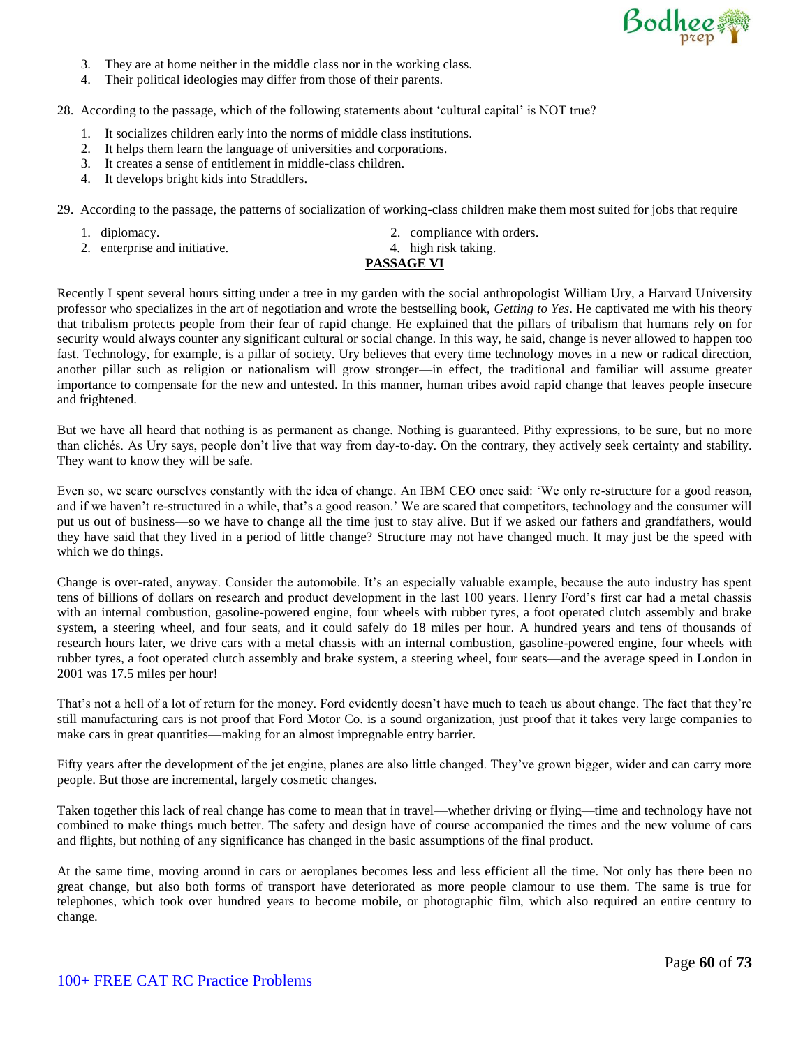3. They are at home neither in the middle class nor in the working class.
4. Their political ideologies may differ from those of their parents.

28. According to the passage, which of the following statements about 'cultural capital' is NOT true?

    1. It socializes children early into the norms of middle class institutions.
    2. It helps them learn the language of universities and corporations.
    3. It creates a sense of entitlement in middle-class children.
    4. It develops bright kids into Straddlers.

29. According to the passage, the patterns of socialization of working-class children make them most suited for jobs that require

    1. diplomacy.
    2. compliance with orders.
    2. enterprise and initiative.
    4. high risk taking.

**PASSAGE VI**

Recently I spent several hours sitting under a tree in my garden with the social anthropologist William Ury, a Harvard University professor who specializes in the art of negotiation and wrote the bestselling book, *Getting to Yes*. He captivated me with his theory that tribalism protects people from their fear of rapid change. He explained that the pillars of tribalism that humans rely on for security would always counter any significant cultural or social change. In this way, he said, change is never allowed to happen too fast. Technology, for example, is a pillar of society. Ury believes that every time technology moves in a new or radical direction, another pillar such as religion or nationalism will grow stronger—in effect, the traditional and familiar will assume greater importance to compensate for the new and untested. In this manner, human tribes avoid rapid change that leaves people insecure and frightened.

But we have all heard that nothing is as permanent as change. Nothing is guaranteed. Pithy expressions, to be sure, but no more than clichés. As Ury says, people don't live that way from day-to-day. On the contrary, they actively seek certainty and stability. They want to know they will be safe.

Even so, we scare ourselves constantly with the idea of change. An IBM CEO once said: 'We only re-structure for a good reason, and if we haven't re-structured in a while, that's a good reason.' We are scared that competitors, technology and the consumer will put us out of business—so we have to change all the time just to stay alive. But if we asked our fathers and grandfathers, would they have said that they lived in a period of little change? Structure may not have changed much. It may just be the speed with which we do things.

Change is over-rated, anyway. Consider the automobile. It's an especially valuable example, because the auto industry has spent tens of billions of dollars on research and product development in the last 100 years. Henry Ford's first car had a metal chassis with an internal combustion, gasoline-powered engine, four wheels with rubber tyres, a foot operated clutch assembly and brake system, a steering wheel, and four seats, and it could safely do 18 miles per hour. A hundred years and tens of thousands of research hours later, we drive cars with a metal chassis with an internal combustion, gasoline-powered engine, four wheels with rubber tyres, a foot operated clutch assembly and brake system, a steering wheel, four seats—and the average speed in London in 2001 was 17.5 miles per hour!

That's not a hell of a lot of return for the money. Ford evidently doesn't have much to teach us about change. The fact that they're still manufacturing cars is not proof that Ford Motor Co. is a sound organization, just proof that it takes very large companies to make cars in great quantities—making for an almost impregnable entry barrier.

Fifty years after the development of the jet engine, planes are also little changed. They've grown bigger, wider and can carry more people. But those are incremental, largely cosmetic changes.

Taken together this lack of real change has come to mean that in travel—whether driving or flying—time and technology have not combined to make things much better. The safety and design have of course accompanied the times and the new volume of cars and flights, but nothing of any significance has changed in the basic assumptions of the final product.

At the same time, moving around in cars or aeroplanes becomes less and less efficient all the time. Not only has there been no great change, but also both forms of transport have deteriorated as more people clamour to use them. The same is true for telephones, which took over hundred years to become mobile, or photographic film, which also required an entire century to change.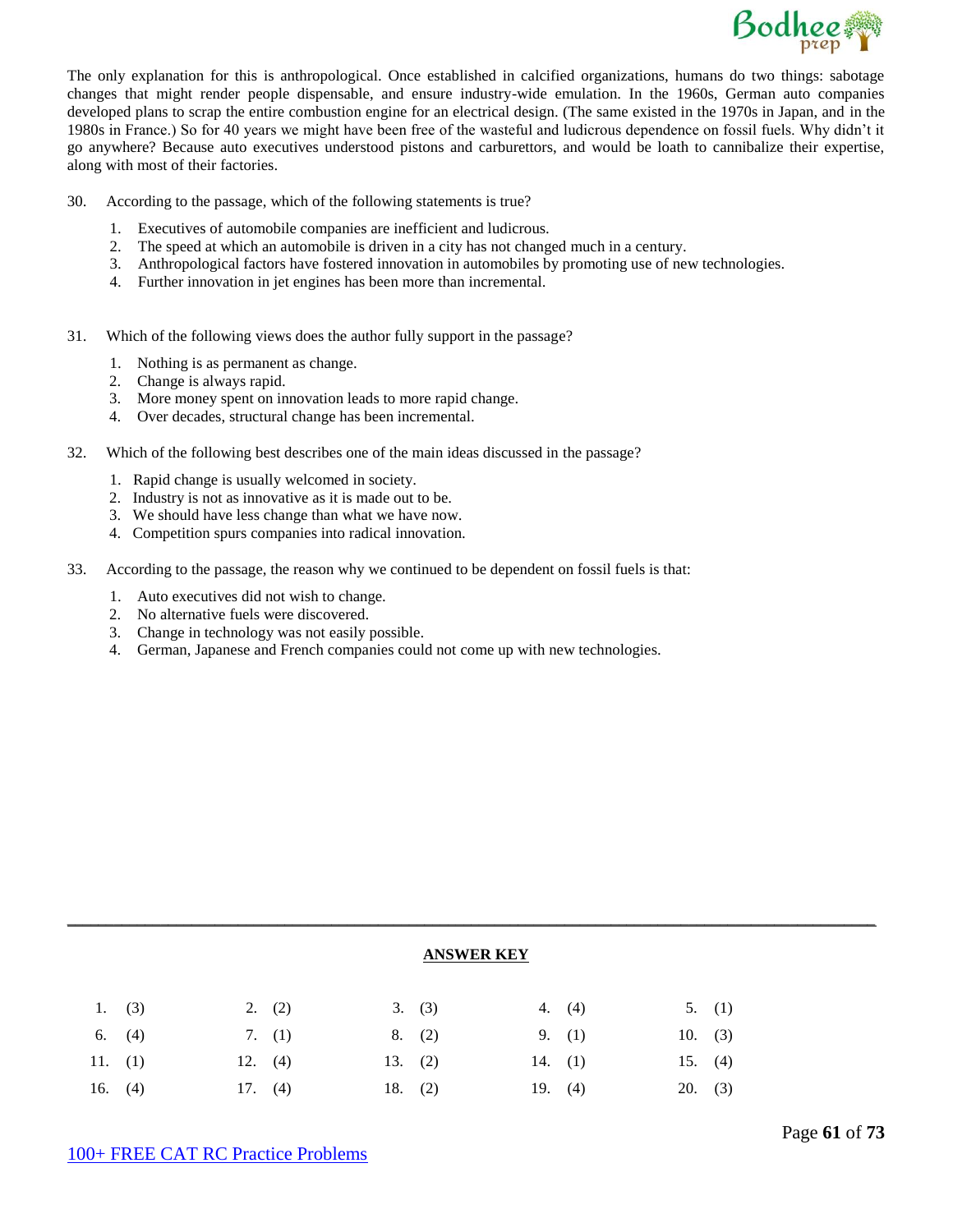The only explanation for this is anthropological. Once established in calcified organizations, humans do two things: sabotage changes that might render people dispensable, and ensure industry-wide emulation. In the 1960s, German auto companies developed plans to scrap the entire combustion engine for an electrical design. (The same existed in the 1970s in Japan, and in the 1980s in France.) So for 40 years we might have been free of the wasteful and ludicrous dependence on fossil fuels. Why didn't it go anywhere? Because auto executives understood pistons and carburettors, and would be loath to cannibalize their expertise, along with most of their factories.

30. According to the passage, which of the following statements is true?

    1. Executives of automobile companies are inefficient and ludicrous.
    2. The speed at which an automobile is driven in a city has not changed much in a century.
    3. Anthropological factors have fostered innovation in automobiles by promoting use of new technologies.
    4. Further innovation in jet engines has been more than incremental.

31. Which of the following views does the author fully support in the passage?

    1. Nothing is as permanent as change.
    2. Change is always rapid.
    3. More money spent on innovation leads to more rapid change.
    4. Over decades, structural change has been incremental.

32. Which of the following best describes one of the main ideas discussed in the passage?

    1. Rapid change is usually welcomed in society.
    2. Industry is not as innovative as it is made out to be.
    3. We should have less change than what we have now.
    4. Competition spurs companies into radical innovation.

33. According to the passage, the reason why we continued to be dependent on fossil fuels is that:

    1. Auto executives did not wish to change.
    2. No alternative fuels were discovered.
    3. Change in technology was not easily possible.
    4. German, Japanese and French companies could not come up with new technologies.

---

## ANSWER KEY

| | | | | |
|---|---|---|---|---|
| 1. (3) | 2. (2) | 3. (3) | 4. (4) | 5. (1) |
| 6. (4) | 7. (1) | 8. (2) | 9. (1) | 10. (3) |
| 11. (1) | 12. (4) | 13. (2) | 14. (1) | 15. (4) |
| 16. (4) | 17. (4) | 18. (2) | 19. (4) | 20. (3) |

100+ FREE CAT RC Practice Problems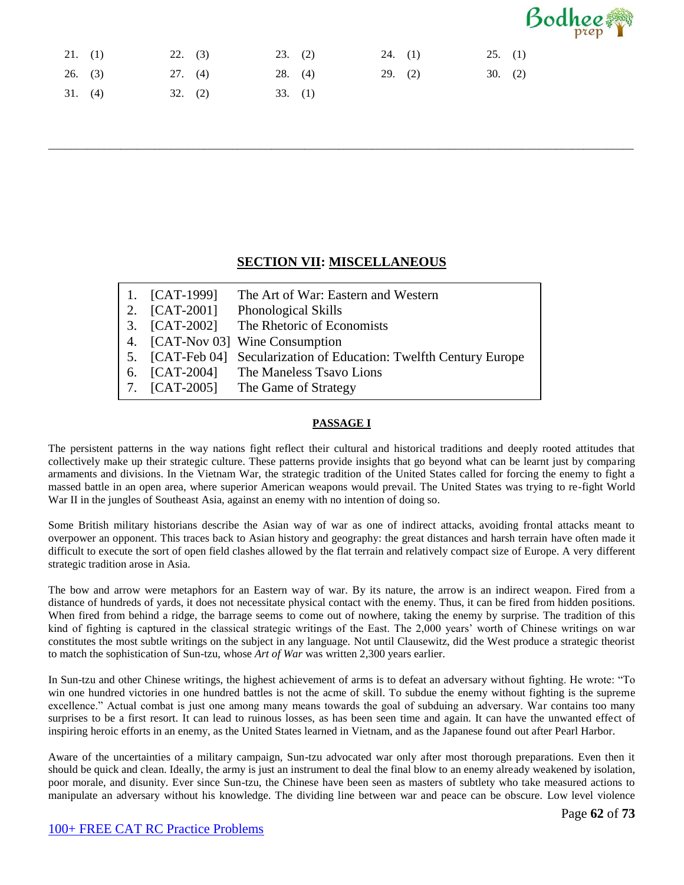| | | | | |
|---|---|---|---|---|
| 21. (1) | 22. (3) | 23. (2) | 24. (1) | 25. (1) |
| 26. (3) | 27. (4) | 28. (4) | 29. (2) | 30. (2) |
| 31. (4) | 32. (2) | 33. (1) | | |

---

## SECTION VII: MISCELLANEOUS

| | | |
|---|---|---|
| 1. | [CAT-1999] | The Art of War: Eastern and Western |
| 2. | [CAT-2001] | Phonological Skills |
| 3. | [CAT-2002] | The Rhetoric of Economists |
| 4. | [CAT-Nov 03] | Wine Consumption |
| 5. | [CAT-Feb 04] | Secularization of Education: Twelfth Century Europe |
| 6. | [CAT-2004] | The Maneless Tsavo Lions |
| 7. | [CAT-2005] | The Game of Strategy |

### PASSAGE I

The persistent patterns in the way nations fight reflect their cultural and historical traditions and deeply rooted attitudes that collectively make up their strategic culture. These patterns provide insights that go beyond what can be learnt just by comparing armaments and divisions. In the Vietnam War, the strategic tradition of the United States called for forcing the enemy to fight a massed battle in an open area, where superior American weapons would prevail. The United States was trying to re-fight World War II in the jungles of Southeast Asia, against an enemy with no intention of doing so.

Some British military historians describe the Asian way of war as one of indirect attacks, avoiding frontal attacks meant to overpower an opponent. This traces back to Asian history and geography: the great distances and harsh terrain have often made it difficult to execute the sort of open field clashes allowed by the flat terrain and relatively compact size of Europe. A very different strategic tradition arose in Asia.

The bow and arrow were metaphors for an Eastern way of war. By its nature, the arrow is an indirect weapon. Fired from a distance of hundreds of yards, it does not necessitate physical contact with the enemy. Thus, it can be fired from hidden positions. When fired from behind a ridge, the barrage seems to come out of nowhere, taking the enemy by surprise. The tradition of this kind of fighting is captured in the classical strategic writings of the East. The 2,000 years' worth of Chinese writings on war constitutes the most subtle writings on the subject in any language. Not until Clausewitz, did the West produce a strategic theorist to match the sophistication of Sun-tzu, whose *Art of War* was written 2,300 years earlier.

In Sun-tzu and other Chinese writings, the highest achievement of arms is to defeat an adversary without fighting. He wrote: "To win one hundred victories in one hundred battles is not the acme of skill. To subdue the enemy without fighting is the supreme excellence." Actual combat is just one among many means towards the goal of subduing an adversary. War contains too many surprises to be a first resort. It can lead to ruinous losses, as has been seen time and again. It can have the unwanted effect of inspiring heroic efforts in an enemy, as the United States learned in Vietnam, and as the Japanese found out after Pearl Harbor.

Aware of the uncertainties of a military campaign, Sun-tzu advocated war only after most thorough preparations. Even then it should be quick and clean. Ideally, the army is just an instrument to deal the final blow to an enemy already weakened by isolation, poor morale, and disunity. Ever since Sun-tzu, the Chinese have been seen as masters of subtlety who take measured actions to manipulate an adversary without his knowledge. The dividing line between war and peace can be obscure. Low level violence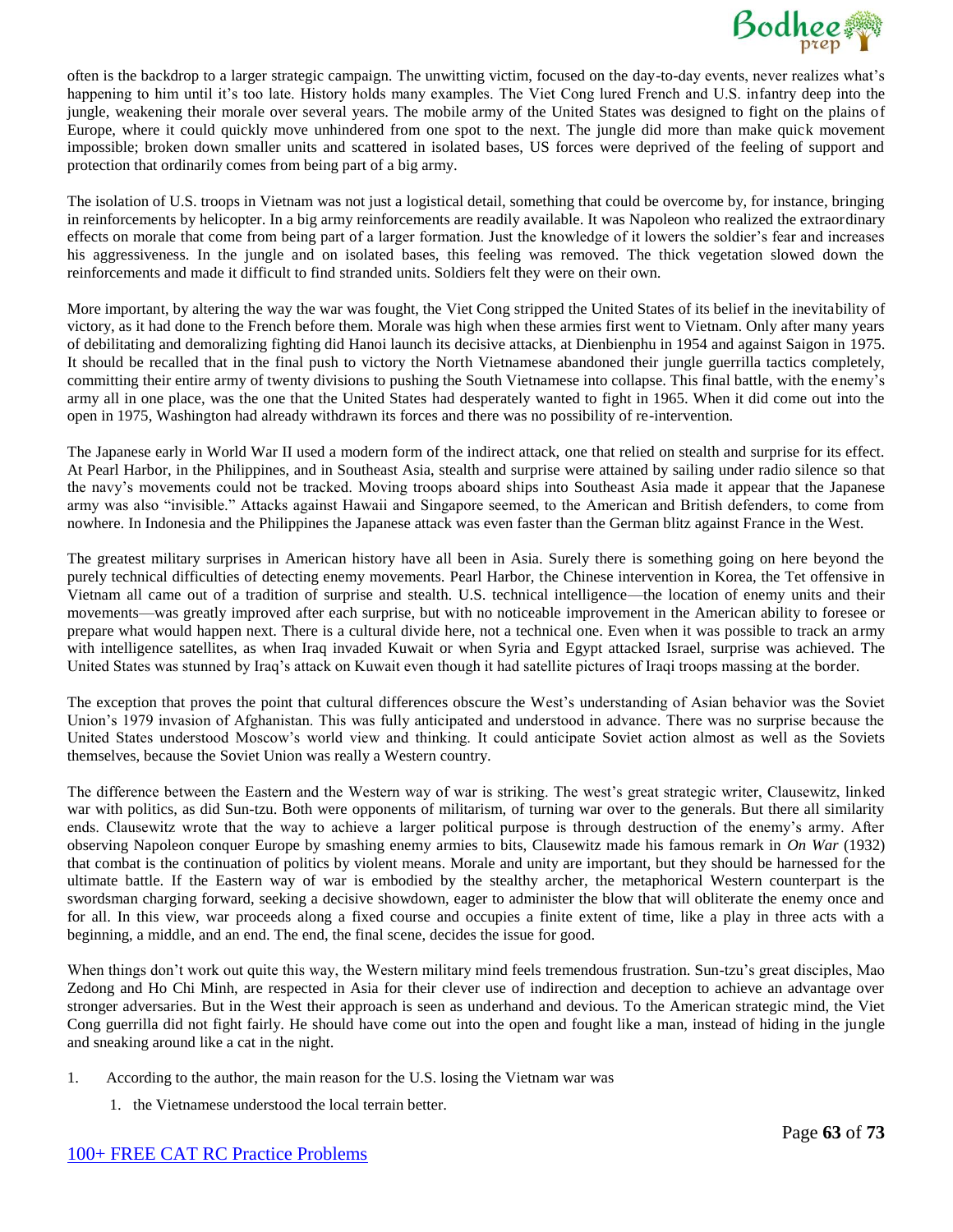often is the backdrop to a larger strategic campaign. The unwitting victim, focused on the day-to-day events, never realizes what's happening to him until it's too late. History holds many examples. The Viet Cong lured French and U.S. infantry deep into the jungle, weakening their morale over several years. The mobile army of the United States was designed to fight on the plains of Europe, where it could quickly move unhindered from one spot to the next. The jungle did more than make quick movement impossible; broken down smaller units and scattered in isolated bases, US forces were deprived of the feeling of support and protection that ordinarily comes from being part of a big army.

The isolation of U.S. troops in Vietnam was not just a logistical detail, something that could be overcome by, for instance, bringing in reinforcements by helicopter. In a big army reinforcements are readily available. It was Napoleon who realized the extraordinary effects on morale that come from being part of a larger formation. Just the knowledge of it lowers the soldier's fear and increases his aggressiveness. In the jungle and on isolated bases, this feeling was removed. The thick vegetation slowed down the reinforcements and made it difficult to find stranded units. Soldiers felt they were on their own.

More important, by altering the way the war was fought, the Viet Cong stripped the United States of its belief in the inevitability of victory, as it had done to the French before them. Morale was high when these armies first went to Vietnam. Only after many years of debilitating and demoralizing fighting did Hanoi launch its decisive attacks, at Dienbienphu in 1954 and against Saigon in 1975. It should be recalled that in the final push to victory the North Vietnamese abandoned their jungle guerrilla tactics completely, committing their entire army of twenty divisions to pushing the South Vietnamese into collapse. This final battle, with the enemy's army all in one place, was the one that the United States had desperately wanted to fight in 1965. When it did come out into the open in 1975, Washington had already withdrawn its forces and there was no possibility of re-intervention.

The Japanese early in World War II used a modern form of the indirect attack, one that relied on stealth and surprise for its effect. At Pearl Harbor, in the Philippines, and in Southeast Asia, stealth and surprise were attained by sailing under radio silence so that the navy's movements could not be tracked. Moving troops aboard ships into Southeast Asia made it appear that the Japanese army was also "invisible." Attacks against Hawaii and Singapore seemed, to the American and British defenders, to come from nowhere. In Indonesia and the Philippines the Japanese attack was even faster than the German blitz against France in the West.

The greatest military surprises in American history have all been in Asia. Surely there is something going on here beyond the purely technical difficulties of detecting enemy movements. Pearl Harbor, the Chinese intervention in Korea, the Tet offensive in Vietnam all came out of a tradition of surprise and stealth. U.S. technical intelligence—the location of enemy units and their movements—was greatly improved after each surprise, but with no noticeable improvement in the American ability to foresee or prepare what would happen next. There is a cultural divide here, not a technical one. Even when it was possible to track an army with intelligence satellites, as when Iraq invaded Kuwait or when Syria and Egypt attacked Israel, surprise was achieved. The United States was stunned by Iraq's attack on Kuwait even though it had satellite pictures of Iraqi troops massing at the border.

The exception that proves the point that cultural differences obscure the West's understanding of Asian behavior was the Soviet Union's 1979 invasion of Afghanistan. This was fully anticipated and understood in advance. There was no surprise because the United States understood Moscow's world view and thinking. It could anticipate Soviet action almost as well as the Soviets themselves, because the Soviet Union was really a Western country.

The difference between the Eastern and the Western way of war is striking. The west's great strategic writer, Clausewitz, linked war with politics, as did Sun-tzu. Both were opponents of militarism, of turning war over to the generals. But there all similarity ends. Clausewitz wrote that the way to achieve a larger political purpose is through destruction of the enemy's army. After observing Napoleon conquer Europe by smashing enemy armies to bits, Clausewitz made his famous remark in *On War* (1932) that combat is the continuation of politics by violent means. Morale and unity are important, but they should be harnessed for the ultimate battle. If the Eastern way of war is embodied by the stealthy archer, the metaphorical Western counterpart is the swordsman charging forward, seeking a decisive showdown, eager to administer the blow that will obliterate the enemy once and for all. In this view, war proceeds along a fixed course and occupies a finite extent of time, like a play in three acts with a beginning, a middle, and an end. The end, the final scene, decides the issue for good.

When things don't work out quite this way, the Western military mind feels tremendous frustration. Sun-tzu's great disciples, Mao Zedong and Ho Chi Minh, are respected in Asia for their clever use of indirection and deception to achieve an advantage over stronger adversaries. But in the West their approach is seen as underhand and devious. To the American strategic mind, the Viet Cong guerrilla did not fight fairly. He should have come out into the open and fought like a man, instead of hiding in the jungle and sneaking around like a cat in the night.

1. According to the author, the main reason for the U.S. losing the Vietnam war was
    1. the Vietnamese understood the local terrain better.

[100+ FREE CAT RC Practice Problems]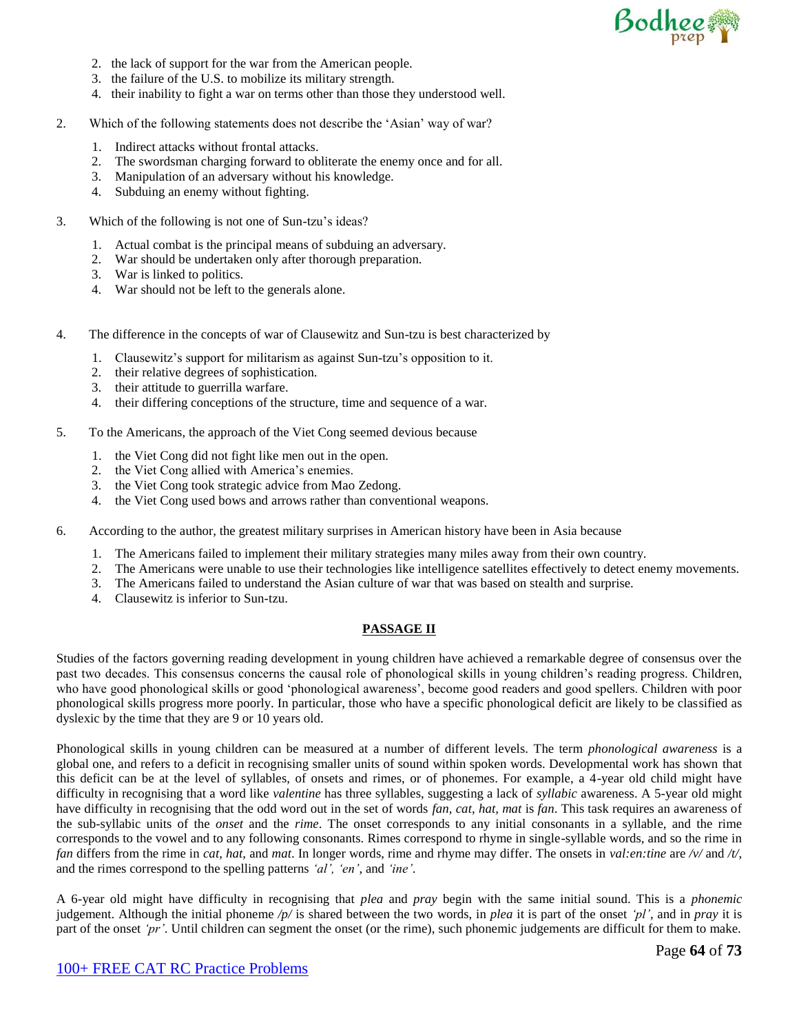2. the lack of support for the war from the American people.
3. the failure of the U.S. to mobilize its military strength.
4. their inability to fight a war on terms other than those they understood well.

2. Which of the following statements does not describe the 'Asian' way of war?

   1. Indirect attacks without frontal attacks.
   2. The swordsman charging forward to obliterate the enemy once and for all.
   3. Manipulation of an adversary without his knowledge.
   4. Subduing an enemy without fighting.

3. Which of the following is not one of Sun-tzu's ideas?

   1. Actual combat is the principal means of subduing an adversary.
   2. War should be undertaken only after thorough preparation.
   3. War is linked to politics.
   4. War should not be left to the generals alone.

4. The difference in the concepts of war of Clausewitz and Sun-tzu is best characterized by

   1. Clausewitz's support for militarism as against Sun-tzu's opposition to it.
   2. their relative degrees of sophistication.
   3. their attitude to guerrilla warfare.
   4. their differing conceptions of the structure, time and sequence of a war.

5. To the Americans, the approach of the Viet Cong seemed devious because

   1. the Viet Cong did not fight like men out in the open.
   2. the Viet Cong allied with America's enemies.
   3. the Viet Cong took strategic advice from Mao Zedong.
   4. the Viet Cong used bows and arrows rather than conventional weapons.

6. According to the author, the greatest military surprises in American history have been in Asia because

   1. The Americans failed to implement their military strategies many miles away from their own country.
   2. The Americans were unable to use their technologies like intelligence satellites effectively to detect enemy movements.
   3. The Americans failed to understand the Asian culture of war that was based on stealth and surprise.
   4. Clausewitz is inferior to Sun-tzu.

## PASSAGE II

Studies of the factors governing reading development in young children have achieved a remarkable degree of consensus over the past two decades. This consensus concerns the causal role of phonological skills in young children's reading progress. Children, who have good phonological skills or good 'phonological awareness', become good readers and good spellers. Children with poor phonological skills progress more poorly. In particular, those who have a specific phonological deficit are likely to be classified as dyslexic by the time that they are 9 or 10 years old.

Phonological skills in young children can be measured at a number of different levels. The term *phonological awareness* is a global one, and refers to a deficit in recognising smaller units of sound within spoken words. Developmental work has shown that this deficit can be at the level of syllables, of onsets and rimes, or of phonemes. For example, a 4-year old child might have difficulty in recognising that a word like *valentine* has three syllables, suggesting a lack of *syllabic* awareness. A 5-year old might have difficulty in recognising that the odd word out in the set of words *fan, cat, hat, mat* is *fan*. This task requires an awareness of the sub-syllabic units of the *onset* and the *rime*. The onset corresponds to any initial consonants in a syllable, and the rime corresponds to the vowel and to any following consonants. Rimes correspond to rhyme in single-syllable words, and so the rime in *fan* differs from the rime in *cat, hat,* and *mat*. In longer words, rime and rhyme may differ. The onsets in *val:en:tine* are /v/ and /t/, and the rimes correspond to the spelling patterns *'al', 'en'*, and *'ine'*.

A 6-year old might have difficulty in recognising that *plea* and *pray* begin with the same initial sound. This is a *phonemic* judgement. Although the initial phoneme /p/ is shared between the two words, in *plea* it is part of the onset *'pl'*, and in *pray* it is part of the onset *'pr'*. Until children can segment the onset (or the rime), such phonemic judgements are difficult for them to make.

[100+ FREE CAT RC Practice Problems]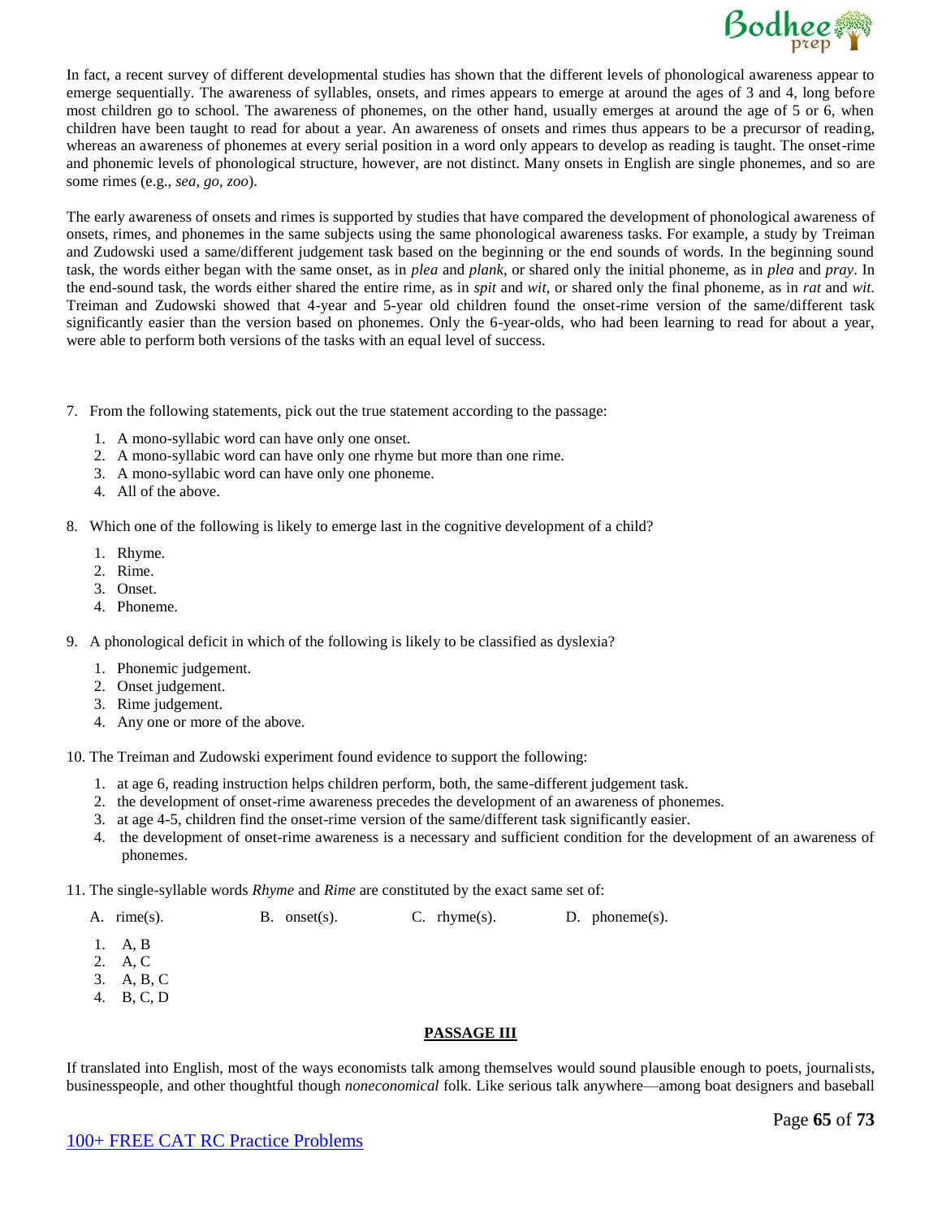In fact, a recent survey of different developmental studies has shown that the different levels of phonological awareness appear to emerge sequentially. The awareness of syllables, onsets, and rimes appears to emerge at around the ages of 3 and 4, long before most children go to school. The awareness of phonemes, on the other hand, usually emerges at around the age of 5 or 6, when children have been taught to read for about a year. An awareness of onsets and rimes thus appears to be a precursor of reading, whereas an awareness of phonemes at every serial position in a word only appears to develop as reading is taught. The onset-rime and phonemic levels of phonological structure, however, are not distinct. Many onsets in English are single phonemes, and so are some rimes (e.g., *sea, go, zoo*).

The early awareness of onsets and rimes is supported by studies that have compared the development of phonological awareness of onsets, rimes, and phonemes in the same subjects using the same phonological awareness tasks. For example, a study by Treiman and Zudowski used a same/different judgement task based on the beginning or the end sounds of words. In the beginning sound task, the words either began with the same onset, as in *plea* and *plank*, or shared only the initial phoneme, as in *plea* and *pray*. In the end-sound task, the words either shared the entire rime, as in *spit* and *wit*, or shared only the final phoneme, as in *rat* and *wit*. Treiman and Zudowski showed that 4-year and 5-year old children found the onset-rime version of the same/different task significantly easier than the version based on phonemes. Only the 6-year-olds, who had been learning to read for about a year, were able to perform both versions of the tasks with an equal level of success.

7. From the following statements, pick out the true statement according to the passage:

   1. A mono-syllabic word can have only one onset.
   2. A mono-syllabic word can have only one rhyme but more than one rime.
   3. A mono-syllabic word can have only one phoneme.
   4. All of the above.

8. Which one of the following is likely to emerge last in the cognitive development of a child?

   1. Rhyme.
   2. Rime.
   3. Onset.
   4. Phoneme.

9. A phonological deficit in which of the following is likely to be classified as dyslexia?

   1. Phonemic judgement.
   2. Onset judgement.
   3. Rime judgement.
   4. Any one or more of the above.

10. The Treiman and Zudowski experiment found evidence to support the following:

    1. at age 6, reading instruction helps children perform, both, the same-different judgement task.
    2. the development of onset-rime awareness precedes the development of an awareness of phonemes.
    3. at age 4-5, children find the onset-rime version of the same/different task significantly easier.
    4. the development of onset-rime awareness is a necessary and sufficient condition for the development of an awareness of phonemes.

11. The single-syllable words *Rhyme* and *Rime* are constituted by the exact same set of:

    A. rime(s). B. onset(s). C. rhyme(s). D. phoneme(s).

    1. A, B
    2. A, C
    3. A, B, C
    4. B, C, D

## PASSAGE III

If translated into English, most of the ways economists talk among themselves would sound plausible enough to poets, journalists, businesspeople, and other thoughtful though *noneconomical* folk. Like serious talk anywhere—among boat designers and baseball

[100+ FREE CAT RC Practice Problems]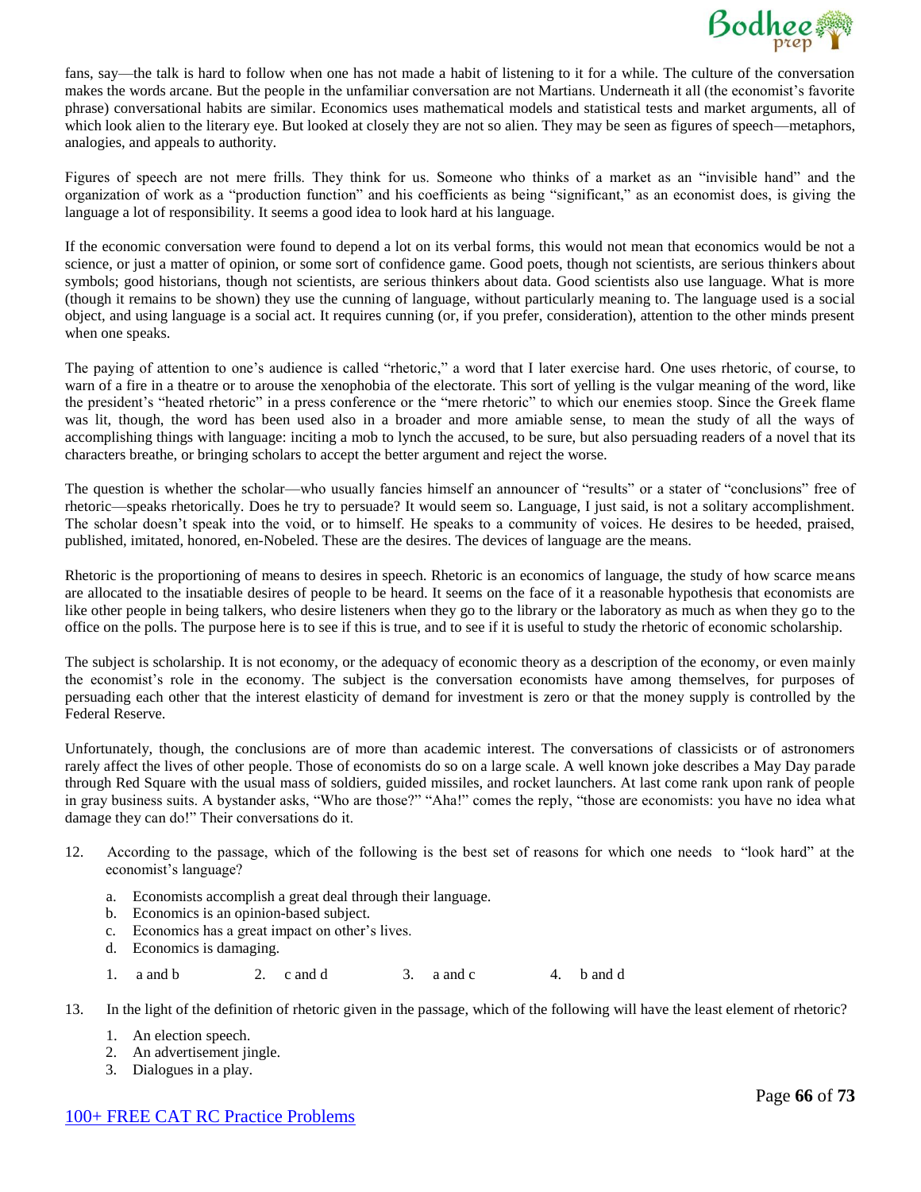fans, say—the talk is hard to follow when one has not made a habit of listening to it for a while. The culture of the conversation makes the words arcane. But the people in the unfamiliar conversation are not Martians. Underneath it all (the economist's favorite phrase) conversational habits are similar. Economics uses mathematical models and statistical tests and market arguments, all of which look alien to the literary eye. But looked at closely they are not so alien. They may be seen as figures of speech—metaphors, analogies, and appeals to authority.

Figures of speech are not mere frills. They think for us. Someone who thinks of a market as an "invisible hand" and the organization of work as a "production function" and his coefficients as being "significant," as an economist does, is giving the language a lot of responsibility. It seems a good idea to look hard at his language.

If the economic conversation were found to depend a lot on its verbal forms, this would not mean that economics would be not a science, or just a matter of opinion, or some sort of confidence game. Good poets, though not scientists, are serious thinkers about symbols; good historians, though not scientists, are serious thinkers about data. Good scientists also use language. What is more (though it remains to be shown) they use the cunning of language, without particularly meaning to. The language used is a social object, and using language is a social act. It requires cunning (or, if you prefer, consideration), attention to the other minds present when one speaks.

The paying of attention to one's audience is called "rhetoric," a word that I later exercise hard. One uses rhetoric, of course, to warn of a fire in a theatre or to arouse the xenophobia of the electorate. This sort of yelling is the vulgar meaning of the word, like the president's "heated rhetoric" in a press conference or the "mere rhetoric" to which our enemies stoop. Since the Greek flame was lit, though, the word has been used also in a broader and more amiable sense, to mean the study of all the ways of accomplishing things with language: inciting a mob to lynch the accused, to be sure, but also persuading readers of a novel that its characters breathe, or bringing scholars to accept the better argument and reject the worse.

The question is whether the scholar—who usually fancies himself an announcer of "results" or a stater of "conclusions" free of rhetoric—speaks rhetorically. Does he try to persuade? It would seem so. Language, I just said, is not a solitary accomplishment. The scholar doesn't speak into the void, or to himself. He speaks to a community of voices. He desires to be heeded, praised, published, imitated, honored, en-Nobeled. These are the desires. The devices of language are the means.

Rhetoric is the proportioning of means to desires in speech. Rhetoric is an economics of language, the study of how scarce means are allocated to the insatiable desires of people to be heard. It seems on the face of it a reasonable hypothesis that economists are like other people in being talkers, who desire listeners when they go to the library or the laboratory as much as when they go to the office on the polls. The purpose here is to see if this is true, and to see if it is useful to study the rhetoric of economic scholarship.

The subject is scholarship. It is not economy, or the adequacy of economic theory as a description of the economy, or even mainly the economist's role in the economy. The subject is the conversation economists have among themselves, for purposes of persuading each other that the interest elasticity of demand for investment is zero or that the money supply is controlled by the Federal Reserve.

Unfortunately, though, the conclusions are of more than academic interest. The conversations of classicists or of astronomers rarely affect the lives of other people. Those of economists do so on a large scale. A well known joke describes a May Day parade through Red Square with the usual mass of soldiers, guided missiles, and rocket launchers. At last come rank upon rank of people in gray business suits. A bystander asks, "Who are those?" "Aha!" comes the reply, "those are economists: you have no idea what damage they can do!" Their conversations do it.

12. According to the passage, which of the following is the best set of reasons for which one needs to "look hard" at the economist's language?

    a. Economists accomplish a great deal through their language.
    b. Economics is an opinion-based subject.
    c. Economics has a great impact on other's lives.
    d. Economics is damaging.

    1. a and b    2. c and d    3. a and c    4. b and d

13. In the light of the definition of rhetoric given in the passage, which of the following will have the least element of rhetoric?

    1. An election speech.
    2. An advertisement jingle.
    3. Dialogues in a play.

[100+ FREE CAT RC Practice Problems]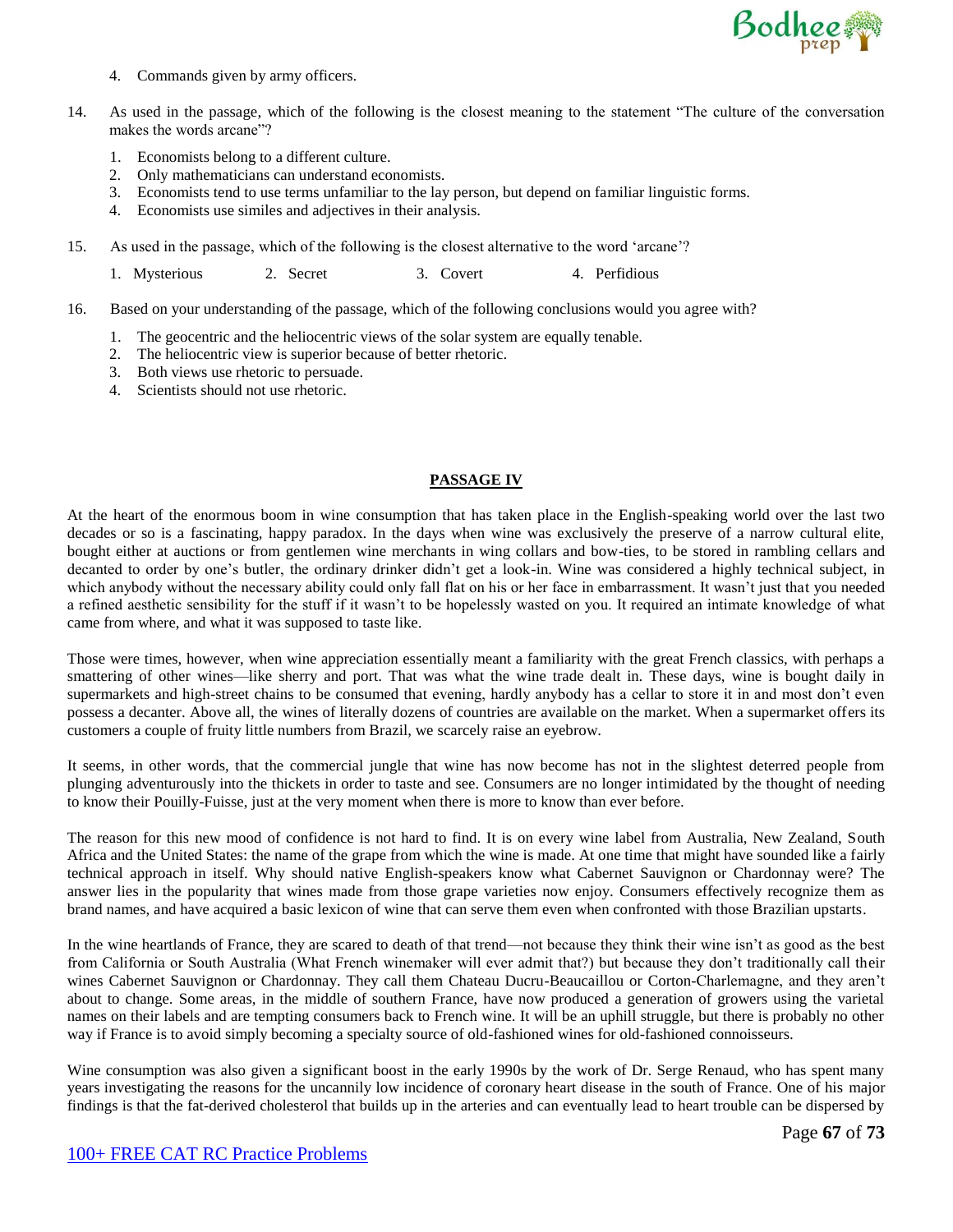4. Commands given by army officers.

14. As used in the passage, which of the following is the closest meaning to the statement "The culture of the conversation makes the words arcane"?

    1. Economists belong to a different culture.
    2. Only mathematicians can understand economists.
    3. Economists tend to use terms unfamiliar to the lay person, but depend on familiar linguistic forms.
    4. Economists use similes and adjectives in their analysis.

15. As used in the passage, which of the following is the closest alternative to the word 'arcane'?

    1. Mysterious 2. Secret 3. Covert 4. Perfidious

16. Based on your understanding of the passage, which of the following conclusions would you agree with?

    1. The geocentric and the heliocentric views of the solar system are equally tenable.
    2. The heliocentric view is superior because of better rhetoric.
    3. Both views use rhetoric to persuade.
    4. Scientists should not use rhetoric.

## PASSAGE IV

At the heart of the enormous boom in wine consumption that has taken place in the English-speaking world over the last two decades or so is a fascinating, happy paradox. In the days when wine was exclusively the preserve of a narrow cultural elite, bought either at auctions or from gentlemen wine merchants in wing collars and bow-ties, to be stored in rambling cellars and decanted to order by one's butler, the ordinary drinker didn't get a look-in. Wine was considered a highly technical subject, in which anybody without the necessary ability could only fall flat on his or her face in embarrassment. It wasn't just that you needed a refined aesthetic sensibility for the stuff if it wasn't to be hopelessly wasted on you. It required an intimate knowledge of what came from where, and what it was supposed to taste like.

Those were times, however, when wine appreciation essentially meant a familiarity with the great French classics, with perhaps a smattering of other wines—like sherry and port. That was what the wine trade dealt in. These days, wine is bought daily in supermarkets and high-street chains to be consumed that evening, hardly anybody has a cellar to store it in and most don't even possess a decanter. Above all, the wines of literally dozens of countries are available on the market. When a supermarket offers its customers a couple of fruity little numbers from Brazil, we scarcely raise an eyebrow.

It seems, in other words, that the commercial jungle that wine has now become has not in the slightest deterred people from plunging adventurously into the thickets in order to taste and see. Consumers are no longer intimidated by the thought of needing to know their Pouilly-Fuisse, just at the very moment when there is more to know than ever before.

The reason for this new mood of confidence is not hard to find. It is on every wine label from Australia, New Zealand, South Africa and the United States: the name of the grape from which the wine is made. At one time that might have sounded like a fairly technical approach in itself. Why should native English-speakers know what Cabernet Sauvignon or Chardonnay were? The answer lies in the popularity that wines made from those grape varieties now enjoy. Consumers effectively recognize them as brand names, and have acquired a basic lexicon of wine that can serve them even when confronted with those Brazilian upstarts.

In the wine heartlands of France, they are scared to death of that trend—not because they think their wine isn't as good as the best from California or South Australia (What French winemaker will ever admit that?) but because they don't traditionally call their wines Cabernet Sauvignon or Chardonnay. They call them Chateau Ducru-Beaucaillou or Corton-Charlemagne, and they aren't about to change. Some areas, in the middle of southern France, have now produced a generation of growers using the varietal names on their labels and are tempting consumers back to French wine. It will be an uphill struggle, but there is probably no other way if France is to avoid simply becoming a specialty source of old-fashioned wines for old-fashioned connoisseurs.

Wine consumption was also given a significant boost in the early 1990s by the work of Dr. Serge Renaud, who has spent many years investigating the reasons for the uncannily low incidence of coronary heart disease in the south of France. One of his major findings is that the fat-derived cholesterol that builds up in the arteries and can eventually lead to heart trouble can be dispersed by

100+ FREE CAT RC Practice Problems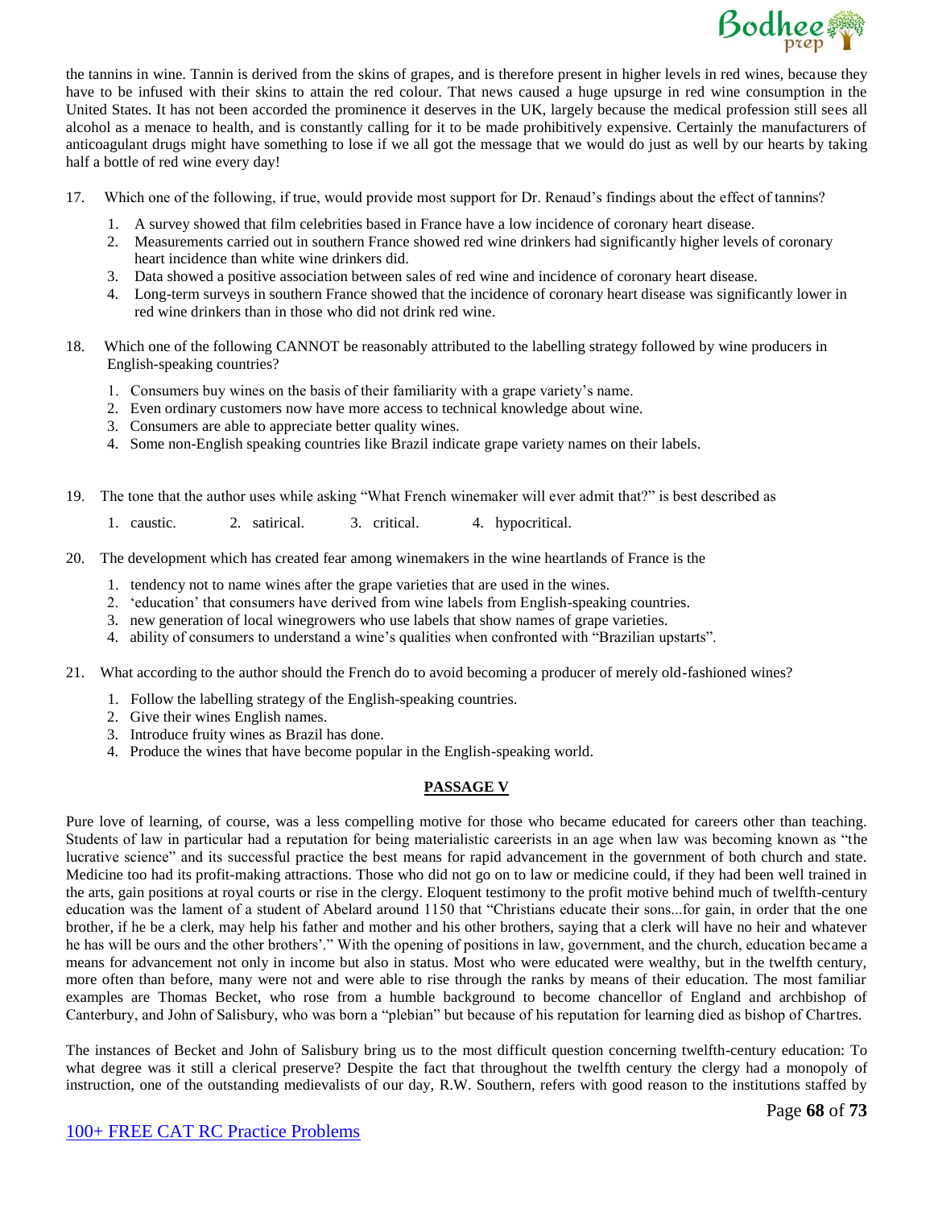the tannins in wine. Tannin is derived from the skins of grapes, and is therefore present in higher levels in red wines, because they have to be infused with their skins to attain the red colour. That news caused a huge upsurge in red wine consumption in the United States. It has not been accorded the prominence it deserves in the UK, largely because the medical profession still sees all alcohol as a menace to health, and is constantly calling for it to be made prohibitively expensive. Certainly the manufacturers of anticoagulant drugs might have something to lose if we all got the message that we would do just as well by our hearts by taking half a bottle of red wine every day!

17. Which one of the following, if true, would provide most support for Dr. Renaud's findings about the effect of tannins?

    1. A survey showed that film celebrities based in France have a low incidence of coronary heart disease.
    2. Measurements carried out in southern France showed red wine drinkers had significantly higher levels of coronary heart incidence than white wine drinkers did.
    3. Data showed a positive association between sales of red wine and incidence of coronary heart disease.
    4. Long-term surveys in southern France showed that the incidence of coronary heart disease was significantly lower in red wine drinkers than in those who did not drink red wine.

18. Which one of the following CANNOT be reasonably attributed to the labelling strategy followed by wine producers in English-speaking countries?

    1. Consumers buy wines on the basis of their familiarity with a grape variety's name.
    2. Even ordinary customers now have more access to technical knowledge about wine.
    3. Consumers are able to appreciate better quality wines.
    4. Some non-English speaking countries like Brazil indicate grape variety names on their labels.

19. The tone that the author uses while asking "What French winemaker will ever admit that?" is best described as

    1. caustic.
    2. satirical.
    3. critical.
    4. hypocritical.

20. The development which has created fear among winemakers in the wine heartlands of France is the

    1. tendency not to name wines after the grape varieties that are used in the wines.
    2. 'education' that consumers have derived from wine labels from English-speaking countries.
    3. new generation of local winegrowers who use labels that show names of grape varieties.
    4. ability of consumers to understand a wine's qualities when confronted with "Brazilian upstarts".

21. What according to the author should the French do to avoid becoming a producer of merely old-fashioned wines?

    1. Follow the labelling strategy of the English-speaking countries.
    2. Give their wines English names.
    3. Introduce fruity wines as Brazil has done.
    4. Produce the wines that have become popular in the English-speaking world.

## PASSAGE V

Pure love of learning, of course, was a less compelling motive for those who became educated for careers other than teaching. Students of law in particular had a reputation for being materialistic careerists in an age when law was becoming known as "the lucrative science" and its successful practice the best means for rapid advancement in the government of both church and state. Medicine too had its profit-making attractions. Those who did not go on to law or medicine could, if they had been well trained in the arts, gain positions at royal courts or rise in the clergy. Eloquent testimony to the profit motive behind much of twelfth-century education was the lament of a student of Abelard around 1150 that "Christians educate their sons...for gain, in order that the one brother, if he be a clerk, may help his father and mother and his other brothers, saying that a clerk will have no heir and whatever he has will be ours and the other brothers'." With the opening of positions in law, government, and the church, education became a means for advancement not only in income but also in status. Most who were educated were wealthy, but in the twelfth century, more often than before, many were not and were able to rise through the ranks by means of their education. The most familiar examples are Thomas Becket, who rose from a humble background to become chancellor of England and archbishop of Canterbury, and John of Salisbury, who was born a "plebian" but because of his reputation for learning died as bishop of Chartres.

The instances of Becket and John of Salisbury bring us to the most difficult question concerning twelfth-century education: To what degree was it still a clerical preserve? Despite the fact that throughout the twelfth century the clergy had a monopoly of instruction, one of the outstanding medievalists of our day, R.W. Southern, refers with good reason to the institutions staffed by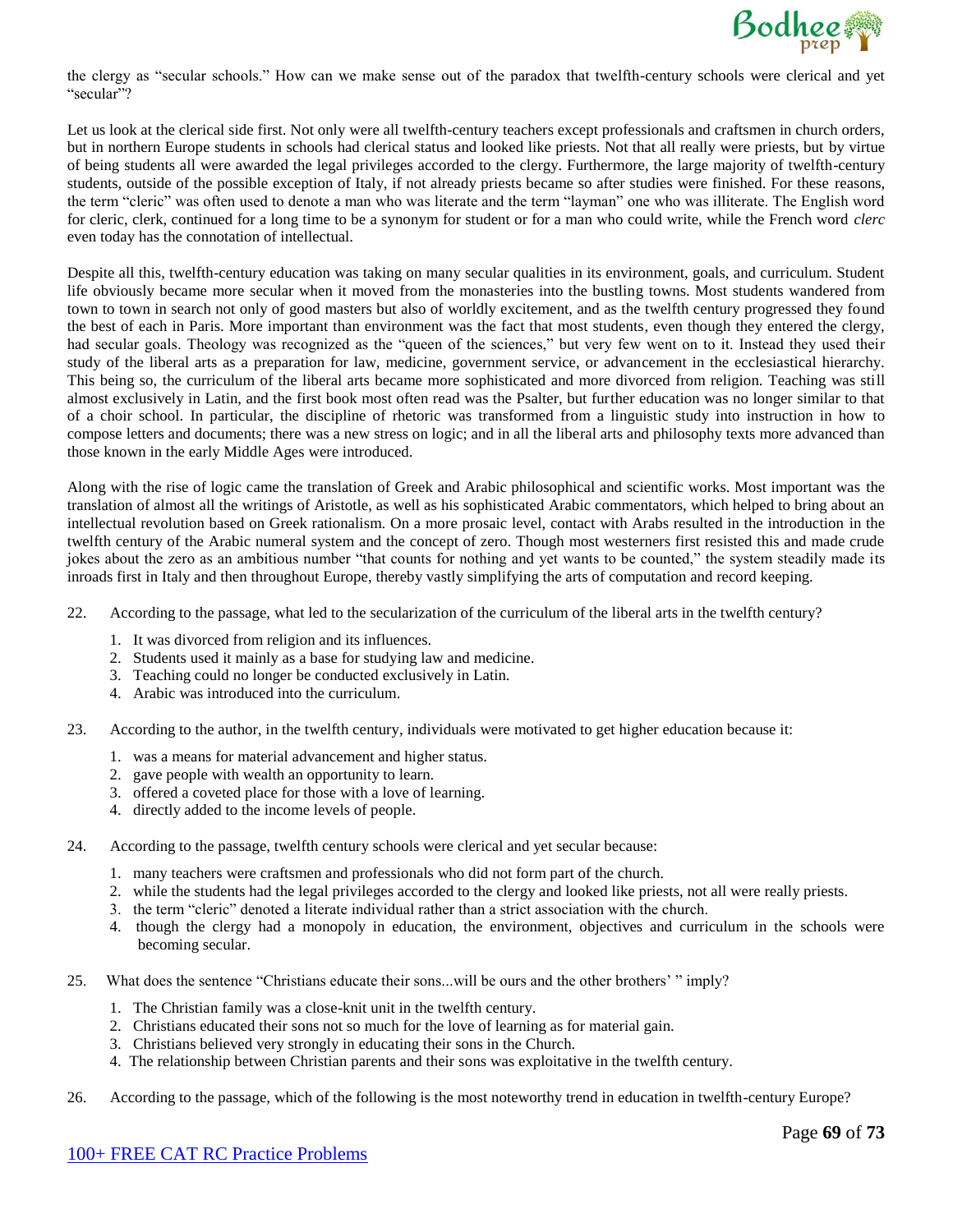the clergy as "secular schools." How can we make sense out of the paradox that twelfth-century schools were clerical and yet "secular"?

Let us look at the clerical side first. Not only were all twelfth-century teachers except professionals and craftsmen in church orders, but in northern Europe students in schools had clerical status and looked like priests. Not that all really were priests, but by virtue of being students all were awarded the legal privileges accorded to the clergy. Furthermore, the large majority of twelfth-century students, outside of the possible exception of Italy, if not already priests became so after studies were finished. For these reasons, the term "cleric" was often used to denote a man who was literate and the term "layman" one who was illiterate. The English word for cleric, clerk, continued for a long time to be a synonym for student or for a man who could write, while the French word *clerc* even today has the connotation of intellectual.

Despite all this, twelfth-century education was taking on many secular qualities in its environment, goals, and curriculum. Student life obviously became more secular when it moved from the monasteries into the bustling towns. Most students wandered from town to town in search not only of good masters but also of worldly excitement, and as the twelfth century progressed they found the best of each in Paris. More important than environment was the fact that most students, even though they entered the clergy, had secular goals. Theology was recognized as the "queen of the sciences," but very few went on to it. Instead they used their study of the liberal arts as a preparation for law, medicine, government service, or advancement in the ecclesiastical hierarchy. This being so, the curriculum of the liberal arts became more sophisticated and more divorced from religion. Teaching was still almost exclusively in Latin, and the first book most often read was the Psalter, but further education was no longer similar to that of a choir school. In particular, the discipline of rhetoric was transformed from a linguistic study into instruction in how to compose letters and documents; there was a new stress on logic; and in all the liberal arts and philosophy texts more advanced than those known in the early Middle Ages were introduced.

Along with the rise of logic came the translation of Greek and Arabic philosophical and scientific works. Most important was the translation of almost all the writings of Aristotle, as well as his sophisticated Arabic commentators, which helped to bring about an intellectual revolution based on Greek rationalism. On a more prosaic level, contact with Arabs resulted in the introduction in the twelfth century of the Arabic numeral system and the concept of zero. Though most westerners first resisted this and made crude jokes about the zero as an ambitious number "that counts for nothing and yet wants to be counted," the system steadily made its inroads first in Italy and then throughout Europe, thereby vastly simplifying the arts of computation and record keeping.

22. According to the passage, what led to the secularization of the curriculum of the liberal arts in the twelfth century?

    1. It was divorced from religion and its influences.
    2. Students used it mainly as a base for studying law and medicine.
    3. Teaching could no longer be conducted exclusively in Latin.
    4. Arabic was introduced into the curriculum.

23. According to the author, in the twelfth century, individuals were motivated to get higher education because it:

    1. was a means for material advancement and higher status.
    2. gave people with wealth an opportunity to learn.
    3. offered a coveted place for those with a love of learning.
    4. directly added to the income levels of people.

24. According to the passage, twelfth century schools were clerical and yet secular because:

    1. many teachers were craftsmen and professionals who did not form part of the church.
    2. while the students had the legal privileges accorded to the clergy and looked like priests, not all were really priests.
    3. the term "cleric" denoted a literate individual rather than a strict association with the church.
    4. though the clergy had a monopoly in education, the environment, objectives and curriculum in the schools were becoming secular.

25. What does the sentence "Christians educate their sons...will be ours and the other brothers' " imply?

    1. The Christian family was a close-knit unit in the twelfth century.
    2. Christians educated their sons not so much for the love of learning as for material gain.
    3. Christians believed very strongly in educating their sons in the Church.
    4. The relationship between Christian parents and their sons was exploitative in the twelfth century.

26. According to the passage, which of the following is the most noteworthy trend in education in twelfth-century Europe?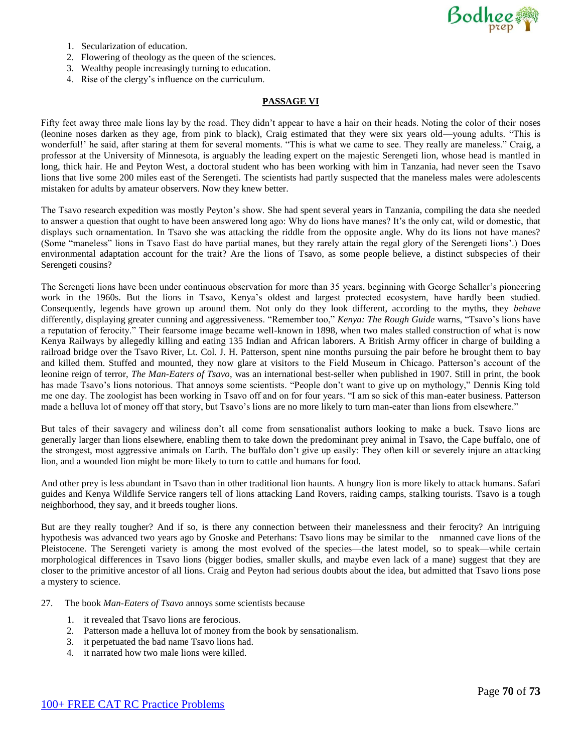1. Secularization of education.
2. Flowering of theology as the queen of the sciences.
3. Wealthy people increasingly turning to education.
4. Rise of the clergy's influence on the curriculum.

## PASSAGE VI

Fifty feet away three male lions lay by the road. They didn't appear to have a hair on their heads. Noting the color of their noses (leonine noses darken as they age, from pink to black), Craig estimated that they were six years old—young adults. "This is wonderful!' he said, after staring at them for several moments. "This is what we came to see. They really are maneless." Craig, a professor at the University of Minnesota, is arguably the leading expert on the majestic Serengeti lion, whose head is mantled in long, thick hair. He and Peyton West, a doctoral student who has been working with him in Tanzania, had never seen the Tsavo lions that live some 200 miles east of the Serengeti. The scientists had partly suspected that the maneless males were adolescents mistaken for adults by amateur observers. Now they knew better.

The Tsavo research expedition was mostly Peyton's show. She had spent several years in Tanzania, compiling the data she needed to answer a question that ought to have been answered long ago: Why do lions have manes? It's the only cat, wild or domestic, that displays such ornamentation. In Tsavo she was attacking the riddle from the opposite angle. Why do its lions not have manes? (Some "maneless" lions in Tsavo East do have partial manes, but they rarely attain the regal glory of the Serengeti lions'.) Does environmental adaptation account for the trait? Are the lions of Tsavo, as some people believe, a distinct subspecies of their Serengeti cousins?

The Serengeti lions have been under continuous observation for more than 35 years, beginning with George Schaller's pioneering work in the 1960s. But the lions in Tsavo, Kenya's oldest and largest protected ecosystem, have hardly been studied. Consequently, legends have grown up around them. Not only do they look different, according to the myths, they *behave* differently, displaying greater cunning and aggressiveness. "Remember too," *Kenya: The Rough Guide* warns, "Tsavo's lions have a reputation of ferocity." Their fearsome image became well-known in 1898, when two males stalled construction of what is now Kenya Railways by allegedly killing and eating 135 Indian and African laborers. A British Army officer in charge of building a railroad bridge over the Tsavo River, Lt. Col. J. H. Patterson, spent nine months pursuing the pair before he brought them to bay and killed them. Stuffed and mounted, they now glare at visitors to the Field Museum in Chicago. Patterson's account of the leonine reign of terror, *The Man-Eaters of Tsavo*, was an international best-seller when published in 1907. Still in print, the book has made Tsavo's lions notorious. That annoys some scientists. "People don't want to give up on mythology," Dennis King told me one day. The zoologist has been working in Tsavo off and on for four years. "I am so sick of this man-eater business. Patterson made a helluva lot of money off that story, but Tsavo's lions are no more likely to turn man-eater than lions from elsewhere."

But tales of their savagery and wiliness don't all come from sensationalist authors looking to make a buck. Tsavo lions are generally larger than lions elsewhere, enabling them to take down the predominant prey animal in Tsavo, the Cape buffalo, one of the strongest, most aggressive animals on Earth. The buffalo don't give up easily: They often kill or severely injure an attacking lion, and a wounded lion might be more likely to turn to cattle and humans for food.

And other prey is less abundant in Tsavo than in other traditional lion haunts. A hungry lion is more likely to attack humans. Safari guides and Kenya Wildlife Service rangers tell of lions attacking Land Rovers, raiding camps, stalking tourists. Tsavo is a tough neighborhood, they say, and it breeds tougher lions.

But are they really tougher? And if so, is there any connection between their manelessness and their ferocity? An intriguing hypothesis was advanced two years ago by Gnoske and Peterhans: Tsavo lions may be similar to the nmanned cave lions of the Pleistocene. The Serengeti variety is among the most evolved of the species—the latest model, so to speak—while certain morphological differences in Tsavo lions (bigger bodies, smaller skulls, and maybe even lack of a mane) suggest that they are closer to the primitive ancestor of all lions. Craig and Peyton had serious doubts about the idea, but admitted that Tsavo lions pose a mystery to science.

27. The book *Man-Eaters of Tsavo* annoys some scientists because

    1. it revealed that Tsavo lions are ferocious.
    2. Patterson made a helluva lot of money from the book by sensationalism.
    3. it perpetuated the bad name Tsavo lions had.
    4. it narrated how two male lions were killed.

100+ FREE CAT RC Practice Problems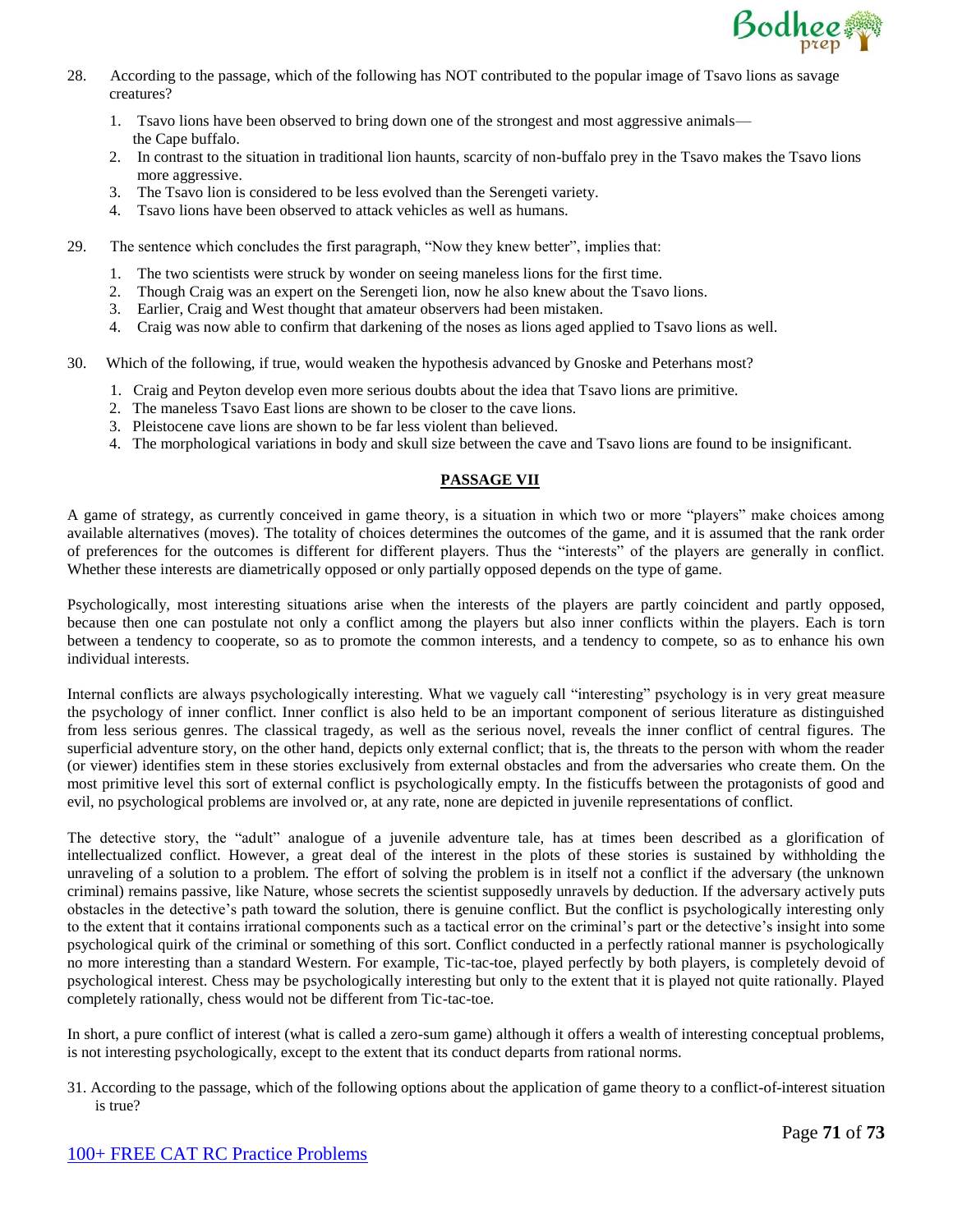28. According to the passage, which of the following has NOT contributed to the popular image of Tsavo lions as savage creatures?

    1. Tsavo lions have been observed to bring down one of the strongest and most aggressive animals— the Cape buffalo.
    2. In contrast to the situation in traditional lion haunts, scarcity of non-buffalo prey in the Tsavo makes the Tsavo lions more aggressive.
    3. The Tsavo lion is considered to be less evolved than the Serengeti variety.
    4. Tsavo lions have been observed to attack vehicles as well as humans.

29. The sentence which concludes the first paragraph, "Now they knew better", implies that:

    1. The two scientists were struck by wonder on seeing maneless lions for the first time.
    2. Though Craig was an expert on the Serengeti lion, now he also knew about the Tsavo lions.
    3. Earlier, Craig and West thought that amateur observers had been mistaken.
    4. Craig was now able to confirm that darkening of the noses as lions aged applied to Tsavo lions as well.

30. Which of the following, if true, would weaken the hypothesis advanced by Gnoske and Peterhans most?

    1. Craig and Peyton develop even more serious doubts about the idea that Tsavo lions are primitive.
    2. The maneless Tsavo East lions are shown to be closer to the cave lions.
    3. Pleistocene cave lions are shown to be far less violent than believed.
    4. The morphological variations in body and skull size between the cave and Tsavo lions are found to be insignificant.

## PASSAGE VII

A game of strategy, as currently conceived in game theory, is a situation in which two or more "players" make choices among available alternatives (moves). The totality of choices determines the outcomes of the game, and it is assumed that the rank order of preferences for the outcomes is different for different players. Thus the "interests" of the players are generally in conflict. Whether these interests are diametrically opposed or only partially opposed depends on the type of game.

Psychologically, most interesting situations arise when the interests of the players are partly coincident and partly opposed, because then one can postulate not only a conflict among the players but also inner conflicts within the players. Each is torn between a tendency to cooperate, so as to promote the common interests, and a tendency to compete, so as to enhance his own individual interests.

Internal conflicts are always psychologically interesting. What we vaguely call "interesting" psychology is in very great measure the psychology of inner conflict. Inner conflict is also held to be an important component of serious literature as distinguished from less serious genres. The classical tragedy, as well as the serious novel, reveals the inner conflict of central figures. The superficial adventure story, on the other hand, depicts only external conflict; that is, the threats to the person with whom the reader (or viewer) identifies stem in these stories exclusively from external obstacles and from the adversaries who create them. On the most primitive level this sort of external conflict is psychologically empty. In the fisticuffs between the protagonists of good and evil, no psychological problems are involved or, at any rate, none are depicted in juvenile representations of conflict.

The detective story, the "adult" analogue of a juvenile adventure tale, has at times been described as a glorification of intellectualized conflict. However, a great deal of the interest in the plots of these stories is sustained by withholding the unraveling of a solution to a problem. The effort of solving the problem is in itself not a conflict if the adversary (the unknown criminal) remains passive, like Nature, whose secrets the scientist supposedly unravels by deduction. If the adversary actively puts obstacles in the detective's path toward the solution, there is genuine conflict. But the conflict is psychologically interesting only to the extent that it contains irrational components such as a tactical error on the criminal's part or the detective's insight into some psychological quirk of the criminal or something of this sort. Conflict conducted in a perfectly rational manner is psychologically no more interesting than a standard Western. For example, Tic-tac-toe, played perfectly by both players, is completely devoid of psychological interest. Chess may be psychologically interesting but only to the extent that it is played not quite rationally. Played completely rationally, chess would not be different from Tic-tac-toe.

In short, a pure conflict of interest (what is called a zero-sum game) although it offers a wealth of interesting conceptual problems, is not interesting psychologically, except to the extent that its conduct departs from rational norms.

31. According to the passage, which of the following options about the application of game theory to a conflict-of-interest situation is true?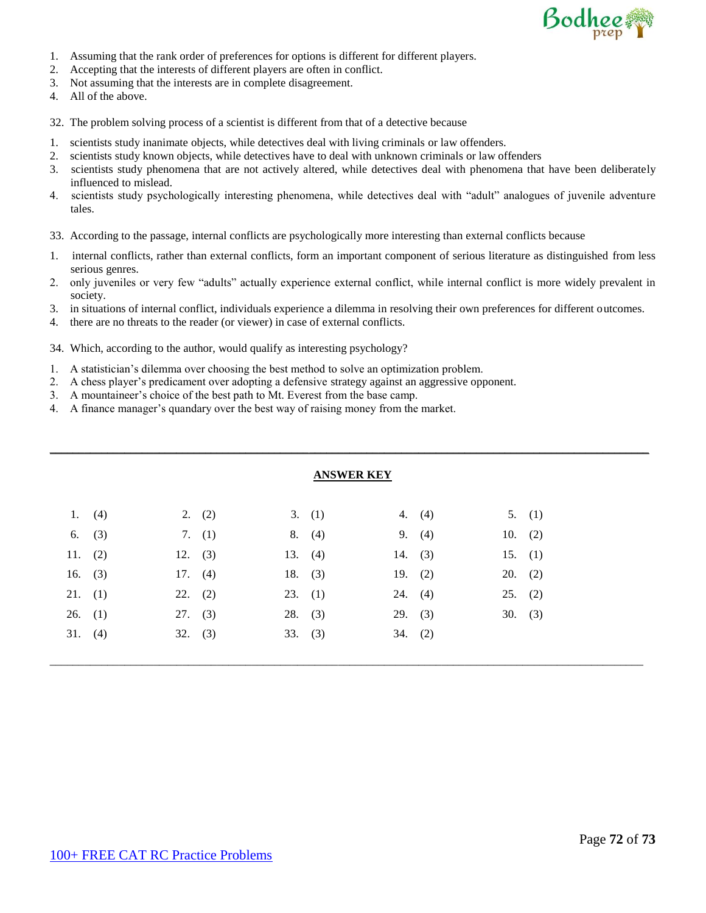1. Assuming that the rank order of preferences for options is different for different players.
2. Accepting that the interests of different players are often in conflict.
3. Not assuming that the interests are in complete disagreement.
4. All of the above.

32. The problem solving process of a scientist is different from that of a detective because

1. scientists study inanimate objects, while detectives deal with living criminals or law offenders.
2. scientists study known objects, while detectives have to deal with unknown criminals or law offenders
3. scientists study phenomena that are not actively altered, while detectives deal with phenomena that have been deliberately influenced to mislead.
4. scientists study psychologically interesting phenomena, while detectives deal with "adult" analogues of juvenile adventure tales.

33. According to the passage, internal conflicts are psychologically more interesting than external conflicts because

1. internal conflicts, rather than external conflicts, form an important component of serious literature as distinguished from less serious genres.
2. only juveniles or very few "adults" actually experience external conflict, while internal conflict is more widely prevalent in society.
3. in situations of internal conflict, individuals experience a dilemma in resolving their own preferences for different outcomes.
4. there are no threats to the reader (or viewer) in case of external conflicts.

34. Which, according to the author, would qualify as interesting psychology?

1. A statistician's dilemma over choosing the best method to solve an optimization problem.
2. A chess player's predicament over adopting a defensive strategy against an aggressive opponent.
3. A mountaineer's choice of the best path to Mt. Everest from the base camp.
4. A finance manager's quandary over the best way of raising money from the market.

---

## ANSWER KEY

| | | | | |
|---|---|---|---|---|
| 1. (4) | 2. (2) | 3. (1) | 4. (4) | 5. (1) |
| 6. (3) | 7. (1) | 8. (4) | 9. (4) | 10. (2) |
| 11. (2) | 12. (3) | 13. (4) | 14. (3) | 15. (1) |
| 16. (3) | 17. (4) | 18. (3) | 19. (2) | 20. (2) |
| 21. (1) | 22. (2) | 23. (1) | 24. (4) | 25. (2) |
| 26. (1) | 27. (3) | 28. (3) | 29. (3) | 30. (3) |
| 31. (4) | 32. (3) | 33. (3) | 34. (2) | |

---

100+ FREE CAT RC Practice Problems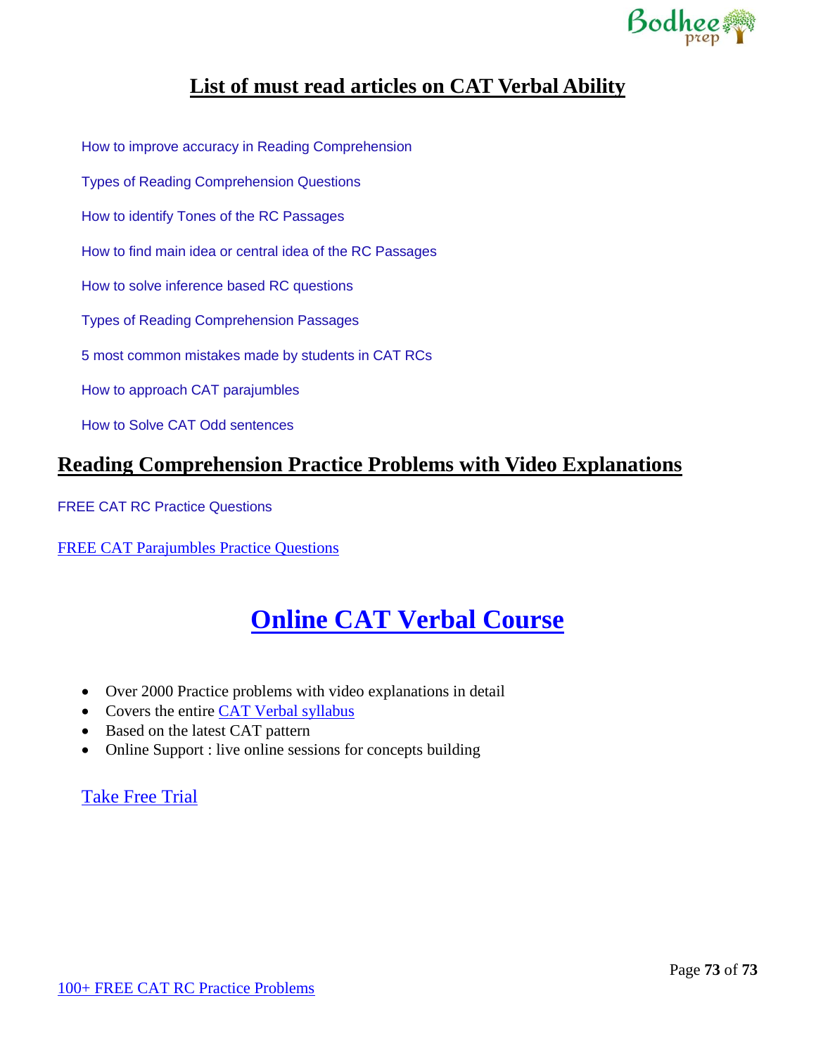## List of must read articles on CAT Verbal Ability

How to improve accuracy in Reading Comprehension

Types of Reading Comprehension Questions

How to identify Tones of the RC Passages

How to find main idea or central idea of the RC Passages

How to solve inference based RC questions

Types of Reading Comprehension Passages

5 most common mistakes made by students in CAT RCs

How to approach CAT parajumbles

How to Solve CAT Odd sentences

## Reading Comprehension Practice Problems with Video Explanations

FREE CAT RC Practice Questions

FREE CAT Parajumbles Practice Questions

# Online CAT Verbal Course

- Over 2000 Practice problems with video explanations in detail
- Covers the entire CAT Verbal syllabus
- Based on the latest CAT pattern
- Online Support : live online sessions for concepts building

Take Free Trial